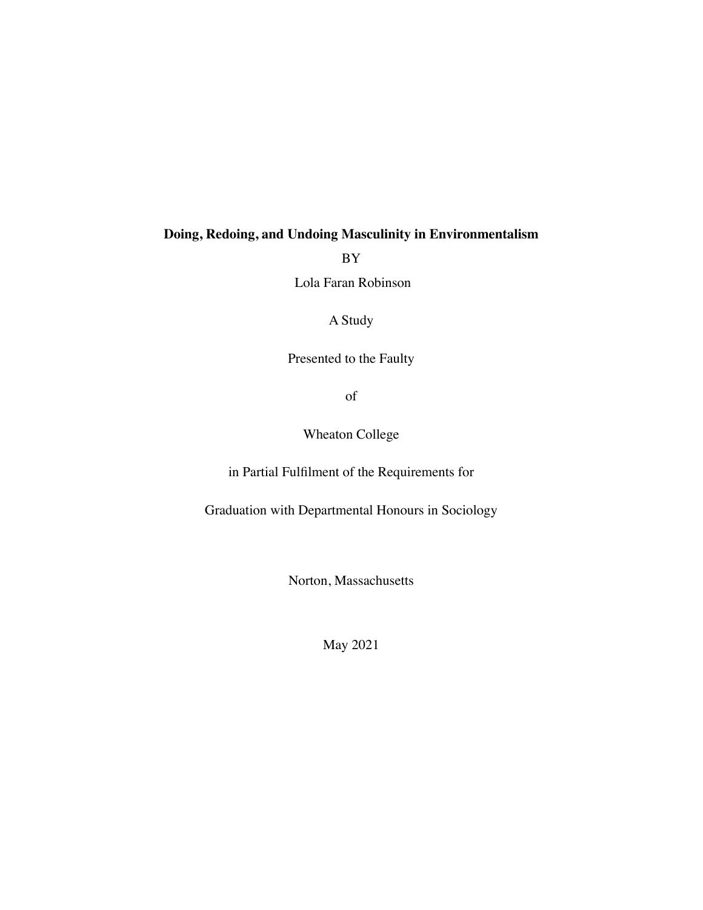**Doing, Redoing, and Undoing Masculinity in Environmentalism**

BY

Lola Faran Robinson

A Study

Presented to the Faulty

of

Wheaton College

in Partial Fulfilment of the Requirements for

Graduation with Departmental Honours in Sociology

Norton, Massachusetts

May 2021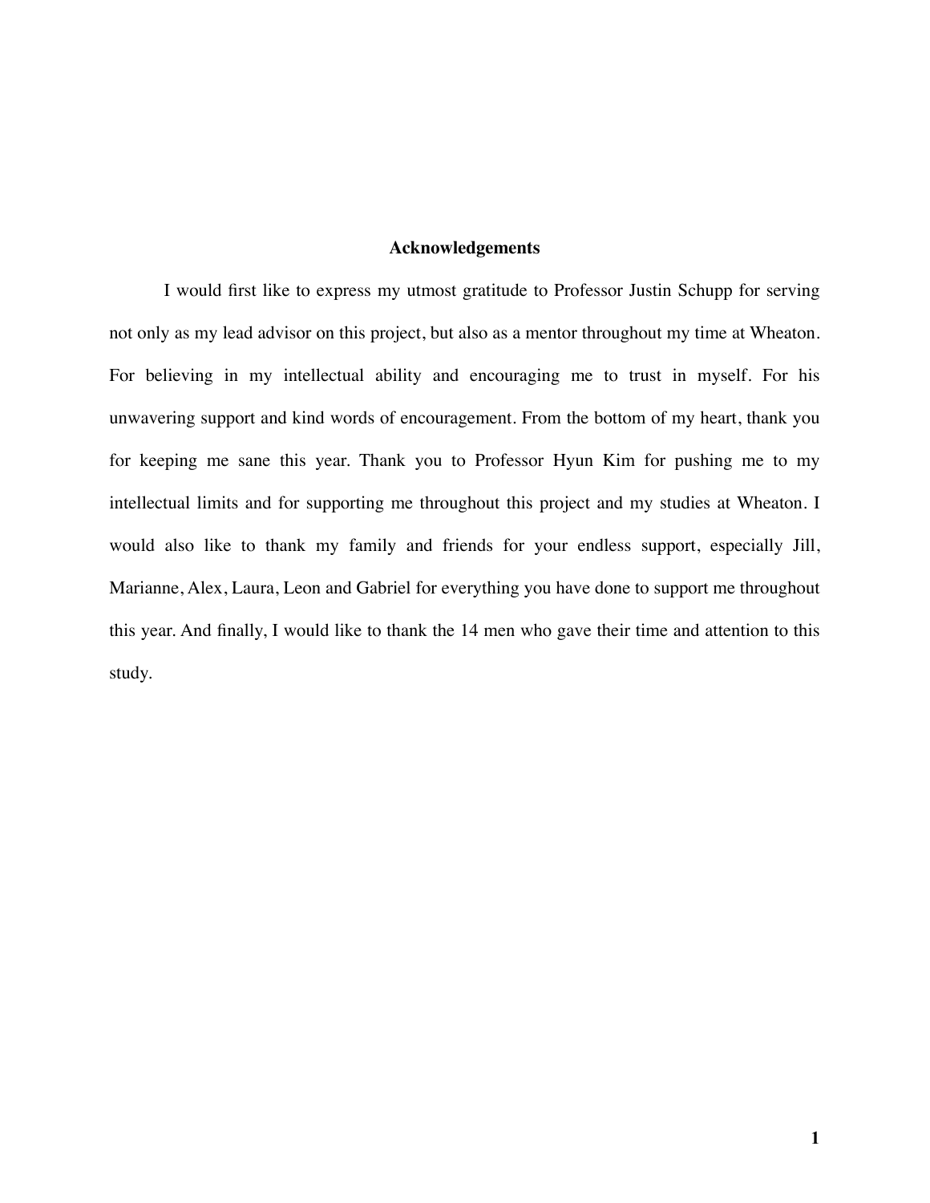## Acknowledgements

I would first like to express my utmost gratitude to Professor Justin Schupp for serving not only as my lead advisor on this project, but also as a mentor throughout my time at Wheaton. For believing in my intellectual ability and encouraging me to trust in myself. For his unwavering support and kind words of encouragement. From the bottom of my heart, thank you for keeping me sane this year. Thank you to Professor Hyun Kim for pushing me to my intellectual limits and for supporting me throughout this project and my studies at Wheaton. I would also like to thank my family and friends for your endless support, especially Jill, Marianne, Alex, Laura, Leon and Gabriel for everything you have done to support me throughout this year. And finally, I would like to thank the 14 men who gave their time and attention to this study.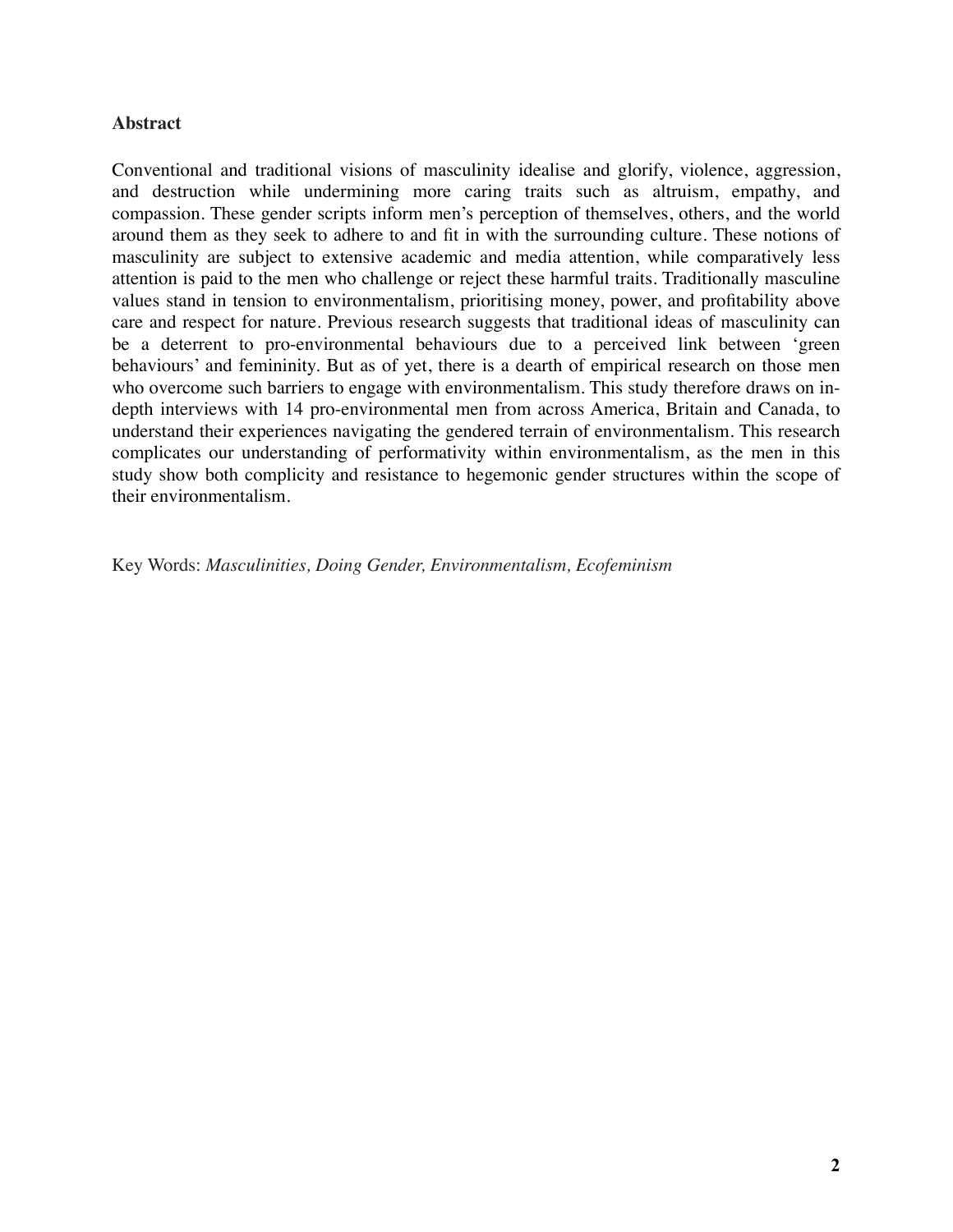**Abstract**

Conventional and traditional visions of masculinity idealise and glorify, violence, aggression, and destruction while undermining more caring traits such as altruism, empathy, and compassion. These gender scripts inform men's perception of themselves, others, and the world around them as they seek to adhere to and fit in with the surrounding culture. These notions of masculinity are subject to extensive academic and media attention, while comparatively less attention is paid to the men who challenge or reject these harmful traits. Traditionally masculine values stand in tension to environmentalism, prioritising money, power, and profitability above care and respect for nature. Previous research suggests that traditional ideas of masculinity can be a deterrent to pro-environmental behaviours due to a perceived link between 'green behaviours' and femininity. But as of yet, there is a dearth of empirical research on those men who overcome such barriers to engage with environmentalism. This study therefore draws on in-depth interviews with 14 pro-environmental men from across America, Britain and Canada, to understand their experiences navigating the gendered terrain of environmentalism. This research complicates our understanding of performativity within environmentalism, as the men in this study show both complicity and resistance to hegemonic gender structures within the scope of their environmentalism.

Key Words: *Masculinities, Doing Gender, Environmentalism, Ecofeminism*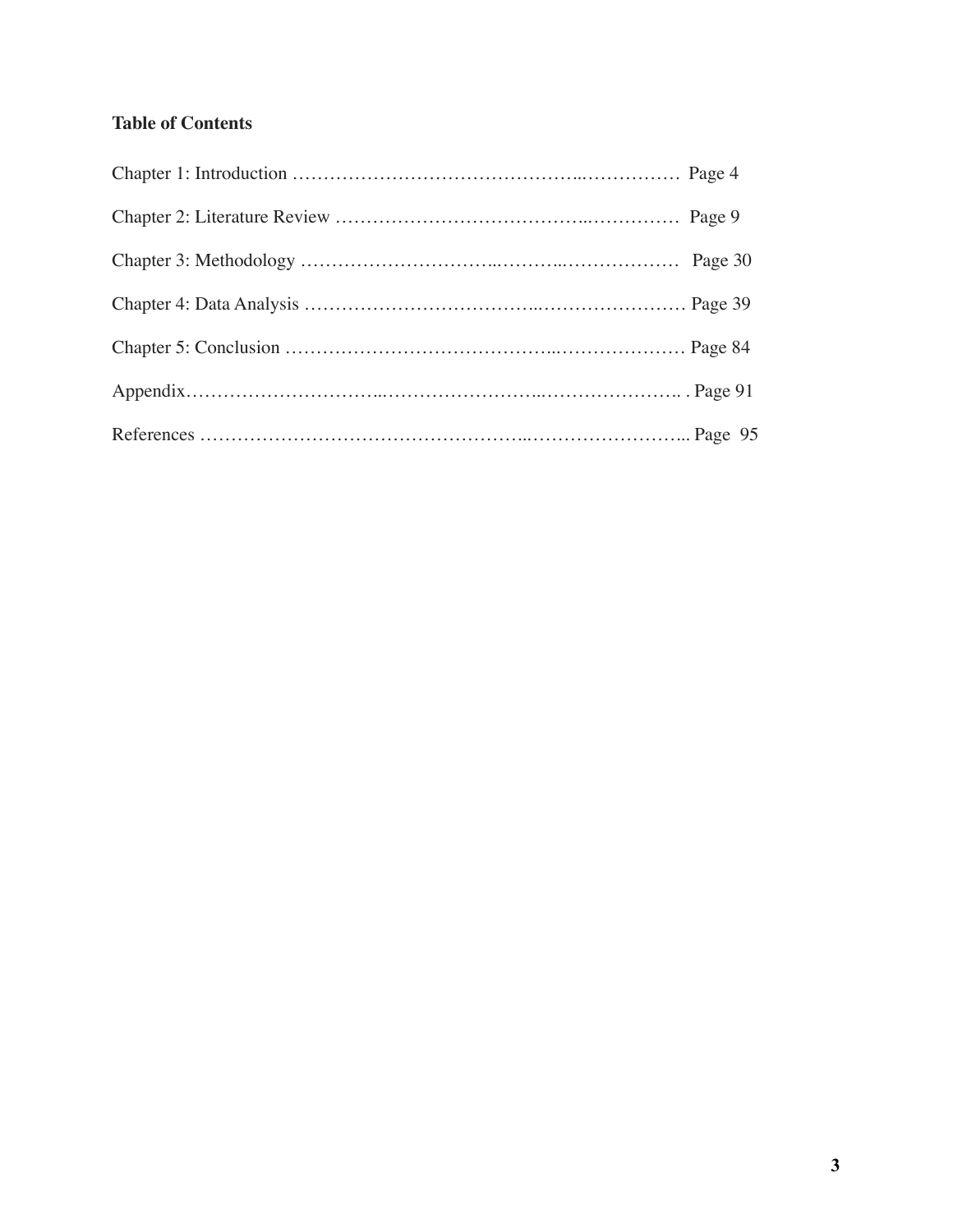**Table of Contents**

Chapter 1: Introduction ……………………………………….……………. Page 4

Chapter 2: Literature Review ………………………………….…………… Page 9

Chapter 3: Methodology …………………………..………..……………… Page 30

Chapter 4: Data Analysis ……………………………..…………………… Page 39

Chapter 5: Conclusion …………………………………..………………… Page 84

Appendix………………………..……………………..…………………. . Page 91

References ……………………………………………..……………………... Page 95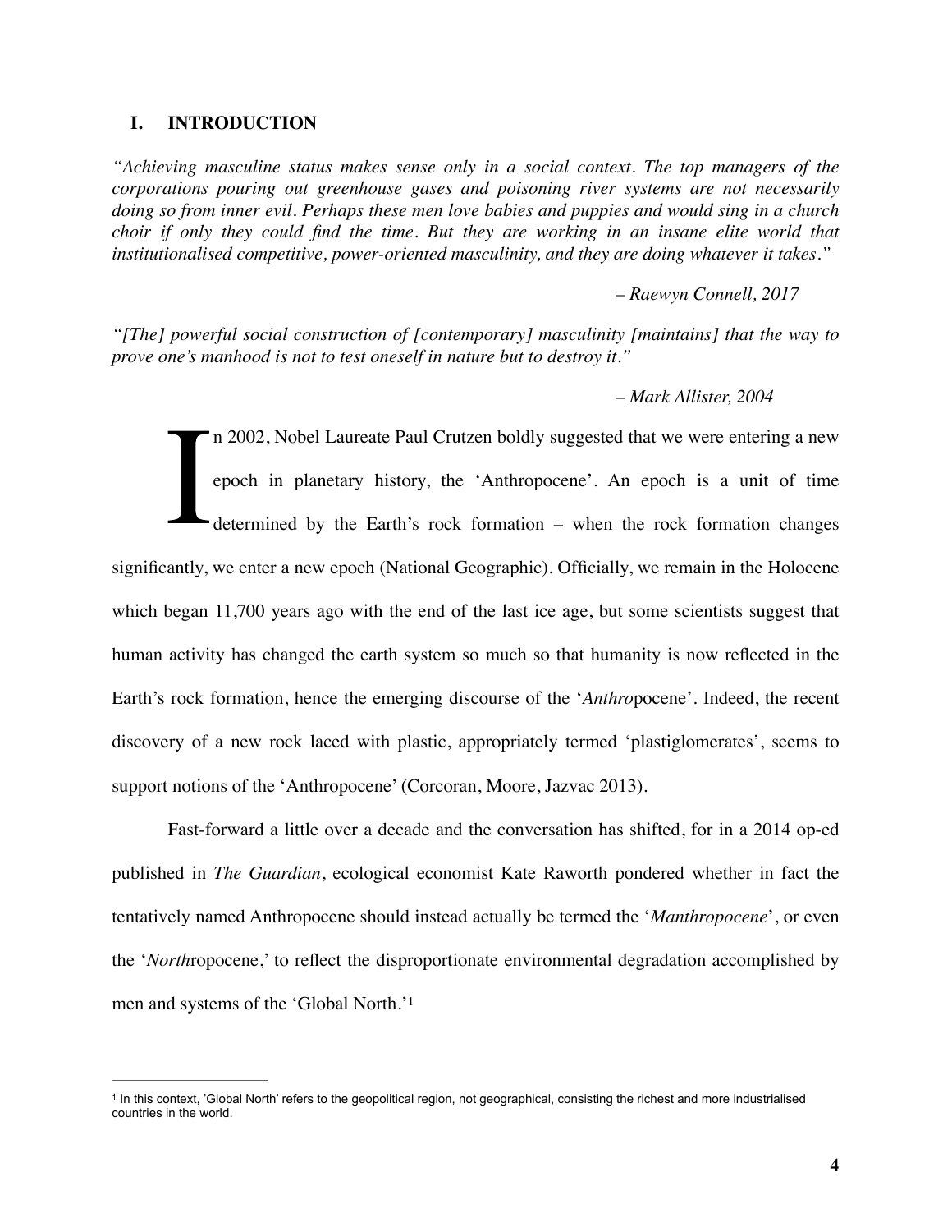## I. INTRODUCTION

*"Achieving masculine status makes sense only in a social context. The top managers of the corporations pouring out greenhouse gases and poisoning river systems are not necessarily doing so from inner evil. Perhaps these men love babies and puppies and would sing in a church choir if only they could find the time. But they are working in an insane elite world that institutionalised competitive, power-oriented masculinity, and they are doing whatever it takes."*

*– Raewyn Connell, 2017*

*"[The] powerful social construction of [contemporary] masculinity [maintains] that the way to prove one's manhood is not to test oneself in nature but to destroy it."*

*– Mark Allister, 2004*

In 2002, Nobel Laureate Paul Crutzen boldly suggested that we were entering a new epoch in planetary history, the 'Anthropocene'. An epoch is a unit of time determined by the Earth's rock formation – when the rock formation changes significantly, we enter a new epoch (National Geographic). Officially, we remain in the Holocene which began 11,700 years ago with the end of the last ice age, but some scientists suggest that human activity has changed the earth system so much so that humanity is now reflected in the Earth's rock formation, hence the emerging discourse of the '*Anthro*pocene'. Indeed, the recent discovery of a new rock laced with plastic, appropriately termed 'plastiglomerates', seems to support notions of the 'Anthropocene' (Corcoran, Moore, Jazvac 2013).

Fast-forward a little over a decade and the conversation has shifted, for in a 2014 op-ed published in *The Guardian*, ecological economist Kate Raworth pondered whether in fact the tentatively named Anthropocene should instead actually be termed the '*Manthropocene*', or even the '*North*ropocene,' to reflect the disproportionate environmental degradation accomplished by men and systems of the 'Global North.'[1]

---

[1] In this context, 'Global North' refers to the geopolitical region, not geographical, consisting the richest and more industrialised countries in the world.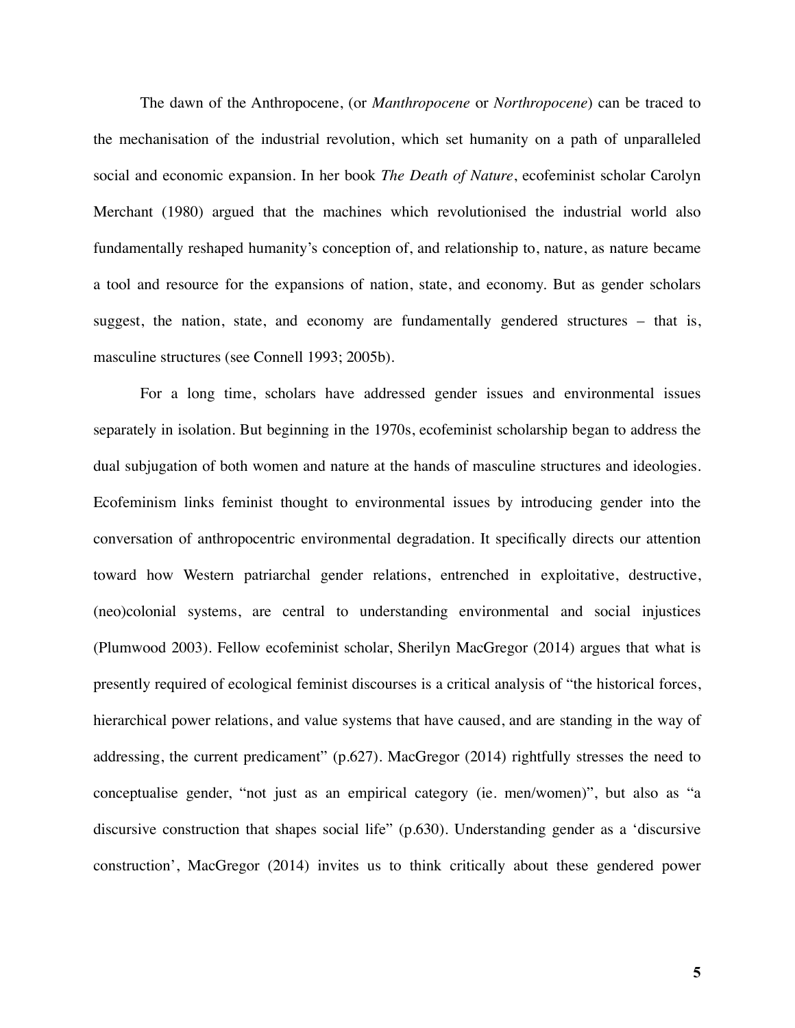The dawn of the Anthropocene, (or *Manthropocene* or *Northropocene*) can be traced to the mechanisation of the industrial revolution, which set humanity on a path of unparalleled social and economic expansion. In her book *The Death of Nature*, ecofeminist scholar Carolyn Merchant (1980) argued that the machines which revolutionised the industrial world also fundamentally reshaped humanity's conception of, and relationship to, nature, as nature became a tool and resource for the expansions of nation, state, and economy. But as gender scholars suggest, the nation, state, and economy are fundamentally gendered structures – that is, masculine structures (see Connell 1993; 2005b).

For a long time, scholars have addressed gender issues and environmental issues separately in isolation. But beginning in the 1970s, ecofeminist scholarship began to address the dual subjugation of both women and nature at the hands of masculine structures and ideologies. Ecofeminism links feminist thought to environmental issues by introducing gender into the conversation of anthropocentric environmental degradation. It specifically directs our attention toward how Western patriarchal gender relations, entrenched in exploitative, destructive, (neo)colonial systems, are central to understanding environmental and social injustices (Plumwood 2003). Fellow ecofeminist scholar, Sherilyn MacGregor (2014) argues that what is presently required of ecological feminist discourses is a critical analysis of "the historical forces, hierarchical power relations, and value systems that have caused, and are standing in the way of addressing, the current predicament" (p.627). MacGregor (2014) rightfully stresses the need to conceptualise gender, "not just as an empirical category (ie. men/women)", but also as "a discursive construction that shapes social life" (p.630). Understanding gender as a 'discursive construction', MacGregor (2014) invites us to think critically about these gendered power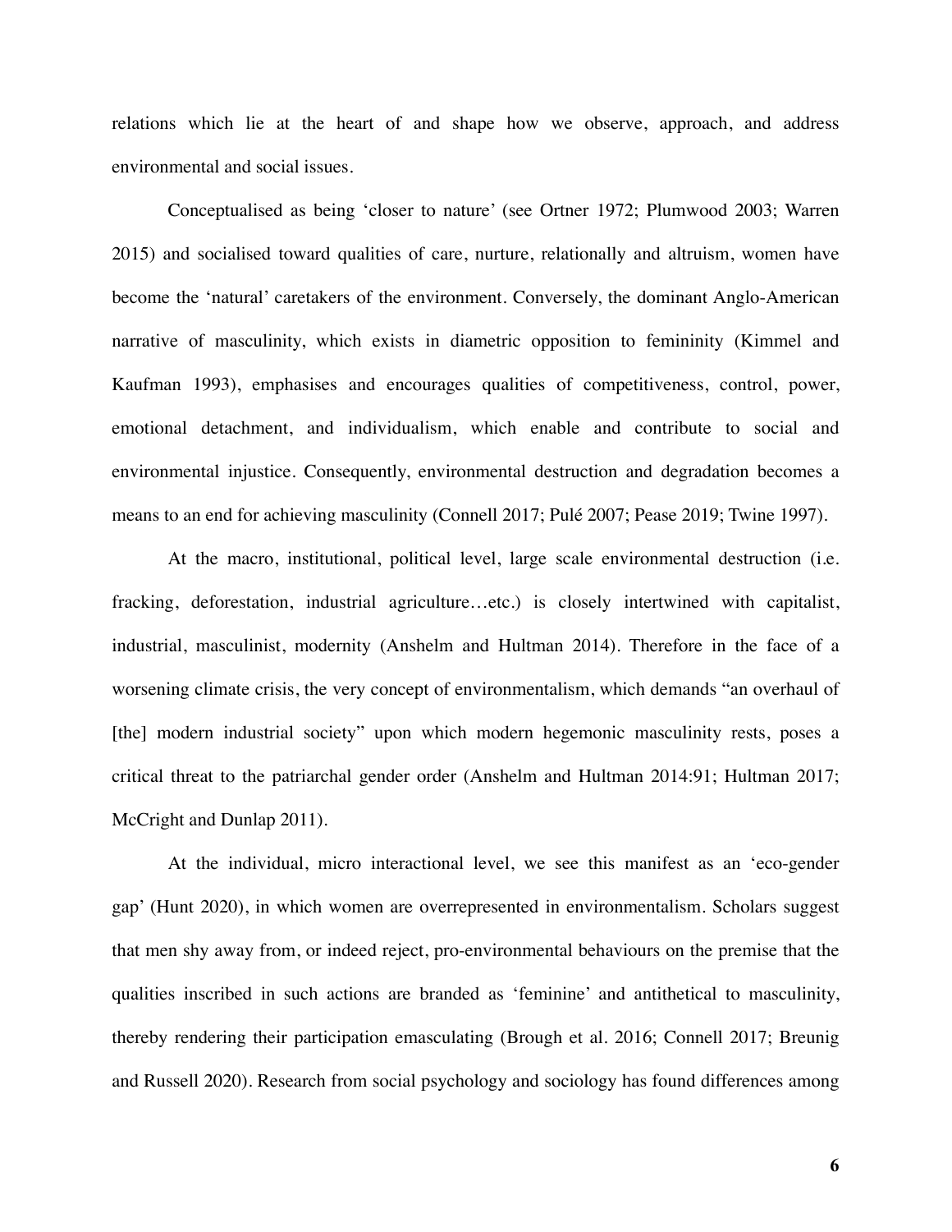relations which lie at the heart of and shape how we observe, approach, and address environmental and social issues.

Conceptualised as being 'closer to nature' (see Ortner 1972; Plumwood 2003; Warren 2015) and socialised toward qualities of care, nurture, relationally and altruism, women have become the 'natural' caretakers of the environment. Conversely, the dominant Anglo-American narrative of masculinity, which exists in diametric opposition to femininity (Kimmel and Kaufman 1993), emphasises and encourages qualities of competitiveness, control, power, emotional detachment, and individualism, which enable and contribute to social and environmental injustice. Consequently, environmental destruction and degradation becomes a means to an end for achieving masculinity (Connell 2017; Pulé 2007; Pease 2019; Twine 1997).

At the macro, institutional, political level, large scale environmental destruction (i.e. fracking, deforestation, industrial agriculture…etc.) is closely intertwined with capitalist, industrial, masculinist, modernity (Anshelm and Hultman 2014). Therefore in the face of a worsening climate crisis, the very concept of environmentalism, which demands "an overhaul of [the] modern industrial society" upon which modern hegemonic masculinity rests, poses a critical threat to the patriarchal gender order (Anshelm and Hultman 2014:91; Hultman 2017; McCright and Dunlap 2011).

At the individual, micro interactional level, we see this manifest as an 'eco-gender gap' (Hunt 2020), in which women are overrepresented in environmentalism. Scholars suggest that men shy away from, or indeed reject, pro-environmental behaviours on the premise that the qualities inscribed in such actions are branded as 'feminine' and antithetical to masculinity, thereby rendering their participation emasculating (Brough et al. 2016; Connell 2017; Breunig and Russell 2020). Research from social psychology and sociology has found differences among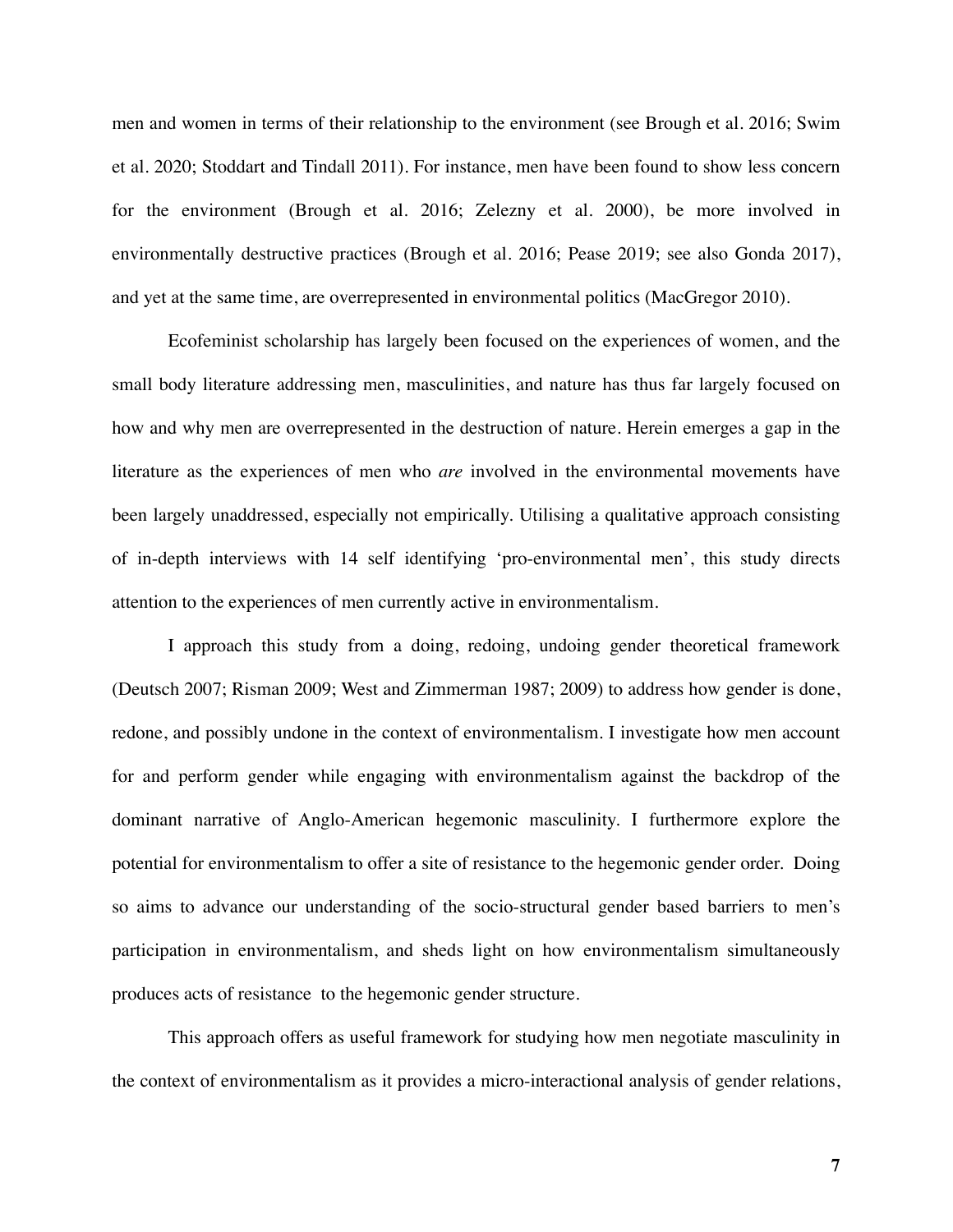men and women in terms of their relationship to the environment (see Brough et al. 2016; Swim et al. 2020; Stoddart and Tindall 2011). For instance, men have been found to show less concern for the environment (Brough et al. 2016; Zelezny et al. 2000), be more involved in environmentally destructive practices (Brough et al. 2016; Pease 2019; see also Gonda 2017), and yet at the same time, are overrepresented in environmental politics (MacGregor 2010).

Ecofeminist scholarship has largely been focused on the experiences of women, and the small body literature addressing men, masculinities, and nature has thus far largely focused on how and why men are overrepresented in the destruction of nature. Herein emerges a gap in the literature as the experiences of men who *are* involved in the environmental movements have been largely unaddressed, especially not empirically. Utilising a qualitative approach consisting of in-depth interviews with 14 self identifying 'pro-environmental men', this study directs attention to the experiences of men currently active in environmentalism.

I approach this study from a doing, redoing, undoing gender theoretical framework (Deutsch 2007; Risman 2009; West and Zimmerman 1987; 2009) to address how gender is done, redone, and possibly undone in the context of environmentalism. I investigate how men account for and perform gender while engaging with environmentalism against the backdrop of the dominant narrative of Anglo-American hegemonic masculinity. I furthermore explore the potential for environmentalism to offer a site of resistance to the hegemonic gender order. Doing so aims to advance our understanding of the socio-structural gender based barriers to men's participation in environmentalism, and sheds light on how environmentalism simultaneously produces acts of resistance to the hegemonic gender structure.

This approach offers as useful framework for studying how men negotiate masculinity in the context of environmentalism as it provides a micro-interactional analysis of gender relations,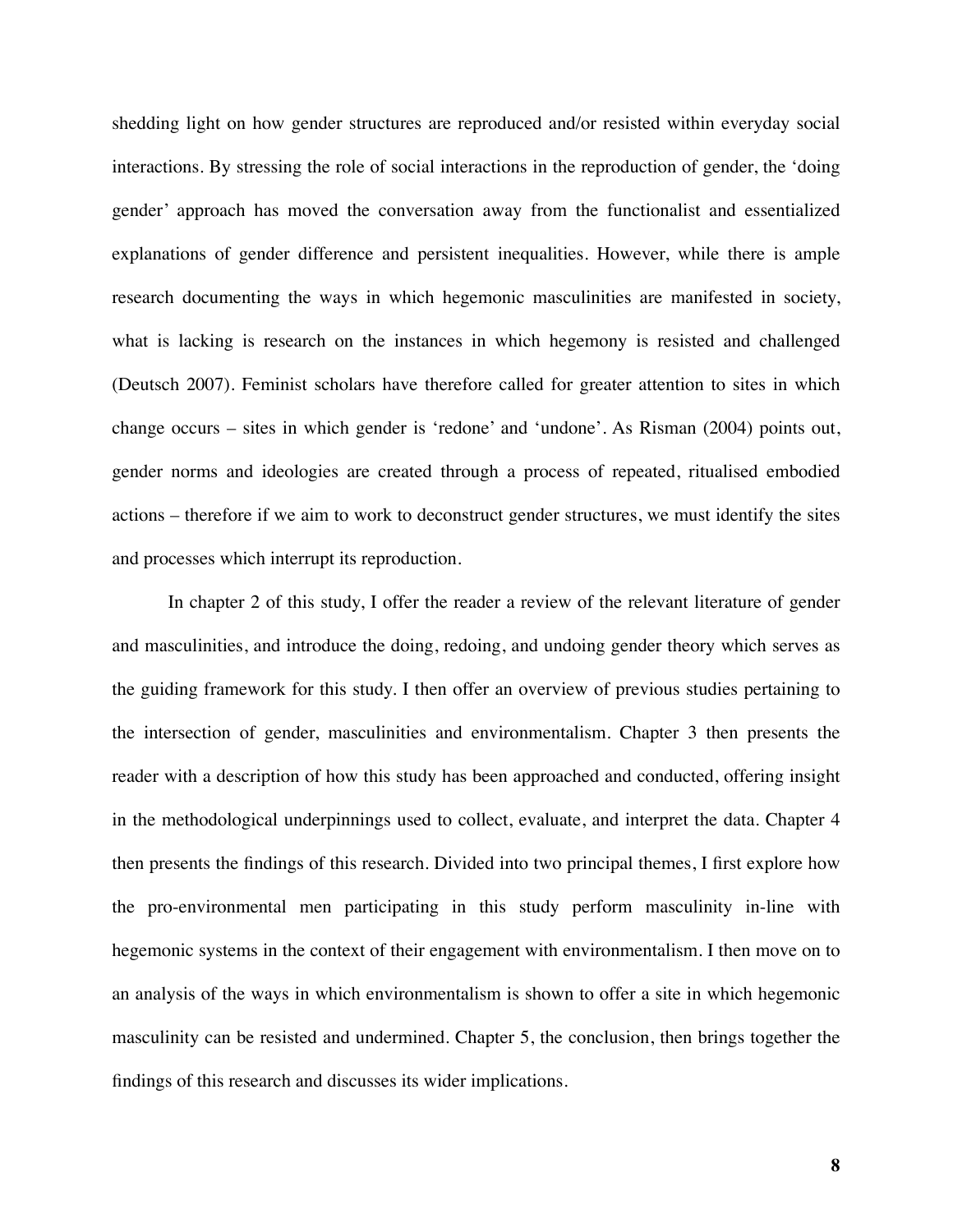shedding light on how gender structures are reproduced and/or resisted within everyday social interactions. By stressing the role of social interactions in the reproduction of gender, the 'doing gender' approach has moved the conversation away from the functionalist and essentialized explanations of gender difference and persistent inequalities. However, while there is ample research documenting the ways in which hegemonic masculinities are manifested in society, what is lacking is research on the instances in which hegemony is resisted and challenged (Deutsch 2007). Feminist scholars have therefore called for greater attention to sites in which change occurs – sites in which gender is 'redone' and 'undone'. As Risman (2004) points out, gender norms and ideologies are created through a process of repeated, ritualised embodied actions – therefore if we aim to work to deconstruct gender structures, we must identify the sites and processes which interrupt its reproduction.

In chapter 2 of this study, I offer the reader a review of the relevant literature of gender and masculinities, and introduce the doing, redoing, and undoing gender theory which serves as the guiding framework for this study. I then offer an overview of previous studies pertaining to the intersection of gender, masculinities and environmentalism. Chapter 3 then presents the reader with a description of how this study has been approached and conducted, offering insight in the methodological underpinnings used to collect, evaluate, and interpret the data. Chapter 4 then presents the findings of this research. Divided into two principal themes, I first explore how the pro-environmental men participating in this study perform masculinity in-line with hegemonic systems in the context of their engagement with environmentalism. I then move on to an analysis of the ways in which environmentalism is shown to offer a site in which hegemonic masculinity can be resisted and undermined. Chapter 5, the conclusion, then brings together the findings of this research and discusses its wider implications.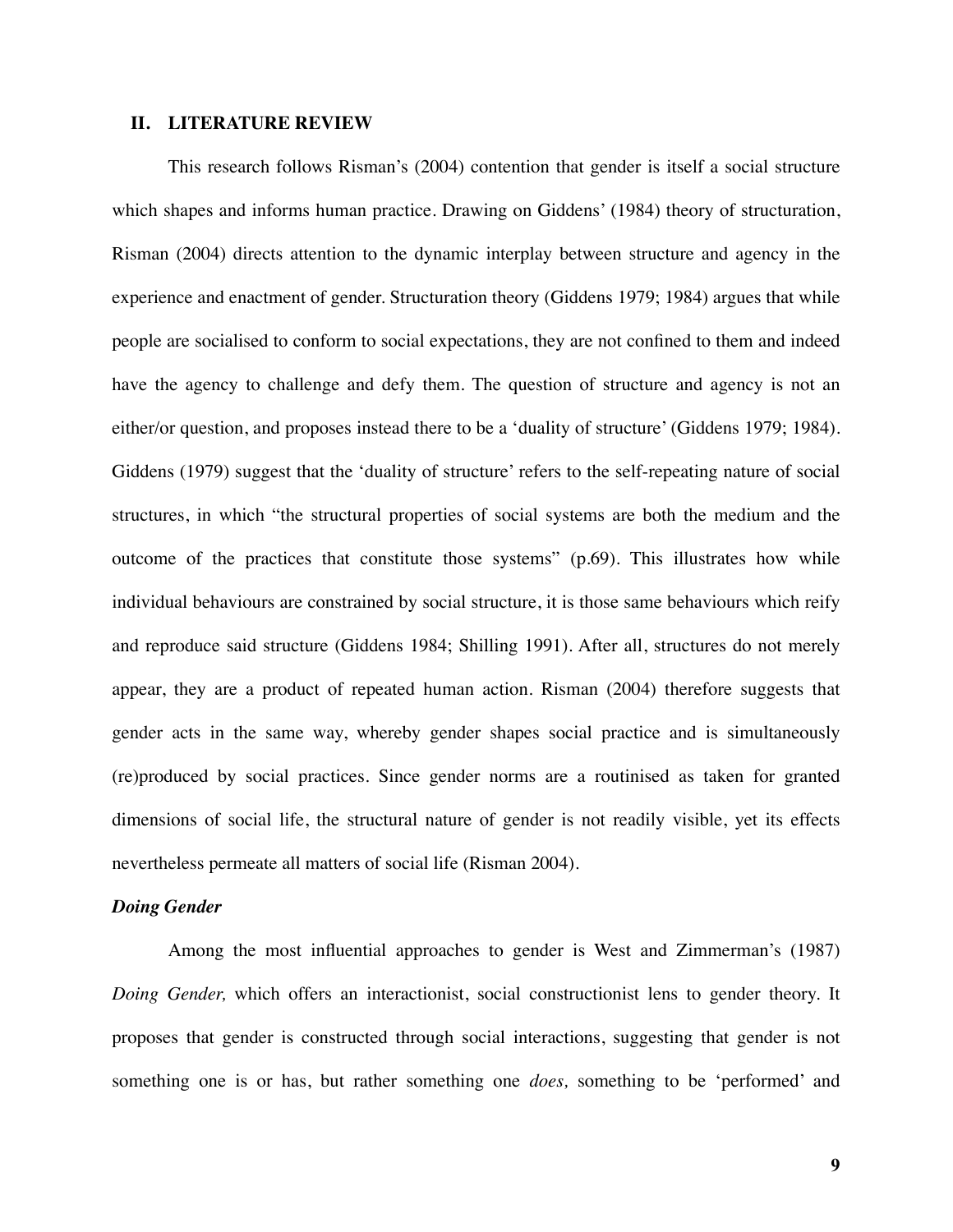## II. LITERATURE REVIEW

This research follows Risman's (2004) contention that gender is itself a social structure which shapes and informs human practice. Drawing on Giddens' (1984) theory of structuration, Risman (2004) directs attention to the dynamic interplay between structure and agency in the experience and enactment of gender. Structuration theory (Giddens 1979; 1984) argues that while people are socialised to conform to social expectations, they are not confined to them and indeed have the agency to challenge and defy them. The question of structure and agency is not an either/or question, and proposes instead there to be a 'duality of structure' (Giddens 1979; 1984). Giddens (1979) suggest that the 'duality of structure' refers to the self-repeating nature of social structures, in which "the structural properties of social systems are both the medium and the outcome of the practices that constitute those systems" (p.69). This illustrates how while individual behaviours are constrained by social structure, it is those same behaviours which reify and reproduce said structure (Giddens 1984; Shilling 1991). After all, structures do not merely appear, they are a product of repeated human action. Risman (2004) therefore suggests that gender acts in the same way, whereby gender shapes social practice and is simultaneously (re)produced by social practices. Since gender norms are a routinised as taken for granted dimensions of social life, the structural nature of gender is not readily visible, yet its effects nevertheless permeate all matters of social life (Risman 2004).

### *Doing Gender*

Among the most influential approaches to gender is West and Zimmerman's (1987) *Doing Gender,* which offers an interactionist, social constructionist lens to gender theory. It proposes that gender is constructed through social interactions, suggesting that gender is not something one is or has, but rather something one *does,* something to be 'performed' and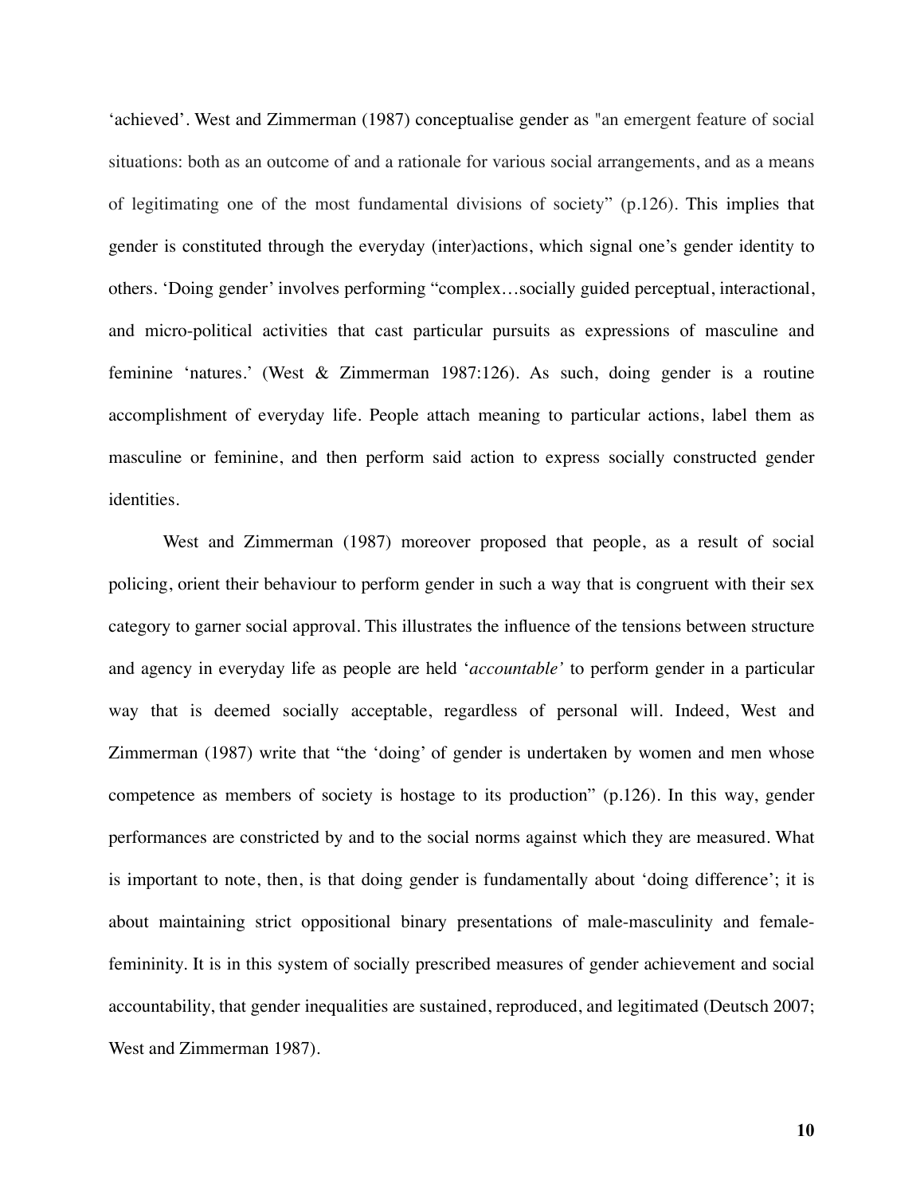'achieved'. West and Zimmerman (1987) conceptualise gender as "an emergent feature of social situations: both as an outcome of and a rationale for various social arrangements, and as a means of legitimating one of the most fundamental divisions of society" (p.126). This implies that gender is constituted through the everyday (inter)actions, which signal one's gender identity to others. 'Doing gender' involves performing "complex…socially guided perceptual, interactional, and micro-political activities that cast particular pursuits as expressions of masculine and feminine 'natures.' (West & Zimmerman 1987:126). As such, doing gender is a routine accomplishment of everyday life. People attach meaning to particular actions, label them as masculine or feminine, and then perform said action to express socially constructed gender identities.

West and Zimmerman (1987) moreover proposed that people, as a result of social policing, orient their behaviour to perform gender in such a way that is congruent with their sex category to garner social approval. This illustrates the influence of the tensions between structure and agency in everyday life as people are held '*accountable'* to perform gender in a particular way that is deemed socially acceptable, regardless of personal will. Indeed, West and Zimmerman (1987) write that "the 'doing' of gender is undertaken by women and men whose competence as members of society is hostage to its production" (p.126). In this way, gender performances are constricted by and to the social norms against which they are measured. What is important to note, then, is that doing gender is fundamentally about 'doing difference'; it is about maintaining strict oppositional binary presentations of male-masculinity and female-femininity. It is in this system of socially prescribed measures of gender achievement and social accountability, that gender inequalities are sustained, reproduced, and legitimated (Deutsch 2007; West and Zimmerman 1987).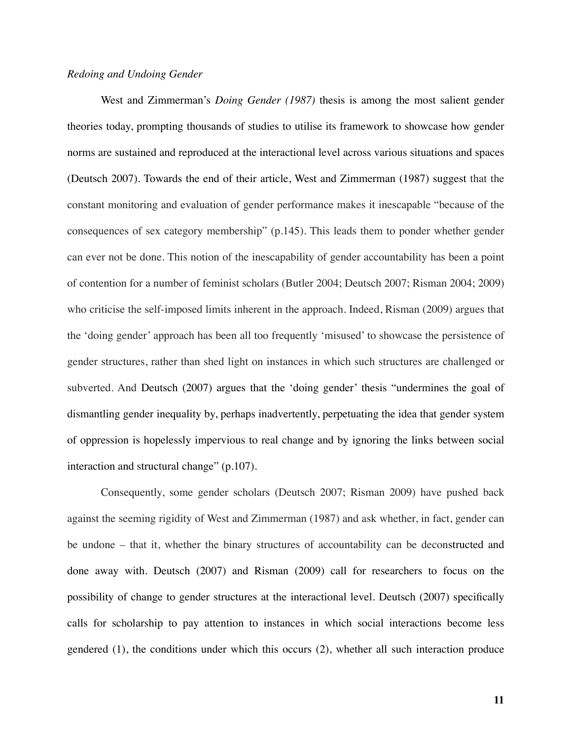*Redoing and Undoing Gender*

West and Zimmerman's *Doing Gender (1987)* thesis is among the most salient gender theories today, prompting thousands of studies to utilise its framework to showcase how gender norms are sustained and reproduced at the interactional level across various situations and spaces (Deutsch 2007). Towards the end of their article, West and Zimmerman (1987) suggest that the constant monitoring and evaluation of gender performance makes it inescapable "because of the consequences of sex category membership" (p.145). This leads them to ponder whether gender can ever not be done. This notion of the inescapability of gender accountability has been a point of contention for a number of feminist scholars (Butler 2004; Deutsch 2007; Risman 2004; 2009) who criticise the self-imposed limits inherent in the approach. Indeed, Risman (2009) argues that the 'doing gender' approach has been all too frequently 'misused' to showcase the persistence of gender structures, rather than shed light on instances in which such structures are challenged or subverted. And Deutsch (2007) argues that the 'doing gender' thesis "undermines the goal of dismantling gender inequality by, perhaps inadvertently, perpetuating the idea that gender system of oppression is hopelessly impervious to real change and by ignoring the links between social interaction and structural change" (p.107).

Consequently, some gender scholars (Deutsch 2007; Risman 2009) have pushed back against the seeming rigidity of West and Zimmerman (1987) and ask whether, in fact, gender can be undone – that it, whether the binary structures of accountability can be deconstructed and done away with. Deutsch (2007) and Risman (2009) call for researchers to focus on the possibility of change to gender structures at the interactional level. Deutsch (2007) specifically calls for scholarship to pay attention to instances in which social interactions become less gendered (1), the conditions under which this occurs (2), whether all such interaction produce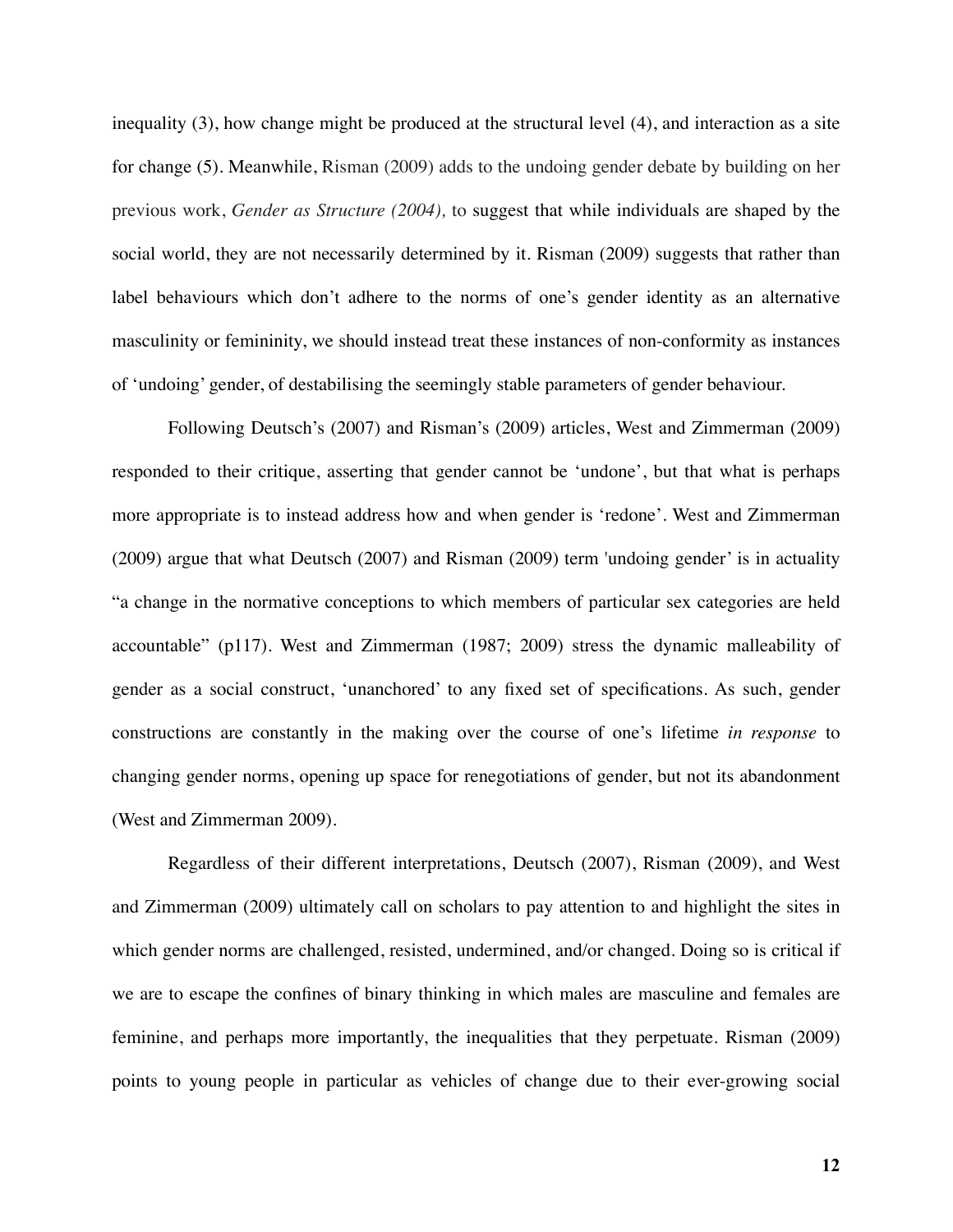inequality (3), how change might be produced at the structural level (4), and interaction as a site for change (5). Meanwhile, Risman (2009) adds to the undoing gender debate by building on her previous work, *Gender as Structure (2004),* to suggest that while individuals are shaped by the social world, they are not necessarily determined by it. Risman (2009) suggests that rather than label behaviours which don't adhere to the norms of one's gender identity as an alternative masculinity or femininity, we should instead treat these instances of non-conformity as instances of 'undoing' gender, of destabilising the seemingly stable parameters of gender behaviour.

Following Deutsch's (2007) and Risman's (2009) articles, West and Zimmerman (2009) responded to their critique, asserting that gender cannot be 'undone', but that what is perhaps more appropriate is to instead address how and when gender is 'redone'. West and Zimmerman (2009) argue that what Deutsch (2007) and Risman (2009) term 'undoing gender' is in actuality "a change in the normative conceptions to which members of particular sex categories are held accountable" (p117). West and Zimmerman (1987; 2009) stress the dynamic malleability of gender as a social construct, 'unanchored' to any fixed set of specifications. As such, gender constructions are constantly in the making over the course of one's lifetime *in response* to changing gender norms, opening up space for renegotiations of gender, but not its abandonment (West and Zimmerman 2009).

Regardless of their different interpretations, Deutsch (2007), Risman (2009), and West and Zimmerman (2009) ultimately call on scholars to pay attention to and highlight the sites in which gender norms are challenged, resisted, undermined, and/or changed. Doing so is critical if we are to escape the confines of binary thinking in which males are masculine and females are feminine, and perhaps more importantly, the inequalities that they perpetuate. Risman (2009) points to young people in particular as vehicles of change due to their ever-growing social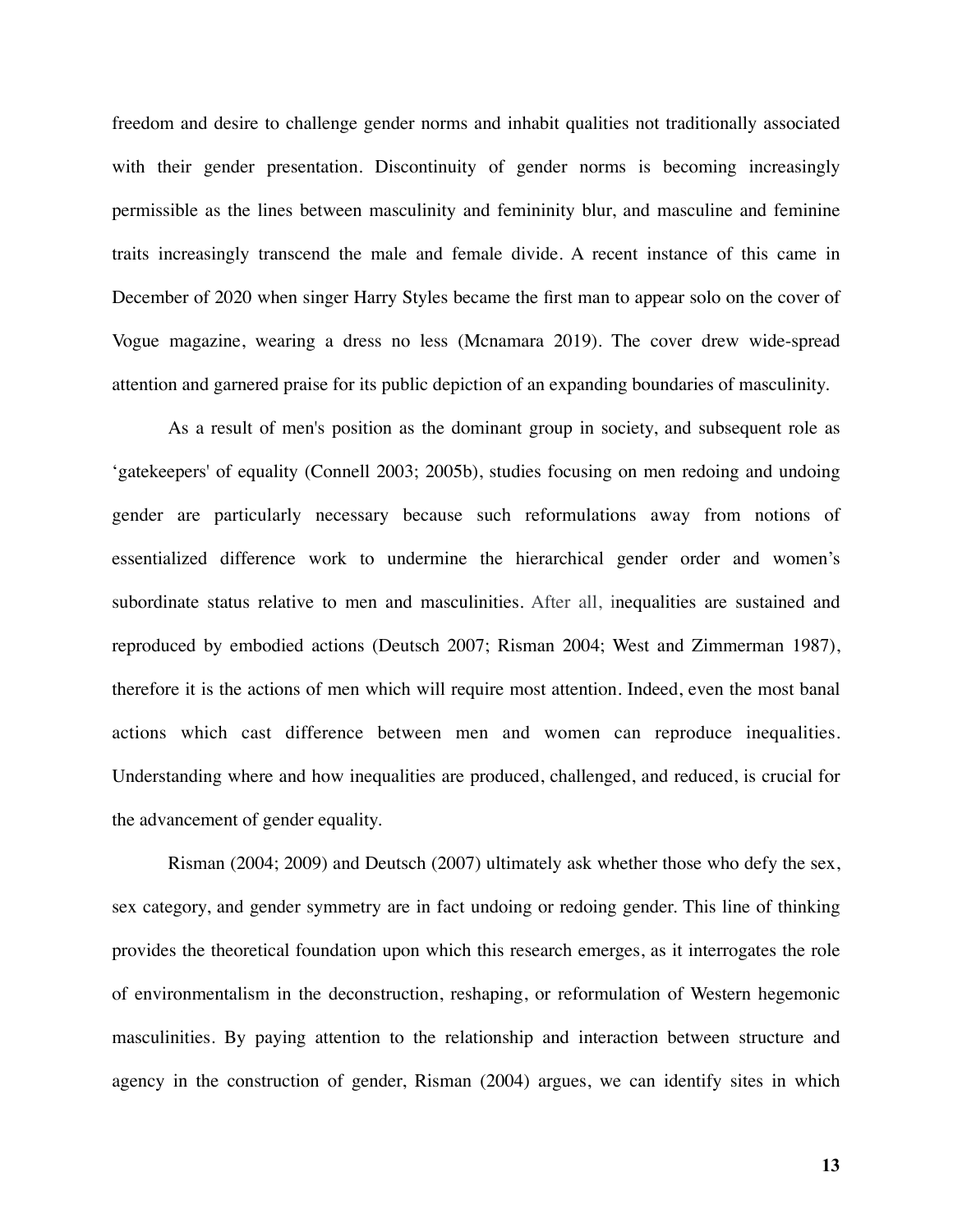freedom and desire to challenge gender norms and inhabit qualities not traditionally associated with their gender presentation. Discontinuity of gender norms is becoming increasingly permissible as the lines between masculinity and femininity blur, and masculine and feminine traits increasingly transcend the male and female divide. A recent instance of this came in December of 2020 when singer Harry Styles became the first man to appear solo on the cover of Vogue magazine, wearing a dress no less (Mcnamara 2019). The cover drew wide-spread attention and garnered praise for its public depiction of an expanding boundaries of masculinity.

As a result of men's position as the dominant group in society, and subsequent role as 'gatekeepers' of equality (Connell 2003; 2005b), studies focusing on men redoing and undoing gender are particularly necessary because such reformulations away from notions of essentialized difference work to undermine the hierarchical gender order and women's subordinate status relative to men and masculinities. After all, inequalities are sustained and reproduced by embodied actions (Deutsch 2007; Risman 2004; West and Zimmerman 1987), therefore it is the actions of men which will require most attention. Indeed, even the most banal actions which cast difference between men and women can reproduce inequalities. Understanding where and how inequalities are produced, challenged, and reduced, is crucial for the advancement of gender equality.

Risman (2004; 2009) and Deutsch (2007) ultimately ask whether those who defy the sex, sex category, and gender symmetry are in fact undoing or redoing gender. This line of thinking provides the theoretical foundation upon which this research emerges, as it interrogates the role of environmentalism in the deconstruction, reshaping, or reformulation of Western hegemonic masculinities. By paying attention to the relationship and interaction between structure and agency in the construction of gender, Risman (2004) argues, we can identify sites in which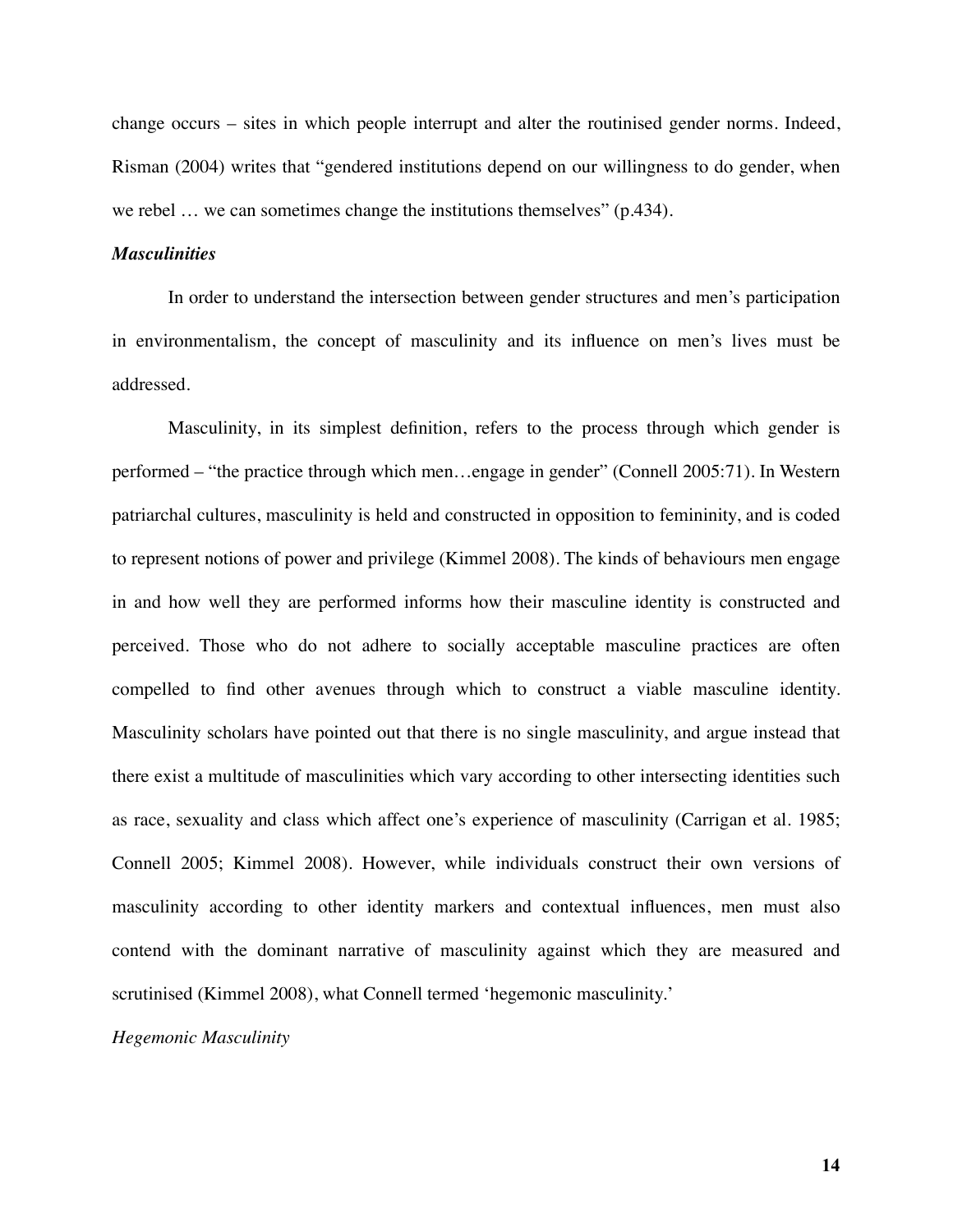change occurs – sites in which people interrupt and alter the routinised gender norms. Indeed, Risman (2004) writes that "gendered institutions depend on our willingness to do gender, when we rebel … we can sometimes change the institutions themselves" (p.434).

### ***Masculinities***

In order to understand the intersection between gender structures and men's participation in environmentalism, the concept of masculinity and its influence on men's lives must be addressed.

Masculinity, in its simplest definition, refers to the process through which gender is performed – "the practice through which men…engage in gender" (Connell 2005:71). In Western patriarchal cultures, masculinity is held and constructed in opposition to femininity, and is coded to represent notions of power and privilege (Kimmel 2008). The kinds of behaviours men engage in and how well they are performed informs how their masculine identity is constructed and perceived. Those who do not adhere to socially acceptable masculine practices are often compelled to find other avenues through which to construct a viable masculine identity. Masculinity scholars have pointed out that there is no single masculinity, and argue instead that there exist a multitude of masculinities which vary according to other intersecting identities such as race, sexuality and class which affect one's experience of masculinity (Carrigan et al. 1985; Connell 2005; Kimmel 2008). However, while individuals construct their own versions of masculinity according to other identity markers and contextual influences, men must also contend with the dominant narrative of masculinity against which they are measured and scrutinised (Kimmel 2008), what Connell termed 'hegemonic masculinity.'

#### *Hegemonic Masculinity*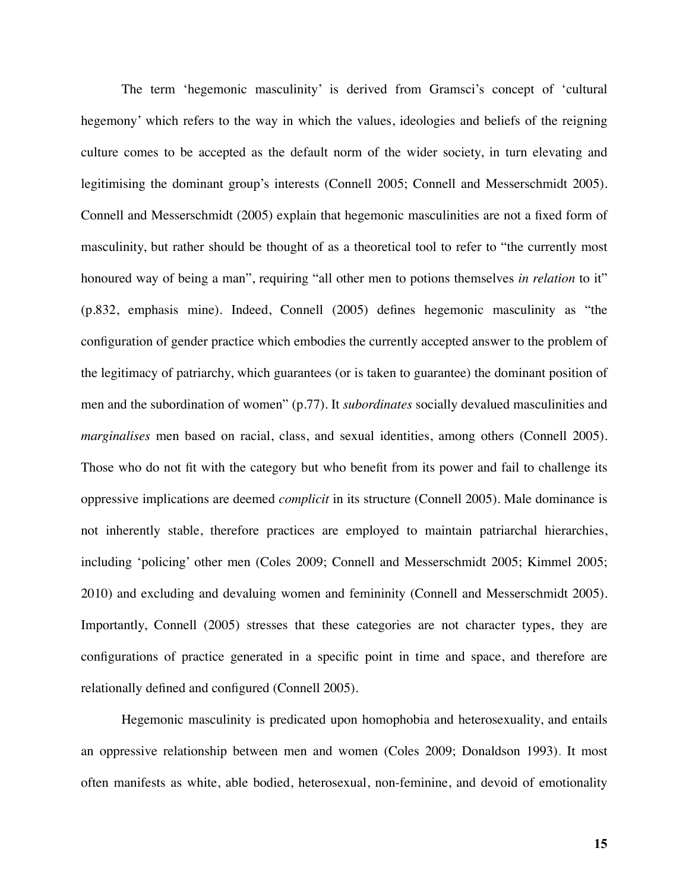The term 'hegemonic masculinity' is derived from Gramsci's concept of 'cultural hegemony' which refers to the way in which the values, ideologies and beliefs of the reigning culture comes to be accepted as the default norm of the wider society, in turn elevating and legitimising the dominant group's interests (Connell 2005; Connell and Messerschmidt 2005). Connell and Messerschmidt (2005) explain that hegemonic masculinities are not a fixed form of masculinity, but rather should be thought of as a theoretical tool to refer to "the currently most honoured way of being a man", requiring "all other men to potions themselves *in relation* to it" (p.832, emphasis mine). Indeed, Connell (2005) defines hegemonic masculinity as "the configuration of gender practice which embodies the currently accepted answer to the problem of the legitimacy of patriarchy, which guarantees (or is taken to guarantee) the dominant position of men and the subordination of women" (p.77). It *subordinates* socially devalued masculinities and *marginalises* men based on racial, class, and sexual identities, among others (Connell 2005). Those who do not fit with the category but who benefit from its power and fail to challenge its oppressive implications are deemed *complicit* in its structure (Connell 2005). Male dominance is not inherently stable, therefore practices are employed to maintain patriarchal hierarchies, including 'policing' other men (Coles 2009; Connell and Messerschmidt 2005; Kimmel 2005; 2010) and excluding and devaluing women and femininity (Connell and Messerschmidt 2005). Importantly, Connell (2005) stresses that these categories are not character types, they are configurations of practice generated in a specific point in time and space, and therefore are relationally defined and configured (Connell 2005).

Hegemonic masculinity is predicated upon homophobia and heterosexuality, and entails an oppressive relationship between men and women (Coles 2009; Donaldson 1993). It most often manifests as white, able bodied, heterosexual, non-feminine, and devoid of emotionality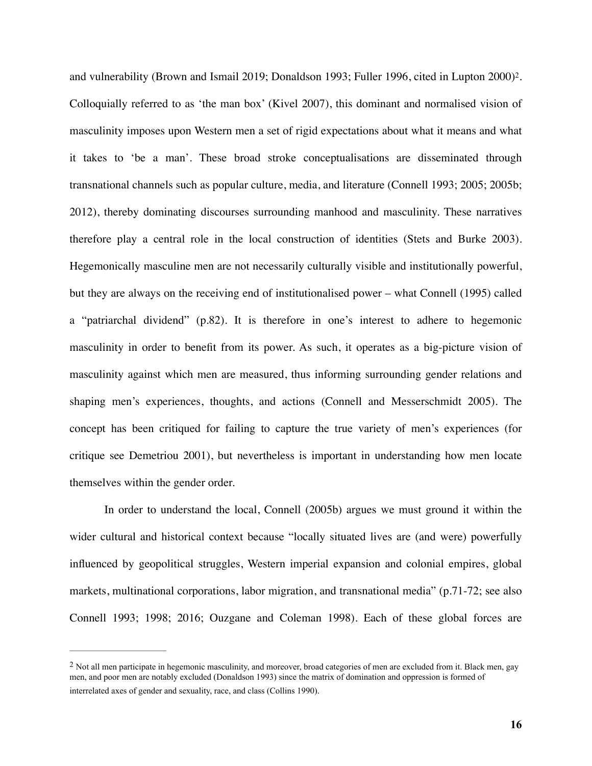and vulnerability (Brown and Ismail 2019; Donaldson 1993; Fuller 1996, cited in Lupton 2000)[2]. Colloquially referred to as 'the man box' (Kivel 2007), this dominant and normalised vision of masculinity imposes upon Western men a set of rigid expectations about what it means and what it takes to 'be a man'. These broad stroke conceptualisations are disseminated through transnational channels such as popular culture, media, and literature (Connell 1993; 2005; 2005b; 2012), thereby dominating discourses surrounding manhood and masculinity. These narratives therefore play a central role in the local construction of identities (Stets and Burke 2003). Hegemonically masculine men are not necessarily culturally visible and institutionally powerful, but they are always on the receiving end of institutionalised power – what Connell (1995) called a "patriarchal dividend" (p.82). It is therefore in one's interest to adhere to hegemonic masculinity in order to benefit from its power. As such, it operates as a big-picture vision of masculinity against which men are measured, thus informing surrounding gender relations and shaping men's experiences, thoughts, and actions (Connell and Messerschmidt 2005). The concept has been critiqued for failing to capture the true variety of men's experiences (for critique see Demetriou 2001), but nevertheless is important in understanding how men locate themselves within the gender order.

In order to understand the local, Connell (2005b) argues we must ground it within the wider cultural and historical context because "locally situated lives are (and were) powerfully influenced by geopolitical struggles, Western imperial expansion and colonial empires, global markets, multinational corporations, labor migration, and transnational media" (p.71-72; see also Connell 1993; 1998; 2016; Ouzgane and Coleman 1998). Each of these global forces are

---

[2] Not all men participate in hegemonic masculinity, and moreover, broad categories of men are excluded from it. Black men, gay men, and poor men are notably excluded (Donaldson 1993) since the matrix of domination and oppression is formed of interrelated axes of gender and sexuality, race, and class (Collins 1990).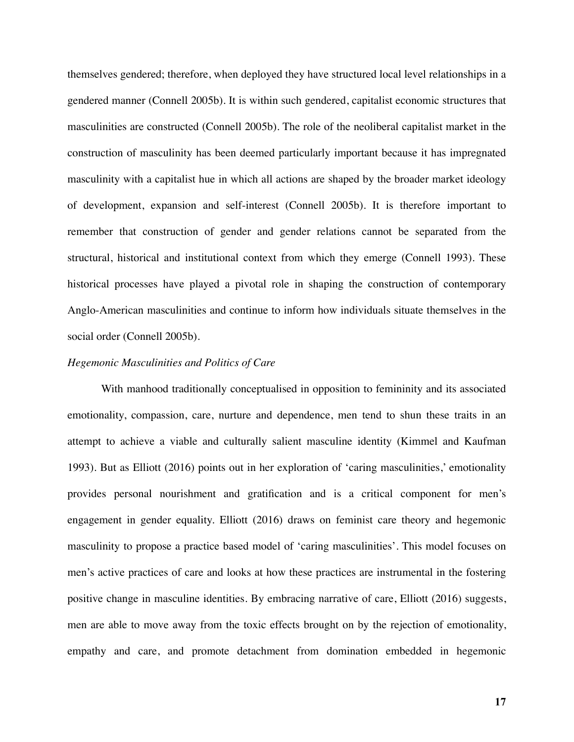themselves gendered; therefore, when deployed they have structured local level relationships in a gendered manner (Connell 2005b). It is within such gendered, capitalist economic structures that masculinities are constructed (Connell 2005b). The role of the neoliberal capitalist market in the construction of masculinity has been deemed particularly important because it has impregnated masculinity with a capitalist hue in which all actions are shaped by the broader market ideology of development, expansion and self-interest (Connell 2005b). It is therefore important to remember that construction of gender and gender relations cannot be separated from the structural, historical and institutional context from which they emerge (Connell 1993). These historical processes have played a pivotal role in shaping the construction of contemporary Anglo-American masculinities and continue to inform how individuals situate themselves in the social order (Connell 2005b).

*Hegemonic Masculinities and Politics of Care*

With manhood traditionally conceptualised in opposition to femininity and its associated emotionality, compassion, care, nurture and dependence, men tend to shun these traits in an attempt to achieve a viable and culturally salient masculine identity (Kimmel and Kaufman 1993). But as Elliott (2016) points out in her exploration of 'caring masculinities,' emotionality provides personal nourishment and gratification and is a critical component for men's engagement in gender equality. Elliott (2016) draws on feminist care theory and hegemonic masculinity to propose a practice based model of 'caring masculinities'. This model focuses on men's active practices of care and looks at how these practices are instrumental in the fostering positive change in masculine identities. By embracing narrative of care, Elliott (2016) suggests, men are able to move away from the toxic effects brought on by the rejection of emotionality, empathy and care, and promote detachment from domination embedded in hegemonic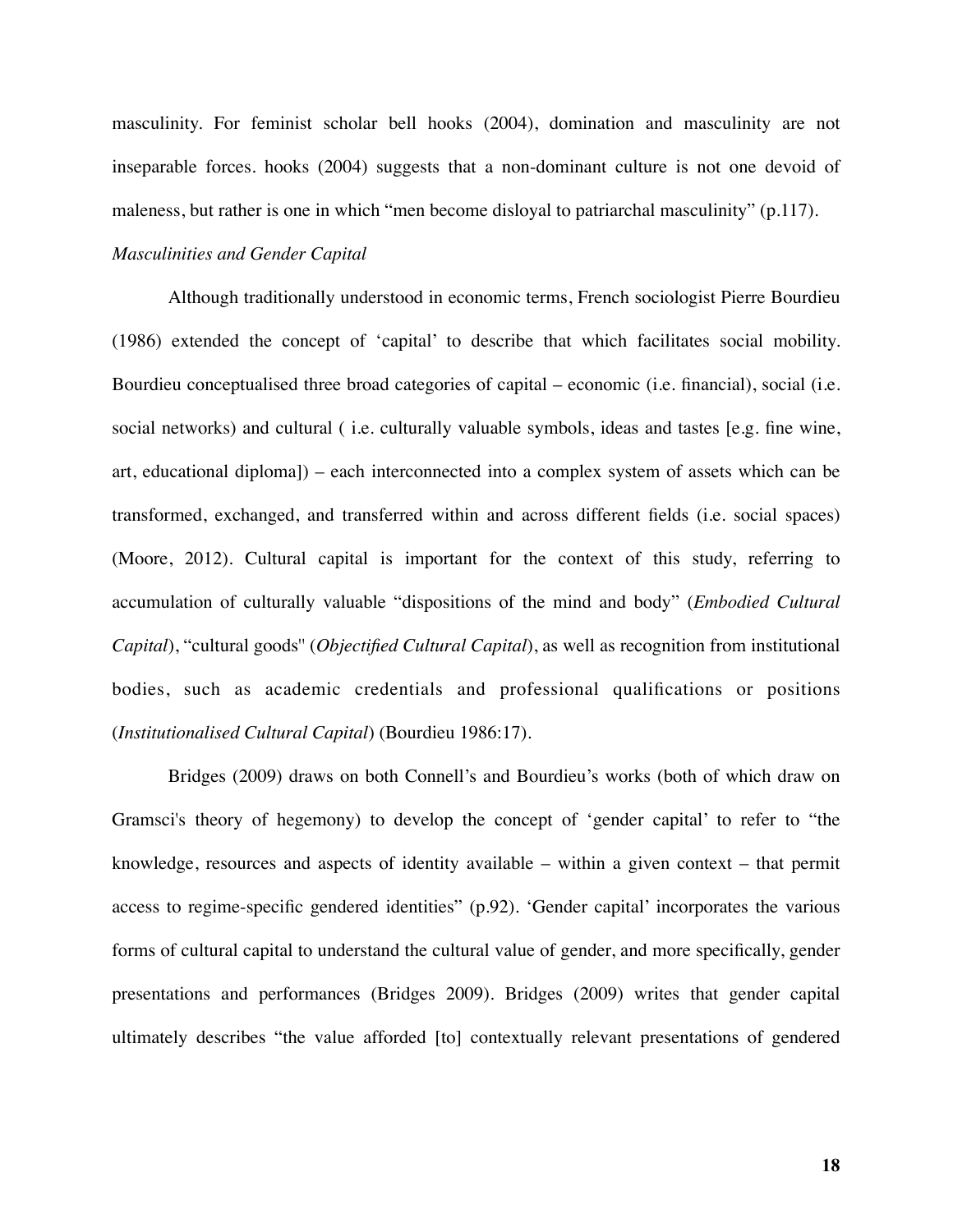masculinity. For feminist scholar bell hooks (2004), domination and masculinity are not inseparable forces. hooks (2004) suggests that a non-dominant culture is not one devoid of maleness, but rather is one in which "men become disloyal to patriarchal masculinity" (p.117).

*Masculinities and Gender Capital*

Although traditionally understood in economic terms, French sociologist Pierre Bourdieu (1986) extended the concept of 'capital' to describe that which facilitates social mobility. Bourdieu conceptualised three broad categories of capital – economic (i.e. financial), social (i.e. social networks) and cultural ( i.e. culturally valuable symbols, ideas and tastes [e.g. fine wine, art, educational diploma]) – each interconnected into a complex system of assets which can be transformed, exchanged, and transferred within and across different fields (i.e. social spaces) (Moore, 2012). Cultural capital is important for the context of this study, referring to accumulation of culturally valuable "dispositions of the mind and body" (*Embodied Cultural Capital*), "cultural goods" (*Objectified Cultural Capital*), as well as recognition from institutional bodies, such as academic credentials and professional qualifications or positions (*Institutionalised Cultural Capital*) (Bourdieu 1986:17).

Bridges (2009) draws on both Connell's and Bourdieu's works (both of which draw on Gramsci's theory of hegemony) to develop the concept of 'gender capital' to refer to "the knowledge, resources and aspects of identity available – within a given context – that permit access to regime-specific gendered identities" (p.92). 'Gender capital' incorporates the various forms of cultural capital to understand the cultural value of gender, and more specifically, gender presentations and performances (Bridges 2009). Bridges (2009) writes that gender capital ultimately describes "the value afforded [to] contextually relevant presentations of gendered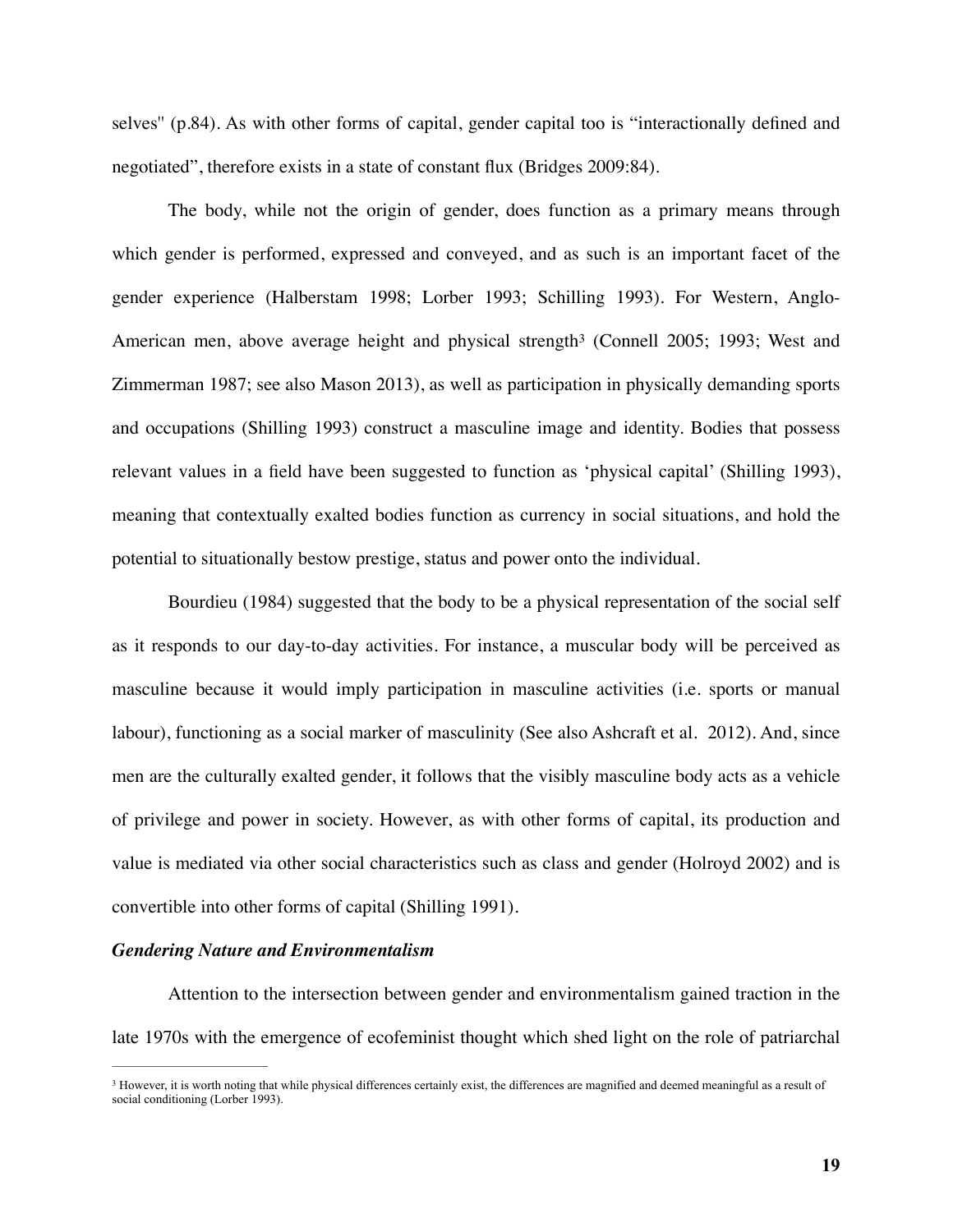selves" (p.84). As with other forms of capital, gender capital too is "interactionally defined and negotiated", therefore exists in a state of constant flux (Bridges 2009:84).

The body, while not the origin of gender, does function as a primary means through which gender is performed, expressed and conveyed, and as such is an important facet of the gender experience (Halberstam 1998; Lorber 1993; Schilling 1993). For Western, Anglo-American men, above average height and physical strength[3] (Connell 2005; 1993; West and Zimmerman 1987; see also Mason 2013), as well as participation in physically demanding sports and occupations (Shilling 1993) construct a masculine image and identity. Bodies that possess relevant values in a field have been suggested to function as 'physical capital' (Shilling 1993), meaning that contextually exalted bodies function as currency in social situations, and hold the potential to situationally bestow prestige, status and power onto the individual.

Bourdieu (1984) suggested that the body to be a physical representation of the social self as it responds to our day-to-day activities. For instance, a muscular body will be perceived as masculine because it would imply participation in masculine activities (i.e. sports or manual labour), functioning as a social marker of masculinity (See also Ashcraft et al. 2012). And, since men are the culturally exalted gender, it follows that the visibly masculine body acts as a vehicle of privilege and power in society. However, as with other forms of capital, its production and value is mediated via other social characteristics such as class and gender (Holroyd 2002) and is convertible into other forms of capital (Shilling 1991).

***Gendering Nature and Environmentalism***

Attention to the intersection between gender and environmentalism gained traction in the late 1970s with the emergence of ecofeminist thought which shed light on the role of patriarchal

[3] However, it is worth noting that while physical differences certainly exist, the differences are magnified and deemed meaningful as a result of social conditioning (Lorber 1993).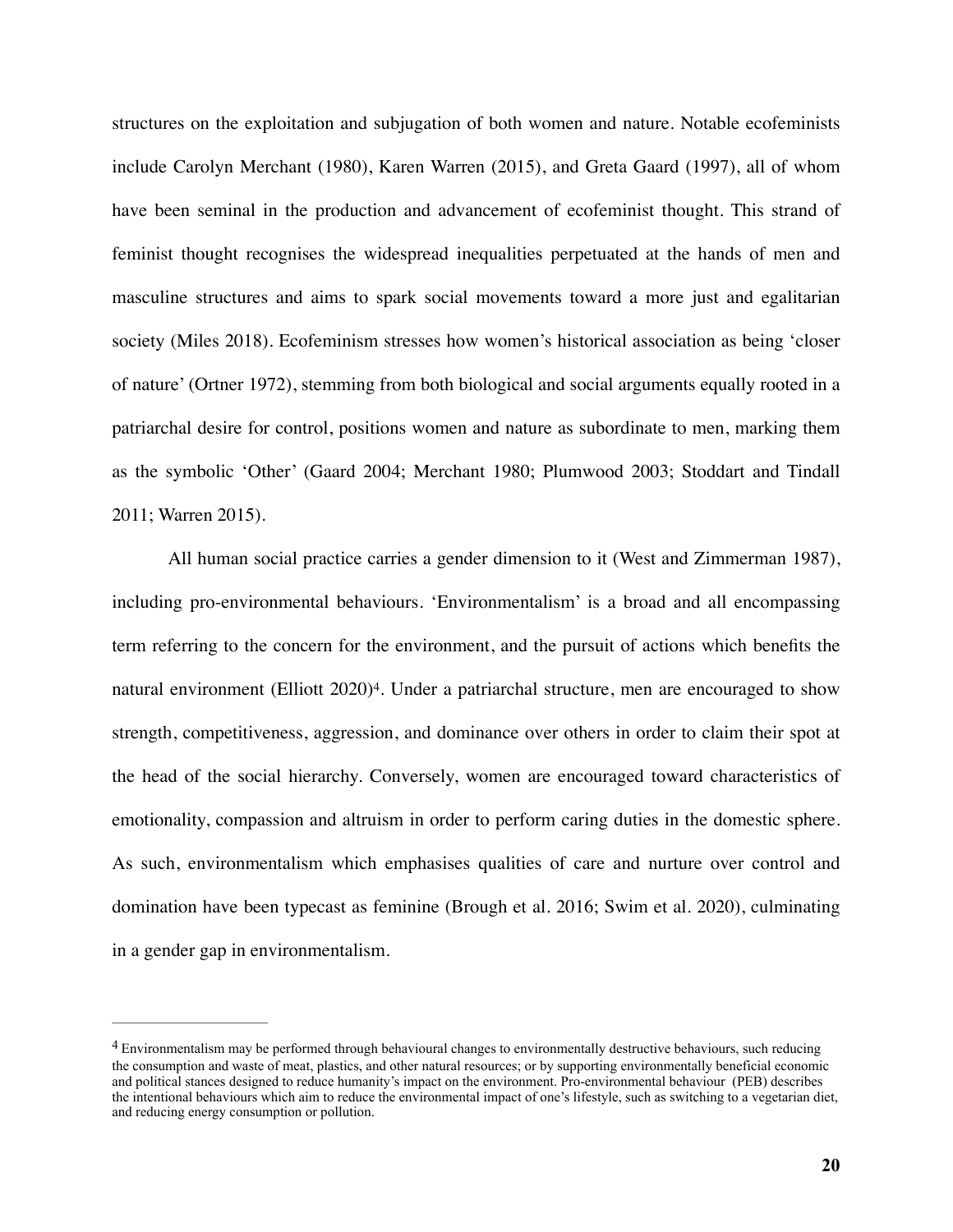structures on the exploitation and subjugation of both women and nature. Notable ecofeminists include Carolyn Merchant (1980), Karen Warren (2015), and Greta Gaard (1997), all of whom have been seminal in the production and advancement of ecofeminist thought. This strand of feminist thought recognises the widespread inequalities perpetuated at the hands of men and masculine structures and aims to spark social movements toward a more just and egalitarian society (Miles 2018). Ecofeminism stresses how women's historical association as being 'closer of nature' (Ortner 1972), stemming from both biological and social arguments equally rooted in a patriarchal desire for control, positions women and nature as subordinate to men, marking them as the symbolic 'Other' (Gaard 2004; Merchant 1980; Plumwood 2003; Stoddart and Tindall 2011; Warren 2015).

All human social practice carries a gender dimension to it (West and Zimmerman 1987), including pro-environmental behaviours. 'Environmentalism' is a broad and all encompassing term referring to the concern for the environment, and the pursuit of actions which benefits the natural environment (Elliott 2020)[4]. Under a patriarchal structure, men are encouraged to show strength, competitiveness, aggression, and dominance over others in order to claim their spot at the head of the social hierarchy. Conversely, women are encouraged toward characteristics of emotionality, compassion and altruism in order to perform caring duties in the domestic sphere. As such, environmentalism which emphasises qualities of care and nurture over control and domination have been typecast as feminine (Brough et al. 2016; Swim et al. 2020), culminating in a gender gap in environmentalism.

---

[4] Environmentalism may be performed through behavioural changes to environmentally destructive behaviours, such reducing the consumption and waste of meat, plastics, and other natural resources; or by supporting environmentally beneficial economic and political stances designed to reduce humanity's impact on the environment. Pro-environmental behaviour (PEB) describes the intentional behaviours which aim to reduce the environmental impact of one's lifestyle, such as switching to a vegetarian diet, and reducing energy consumption or pollution.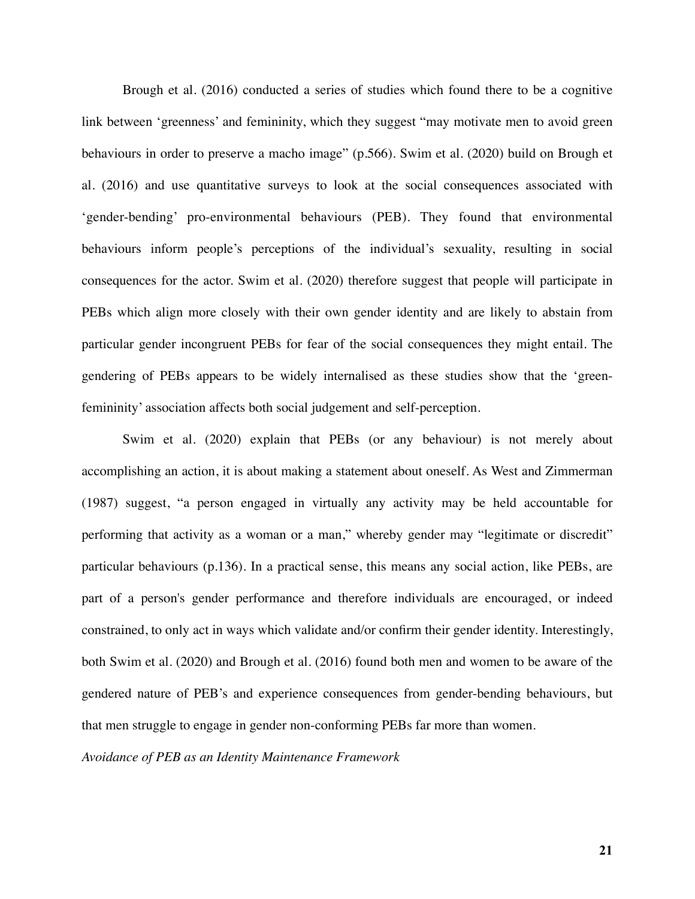Brough et al. (2016) conducted a series of studies which found there to be a cognitive link between 'greenness' and femininity, which they suggest "may motivate men to avoid green behaviours in order to preserve a macho image" (p.566). Swim et al. (2020) build on Brough et al. (2016) and use quantitative surveys to look at the social consequences associated with 'gender-bending' pro-environmental behaviours (PEB). They found that environmental behaviours inform people's perceptions of the individual's sexuality, resulting in social consequences for the actor. Swim et al. (2020) therefore suggest that people will participate in PEBs which align more closely with their own gender identity and are likely to abstain from particular gender incongruent PEBs for fear of the social consequences they might entail. The gendering of PEBs appears to be widely internalised as these studies show that the 'green-femininity' association affects both social judgement and self-perception.

Swim et al. (2020) explain that PEBs (or any behaviour) is not merely about accomplishing an action, it is about making a statement about oneself. As West and Zimmerman (1987) suggest, "a person engaged in virtually any activity may be held accountable for performing that activity as a woman or a man," whereby gender may "legitimate or discredit" particular behaviours (p.136). In a practical sense, this means any social action, like PEBs, are part of a person's gender performance and therefore individuals are encouraged, or indeed constrained, to only act in ways which validate and/or confirm their gender identity. Interestingly, both Swim et al. (2020) and Brough et al. (2016) found both men and women to be aware of the gendered nature of PEB's and experience consequences from gender-bending behaviours, but that men struggle to engage in gender non-conforming PEBs far more than women.

*Avoidance of PEB as an Identity Maintenance Framework*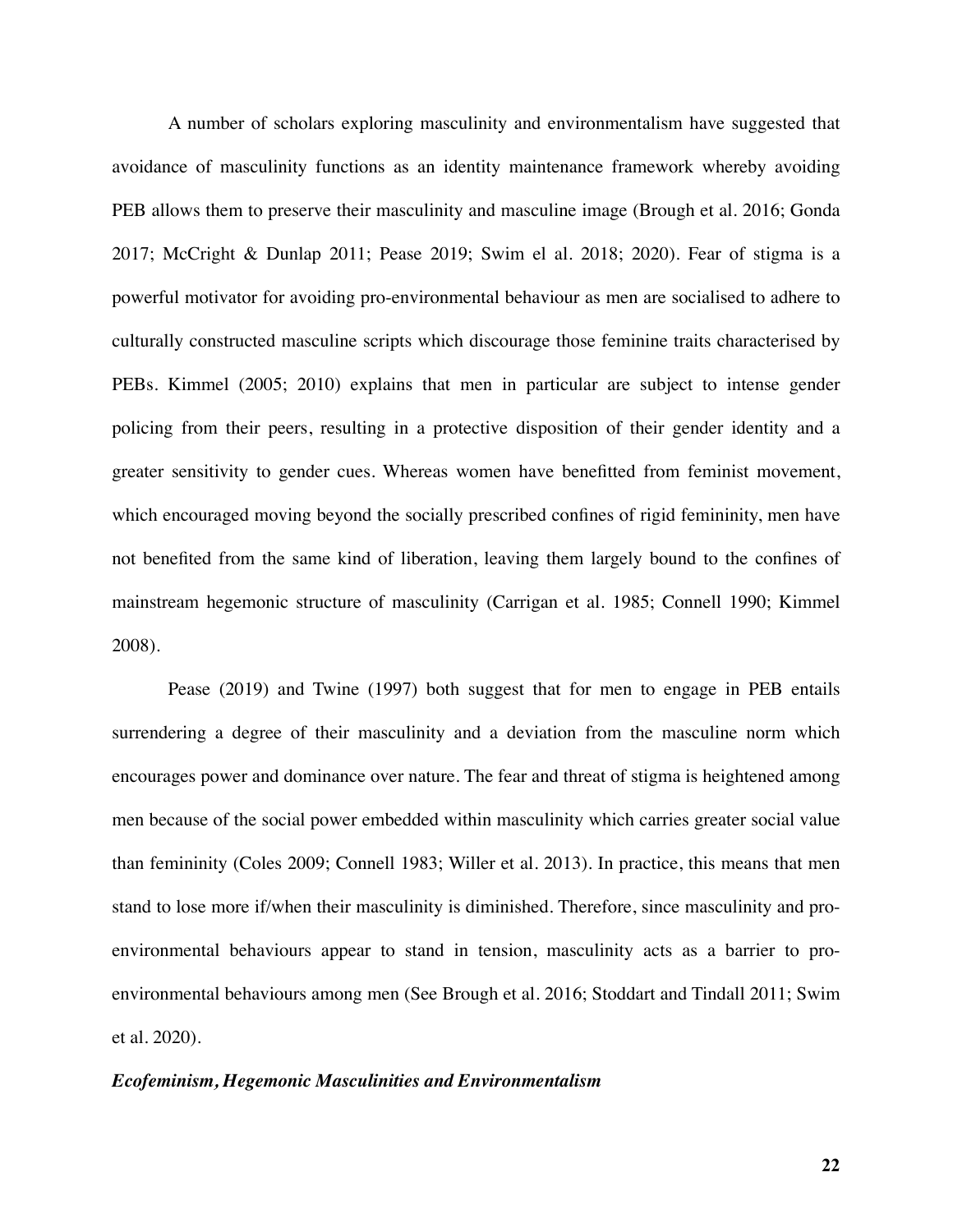A number of scholars exploring masculinity and environmentalism have suggested that avoidance of masculinity functions as an identity maintenance framework whereby avoiding PEB allows them to preserve their masculinity and masculine image (Brough et al. 2016; Gonda 2017; McCright & Dunlap 2011; Pease 2019; Swim el al. 2018; 2020). Fear of stigma is a powerful motivator for avoiding pro-environmental behaviour as men are socialised to adhere to culturally constructed masculine scripts which discourage those feminine traits characterised by PEBs. Kimmel (2005; 2010) explains that men in particular are subject to intense gender policing from their peers, resulting in a protective disposition of their gender identity and a greater sensitivity to gender cues. Whereas women have benefitted from feminist movement, which encouraged moving beyond the socially prescribed confines of rigid femininity, men have not benefited from the same kind of liberation, leaving them largely bound to the confines of mainstream hegemonic structure of masculinity (Carrigan et al. 1985; Connell 1990; Kimmel 2008).

Pease (2019) and Twine (1997) both suggest that for men to engage in PEB entails surrendering a degree of their masculinity and a deviation from the masculine norm which encourages power and dominance over nature. The fear and threat of stigma is heightened among men because of the social power embedded within masculinity which carries greater social value than femininity (Coles 2009; Connell 1983; Willer et al. 2013). In practice, this means that men stand to lose more if/when their masculinity is diminished. Therefore, since masculinity and pro-environmental behaviours appear to stand in tension, masculinity acts as a barrier to pro-environmental behaviours among men (See Brough et al. 2016; Stoddart and Tindall 2011; Swim et al. 2020).

### *Ecofeminism, Hegemonic Masculinities and Environmentalism*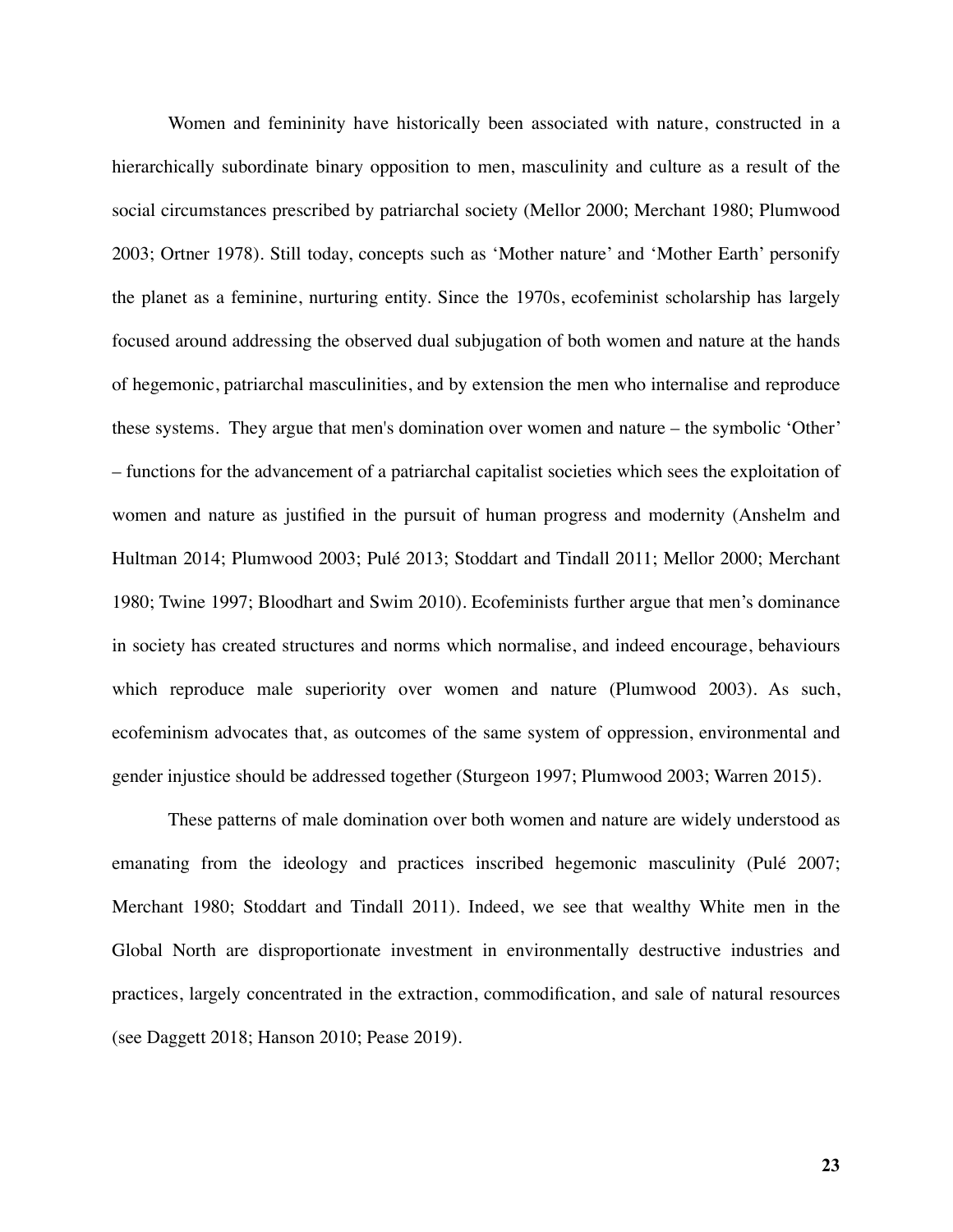Women and femininity have historically been associated with nature, constructed in a hierarchically subordinate binary opposition to men, masculinity and culture as a result of the social circumstances prescribed by patriarchal society (Mellor 2000; Merchant 1980; Plumwood 2003; Ortner 1978). Still today, concepts such as 'Mother nature' and 'Mother Earth' personify the planet as a feminine, nurturing entity. Since the 1970s, ecofeminist scholarship has largely focused around addressing the observed dual subjugation of both women and nature at the hands of hegemonic, patriarchal masculinities, and by extension the men who internalise and reproduce these systems. They argue that men's domination over women and nature – the symbolic 'Other' – functions for the advancement of a patriarchal capitalist societies which sees the exploitation of women and nature as justified in the pursuit of human progress and modernity (Anshelm and Hultman 2014; Plumwood 2003; Pulé 2013; Stoddart and Tindall 2011; Mellor 2000; Merchant 1980; Twine 1997; Bloodhart and Swim 2010). Ecofeminists further argue that men's dominance in society has created structures and norms which normalise, and indeed encourage, behaviours which reproduce male superiority over women and nature (Plumwood 2003). As such, ecofeminism advocates that, as outcomes of the same system of oppression, environmental and gender injustice should be addressed together (Sturgeon 1997; Plumwood 2003; Warren 2015).

These patterns of male domination over both women and nature are widely understood as emanating from the ideology and practices inscribed hegemonic masculinity (Pulé 2007; Merchant 1980; Stoddart and Tindall 2011). Indeed, we see that wealthy White men in the Global North are disproportionate investment in environmentally destructive industries and practices, largely concentrated in the extraction, commodification, and sale of natural resources (see Daggett 2018; Hanson 2010; Pease 2019).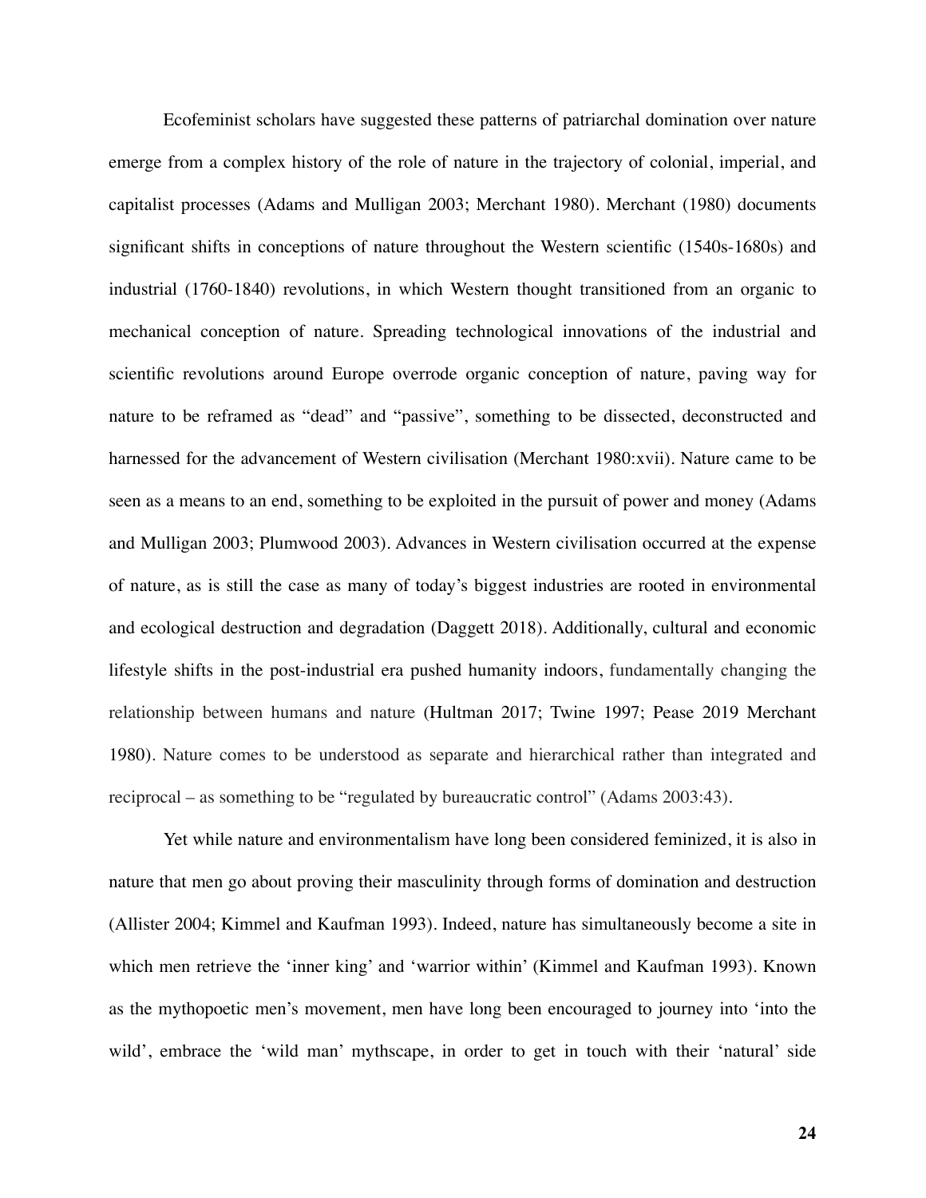Ecofeminist scholars have suggested these patterns of patriarchal domination over nature emerge from a complex history of the role of nature in the trajectory of colonial, imperial, and capitalist processes (Adams and Mulligan 2003; Merchant 1980). Merchant (1980) documents significant shifts in conceptions of nature throughout the Western scientific (1540s-1680s) and industrial (1760-1840) revolutions, in which Western thought transitioned from an organic to mechanical conception of nature. Spreading technological innovations of the industrial and scientific revolutions around Europe overrode organic conception of nature, paving way for nature to be reframed as "dead" and "passive", something to be dissected, deconstructed and harnessed for the advancement of Western civilisation (Merchant 1980:xvii). Nature came to be seen as a means to an end, something to be exploited in the pursuit of power and money (Adams and Mulligan 2003; Plumwood 2003). Advances in Western civilisation occurred at the expense of nature, as is still the case as many of today's biggest industries are rooted in environmental and ecological destruction and degradation (Daggett 2018). Additionally, cultural and economic lifestyle shifts in the post-industrial era pushed humanity indoors, fundamentally changing the relationship between humans and nature (Hultman 2017; Twine 1997; Pease 2019 Merchant 1980). Nature comes to be understood as separate and hierarchical rather than integrated and reciprocal – as something to be "regulated by bureaucratic control" (Adams 2003:43).

Yet while nature and environmentalism have long been considered feminized, it is also in nature that men go about proving their masculinity through forms of domination and destruction (Allister 2004; Kimmel and Kaufman 1993). Indeed, nature has simultaneously become a site in which men retrieve the 'inner king' and 'warrior within' (Kimmel and Kaufman 1993). Known as the mythopoetic men's movement, men have long been encouraged to journey into 'into the wild', embrace the 'wild man' mythscape, in order to get in touch with their 'natural' side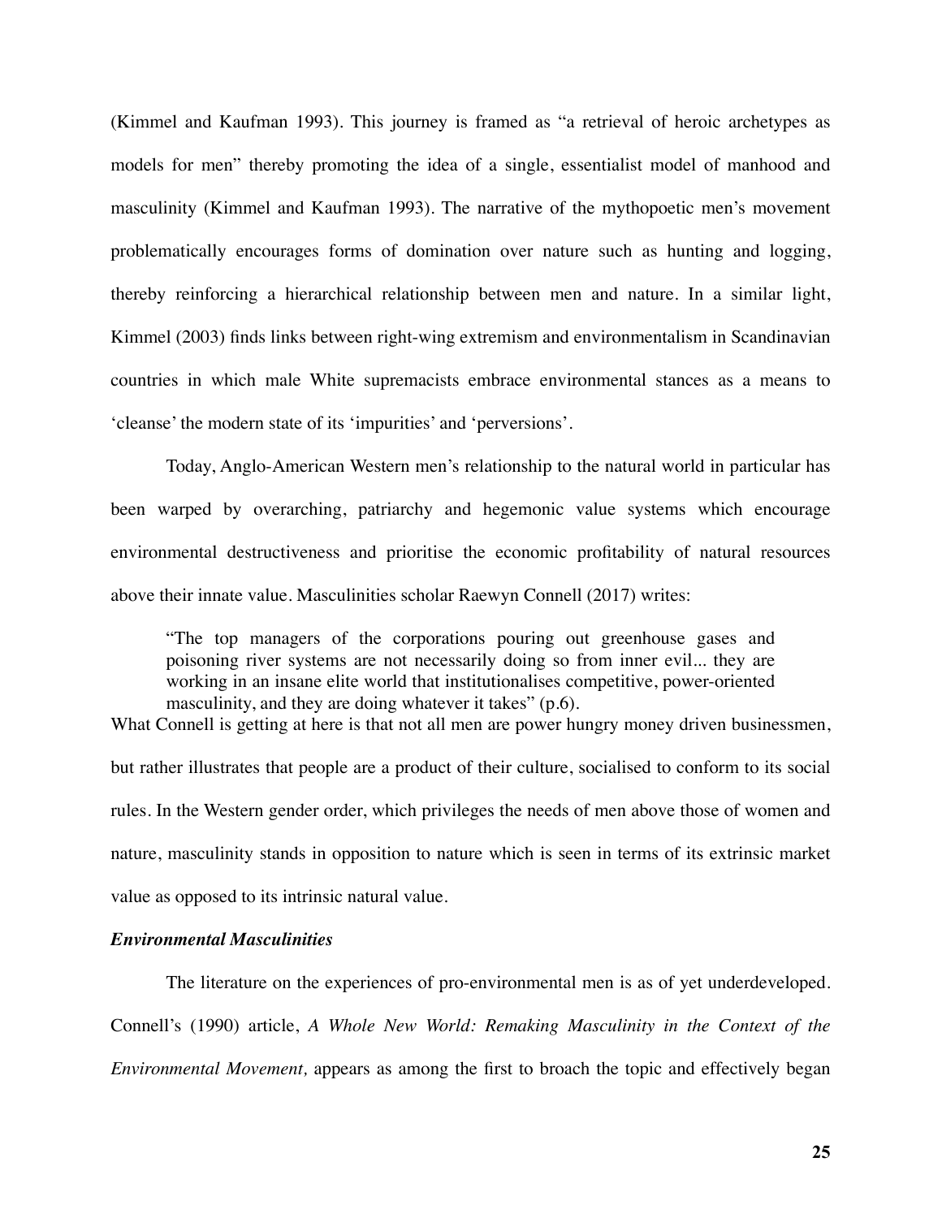(Kimmel and Kaufman 1993). This journey is framed as "a retrieval of heroic archetypes as models for men" thereby promoting the idea of a single, essentialist model of manhood and masculinity (Kimmel and Kaufman 1993). The narrative of the mythopoetic men's movement problematically encourages forms of domination over nature such as hunting and logging, thereby reinforcing a hierarchical relationship between men and nature. In a similar light, Kimmel (2003) finds links between right-wing extremism and environmentalism in Scandinavian countries in which male White supremacists embrace environmental stances as a means to 'cleanse' the modern state of its 'impurities' and 'perversions'.

Today, Anglo-American Western men's relationship to the natural world in particular has been warped by overarching, patriarchy and hegemonic value systems which encourage environmental destructiveness and prioritise the economic profitability of natural resources above their innate value. Masculinities scholar Raewyn Connell (2017) writes:

> "The top managers of the corporations pouring out greenhouse gases and poisoning river systems are not necessarily doing so from inner evil... they are working in an insane elite world that institutionalises competitive, power-oriented masculinity, and they are doing whatever it takes" (p.6).

What Connell is getting at here is that not all men are power hungry money driven businessmen, but rather illustrates that people are a product of their culture, socialised to conform to its social rules. In the Western gender order, which privileges the needs of men above those of women and nature, masculinity stands in opposition to nature which is seen in terms of its extrinsic market value as opposed to its intrinsic natural value.

### *Environmental Masculinities*

The literature on the experiences of pro-environmental men is as of yet underdeveloped. Connell's (1990) article, *A Whole New World: Remaking Masculinity in the Context of the Environmental Movement,* appears as among the first to broach the topic and effectively began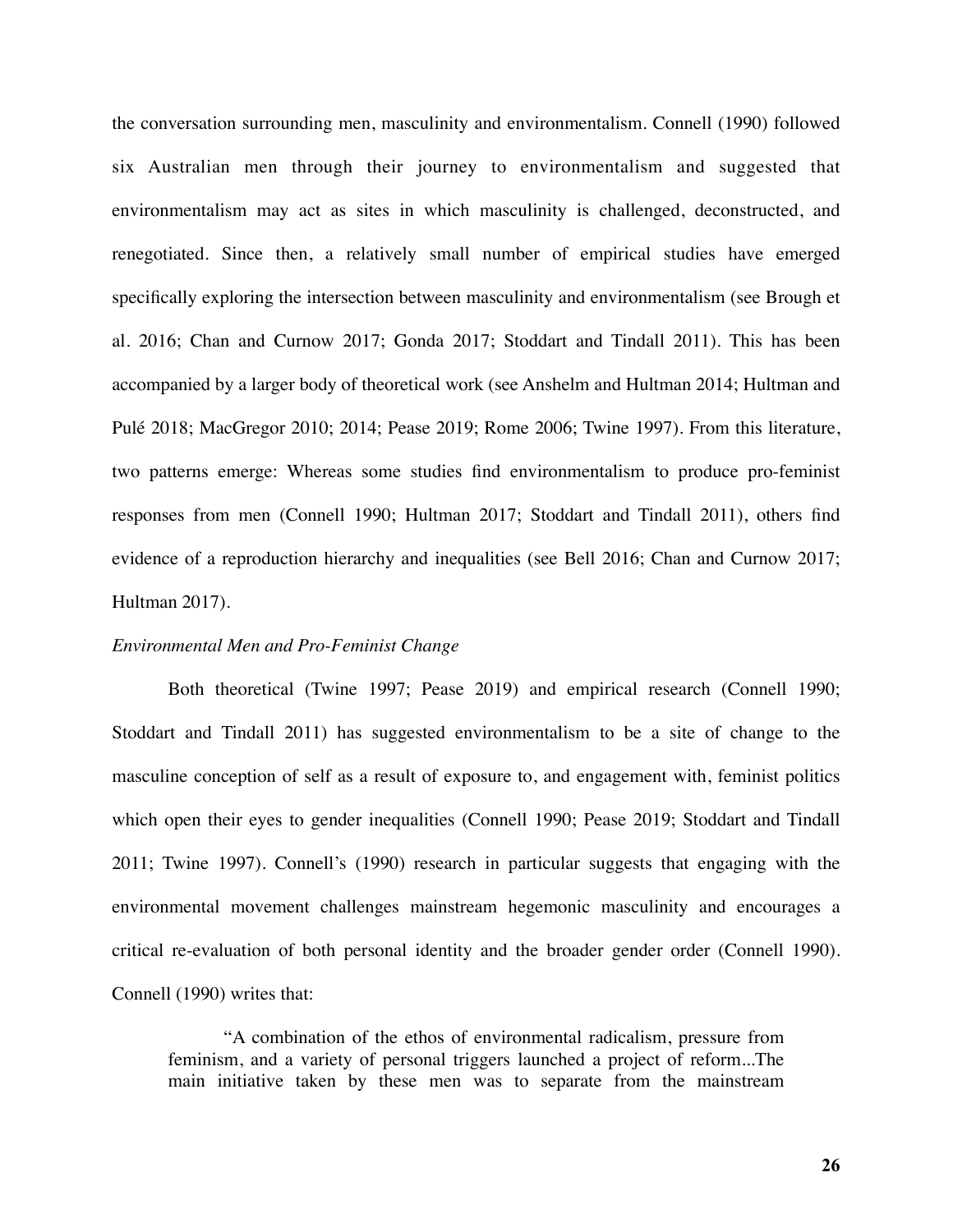the conversation surrounding men, masculinity and environmentalism. Connell (1990) followed six Australian men through their journey to environmentalism and suggested that environmentalism may act as sites in which masculinity is challenged, deconstructed, and renegotiated. Since then, a relatively small number of empirical studies have emerged specifically exploring the intersection between masculinity and environmentalism (see Brough et al. 2016; Chan and Curnow 2017; Gonda 2017; Stoddart and Tindall 2011). This has been accompanied by a larger body of theoretical work (see Anshelm and Hultman 2014; Hultman and Pulé 2018; MacGregor 2010; 2014; Pease 2019; Rome 2006; Twine 1997). From this literature, two patterns emerge: Whereas some studies find environmentalism to produce pro-feminist responses from men (Connell 1990; Hultman 2017; Stoddart and Tindall 2011), others find evidence of a reproduction hierarchy and inequalities (see Bell 2016; Chan and Curnow 2017; Hultman 2017).

*Environmental Men and Pro-Feminist Change*

Both theoretical (Twine 1997; Pease 2019) and empirical research (Connell 1990; Stoddart and Tindall 2011) has suggested environmentalism to be a site of change to the masculine conception of self as a result of exposure to, and engagement with, feminist politics which open their eyes to gender inequalities (Connell 1990; Pease 2019; Stoddart and Tindall 2011; Twine 1997). Connell's (1990) research in particular suggests that engaging with the environmental movement challenges mainstream hegemonic masculinity and encourages a critical re-evaluation of both personal identity and the broader gender order (Connell 1990). Connell (1990) writes that:

> "A combination of the ethos of environmental radicalism, pressure from feminism, and a variety of personal triggers launched a project of reform...The main initiative taken by these men was to separate from the mainstream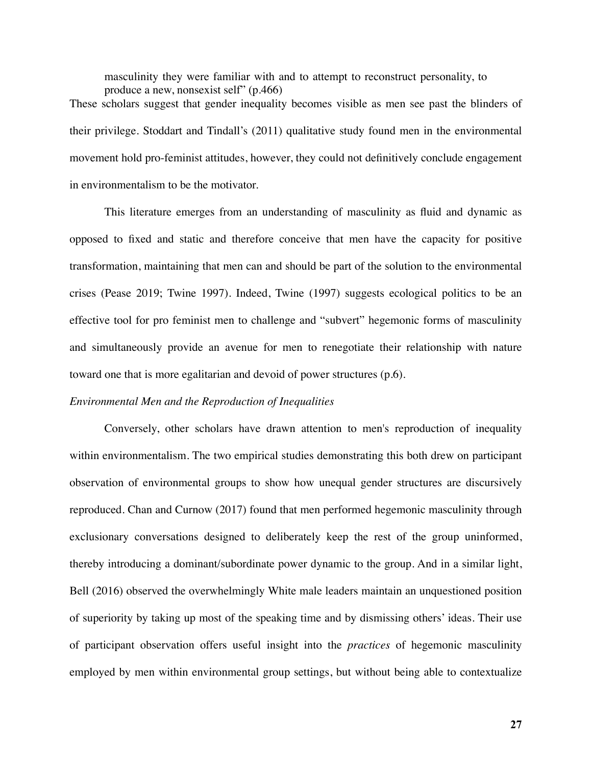> masculinity they were familiar with and to attempt to reconstruct personality, to produce a new, nonsexist self" (p.466)

These scholars suggest that gender inequality becomes visible as men see past the blinders of their privilege. Stoddart and Tindall's (2011) qualitative study found men in the environmental movement hold pro-feminist attitudes, however, they could not definitively conclude engagement in environmentalism to be the motivator.

This literature emerges from an understanding of masculinity as fluid and dynamic as opposed to fixed and static and therefore conceive that men have the capacity for positive transformation, maintaining that men can and should be part of the solution to the environmental crises (Pease 2019; Twine 1997). Indeed, Twine (1997) suggests ecological politics to be an effective tool for pro feminist men to challenge and "subvert" hegemonic forms of masculinity and simultaneously provide an avenue for men to renegotiate their relationship with nature toward one that is more egalitarian and devoid of power structures (p.6).

*Environmental Men and the Reproduction of Inequalities*

Conversely, other scholars have drawn attention to men's reproduction of inequality within environmentalism. The two empirical studies demonstrating this both drew on participant observation of environmental groups to show how unequal gender structures are discursively reproduced. Chan and Curnow (2017) found that men performed hegemonic masculinity through exclusionary conversations designed to deliberately keep the rest of the group uninformed, thereby introducing a dominant/subordinate power dynamic to the group. And in a similar light, Bell (2016) observed the overwhelmingly White male leaders maintain an unquestioned position of superiority by taking up most of the speaking time and by dismissing others' ideas. Their use of participant observation offers useful insight into the *practices* of hegemonic masculinity employed by men within environmental group settings, but without being able to contextualize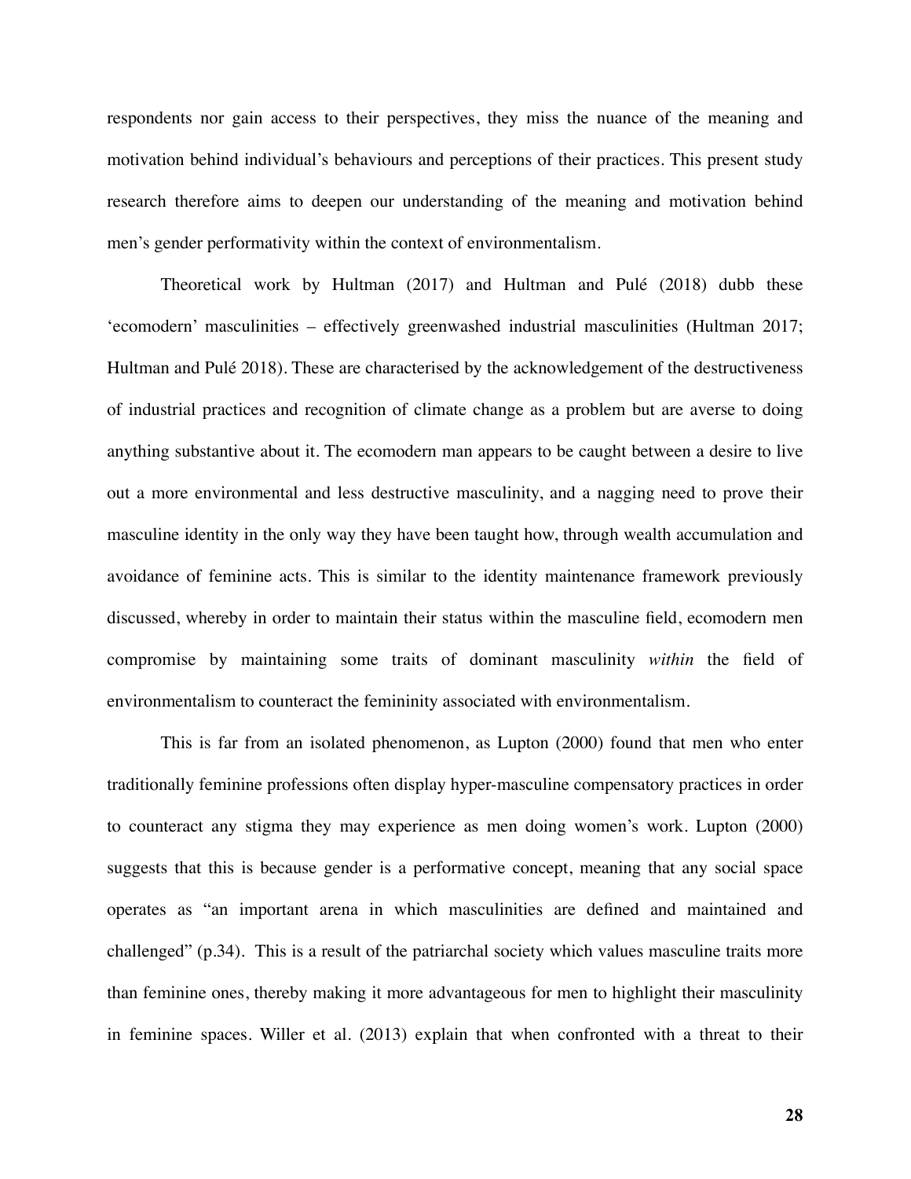respondents nor gain access to their perspectives, they miss the nuance of the meaning and motivation behind individual's behaviours and perceptions of their practices. This present study research therefore aims to deepen our understanding of the meaning and motivation behind men's gender performativity within the context of environmentalism.

Theoretical work by Hultman (2017) and Hultman and Pulé (2018) dubb these 'ecomodern' masculinities – effectively greenwashed industrial masculinities (Hultman 2017; Hultman and Pulé 2018). These are characterised by the acknowledgement of the destructiveness of industrial practices and recognition of climate change as a problem but are averse to doing anything substantive about it. The ecomodern man appears to be caught between a desire to live out a more environmental and less destructive masculinity, and a nagging need to prove their masculine identity in the only way they have been taught how, through wealth accumulation and avoidance of feminine acts. This is similar to the identity maintenance framework previously discussed, whereby in order to maintain their status within the masculine field, ecomodern men compromise by maintaining some traits of dominant masculinity *within* the field of environmentalism to counteract the femininity associated with environmentalism.

This is far from an isolated phenomenon, as Lupton (2000) found that men who enter traditionally feminine professions often display hyper-masculine compensatory practices in order to counteract any stigma they may experience as men doing women's work. Lupton (2000) suggests that this is because gender is a performative concept, meaning that any social space operates as "an important arena in which masculinities are defined and maintained and challenged" (p.34). This is a result of the patriarchal society which values masculine traits more than feminine ones, thereby making it more advantageous for men to highlight their masculinity in feminine spaces. Willer et al. (2013) explain that when confronted with a threat to their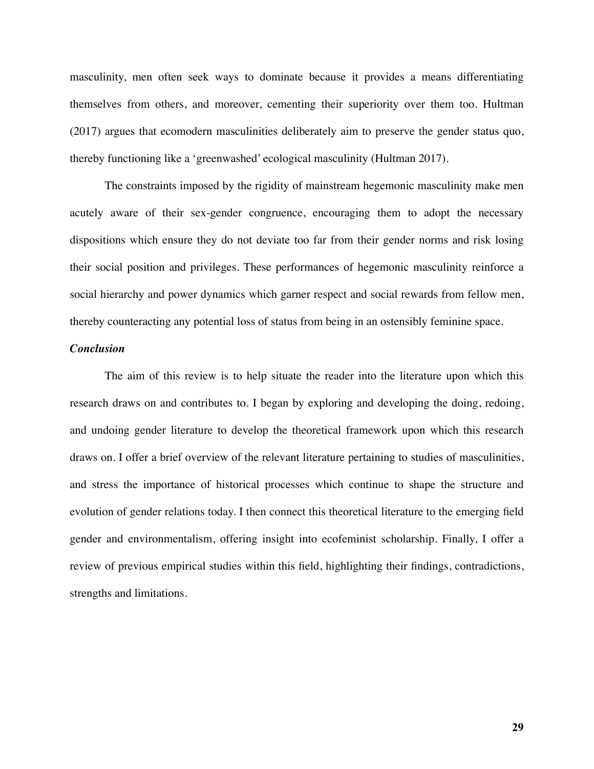masculinity, men often seek ways to dominate because it provides a means differentiating themselves from others, and moreover, cementing their superiority over them too. Hultman (2017) argues that ecomodern masculinities deliberately aim to preserve the gender status quo, thereby functioning like a 'greenwashed' ecological masculinity (Hultman 2017).

The constraints imposed by the rigidity of mainstream hegemonic masculinity make men acutely aware of their sex-gender congruence, encouraging them to adopt the necessary dispositions which ensure they do not deviate too far from their gender norms and risk losing their social position and privileges. These performances of hegemonic masculinity reinforce a social hierarchy and power dynamics which garner respect and social rewards from fellow men, thereby counteracting any potential loss of status from being in an ostensibly feminine space.

### *Conclusion*

The aim of this review is to help situate the reader into the literature upon which this research draws on and contributes to. I began by exploring and developing the doing, redoing, and undoing gender literature to develop the theoretical framework upon which this research draws on. I offer a brief overview of the relevant literature pertaining to studies of masculinities, and stress the importance of historical processes which continue to shape the structure and evolution of gender relations today. I then connect this theoretical literature to the emerging field gender and environmentalism, offering insight into ecofeminist scholarship. Finally, I offer a review of previous empirical studies within this field, highlighting their findings, contradictions, strengths and limitations.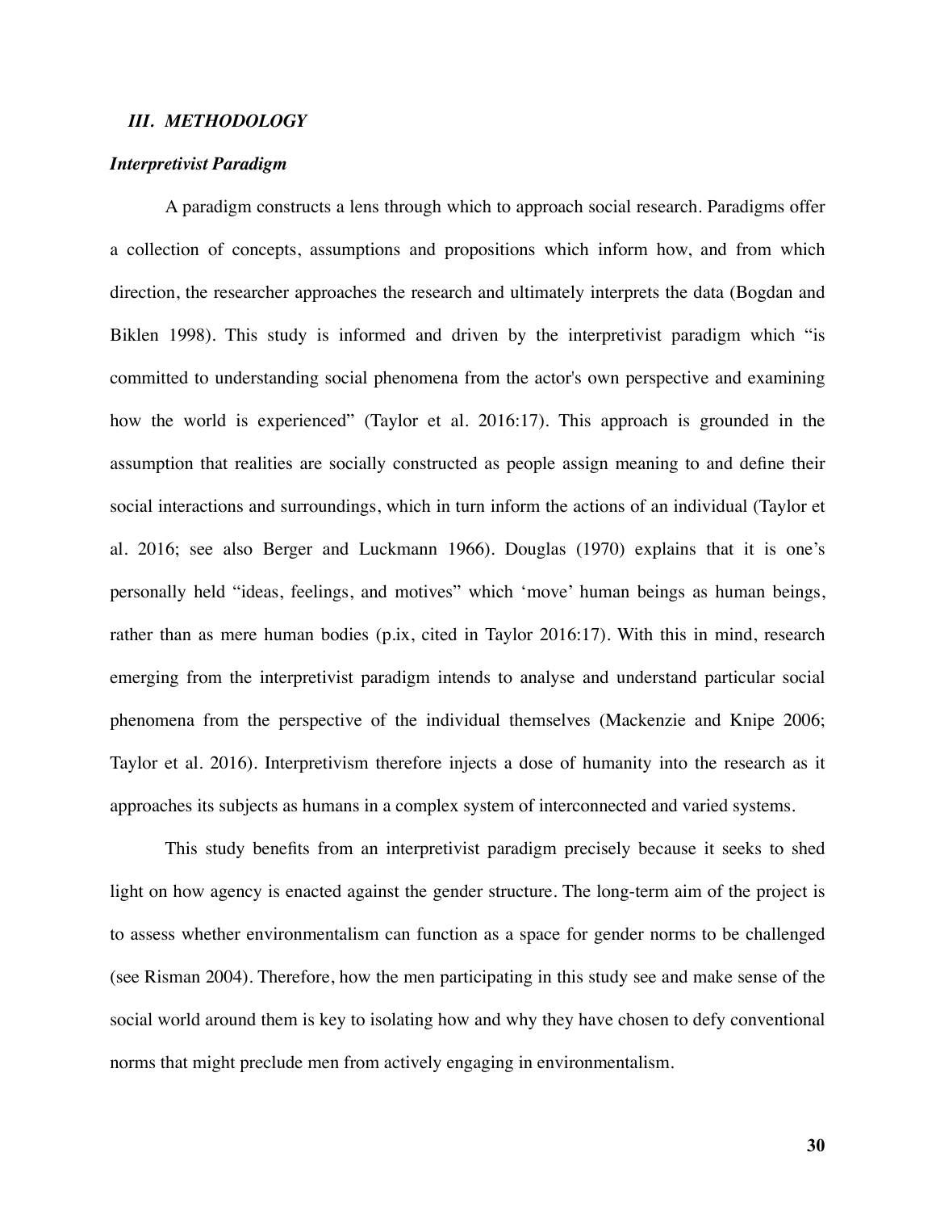## *III. METHODOLOGY*

### *Interpretivist Paradigm*

A paradigm constructs a lens through which to approach social research. Paradigms offer a collection of concepts, assumptions and propositions which inform how, and from which direction, the researcher approaches the research and ultimately interprets the data (Bogdan and Biklen 1998). This study is informed and driven by the interpretivist paradigm which "is committed to understanding social phenomena from the actor's own perspective and examining how the world is experienced" (Taylor et al. 2016:17). This approach is grounded in the assumption that realities are socially constructed as people assign meaning to and define their social interactions and surroundings, which in turn inform the actions of an individual (Taylor et al. 2016; see also Berger and Luckmann 1966). Douglas (1970) explains that it is one's personally held "ideas, feelings, and motives" which 'move' human beings as human beings, rather than as mere human bodies (p.ix, cited in Taylor 2016:17). With this in mind, research emerging from the interpretivist paradigm intends to analyse and understand particular social phenomena from the perspective of the individual themselves (Mackenzie and Knipe 2006; Taylor et al. 2016). Interpretivism therefore injects a dose of humanity into the research as it approaches its subjects as humans in a complex system of interconnected and varied systems.

This study benefits from an interpretivist paradigm precisely because it seeks to shed light on how agency is enacted against the gender structure. The long-term aim of the project is to assess whether environmentalism can function as a space for gender norms to be challenged (see Risman 2004). Therefore, how the men participating in this study see and make sense of the social world around them is key to isolating how and why they have chosen to defy conventional norms that might preclude men from actively engaging in environmentalism.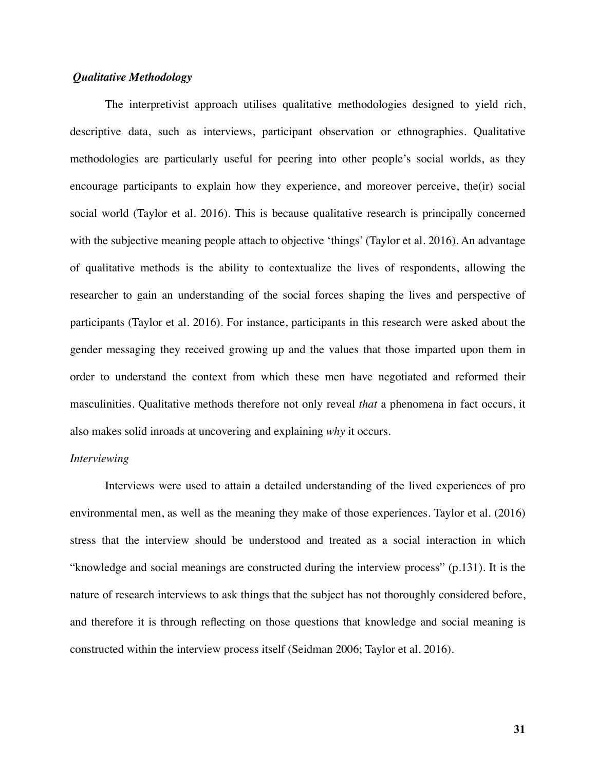***Qualitative Methodology***

The interpretivist approach utilises qualitative methodologies designed to yield rich, descriptive data, such as interviews, participant observation or ethnographies. Qualitative methodologies are particularly useful for peering into other people's social worlds, as they encourage participants to explain how they experience, and moreover perceive, the(ir) social social world (Taylor et al. 2016). This is because qualitative research is principally concerned with the subjective meaning people attach to objective 'things' (Taylor et al. 2016). An advantage of qualitative methods is the ability to contextualize the lives of respondents, allowing the researcher to gain an understanding of the social forces shaping the lives and perspective of participants (Taylor et al. 2016). For instance, participants in this research were asked about the gender messaging they received growing up and the values that those imparted upon them in order to understand the context from which these men have negotiated and reformed their masculinities. Qualitative methods therefore not only reveal *that* a phenomena in fact occurs, it also makes solid inroads at uncovering and explaining *why* it occurs.

*Interviewing*

Interviews were used to attain a detailed understanding of the lived experiences of pro environmental men, as well as the meaning they make of those experiences. Taylor et al. (2016) stress that the interview should be understood and treated as a social interaction in which "knowledge and social meanings are constructed during the interview process" (p.131). It is the nature of research interviews to ask things that the subject has not thoroughly considered before, and therefore it is through reflecting on those questions that knowledge and social meaning is constructed within the interview process itself (Seidman 2006; Taylor et al. 2016).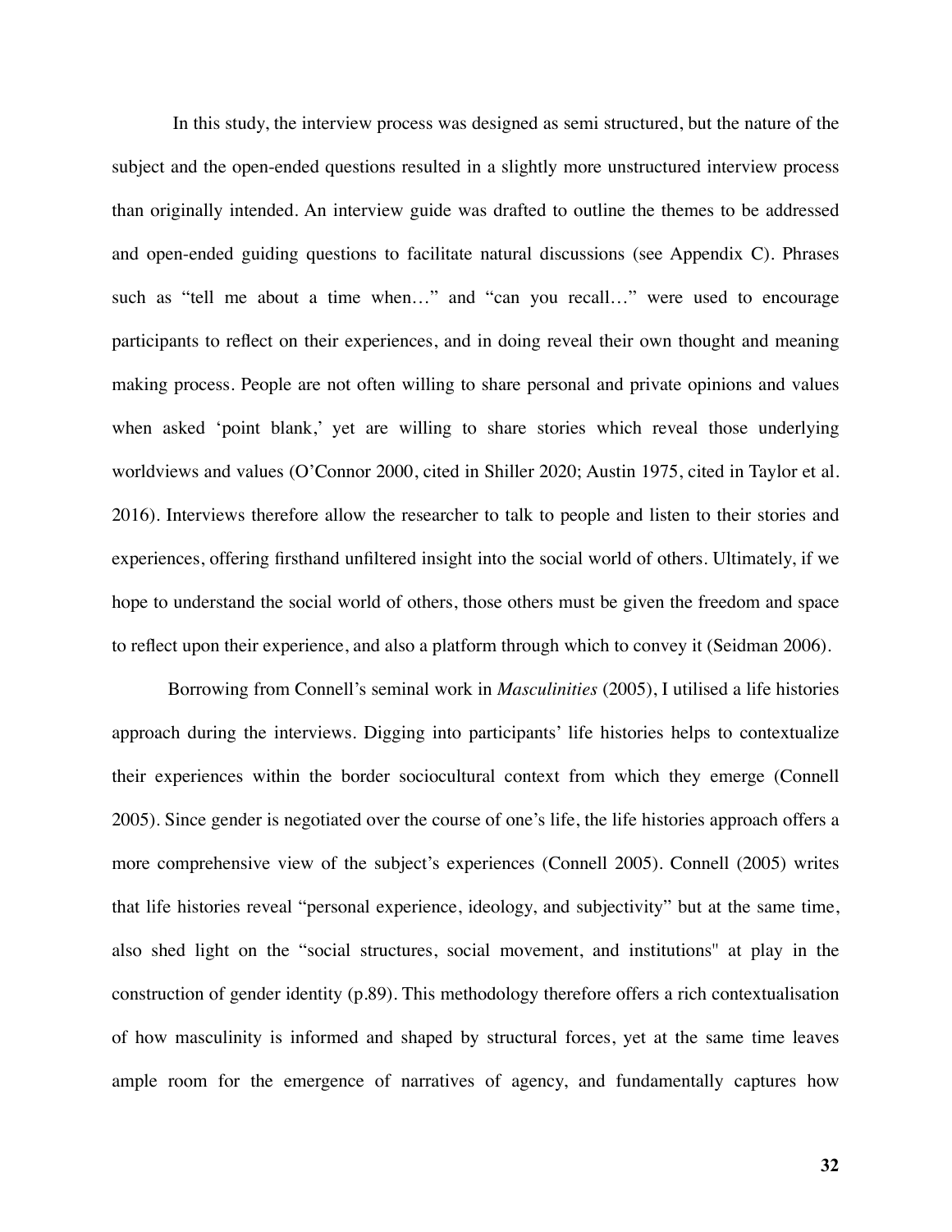In this study, the interview process was designed as semi structured, but the nature of the subject and the open-ended questions resulted in a slightly more unstructured interview process than originally intended. An interview guide was drafted to outline the themes to be addressed and open-ended guiding questions to facilitate natural discussions (see Appendix C). Phrases such as "tell me about a time when…" and "can you recall…" were used to encourage participants to reflect on their experiences, and in doing reveal their own thought and meaning making process. People are not often willing to share personal and private opinions and values when asked 'point blank,' yet are willing to share stories which reveal those underlying worldviews and values (O'Connor 2000, cited in Shiller 2020; Austin 1975, cited in Taylor et al. 2016). Interviews therefore allow the researcher to talk to people and listen to their stories and experiences, offering firsthand unfiltered insight into the social world of others. Ultimately, if we hope to understand the social world of others, those others must be given the freedom and space to reflect upon their experience, and also a platform through which to convey it (Seidman 2006).

Borrowing from Connell's seminal work in *Masculinities* (2005), I utilised a life histories approach during the interviews. Digging into participants' life histories helps to contextualize their experiences within the border sociocultural context from which they emerge (Connell 2005). Since gender is negotiated over the course of one's life, the life histories approach offers a more comprehensive view of the subject's experiences (Connell 2005). Connell (2005) writes that life histories reveal "personal experience, ideology, and subjectivity" but at the same time, also shed light on the "social structures, social movement, and institutions" at play in the construction of gender identity (p.89). This methodology therefore offers a rich contextualisation of how masculinity is informed and shaped by structural forces, yet at the same time leaves ample room for the emergence of narratives of agency, and fundamentally captures how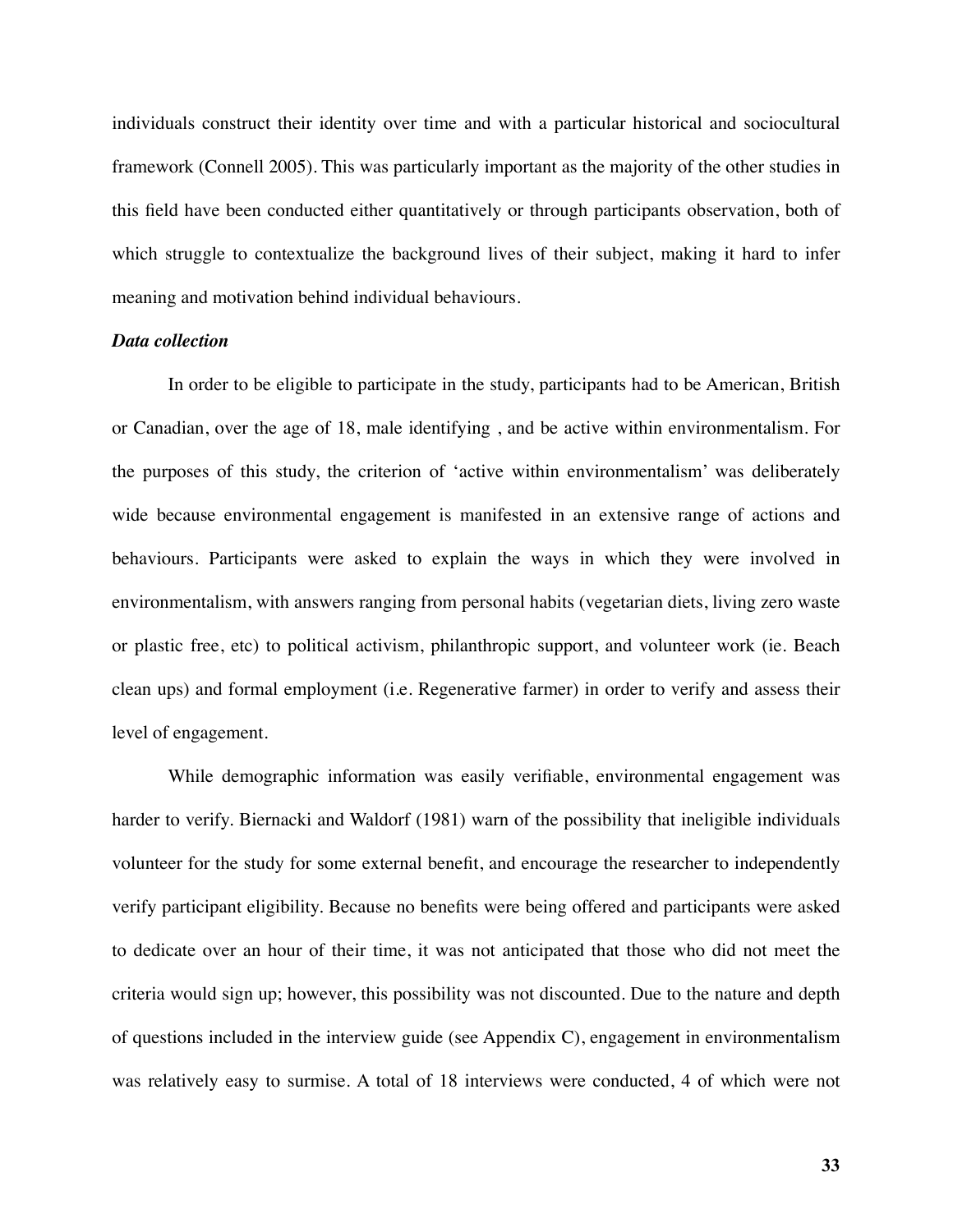individuals construct their identity over time and with a particular historical and sociocultural framework (Connell 2005). This was particularly important as the majority of the other studies in this field have been conducted either quantitatively or through participants observation, both of which struggle to contextualize the background lives of their subject, making it hard to infer meaning and motivation behind individual behaviours.

***Data collection***

In order to be eligible to participate in the study, participants had to be American, British or Canadian, over the age of 18, male identifying , and be active within environmentalism. For the purposes of this study, the criterion of 'active within environmentalism' was deliberately wide because environmental engagement is manifested in an extensive range of actions and behaviours. Participants were asked to explain the ways in which they were involved in environmentalism, with answers ranging from personal habits (vegetarian diets, living zero waste or plastic free, etc) to political activism, philanthropic support, and volunteer work (ie. Beach clean ups) and formal employment (i.e. Regenerative farmer) in order to verify and assess their level of engagement.

While demographic information was easily verifiable, environmental engagement was harder to verify. Biernacki and Waldorf (1981) warn of the possibility that ineligible individuals volunteer for the study for some external benefit, and encourage the researcher to independently verify participant eligibility. Because no benefits were being offered and participants were asked to dedicate over an hour of their time, it was not anticipated that those who did not meet the criteria would sign up; however, this possibility was not discounted. Due to the nature and depth of questions included in the interview guide (see Appendix C), engagement in environmentalism was relatively easy to surmise. A total of 18 interviews were conducted, 4 of which were not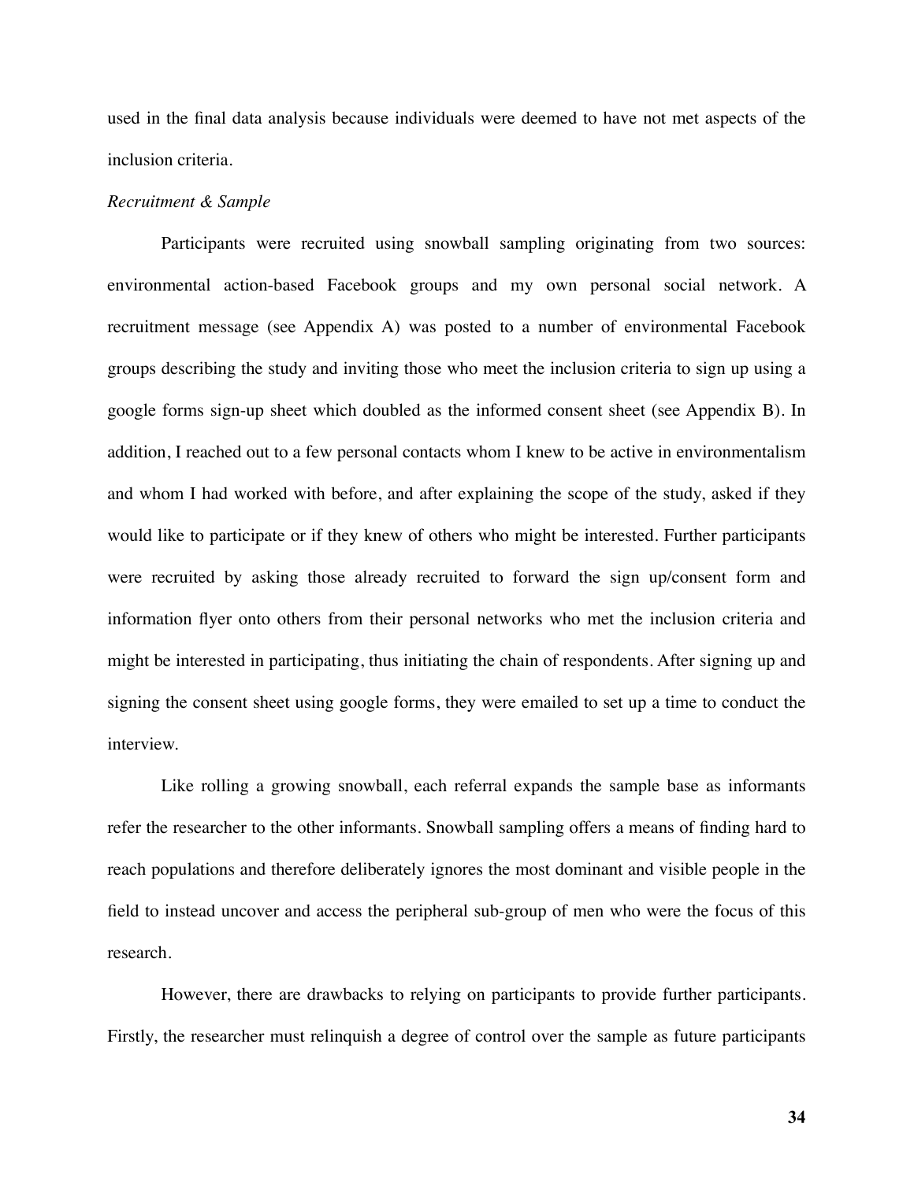used in the final data analysis because individuals were deemed to have not met aspects of the inclusion criteria.

*Recruitment & Sample*

Participants were recruited using snowball sampling originating from two sources: environmental action-based Facebook groups and my own personal social network. A recruitment message (see Appendix A) was posted to a number of environmental Facebook groups describing the study and inviting those who meet the inclusion criteria to sign up using a google forms sign-up sheet which doubled as the informed consent sheet (see Appendix B). In addition, I reached out to a few personal contacts whom I knew to be active in environmentalism and whom I had worked with before, and after explaining the scope of the study, asked if they would like to participate or if they knew of others who might be interested. Further participants were recruited by asking those already recruited to forward the sign up/consent form and information flyer onto others from their personal networks who met the inclusion criteria and might be interested in participating, thus initiating the chain of respondents. After signing up and signing the consent sheet using google forms, they were emailed to set up a time to conduct the interview.

Like rolling a growing snowball, each referral expands the sample base as informants refer the researcher to the other informants. Snowball sampling offers a means of finding hard to reach populations and therefore deliberately ignores the most dominant and visible people in the field to instead uncover and access the peripheral sub-group of men who were the focus of this research.

However, there are drawbacks to relying on participants to provide further participants. Firstly, the researcher must relinquish a degree of control over the sample as future participants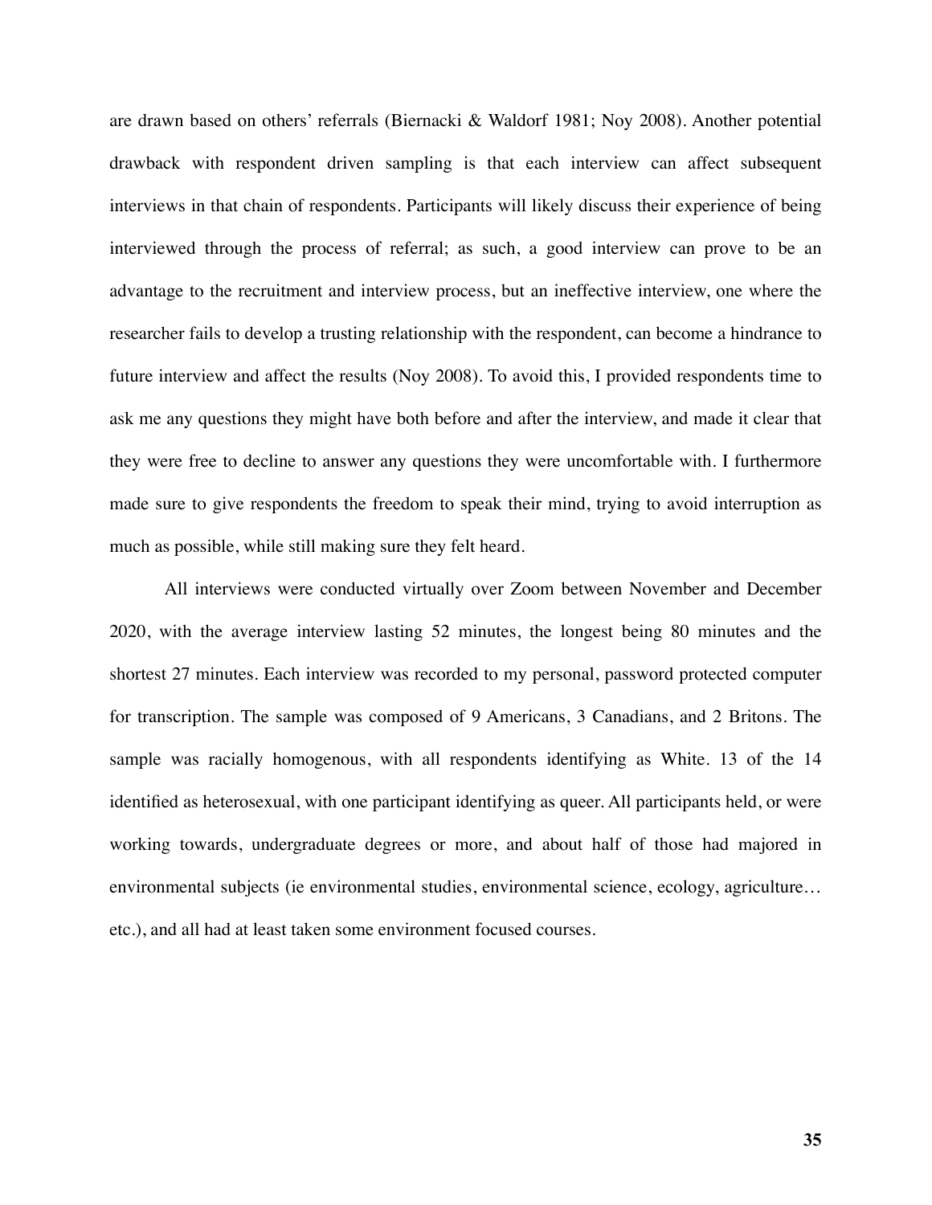are drawn based on others' referrals (Biernacki & Waldorf 1981; Noy 2008). Another potential drawback with respondent driven sampling is that each interview can affect subsequent interviews in that chain of respondents. Participants will likely discuss their experience of being interviewed through the process of referral; as such, a good interview can prove to be an advantage to the recruitment and interview process, but an ineffective interview, one where the researcher fails to develop a trusting relationship with the respondent, can become a hindrance to future interview and affect the results (Noy 2008). To avoid this, I provided respondents time to ask me any questions they might have both before and after the interview, and made it clear that they were free to decline to answer any questions they were uncomfortable with. I furthermore made sure to give respondents the freedom to speak their mind, trying to avoid interruption as much as possible, while still making sure they felt heard.

All interviews were conducted virtually over Zoom between November and December 2020, with the average interview lasting 52 minutes, the longest being 80 minutes and the shortest 27 minutes. Each interview was recorded to my personal, password protected computer for transcription. The sample was composed of 9 Americans, 3 Canadians, and 2 Britons. The sample was racially homogenous, with all respondents identifying as White. 13 of the 14 identified as heterosexual, with one participant identifying as queer. All participants held, or were working towards, undergraduate degrees or more, and about half of those had majored in environmental subjects (ie environmental studies, environmental science, ecology, agriculture… etc.), and all had at least taken some environment focused courses.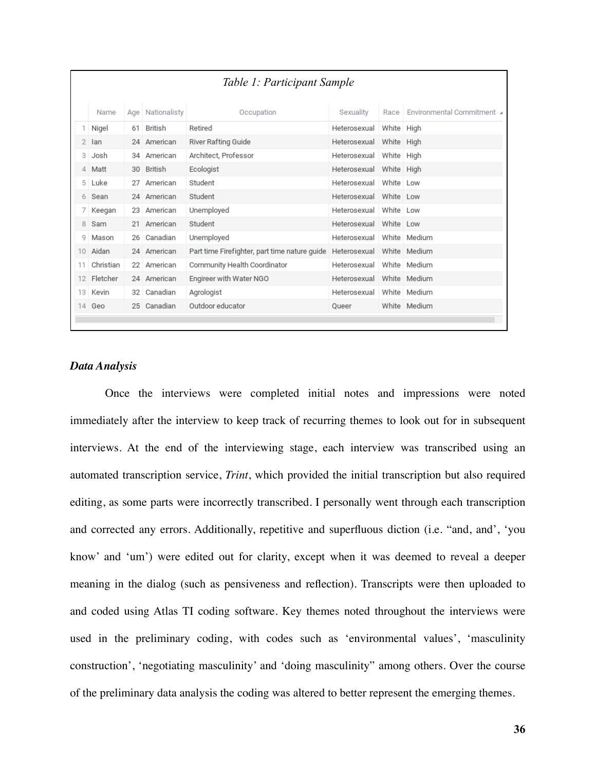*Table 1: Participant Sample*

| | Name | Age | Nationalisty | Occupation | Sexuality | Race | Environmental Commitment |
|---|---|---|---|---|---|---|---|
| 1 | Nigel | 61 | British | Retired | Heterosexual | White | High |
| 2 | Ian | 24 | American | River Rafting Guide | Heterosexual | White | High |
| 3 | Josh | 34 | American | Architect, Professor | Heterosexual | White | High |
| 4 | Matt | 30 | British | Ecologist | Heterosexual | White | High |
| 5 | Luke | 27 | American | Student | Heterosexual | White | Low |
| 6 | Sean | 24 | American | Student | Heterosexual | White | Low |
| 7 | Keegan | 23 | American | Unemployed | Heterosexual | White | Low |
| 8 | Sam | 21 | American | Student | Heterosexual | White | Low |
| 9 | Mason | 26 | Canadian | Unemployed | Heterosexual | White | Medium |
| 10 | Aidan | 24 | American | Part time Firefighter, part time nature guide | Heterosexual | White | Medium |
| 11 | Christian | 22 | American | Community Health Coordinator | Heterosexual | White | Medium |
| 12 | Fletcher | 24 | American | Engireer with Water NGO | Heterosexual | White | Medium |
| 13 | Kevin | 32 | Canadian | Agrologist | Heterosexual | White | Medium |
| 14 | Geo | 25 | Canadian | Outdoor educator | Queer | White | Medium |

***Data Analysis***

Once the interviews were completed initial notes and impressions were noted immediately after the interview to keep track of recurring themes to look out for in subsequent interviews. At the end of the interviewing stage, each interview was transcribed using an automated transcription service, *Trint*, which provided the initial transcription but also required editing, as some parts were incorrectly transcribed. I personally went through each transcription and corrected any errors. Additionally, repetitive and superfluous diction (i.e. "and, and', 'you know' and 'um') were edited out for clarity, except when it was deemed to reveal a deeper meaning in the dialog (such as pensiveness and reflection). Transcripts were then uploaded to and coded using Atlas TI coding software. Key themes noted throughout the interviews were used in the preliminary coding, with codes such as 'environmental values', 'masculinity construction', 'negotiating masculinity' and 'doing masculinity" among others. Over the course of the preliminary data analysis the coding was altered to better represent the emerging themes.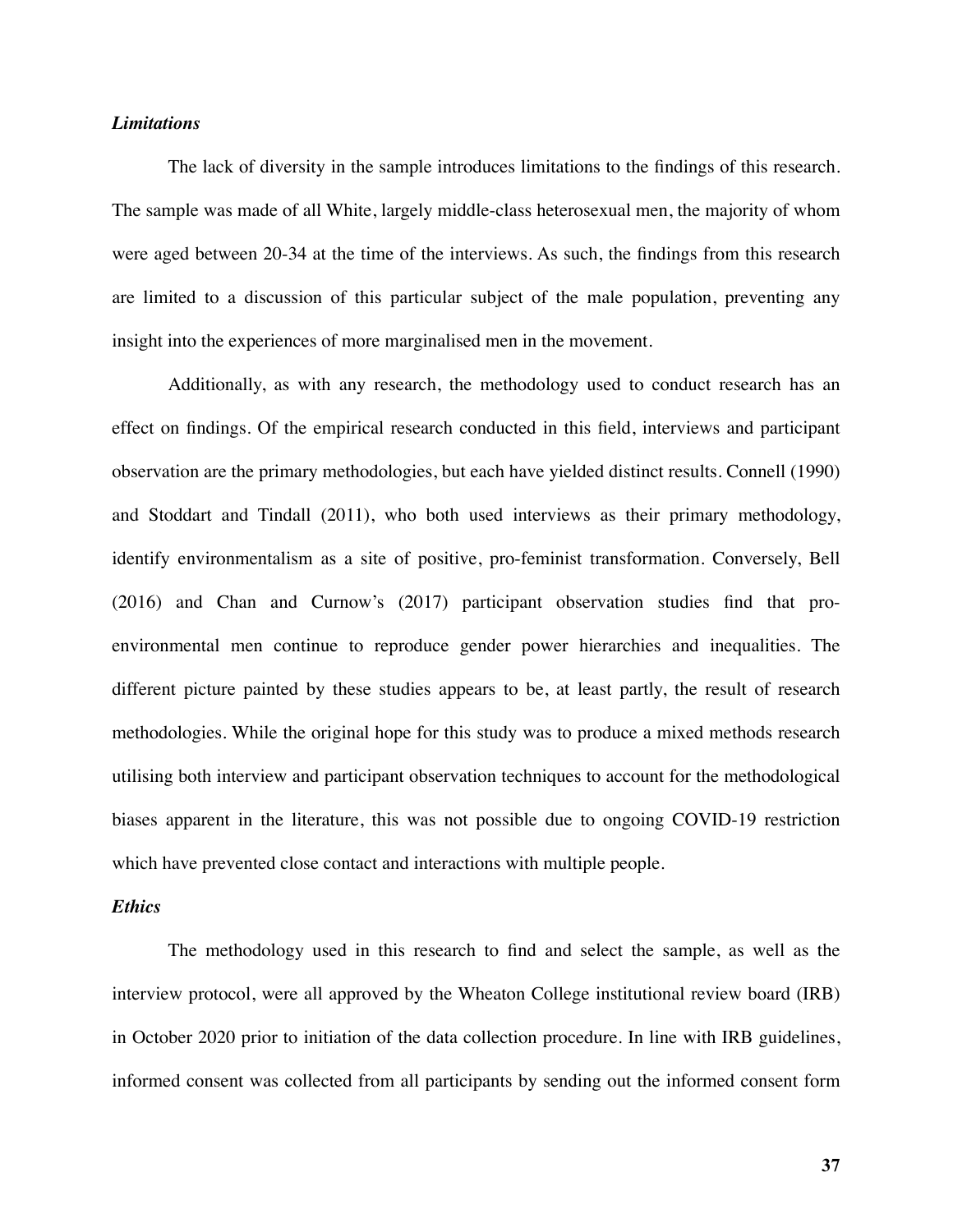### *Limitations*

The lack of diversity in the sample introduces limitations to the findings of this research. The sample was made of all White, largely middle-class heterosexual men, the majority of whom were aged between 20-34 at the time of the interviews. As such, the findings from this research are limited to a discussion of this particular subject of the male population, preventing any insight into the experiences of more marginalised men in the movement.

Additionally, as with any research, the methodology used to conduct research has an effect on findings. Of the empirical research conducted in this field, interviews and participant observation are the primary methodologies, but each have yielded distinct results. Connell (1990) and Stoddart and Tindall (2011), who both used interviews as their primary methodology, identify environmentalism as a site of positive, pro-feminist transformation. Conversely, Bell (2016) and Chan and Curnow's (2017) participant observation studies find that pro-environmental men continue to reproduce gender power hierarchies and inequalities. The different picture painted by these studies appears to be, at least partly, the result of research methodologies. While the original hope for this study was to produce a mixed methods research utilising both interview and participant observation techniques to account for the methodological biases apparent in the literature, this was not possible due to ongoing COVID-19 restriction which have prevented close contact and interactions with multiple people.

### *Ethics*

The methodology used in this research to find and select the sample, as well as the interview protocol, were all approved by the Wheaton College institutional review board (IRB) in October 2020 prior to initiation of the data collection procedure. In line with IRB guidelines, informed consent was collected from all participants by sending out the informed consent form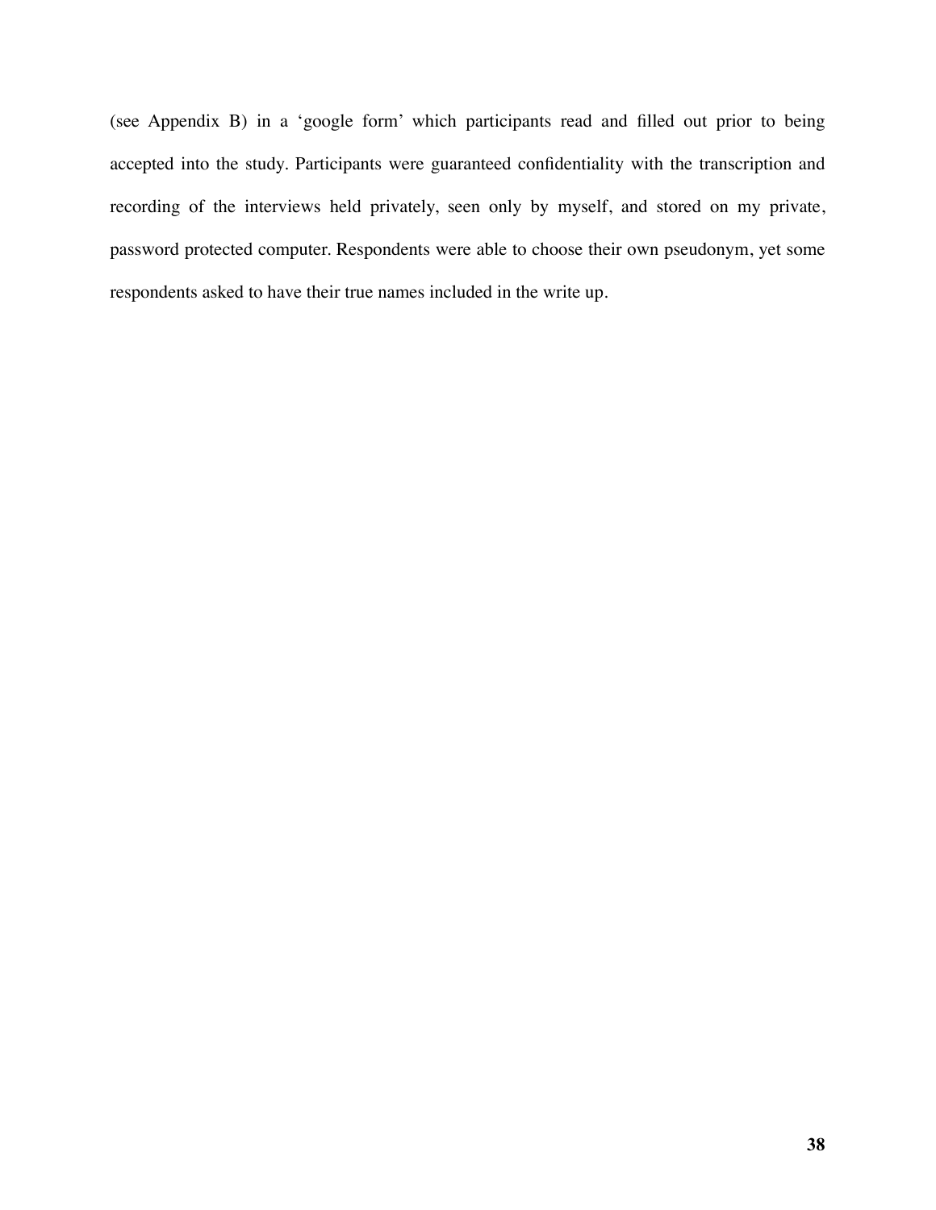(see Appendix B) in a 'google form' which participants read and filled out prior to being accepted into the study. Participants were guaranteed confidentiality with the transcription and recording of the interviews held privately, seen only by myself, and stored on my private, password protected computer. Respondents were able to choose their own pseudonym, yet some respondents asked to have their true names included in the write up.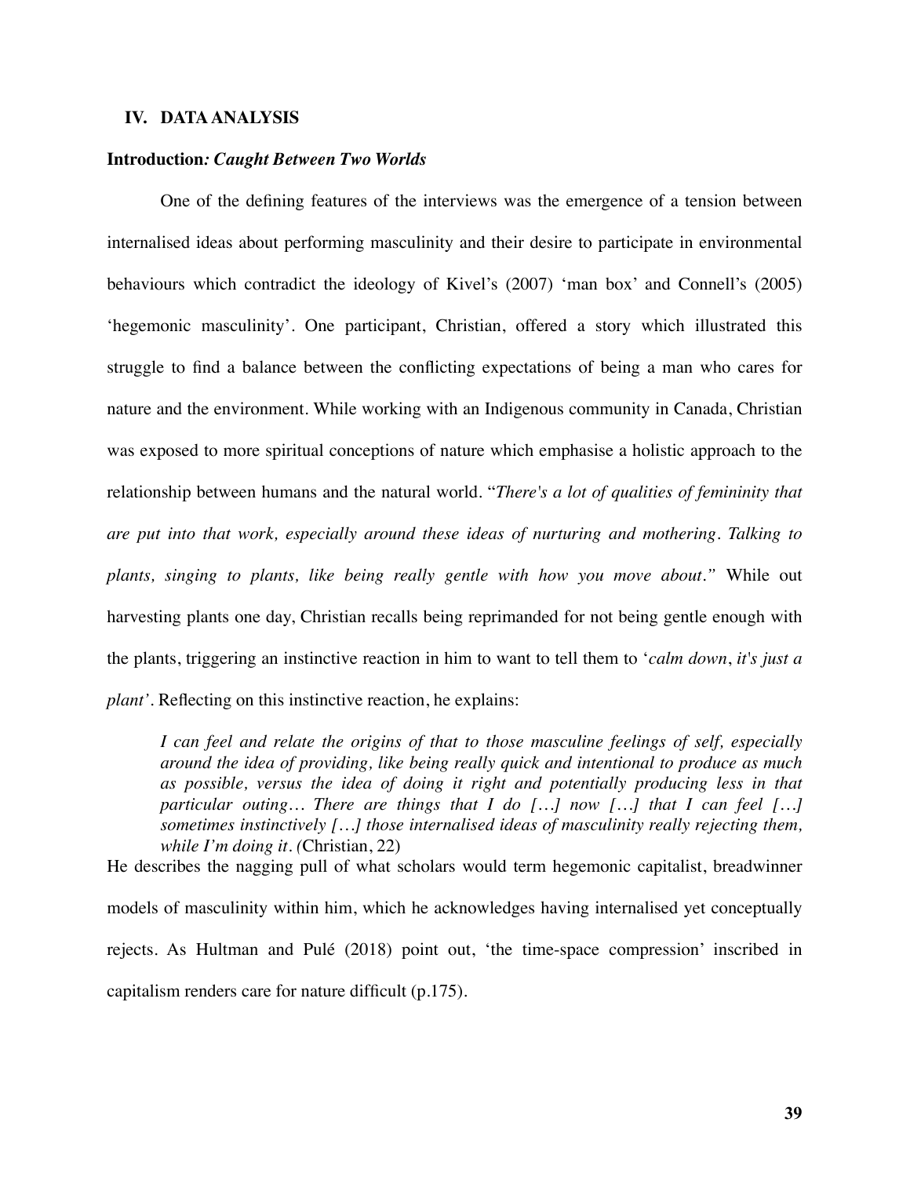## IV. DATA ANALYSIS

**Introduction*: Caught Between Two Worlds***

One of the defining features of the interviews was the emergence of a tension between internalised ideas about performing masculinity and their desire to participate in environmental behaviours which contradict the ideology of Kivel's (2007) 'man box' and Connell's (2005) 'hegemonic masculinity'. One participant, Christian, offered a story which illustrated this struggle to find a balance between the conflicting expectations of being a man who cares for nature and the environment. While working with an Indigenous community in Canada, Christian was exposed to more spiritual conceptions of nature which emphasise a holistic approach to the relationship between humans and the natural world. "*There's a lot of qualities of femininity that are put into that work, especially around these ideas of nurturing and mothering. Talking to plants, singing to plants, like being really gentle with how you move about.*" While out harvesting plants one day, Christian recalls being reprimanded for not being gentle enough with the plants, triggering an instinctive reaction in him to want to tell them to '*calm down, it's just a plant*'. Reflecting on this instinctive reaction, he explains:

> *I can feel and relate the origins of that to those masculine feelings of self, especially around the idea of providing, like being really quick and intentional to produce as much as possible, versus the idea of doing it right and potentially producing less in that particular outing… There are things that I do […] now […] that I can feel […] sometimes instinctively […] those internalised ideas of masculinity really rejecting them, while I'm doing it. (*Christian, 22)

He describes the nagging pull of what scholars would term hegemonic capitalist, breadwinner models of masculinity within him, which he acknowledges having internalised yet conceptually rejects. As Hultman and Pulé (2018) point out, 'the time-space compression' inscribed in capitalism renders care for nature difficult (p.175).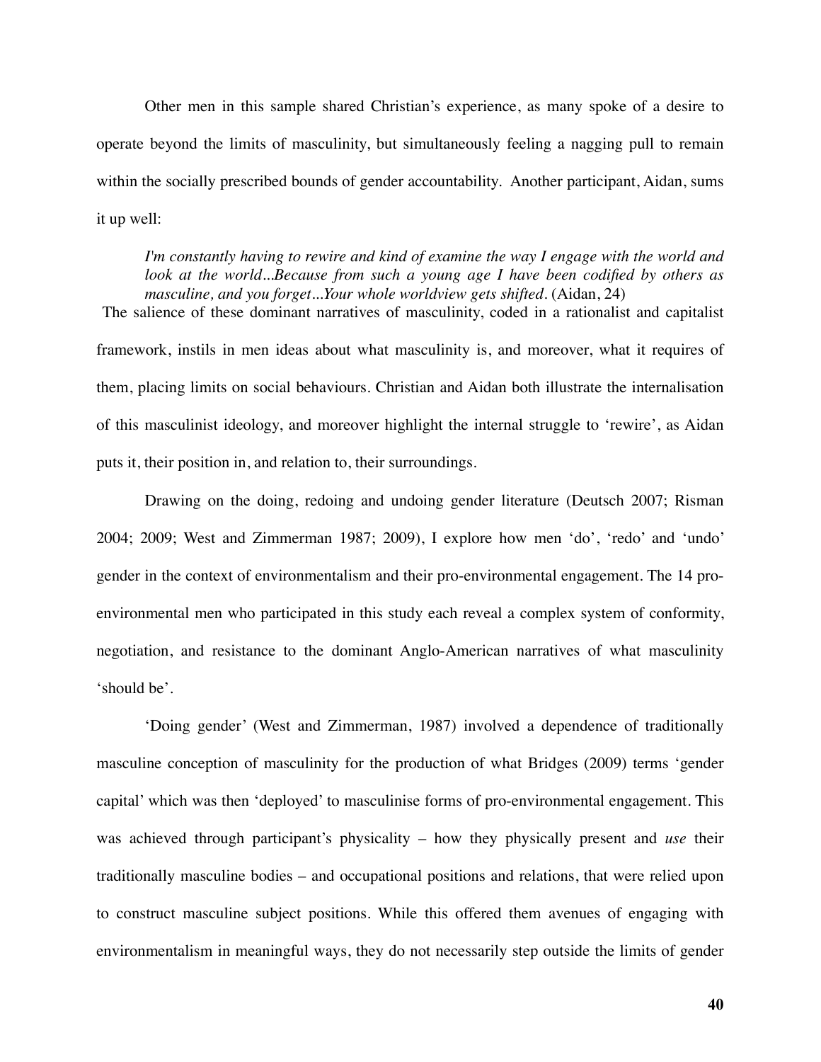Other men in this sample shared Christian's experience, as many spoke of a desire to operate beyond the limits of masculinity, but simultaneously feeling a nagging pull to remain within the socially prescribed bounds of gender accountability. Another participant, Aidan, sums it up well:

> *I'm constantly having to rewire and kind of examine the way I engage with the world and look at the world…Because from such a young age I have been codified by others as masculine, and you forget…Your whole worldview gets shifted.* (Aidan, 24)

The salience of these dominant narratives of masculinity, coded in a rationalist and capitalist framework, instils in men ideas about what masculinity is, and moreover, what it requires of them, placing limits on social behaviours. Christian and Aidan both illustrate the internalisation of this masculinist ideology, and moreover highlight the internal struggle to 'rewire', as Aidan puts it, their position in, and relation to, their surroundings.

Drawing on the doing, redoing and undoing gender literature (Deutsch 2007; Risman 2004; 2009; West and Zimmerman 1987; 2009), I explore how men 'do', 'redo' and 'undo' gender in the context of environmentalism and their pro-environmental engagement. The 14 pro-environmental men who participated in this study each reveal a complex system of conformity, negotiation, and resistance to the dominant Anglo-American narratives of what masculinity 'should be'.

'Doing gender' (West and Zimmerman, 1987) involved a dependence of traditionally masculine conception of masculinity for the production of what Bridges (2009) terms 'gender capital' which was then 'deployed' to masculinise forms of pro-environmental engagement. This was achieved through participant's physicality – how they physically present and *use* their traditionally masculine bodies – and occupational positions and relations, that were relied upon to construct masculine subject positions. While this offered them avenues of engaging with environmentalism in meaningful ways, they do not necessarily step outside the limits of gender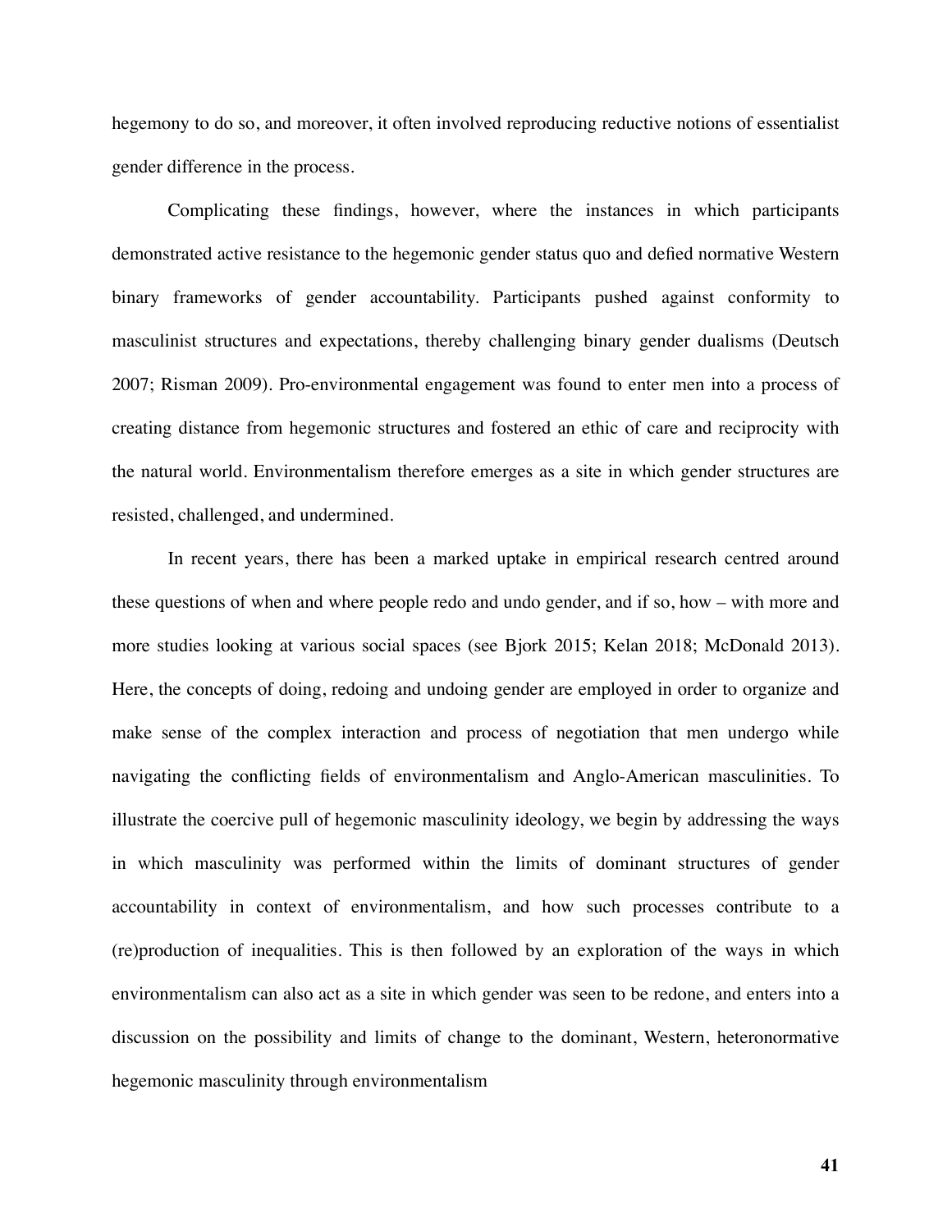hegemony to do so, and moreover, it often involved reproducing reductive notions of essentialist gender difference in the process.

Complicating these findings, however, where the instances in which participants demonstrated active resistance to the hegemonic gender status quo and defied normative Western binary frameworks of gender accountability. Participants pushed against conformity to masculinist structures and expectations, thereby challenging binary gender dualisms (Deutsch 2007; Risman 2009). Pro-environmental engagement was found to enter men into a process of creating distance from hegemonic structures and fostered an ethic of care and reciprocity with the natural world. Environmentalism therefore emerges as a site in which gender structures are resisted, challenged, and undermined.

In recent years, there has been a marked uptake in empirical research centred around these questions of when and where people redo and undo gender, and if so, how – with more and more studies looking at various social spaces (see Bjork 2015; Kelan 2018; McDonald 2013). Here, the concepts of doing, redoing and undoing gender are employed in order to organize and make sense of the complex interaction and process of negotiation that men undergo while navigating the conflicting fields of environmentalism and Anglo-American masculinities. To illustrate the coercive pull of hegemonic masculinity ideology, we begin by addressing the ways in which masculinity was performed within the limits of dominant structures of gender accountability in context of environmentalism, and how such processes contribute to a (re)production of inequalities. This is then followed by an exploration of the ways in which environmentalism can also act as a site in which gender was seen to be redone, and enters into a discussion on the possibility and limits of change to the dominant, Western, heteronormative hegemonic masculinity through environmentalism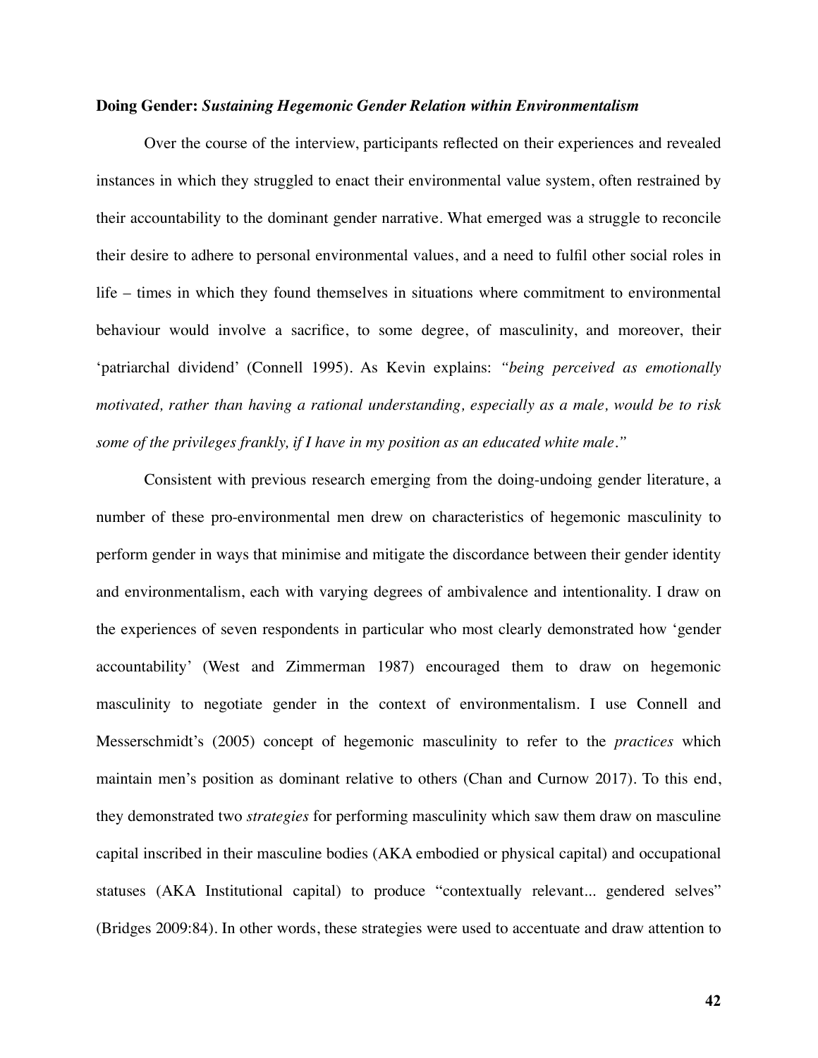**Doing Gender:** ***Sustaining Hegemonic Gender Relation within Environmentalism***

Over the course of the interview, participants reflected on their experiences and revealed instances in which they struggled to enact their environmental value system, often restrained by their accountability to the dominant gender narrative. What emerged was a struggle to reconcile their desire to adhere to personal environmental values, and a need to fulfil other social roles in life – times in which they found themselves in situations where commitment to environmental behaviour would involve a sacrifice, to some degree, of masculinity, and moreover, their 'patriarchal dividend' (Connell 1995). As Kevin explains: *"being perceived as emotionally motivated, rather than having a rational understanding, especially as a male, would be to risk some of the privileges frankly, if I have in my position as an educated white male."*

Consistent with previous research emerging from the doing-undoing gender literature, a number of these pro-environmental men drew on characteristics of hegemonic masculinity to perform gender in ways that minimise and mitigate the discordance between their gender identity and environmentalism, each with varying degrees of ambivalence and intentionality. I draw on the experiences of seven respondents in particular who most clearly demonstrated how 'gender accountability' (West and Zimmerman 1987) encouraged them to draw on hegemonic masculinity to negotiate gender in the context of environmentalism. I use Connell and Messerschmidt's (2005) concept of hegemonic masculinity to refer to the *practices* which maintain men's position as dominant relative to others (Chan and Curnow 2017). To this end, they demonstrated two *strategies* for performing masculinity which saw them draw on masculine capital inscribed in their masculine bodies (AKA embodied or physical capital) and occupational statuses (AKA Institutional capital) to produce "contextually relevant... gendered selves" (Bridges 2009:84). In other words, these strategies were used to accentuate and draw attention to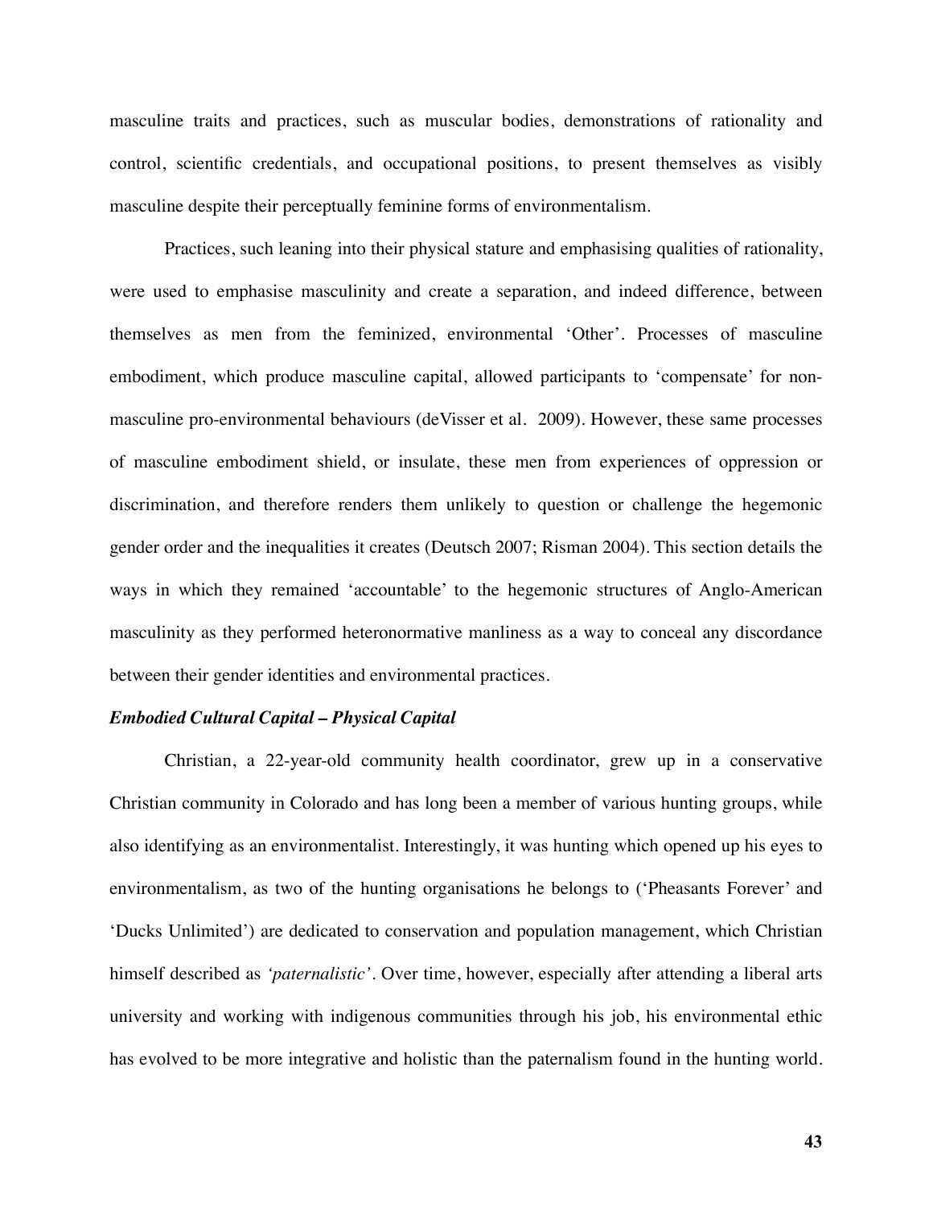masculine traits and practices, such as muscular bodies, demonstrations of rationality and control, scientific credentials, and occupational positions, to present themselves as visibly masculine despite their perceptually feminine forms of environmentalism.

Practices, such leaning into their physical stature and emphasising qualities of rationality, were used to emphasise masculinity and create a separation, and indeed difference, between themselves as men from the feminized, environmental 'Other'. Processes of masculine embodiment, which produce masculine capital, allowed participants to 'compensate' for non-masculine pro-environmental behaviours (deVisser et al. 2009). However, these same processes of masculine embodiment shield, or insulate, these men from experiences of oppression or discrimination, and therefore renders them unlikely to question or challenge the hegemonic gender order and the inequalities it creates (Deutsch 2007; Risman 2004). This section details the ways in which they remained 'accountable' to the hegemonic structures of Anglo-American masculinity as they performed heteronormative manliness as a way to conceal any discordance between their gender identities and environmental practices.

***Embodied Cultural Capital – Physical Capital***

Christian, a 22-year-old community health coordinator, grew up in a conservative Christian community in Colorado and has long been a member of various hunting groups, while also identifying as an environmentalist. Interestingly, it was hunting which opened up his eyes to environmentalism, as two of the hunting organisations he belongs to ('Pheasants Forever' and 'Ducks Unlimited') are dedicated to conservation and population management, which Christian himself described as *'paternalistic'*. Over time, however, especially after attending a liberal arts university and working with indigenous communities through his job, his environmental ethic has evolved to be more integrative and holistic than the paternalism found in the hunting world.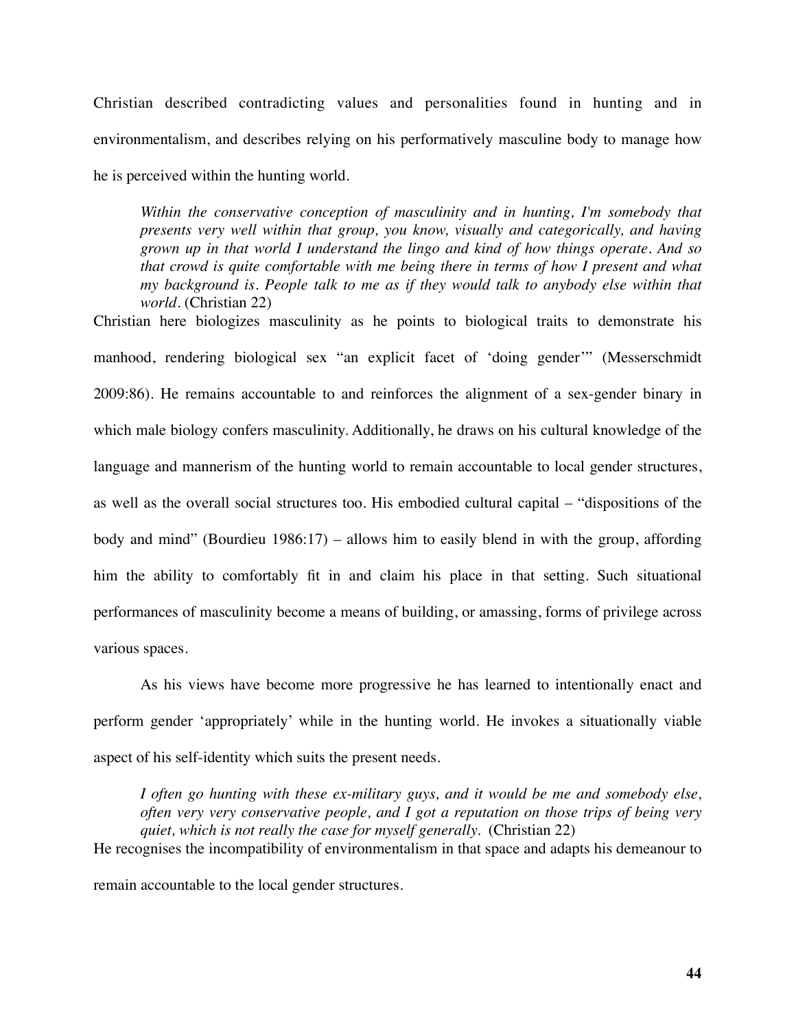Christian described contradicting values and personalities found in hunting and in environmentalism, and describes relying on his performatively masculine body to manage how he is perceived within the hunting world.

> *Within the conservative conception of masculinity and in hunting, I'm somebody that presents very well within that group, you know, visually and categorically, and having grown up in that world I understand the lingo and kind of how things operate. And so that crowd is quite comfortable with me being there in terms of how I present and what my background is. People talk to me as if they would talk to anybody else within that world.* (Christian 22)

Christian here biologizes masculinity as he points to biological traits to demonstrate his manhood, rendering biological sex "an explicit facet of 'doing gender'" (Messerschmidt 2009:86). He remains accountable to and reinforces the alignment of a sex-gender binary in which male biology confers masculinity. Additionally, he draws on his cultural knowledge of the language and mannerism of the hunting world to remain accountable to local gender structures, as well as the overall social structures too. His embodied cultural capital – "dispositions of the body and mind" (Bourdieu 1986:17) – allows him to easily blend in with the group, affording him the ability to comfortably fit in and claim his place in that setting. Such situational performances of masculinity become a means of building, or amassing, forms of privilege across various spaces.

As his views have become more progressive he has learned to intentionally enact and perform gender 'appropriately' while in the hunting world. He invokes a situationally viable aspect of his self-identity which suits the present needs.

> *I often go hunting with these ex-military guys, and it would be me and somebody else, often very very conservative people, and I got a reputation on those trips of being very quiet, which is not really the case for myself generally.* (Christian 22)

He recognises the incompatibility of environmentalism in that space and adapts his demeanour to remain accountable to the local gender structures.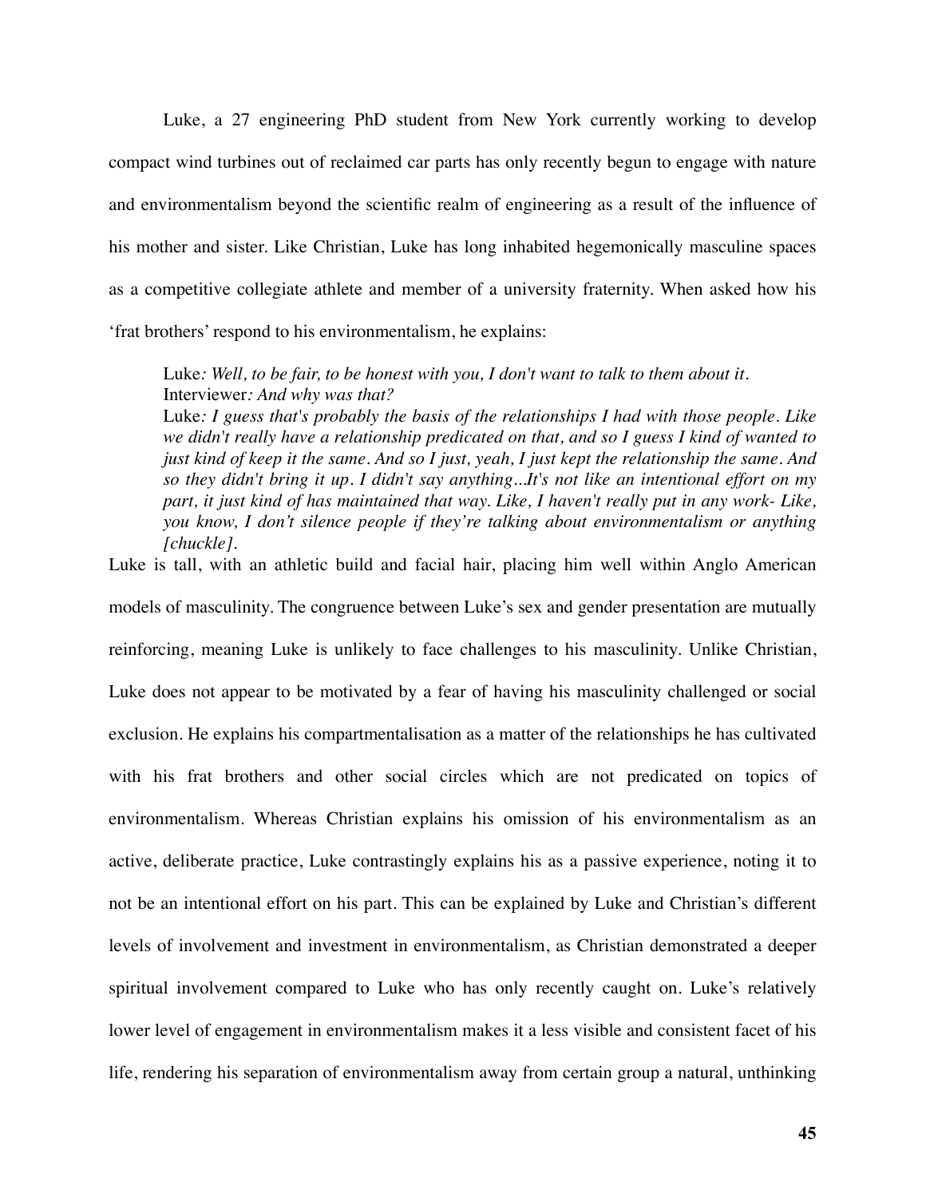Luke, a 27 engineering PhD student from New York currently working to develop compact wind turbines out of reclaimed car parts has only recently begun to engage with nature and environmentalism beyond the scientific realm of engineering as a result of the influence of his mother and sister. Like Christian, Luke has long inhabited hegemonically masculine spaces as a competitive collegiate athlete and member of a university fraternity. When asked how his 'frat brothers' respond to his environmentalism, he explains:

> Luke*: Well, to be fair, to be honest with you, I don't want to talk to them about it.*
> Interviewer*: And why was that?*
> Luke*: I guess that's probably the basis of the relationships I had with those people. Like we didn't really have a relationship predicated on that, and so I guess I kind of wanted to just kind of keep it the same. And so I just, yeah, I just kept the relationship the same. And so they didn't bring it up. I didn't say anything...It's not like an intentional effort on my part, it just kind of has maintained that way. Like, I haven't really put in any work- Like, you know, I don't silence people if they're talking about environmentalism or anything [chuckle].*

Luke is tall, with an athletic build and facial hair, placing him well within Anglo American models of masculinity. The congruence between Luke's sex and gender presentation are mutually reinforcing, meaning Luke is unlikely to face challenges to his masculinity. Unlike Christian, Luke does not appear to be motivated by a fear of having his masculinity challenged or social exclusion. He explains his compartmentalisation as a matter of the relationships he has cultivated with his frat brothers and other social circles which are not predicated on topics of environmentalism. Whereas Christian explains his omission of his environmentalism as an active, deliberate practice, Luke contrastingly explains his as a passive experience, noting it to not be an intentional effort on his part. This can be explained by Luke and Christian's different levels of involvement and investment in environmentalism, as Christian demonstrated a deeper spiritual involvement compared to Luke who has only recently caught on. Luke's relatively lower level of engagement in environmentalism makes it a less visible and consistent facet of his life, rendering his separation of environmentalism away from certain group a natural, unthinking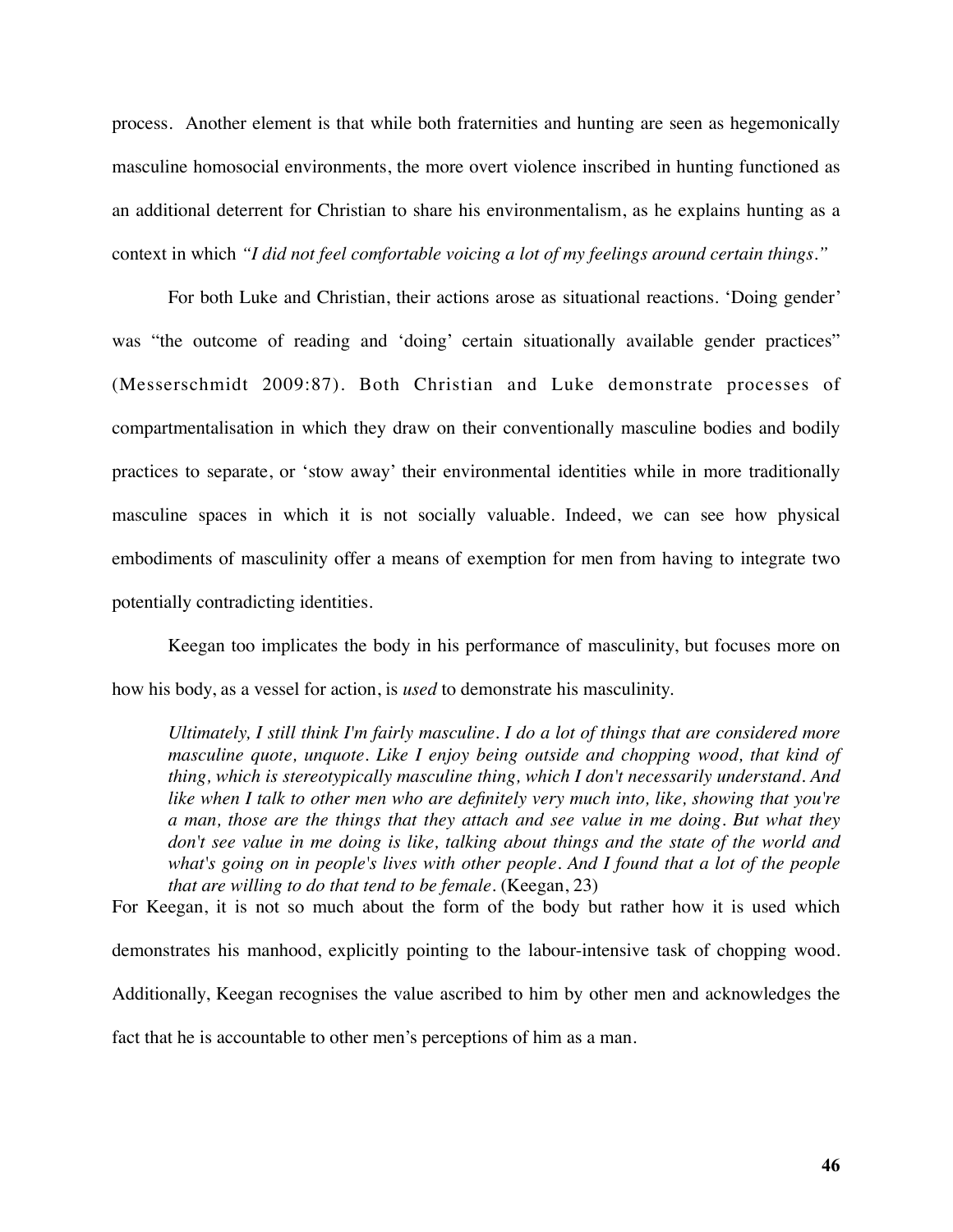process. Another element is that while both fraternities and hunting are seen as hegemonically masculine homosocial environments, the more overt violence inscribed in hunting functioned as an additional deterrent for Christian to share his environmentalism, as he explains hunting as a context in which *"I did not feel comfortable voicing a lot of my feelings around certain things."*

For both Luke and Christian, their actions arose as situational reactions. 'Doing gender' was "the outcome of reading and 'doing' certain situationally available gender practices" (Messerschmidt 2009:87). Both Christian and Luke demonstrate processes of compartmentalisation in which they draw on their conventionally masculine bodies and bodily practices to separate, or 'stow away' their environmental identities while in more traditionally masculine spaces in which it is not socially valuable. Indeed, we can see how physical embodiments of masculinity offer a means of exemption for men from having to integrate two potentially contradicting identities.

Keegan too implicates the body in his performance of masculinity, but focuses more on how his body, as a vessel for action, is *used* to demonstrate his masculinity.

> *Ultimately, I still think I'm fairly masculine. I do a lot of things that are considered more masculine quote, unquote. Like I enjoy being outside and chopping wood, that kind of thing, which is stereotypically masculine thing, which I don't necessarily understand. And like when I talk to other men who are definitely very much into, like, showing that you're a man, those are the things that they attach and see value in me doing. But what they don't see value in me doing is like, talking about things and the state of the world and what's going on in people's lives with other people. And I found that a lot of the people that are willing to do that tend to be female.* (Keegan, 23)

For Keegan, it is not so much about the form of the body but rather how it is used which demonstrates his manhood, explicitly pointing to the labour-intensive task of chopping wood. Additionally, Keegan recognises the value ascribed to him by other men and acknowledges the fact that he is accountable to other men's perceptions of him as a man.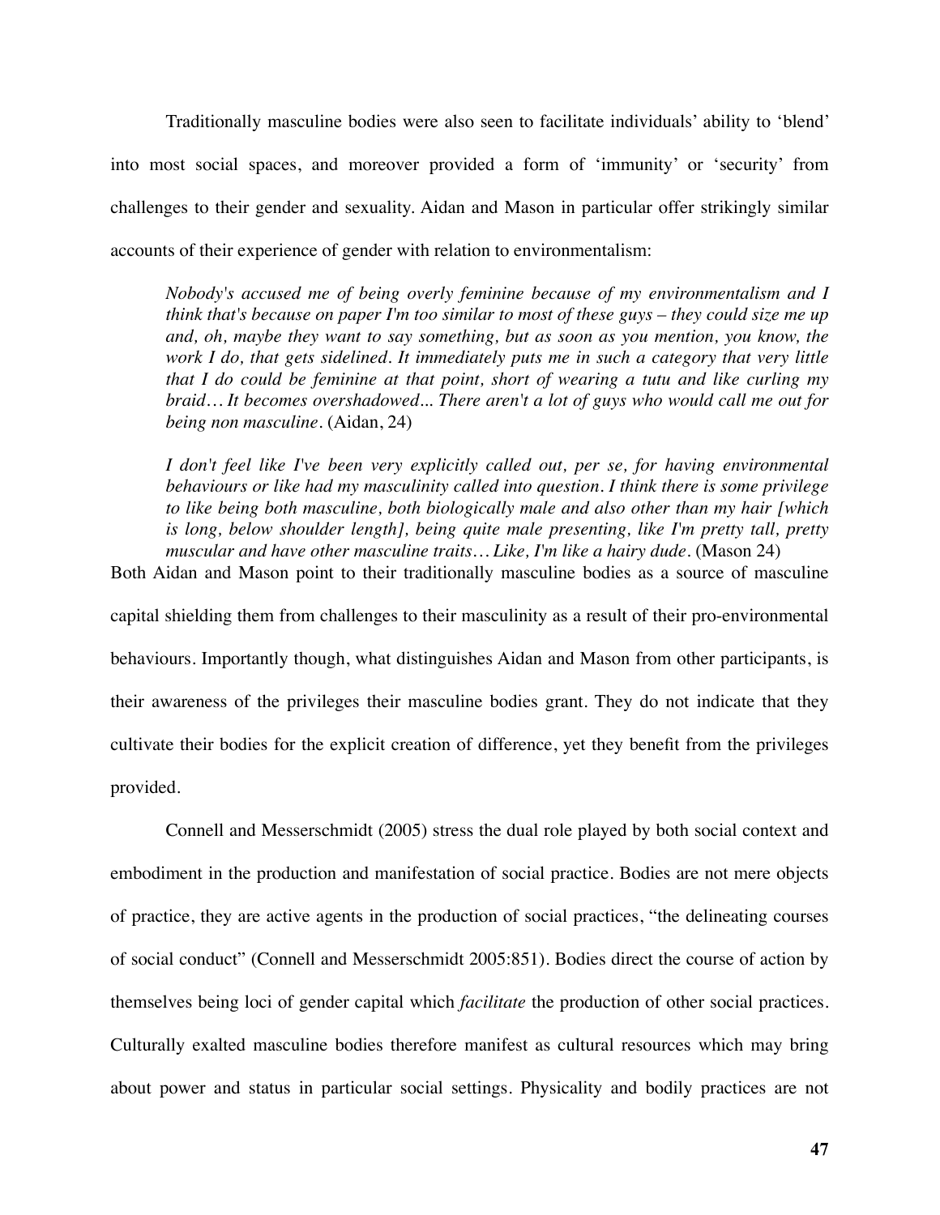Traditionally masculine bodies were also seen to facilitate individuals' ability to 'blend' into most social spaces, and moreover provided a form of 'immunity' or 'security' from challenges to their gender and sexuality. Aidan and Mason in particular offer strikingly similar accounts of their experience of gender with relation to environmentalism:

> *Nobody's accused me of being overly feminine because of my environmentalism and I think that's because on paper I'm too similar to most of these guys – they could size me up and, oh, maybe they want to say something, but as soon as you mention, you know, the work I do, that gets sidelined. It immediately puts me in such a category that very little that I do could be feminine at that point, short of wearing a tutu and like curling my braid… It becomes overshadowed... There aren't a lot of guys who would call me out for being non masculine.* (Aidan, 24)

> *I don't feel like I've been very explicitly called out, per se, for having environmental behaviours or like had my masculinity called into question. I think there is some privilege to like being both masculine, both biologically male and also other than my hair [which is long, below shoulder length], being quite male presenting, like I'm pretty tall, pretty muscular and have other masculine traits… Like, I'm like a hairy dude.* (Mason 24)

Both Aidan and Mason point to their traditionally masculine bodies as a source of masculine capital shielding them from challenges to their masculinity as a result of their pro-environmental behaviours. Importantly though, what distinguishes Aidan and Mason from other participants, is their awareness of the privileges their masculine bodies grant. They do not indicate that they cultivate their bodies for the explicit creation of difference, yet they benefit from the privileges provided.

Connell and Messerschmidt (2005) stress the dual role played by both social context and embodiment in the production and manifestation of social practice. Bodies are not mere objects of practice, they are active agents in the production of social practices, "the delineating courses of social conduct" (Connell and Messerschmidt 2005:851). Bodies direct the course of action by themselves being loci of gender capital which *facilitate* the production of other social practices. Culturally exalted masculine bodies therefore manifest as cultural resources which may bring about power and status in particular social settings. Physicality and bodily practices are not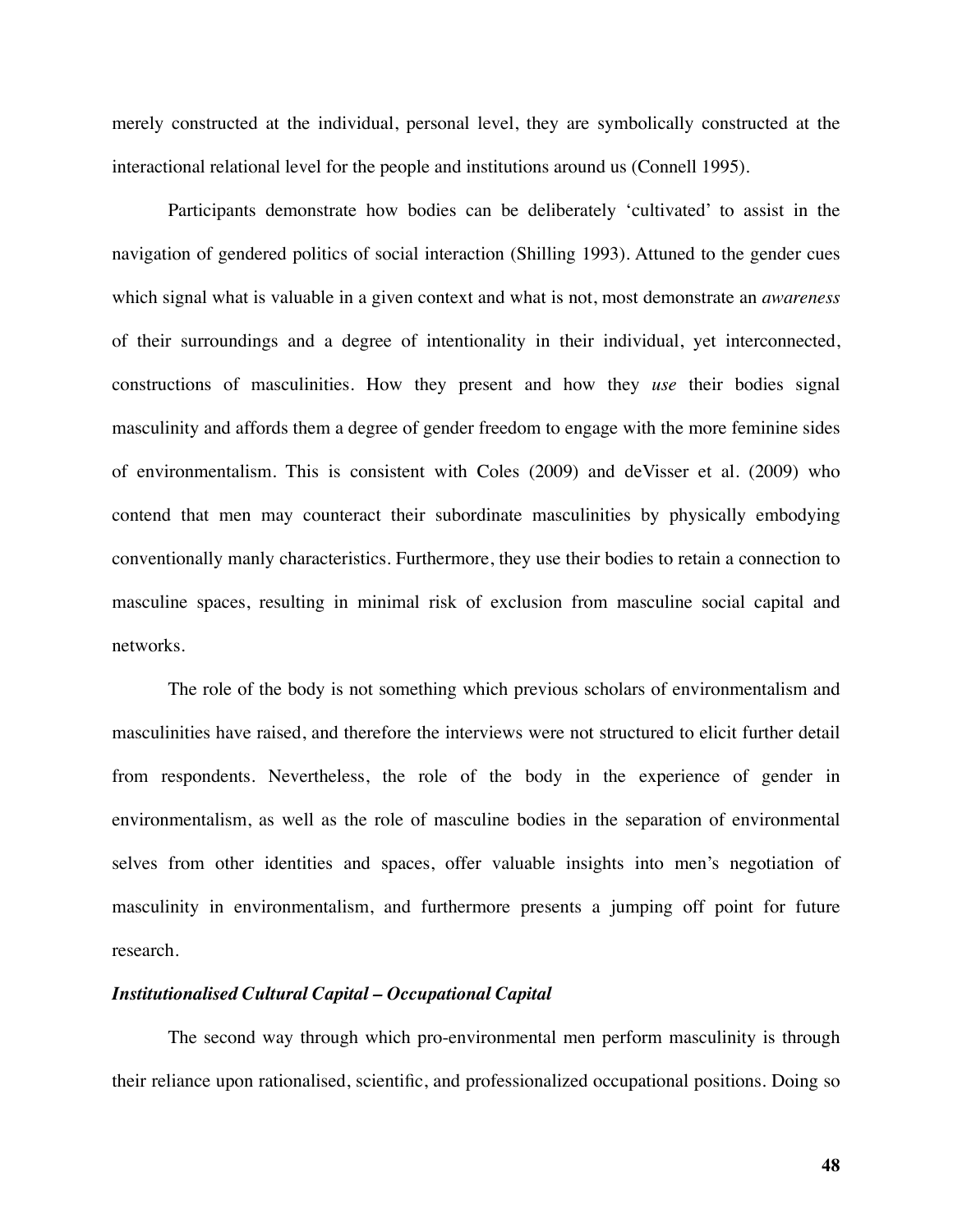merely constructed at the individual, personal level, they are symbolically constructed at the interactional relational level for the people and institutions around us (Connell 1995).

Participants demonstrate how bodies can be deliberately 'cultivated' to assist in the navigation of gendered politics of social interaction (Shilling 1993). Attuned to the gender cues which signal what is valuable in a given context and what is not, most demonstrate an *awareness* of their surroundings and a degree of intentionality in their individual, yet interconnected, constructions of masculinities. How they present and how they *use* their bodies signal masculinity and affords them a degree of gender freedom to engage with the more feminine sides of environmentalism. This is consistent with Coles (2009) and deVisser et al. (2009) who contend that men may counteract their subordinate masculinities by physically embodying conventionally manly characteristics. Furthermore, they use their bodies to retain a connection to masculine spaces, resulting in minimal risk of exclusion from masculine social capital and networks.

The role of the body is not something which previous scholars of environmentalism and masculinities have raised, and therefore the interviews were not structured to elicit further detail from respondents. Nevertheless, the role of the body in the experience of gender in environmentalism, as well as the role of masculine bodies in the separation of environmental selves from other identities and spaces, offer valuable insights into men's negotiation of masculinity in environmentalism, and furthermore presents a jumping off point for future research.

***Institutionalised Cultural Capital – Occupational Capital***

The second way through which pro-environmental men perform masculinity is through their reliance upon rationalised, scientific, and professionalized occupational positions. Doing so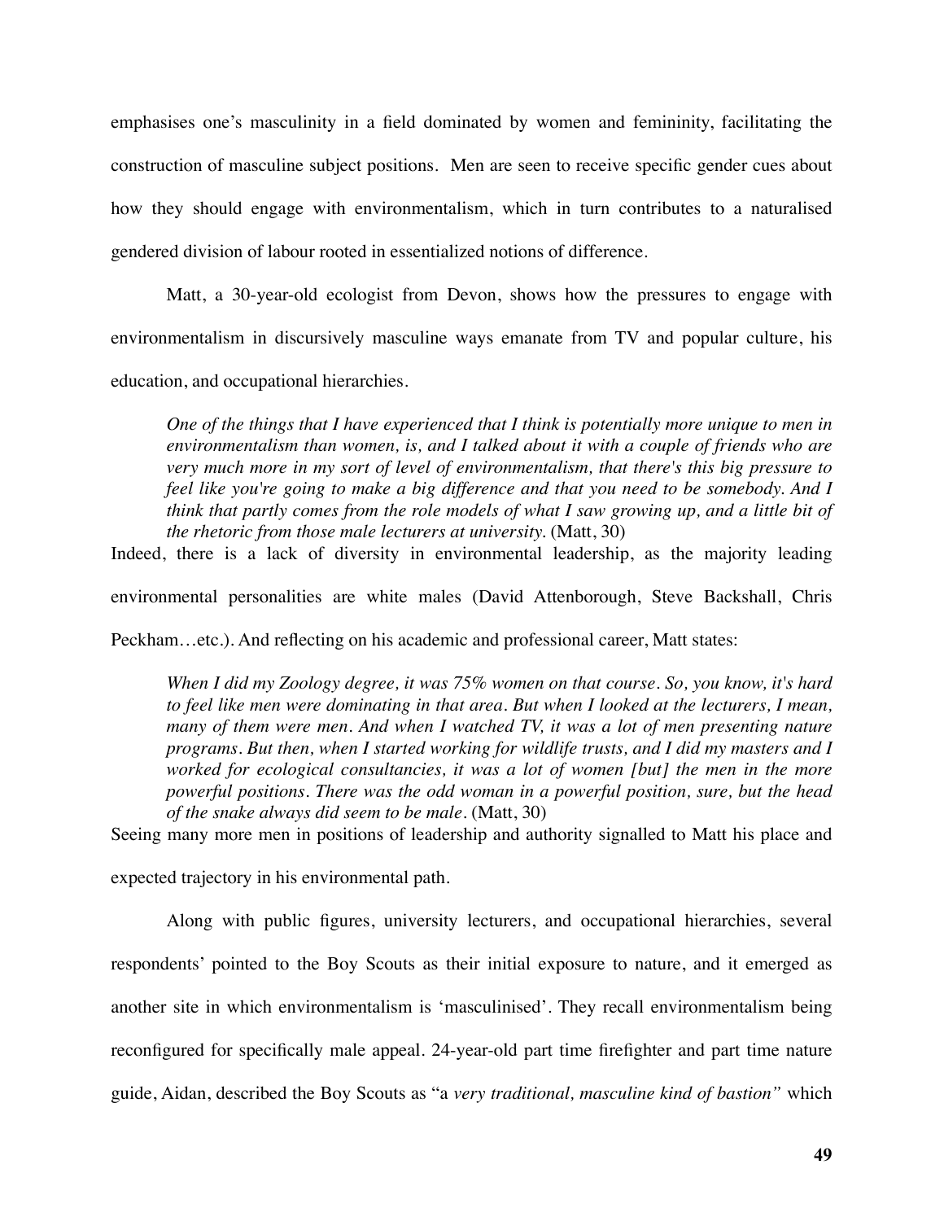emphasises one's masculinity in a field dominated by women and femininity, facilitating the construction of masculine subject positions. Men are seen to receive specific gender cues about how they should engage with environmentalism, which in turn contributes to a naturalised gendered division of labour rooted in essentialized notions of difference.

Matt, a 30-year-old ecologist from Devon, shows how the pressures to engage with environmentalism in discursively masculine ways emanate from TV and popular culture, his education, and occupational hierarchies.

> *One of the things that I have experienced that I think is potentially more unique to men in environmentalism than women, is, and I talked about it with a couple of friends who are very much more in my sort of level of environmentalism, that there's this big pressure to feel like you're going to make a big difference and that you need to be somebody. And I think that partly comes from the role models of what I saw growing up, and a little bit of the rhetoric from those male lecturers at university.* (Matt, 30)

Indeed, there is a lack of diversity in environmental leadership, as the majority leading environmental personalities are white males (David Attenborough, Steve Backshall, Chris Peckham…etc.). And reflecting on his academic and professional career, Matt states:

> *When I did my Zoology degree, it was 75% women on that course. So, you know, it's hard to feel like men were dominating in that area. But when I looked at the lecturers, I mean, many of them were men. And when I watched TV, it was a lot of men presenting nature programs. But then, when I started working for wildlife trusts, and I did my masters and I worked for ecological consultancies, it was a lot of women [but] the men in the more powerful positions. There was the odd woman in a powerful position, sure, but the head of the snake always did seem to be male.* (Matt, 30)

Seeing many more men in positions of leadership and authority signalled to Matt his place and expected trajectory in his environmental path.

Along with public figures, university lecturers, and occupational hierarchies, several respondents' pointed to the Boy Scouts as their initial exposure to nature, and it emerged as another site in which environmentalism is 'masculinised'. They recall environmentalism being reconfigured for specifically male appeal. 24-year-old part time firefighter and part time nature guide, Aidan, described the Boy Scouts as "a *very traditional, masculine kind of bastion"* which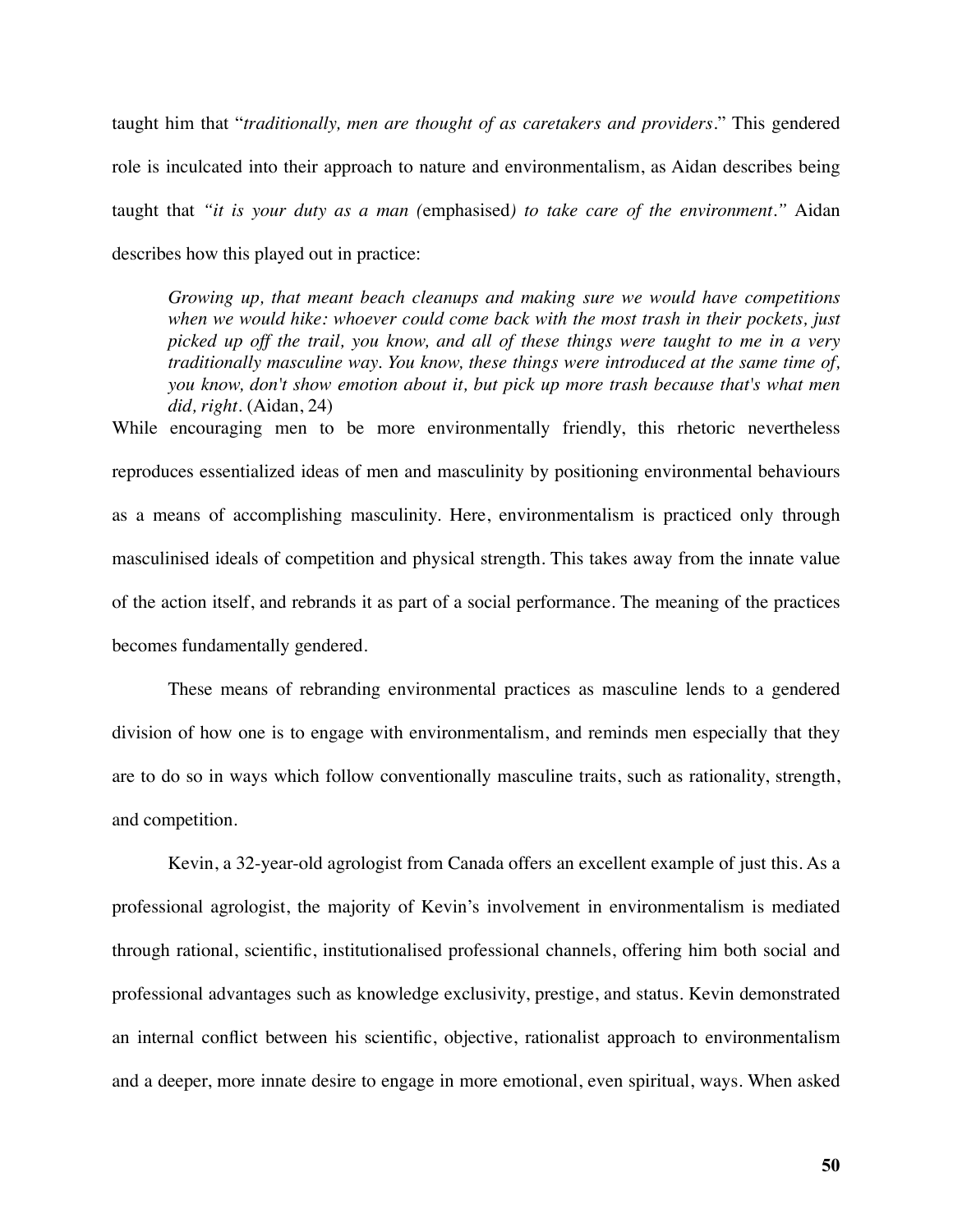taught him that "*traditionally, men are thought of as caretakers and providers*." This gendered role is inculcated into their approach to nature and environmentalism, as Aidan describes being taught that *"it is your duty as a man (*emphasised*) to take care of the environment."* Aidan describes how this played out in practice:

> *Growing up, that meant beach cleanups and making sure we would have competitions when we would hike: whoever could come back with the most trash in their pockets, just picked up off the trail, you know, and all of these things were taught to me in a very traditionally masculine way. You know, these things were introduced at the same time of, you know, don't show emotion about it, but pick up more trash because that's what men did, right.* (Aidan, 24)

While encouraging men to be more environmentally friendly, this rhetoric nevertheless reproduces essentialized ideas of men and masculinity by positioning environmental behaviours as a means of accomplishing masculinity. Here, environmentalism is practiced only through masculinised ideals of competition and physical strength. This takes away from the innate value of the action itself, and rebrands it as part of a social performance. The meaning of the practices becomes fundamentally gendered.

These means of rebranding environmental practices as masculine lends to a gendered division of how one is to engage with environmentalism, and reminds men especially that they are to do so in ways which follow conventionally masculine traits, such as rationality, strength, and competition.

Kevin, a 32-year-old agrologist from Canada offers an excellent example of just this. As a professional agrologist, the majority of Kevin's involvement in environmentalism is mediated through rational, scientific, institutionalised professional channels, offering him both social and professional advantages such as knowledge exclusivity, prestige, and status. Kevin demonstrated an internal conflict between his scientific, objective, rationalist approach to environmentalism and a deeper, more innate desire to engage in more emotional, even spiritual, ways. When asked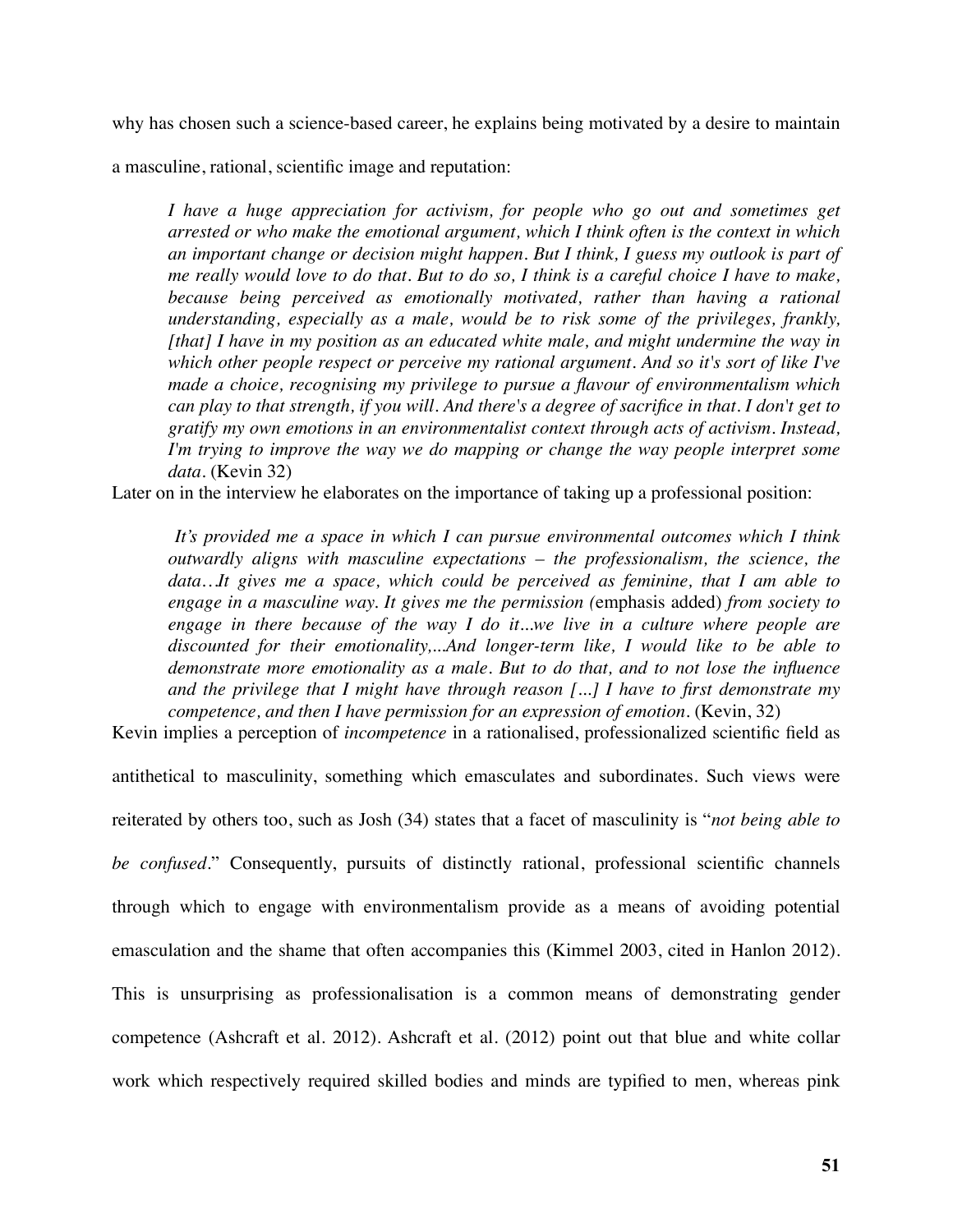why has chosen such a science-based career, he explains being motivated by a desire to maintain a masculine, rational, scientific image and reputation:

> *I have a huge appreciation for activism, for people who go out and sometimes get arrested or who make the emotional argument, which I think often is the context in which an important change or decision might happen. But I think, I guess my outlook is part of me really would love to do that. But to do so, I think is a careful choice I have to make, because being perceived as emotionally motivated, rather than having a rational understanding, especially as a male, would be to risk some of the privileges, frankly, [that] I have in my position as an educated white male, and might undermine the way in which other people respect or perceive my rational argument. And so it's sort of like I've made a choice, recognising my privilege to pursue a flavour of environmentalism which can play to that strength, if you will. And there's a degree of sacrifice in that. I don't get to gratify my own emotions in an environmentalist context through acts of activism. Instead, I'm trying to improve the way we do mapping or change the way people interpret some data.* (Kevin 32)

Later on in the interview he elaborates on the importance of taking up a professional position:

> *It's provided me a space in which I can pursue environmental outcomes which I think outwardly aligns with masculine expectations – the professionalism, the science, the data…It gives me a space, which could be perceived as feminine, that I am able to engage in a masculine way. It gives me the permission (*emphasis added) *from society to engage in there because of the way I do it...we live in a culture where people are discounted for their emotionality,...And longer-term like, I would like to be able to demonstrate more emotionality as a male. But to do that, and to not lose the influence and the privilege that I might have through reason [...] I have to first demonstrate my competence, and then I have permission for an expression of emotion.* (Kevin, 32)

Kevin implies a perception of *incompetence* in a rationalised, professionalized scientific field as antithetical to masculinity, something which emasculates and subordinates. Such views were reiterated by others too, such as Josh (34) states that a facet of masculinity is "*not being able to be confused*." Consequently, pursuits of distinctly rational, professional scientific channels through which to engage with environmentalism provide as a means of avoiding potential emasculation and the shame that often accompanies this (Kimmel 2003, cited in Hanlon 2012). This is unsurprising as professionalisation is a common means of demonstrating gender competence (Ashcraft et al. 2012). Ashcraft et al. (2012) point out that blue and white collar work which respectively required skilled bodies and minds are typified to men, whereas pink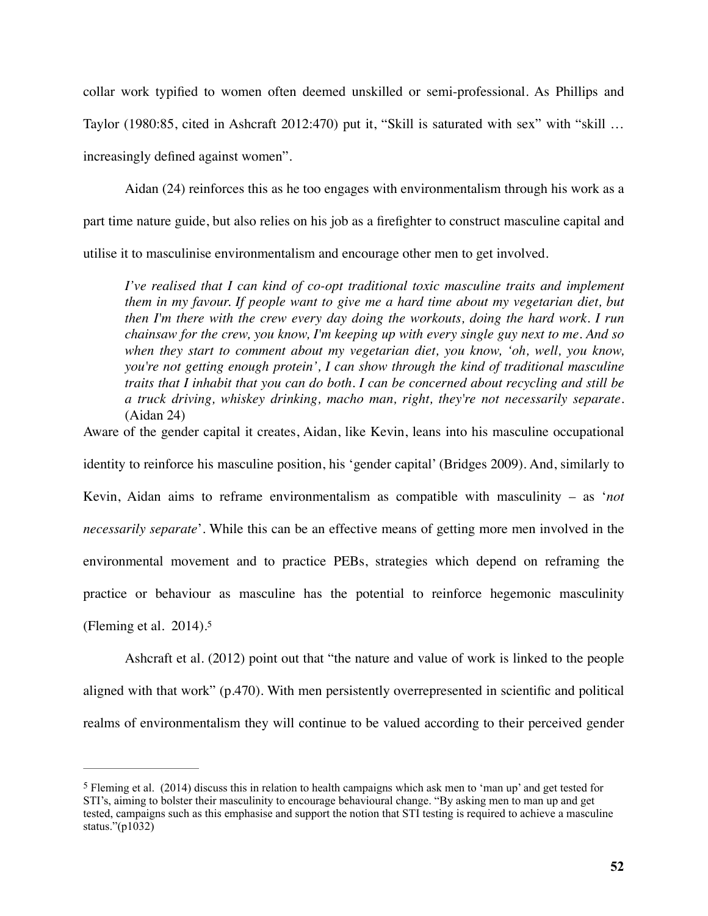collar work typified to women often deemed unskilled or semi-professional. As Phillips and Taylor (1980:85, cited in Ashcraft 2012:470) put it, "Skill is saturated with sex" with "skill … increasingly defined against women".

Aidan (24) reinforces this as he too engages with environmentalism through his work as a part time nature guide, but also relies on his job as a firefighter to construct masculine capital and utilise it to masculinise environmentalism and encourage other men to get involved.

> *I've realised that I can kind of co-opt traditional toxic masculine traits and implement them in my favour. If people want to give me a hard time about my vegetarian diet, but then I'm there with the crew every day doing the workouts, doing the hard work. I run chainsaw for the crew, you know, I'm keeping up with every single guy next to me. And so when they start to comment about my vegetarian diet, you know, 'oh, well, you know, you're not getting enough protein', I can show through the kind of traditional masculine traits that I inhabit that you can do both. I can be concerned about recycling and still be a truck driving, whiskey drinking, macho man, right, they're not necessarily separate.* (Aidan 24)

Aware of the gender capital it creates, Aidan, like Kevin, leans into his masculine occupational identity to reinforce his masculine position, his 'gender capital' (Bridges 2009). And, similarly to Kevin, Aidan aims to reframe environmentalism as compatible with masculinity – as '*not necessarily separate*'. While this can be an effective means of getting more men involved in the environmental movement and to practice PEBs, strategies which depend on reframing the practice or behaviour as masculine has the potential to reinforce hegemonic masculinity (Fleming et al. 2014).[5]

Ashcraft et al. (2012) point out that "the nature and value of work is linked to the people aligned with that work" (p.470). With men persistently overrepresented in scientific and political realms of environmentalism they will continue to be valued according to their perceived gender

---

[5] Fleming et al. (2014) discuss this in relation to health campaigns which ask men to 'man up' and get tested for STI's, aiming to bolster their masculinity to encourage behavioural change. "By asking men to man up and get tested, campaigns such as this emphasise and support the notion that STI testing is required to achieve a masculine status."(p1032)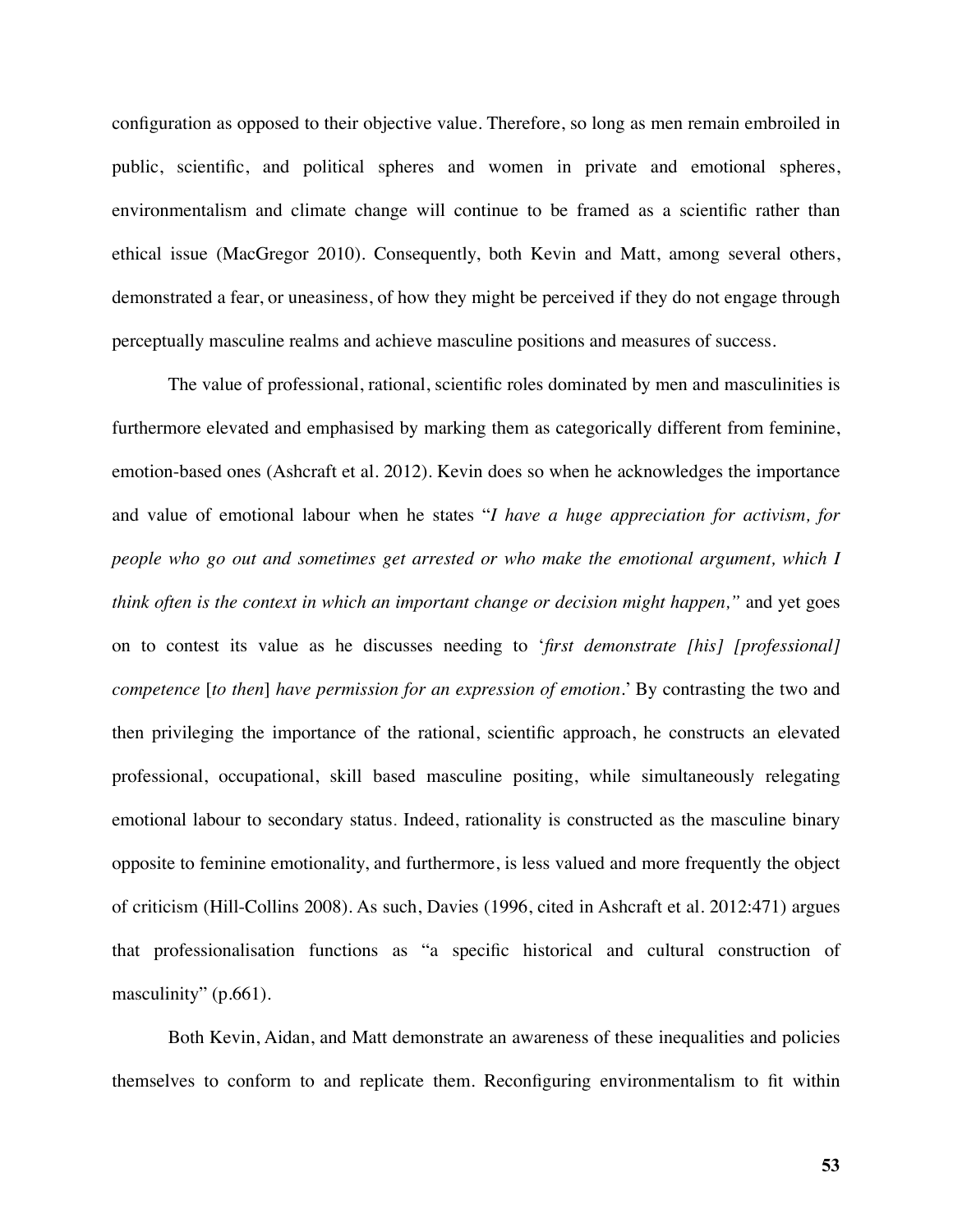configuration as opposed to their objective value. Therefore, so long as men remain embroiled in public, scientific, and political spheres and women in private and emotional spheres, environmentalism and climate change will continue to be framed as a scientific rather than ethical issue (MacGregor 2010). Consequently, both Kevin and Matt, among several others, demonstrated a fear, or uneasiness, of how they might be perceived if they do not engage through perceptually masculine realms and achieve masculine positions and measures of success.

The value of professional, rational, scientific roles dominated by men and masculinities is furthermore elevated and emphasised by marking them as categorically different from feminine, emotion-based ones (Ashcraft et al. 2012). Kevin does so when he acknowledges the importance and value of emotional labour when he states "*I have a huge appreciation for activism, for people who go out and sometimes get arrested or who make the emotional argument, which I think often is the context in which an important change or decision might happen,*" and yet goes on to contest its value as he discusses needing to '*first demonstrate [his] [professional] competence* [*to then*] *have permission for an expression of emotion*.' By contrasting the two and then privileging the importance of the rational, scientific approach, he constructs an elevated professional, occupational, skill based masculine positing, while simultaneously relegating emotional labour to secondary status. Indeed, rationality is constructed as the masculine binary opposite to feminine emotionality, and furthermore, is less valued and more frequently the object of criticism (Hill-Collins 2008). As such, Davies (1996, cited in Ashcraft et al. 2012:471) argues that professionalisation functions as "a specific historical and cultural construction of masculinity" (p.661).

Both Kevin, Aidan, and Matt demonstrate an awareness of these inequalities and policies themselves to conform to and replicate them. Reconfiguring environmentalism to fit within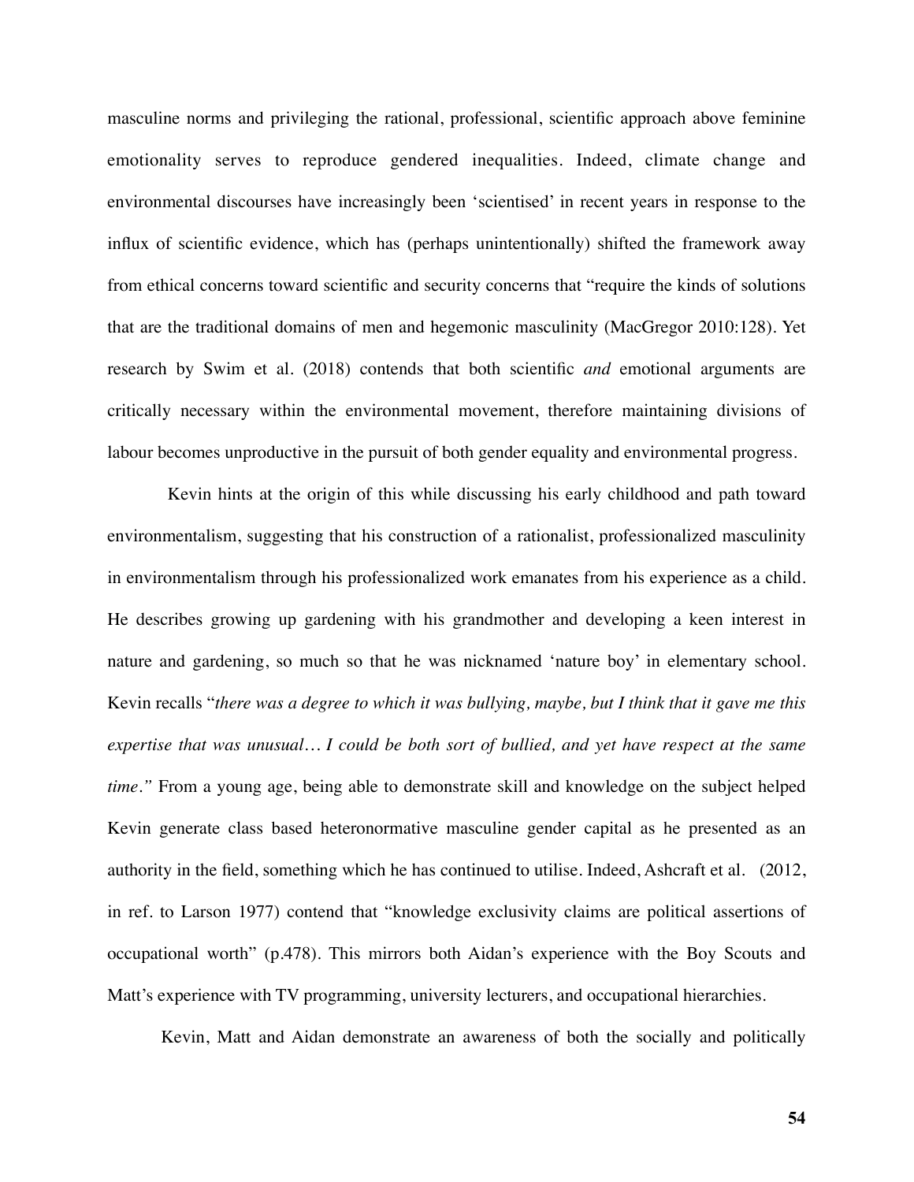masculine norms and privileging the rational, professional, scientific approach above feminine emotionality serves to reproduce gendered inequalities. Indeed, climate change and environmental discourses have increasingly been 'scientised' in recent years in response to the influx of scientific evidence, which has (perhaps unintentionally) shifted the framework away from ethical concerns toward scientific and security concerns that "require the kinds of solutions that are the traditional domains of men and hegemonic masculinity (MacGregor 2010:128). Yet research by Swim et al. (2018) contends that both scientific *and* emotional arguments are critically necessary within the environmental movement, therefore maintaining divisions of labour becomes unproductive in the pursuit of both gender equality and environmental progress.

Kevin hints at the origin of this while discussing his early childhood and path toward environmentalism, suggesting that his construction of a rationalist, professionalized masculinity in environmentalism through his professionalized work emanates from his experience as a child. He describes growing up gardening with his grandmother and developing a keen interest in nature and gardening, so much so that he was nicknamed 'nature boy' in elementary school. Kevin recalls "*there was a degree to which it was bullying, maybe, but I think that it gave me this expertise that was unusual… I could be both sort of bullied, and yet have respect at the same time.*" From a young age, being able to demonstrate skill and knowledge on the subject helped Kevin generate class based heteronormative masculine gender capital as he presented as an authority in the field, something which he has continued to utilise. Indeed, Ashcraft et al. (2012, in ref. to Larson 1977) contend that "knowledge exclusivity claims are political assertions of occupational worth" (p.478). This mirrors both Aidan's experience with the Boy Scouts and Matt's experience with TV programming, university lecturers, and occupational hierarchies.

Kevin, Matt and Aidan demonstrate an awareness of both the socially and politically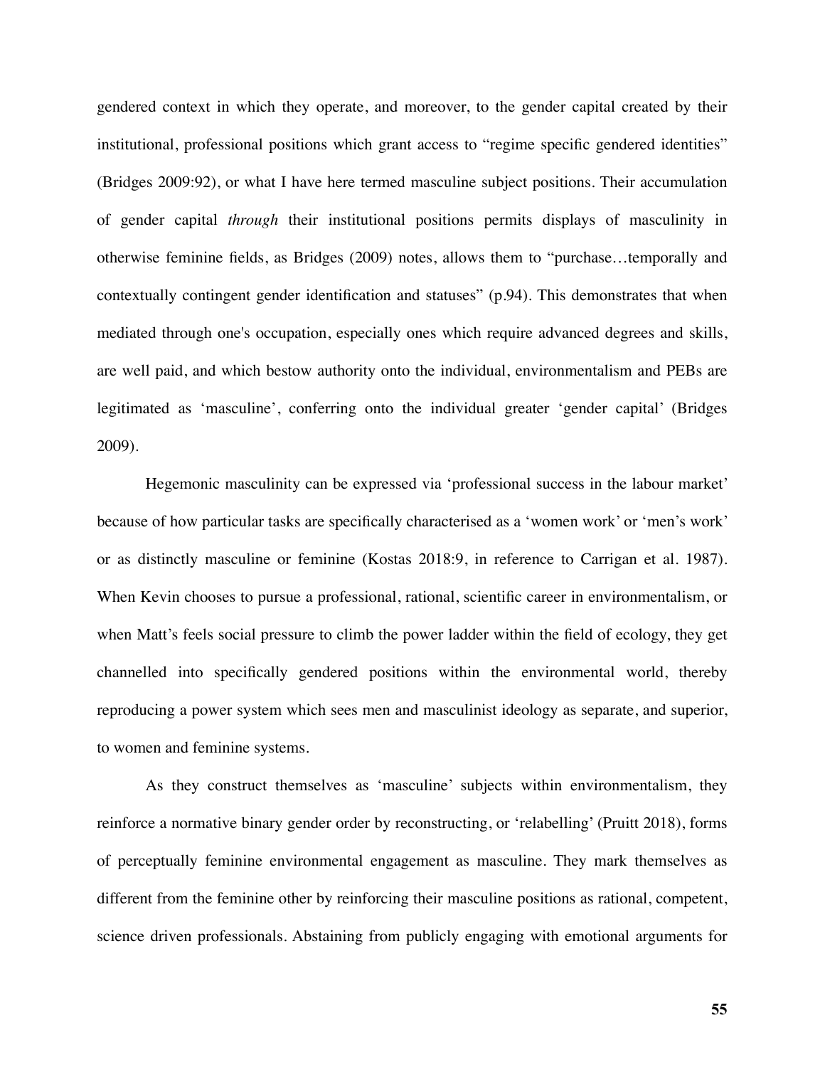gendered context in which they operate, and moreover, to the gender capital created by their institutional, professional positions which grant access to "regime specific gendered identities" (Bridges 2009:92), or what I have here termed masculine subject positions. Their accumulation of gender capital *through* their institutional positions permits displays of masculinity in otherwise feminine fields, as Bridges (2009) notes, allows them to "purchase…temporally and contextually contingent gender identification and statuses" (p.94). This demonstrates that when mediated through one's occupation, especially ones which require advanced degrees and skills, are well paid, and which bestow authority onto the individual, environmentalism and PEBs are legitimated as 'masculine', conferring onto the individual greater 'gender capital' (Bridges 2009).

Hegemonic masculinity can be expressed via 'professional success in the labour market' because of how particular tasks are specifically characterised as a 'women work' or 'men's work' or as distinctly masculine or feminine (Kostas 2018:9, in reference to Carrigan et al. 1987). When Kevin chooses to pursue a professional, rational, scientific career in environmentalism, or when Matt's feels social pressure to climb the power ladder within the field of ecology, they get channelled into specifically gendered positions within the environmental world, thereby reproducing a power system which sees men and masculinist ideology as separate, and superior, to women and feminine systems.

As they construct themselves as 'masculine' subjects within environmentalism, they reinforce a normative binary gender order by reconstructing, or 'relabelling' (Pruitt 2018), forms of perceptually feminine environmental engagement as masculine. They mark themselves as different from the feminine other by reinforcing their masculine positions as rational, competent, science driven professionals. Abstaining from publicly engaging with emotional arguments for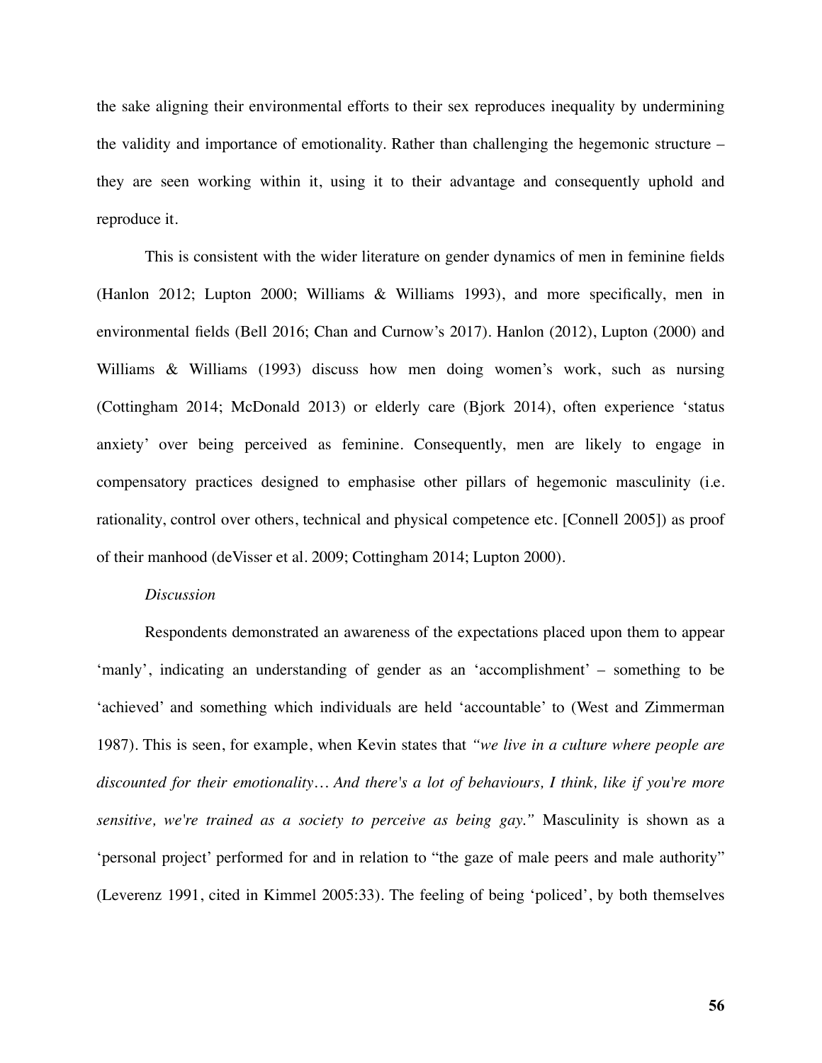the sake aligning their environmental efforts to their sex reproduces inequality by undermining the validity and importance of emotionality. Rather than challenging the hegemonic structure – they are seen working within it, using it to their advantage and consequently uphold and reproduce it.

This is consistent with the wider literature on gender dynamics of men in feminine fields (Hanlon 2012; Lupton 2000; Williams & Williams 1993), and more specifically, men in environmental fields (Bell 2016; Chan and Curnow's 2017). Hanlon (2012), Lupton (2000) and Williams & Williams (1993) discuss how men doing women's work, such as nursing (Cottingham 2014; McDonald 2013) or elderly care (Bjork 2014), often experience 'status anxiety' over being perceived as feminine. Consequently, men are likely to engage in compensatory practices designed to emphasise other pillars of hegemonic masculinity (i.e. rationality, control over others, technical and physical competence etc. [Connell 2005]) as proof of their manhood (deVisser et al. 2009; Cottingham 2014; Lupton 2000).

*Discussion*

Respondents demonstrated an awareness of the expectations placed upon them to appear 'manly', indicating an understanding of gender as an 'accomplishment' – something to be 'achieved' and something which individuals are held 'accountable' to (West and Zimmerman 1987). This is seen, for example, when Kevin states that *"we live in a culture where people are discounted for their emotionality… And there's a lot of behaviours, I think, like if you're more sensitive, we're trained as a society to perceive as being gay."* Masculinity is shown as a 'personal project' performed for and in relation to "the gaze of male peers and male authority" (Leverenz 1991, cited in Kimmel 2005:33). The feeling of being 'policed', by both themselves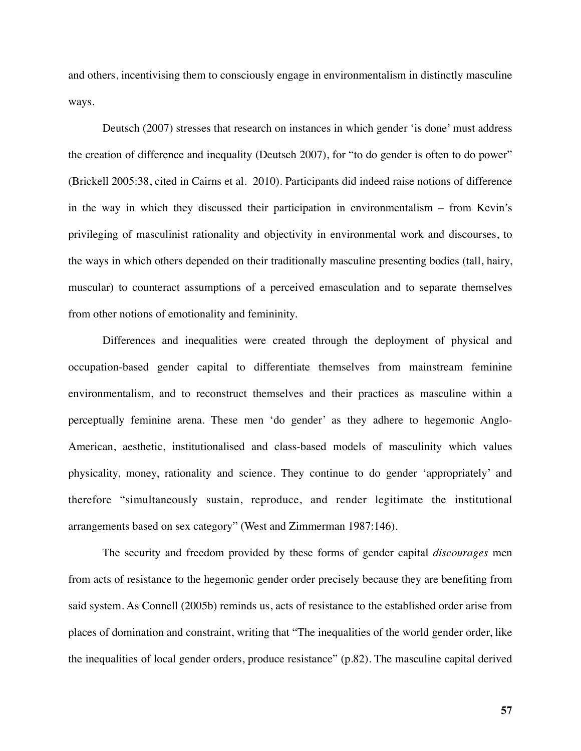and others, incentivising them to consciously engage in environmentalism in distinctly masculine ways.

Deutsch (2007) stresses that research on instances in which gender 'is done' must address the creation of difference and inequality (Deutsch 2007), for "to do gender is often to do power" (Brickell 2005:38, cited in Cairns et al. 2010). Participants did indeed raise notions of difference in the way in which they discussed their participation in environmentalism – from Kevin's privileging of masculinist rationality and objectivity in environmental work and discourses, to the ways in which others depended on their traditionally masculine presenting bodies (tall, hairy, muscular) to counteract assumptions of a perceived emasculation and to separate themselves from other notions of emotionality and femininity.

Differences and inequalities were created through the deployment of physical and occupation-based gender capital to differentiate themselves from mainstream feminine environmentalism, and to reconstruct themselves and their practices as masculine within a perceptually feminine arena. These men 'do gender' as they adhere to hegemonic Anglo-American, aesthetic, institutionalised and class-based models of masculinity which values physicality, money, rationality and science. They continue to do gender 'appropriately' and therefore "simultaneously sustain, reproduce, and render legitimate the institutional arrangements based on sex category" (West and Zimmerman 1987:146).

The security and freedom provided by these forms of gender capital *discourages* men from acts of resistance to the hegemonic gender order precisely because they are benefiting from said system. As Connell (2005b) reminds us, acts of resistance to the established order arise from places of domination and constraint, writing that "The inequalities of the world gender order, like the inequalities of local gender orders, produce resistance" (p.82). The masculine capital derived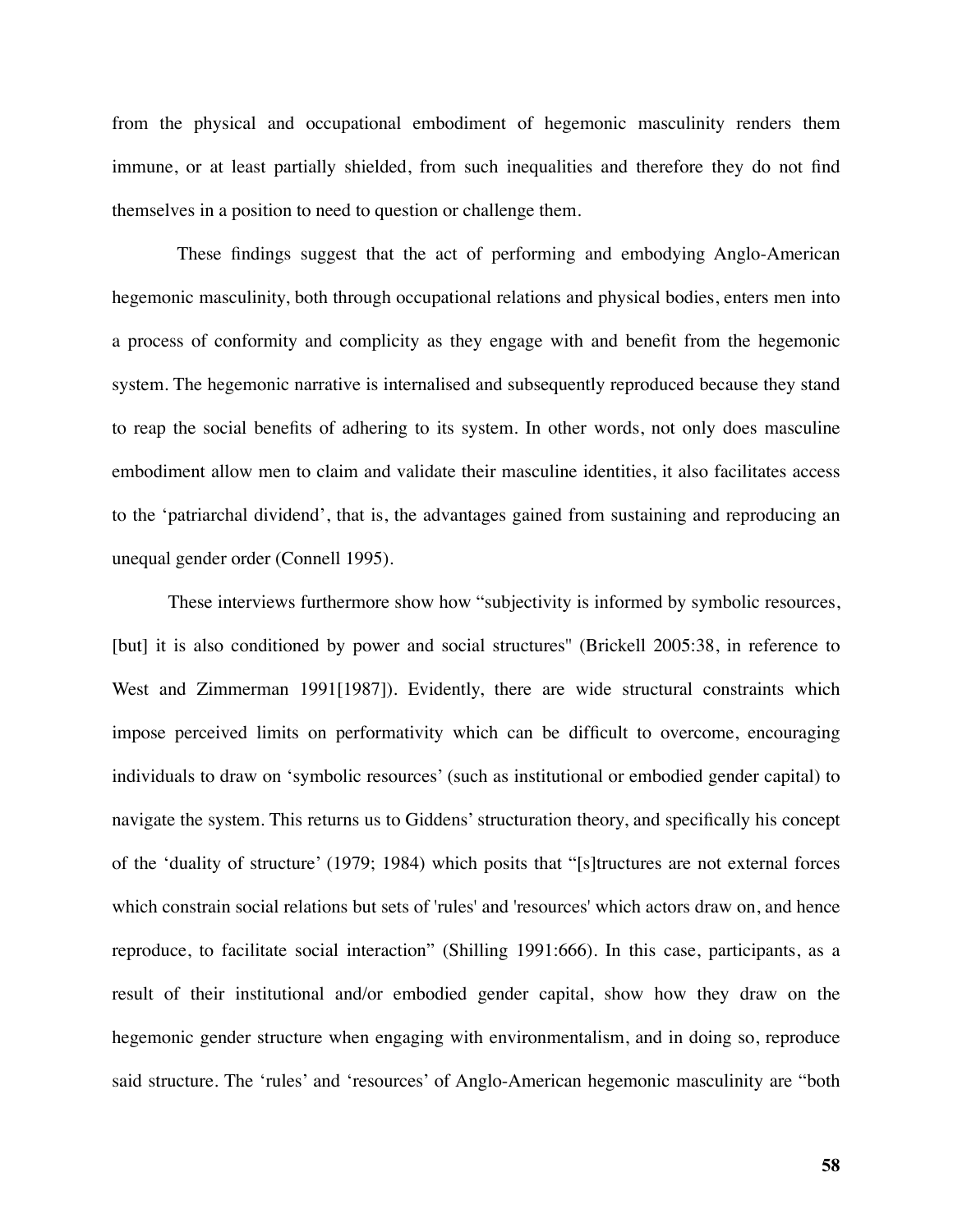from the physical and occupational embodiment of hegemonic masculinity renders them immune, or at least partially shielded, from such inequalities and therefore they do not find themselves in a position to need to question or challenge them.

These findings suggest that the act of performing and embodying Anglo-American hegemonic masculinity, both through occupational relations and physical bodies, enters men into a process of conformity and complicity as they engage with and benefit from the hegemonic system. The hegemonic narrative is internalised and subsequently reproduced because they stand to reap the social benefits of adhering to its system. In other words, not only does masculine embodiment allow men to claim and validate their masculine identities, it also facilitates access to the 'patriarchal dividend', that is, the advantages gained from sustaining and reproducing an unequal gender order (Connell 1995).

These interviews furthermore show how "subjectivity is informed by symbolic resources, [but] it is also conditioned by power and social structures" (Brickell 2005:38, in reference to West and Zimmerman 1991[1987]). Evidently, there are wide structural constraints which impose perceived limits on performativity which can be difficult to overcome, encouraging individuals to draw on 'symbolic resources' (such as institutional or embodied gender capital) to navigate the system. This returns us to Giddens' structuration theory, and specifically his concept of the 'duality of structure' (1979; 1984) which posits that "[s]tructures are not external forces which constrain social relations but sets of 'rules' and 'resources' which actors draw on, and hence reproduce, to facilitate social interaction" (Shilling 1991:666). In this case, participants, as a result of their institutional and/or embodied gender capital, show how they draw on the hegemonic gender structure when engaging with environmentalism, and in doing so, reproduce said structure. The 'rules' and 'resources' of Anglo-American hegemonic masculinity are "both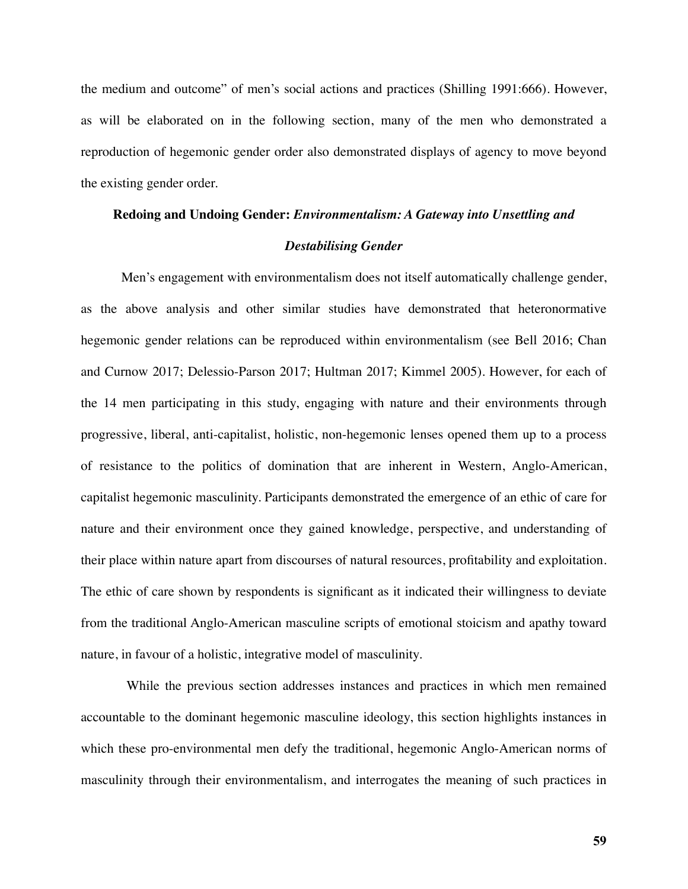the medium and outcome" of men's social actions and practices (Shilling 1991:666). However, as will be elaborated on in the following section, many of the men who demonstrated a reproduction of hegemonic gender order also demonstrated displays of agency to move beyond the existing gender order.

**Redoing and Undoing Gender:** ***Environmentalism: A Gateway into Unsettling and Destabilising Gender***

Men's engagement with environmentalism does not itself automatically challenge gender, as the above analysis and other similar studies have demonstrated that heteronormative hegemonic gender relations can be reproduced within environmentalism (see Bell 2016; Chan and Curnow 2017; Delessio-Parson 2017; Hultman 2017; Kimmel 2005). However, for each of the 14 men participating in this study, engaging with nature and their environments through progressive, liberal, anti-capitalist, holistic, non-hegemonic lenses opened them up to a process of resistance to the politics of domination that are inherent in Western, Anglo-American, capitalist hegemonic masculinity. Participants demonstrated the emergence of an ethic of care for nature and their environment once they gained knowledge, perspective, and understanding of their place within nature apart from discourses of natural resources, profitability and exploitation. The ethic of care shown by respondents is significant as it indicated their willingness to deviate from the traditional Anglo-American masculine scripts of emotional stoicism and apathy toward nature, in favour of a holistic, integrative model of masculinity.

While the previous section addresses instances and practices in which men remained accountable to the dominant hegemonic masculine ideology, this section highlights instances in which these pro-environmental men defy the traditional, hegemonic Anglo-American norms of masculinity through their environmentalism, and interrogates the meaning of such practices in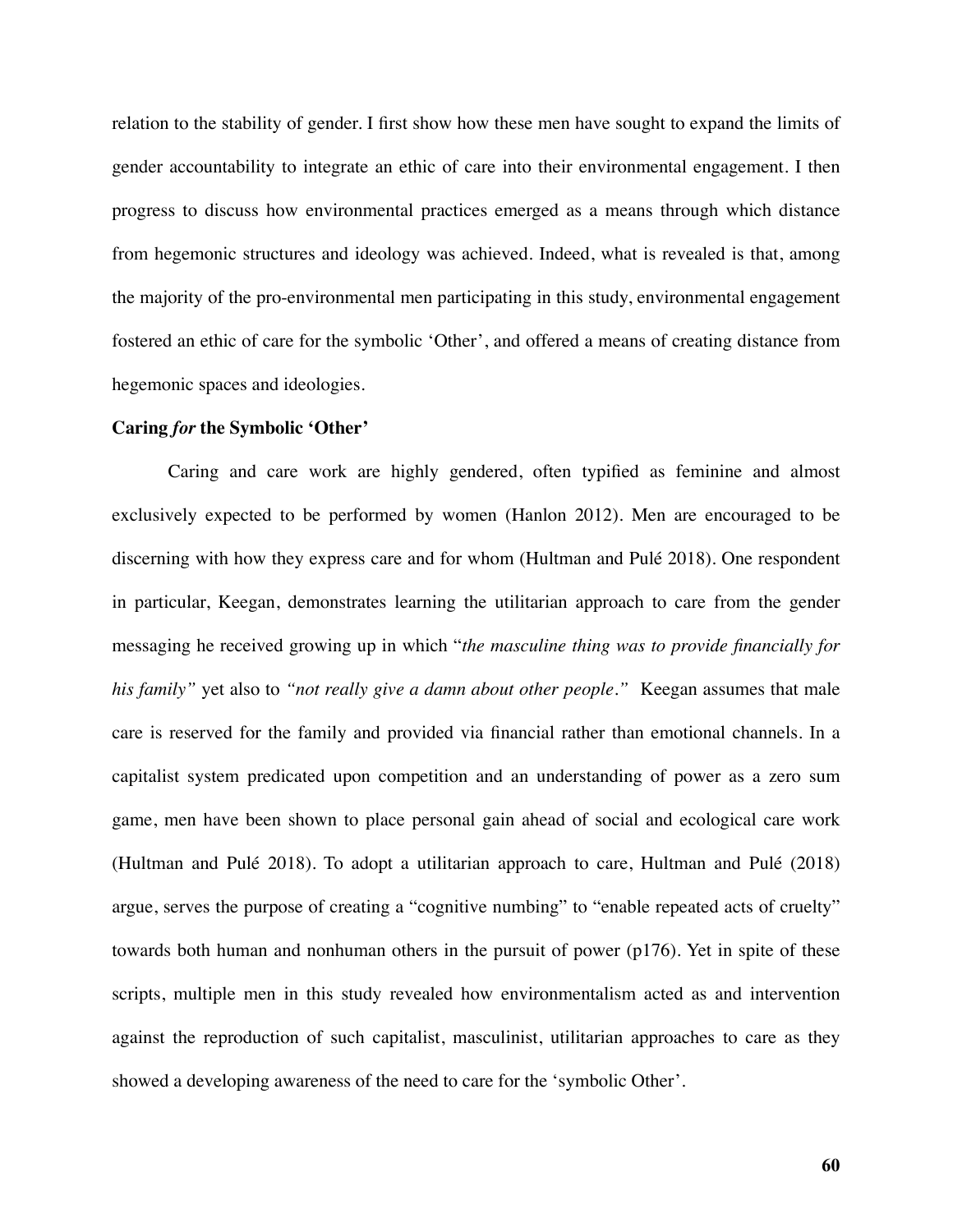relation to the stability of gender. I first show how these men have sought to expand the limits of gender accountability to integrate an ethic of care into their environmental engagement. I then progress to discuss how environmental practices emerged as a means through which distance from hegemonic structures and ideology was achieved. Indeed, what is revealed is that, among the majority of the pro-environmental men participating in this study, environmental engagement fostered an ethic of care for the symbolic 'Other', and offered a means of creating distance from hegemonic spaces and ideologies.

**Caring *for* the Symbolic 'Other'**

Caring and care work are highly gendered, often typified as feminine and almost exclusively expected to be performed by women (Hanlon 2012). Men are encouraged to be discerning with how they express care and for whom (Hultman and Pulé 2018). One respondent in particular, Keegan, demonstrates learning the utilitarian approach to care from the gender messaging he received growing up in which "*the masculine thing was to provide financially for his family*" yet also to *"not really give a damn about other people."* Keegan assumes that male care is reserved for the family and provided via financial rather than emotional channels. In a capitalist system predicated upon competition and an understanding of power as a zero sum game, men have been shown to place personal gain ahead of social and ecological care work (Hultman and Pulé 2018). To adopt a utilitarian approach to care, Hultman and Pulé (2018) argue, serves the purpose of creating a "cognitive numbing" to "enable repeated acts of cruelty" towards both human and nonhuman others in the pursuit of power (p176). Yet in spite of these scripts, multiple men in this study revealed how environmentalism acted as and intervention against the reproduction of such capitalist, masculinist, utilitarian approaches to care as they showed a developing awareness of the need to care for the 'symbolic Other'.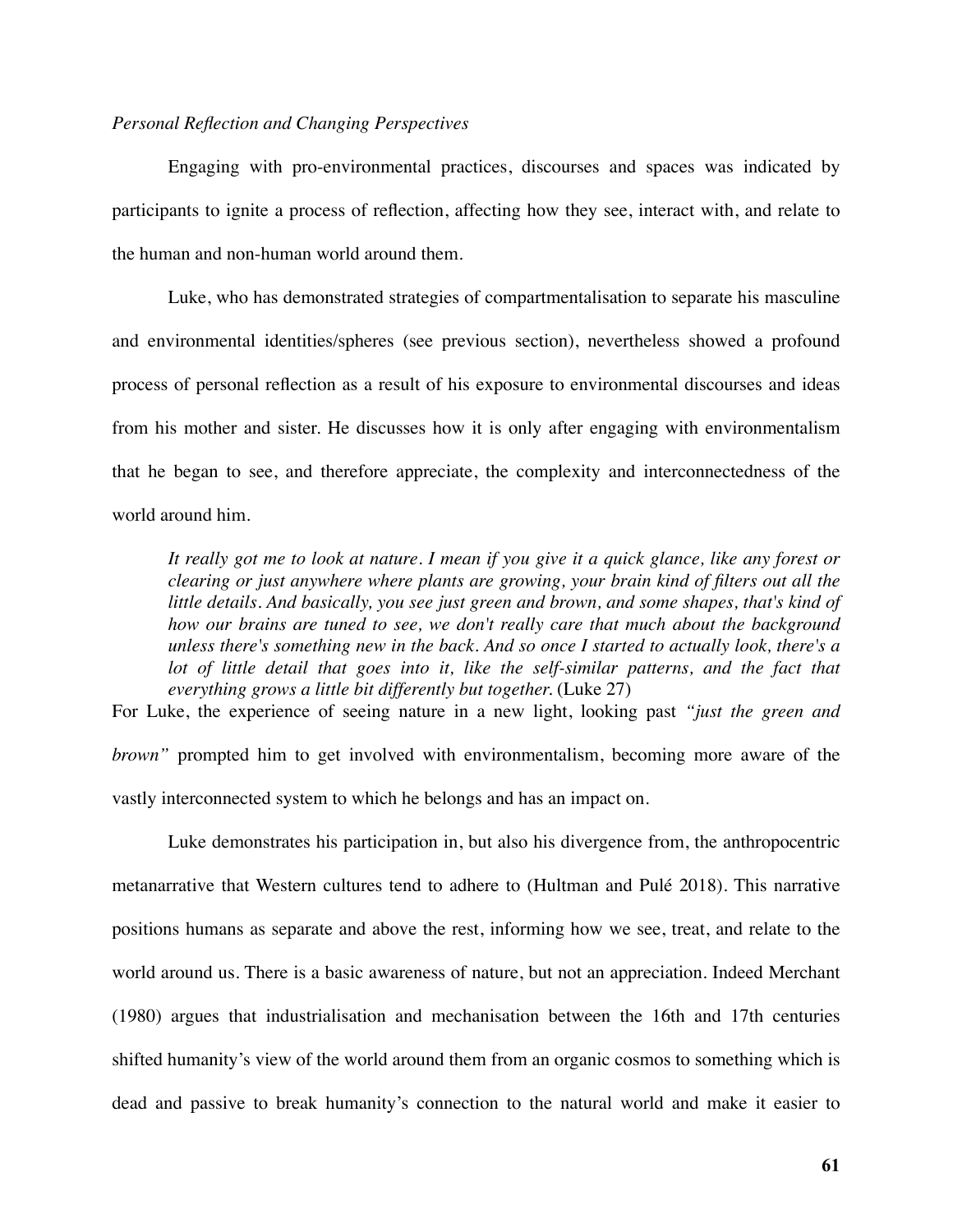*Personal Reflection and Changing Perspectives*

Engaging with pro-environmental practices, discourses and spaces was indicated by participants to ignite a process of reflection, affecting how they see, interact with, and relate to the human and non-human world around them.

Luke, who has demonstrated strategies of compartmentalisation to separate his masculine and environmental identities/spheres (see previous section), nevertheless showed a profound process of personal reflection as a result of his exposure to environmental discourses and ideas from his mother and sister. He discusses how it is only after engaging with environmentalism that he began to see, and therefore appreciate, the complexity and interconnectedness of the world around him.

> *It really got me to look at nature. I mean if you give it a quick glance, like any forest or clearing or just anywhere where plants are growing, your brain kind of filters out all the little details. And basically, you see just green and brown, and some shapes, that's kind of how our brains are tuned to see, we don't really care that much about the background unless there's something new in the back. And so once I started to actually look, there's a lot of little detail that goes into it, like the self-similar patterns, and the fact that everything grows a little bit differently but together.* (Luke 27)

For Luke, the experience of seeing nature in a new light, looking past *"just the green and brown"* prompted him to get involved with environmentalism, becoming more aware of the vastly interconnected system to which he belongs and has an impact on.

Luke demonstrates his participation in, but also his divergence from, the anthropocentric metanarrative that Western cultures tend to adhere to (Hultman and Pulé 2018). This narrative positions humans as separate and above the rest, informing how we see, treat, and relate to the world around us. There is a basic awareness of nature, but not an appreciation. Indeed Merchant (1980) argues that industrialisation and mechanisation between the 16th and 17th centuries shifted humanity's view of the world around them from an organic cosmos to something which is dead and passive to break humanity's connection to the natural world and make it easier to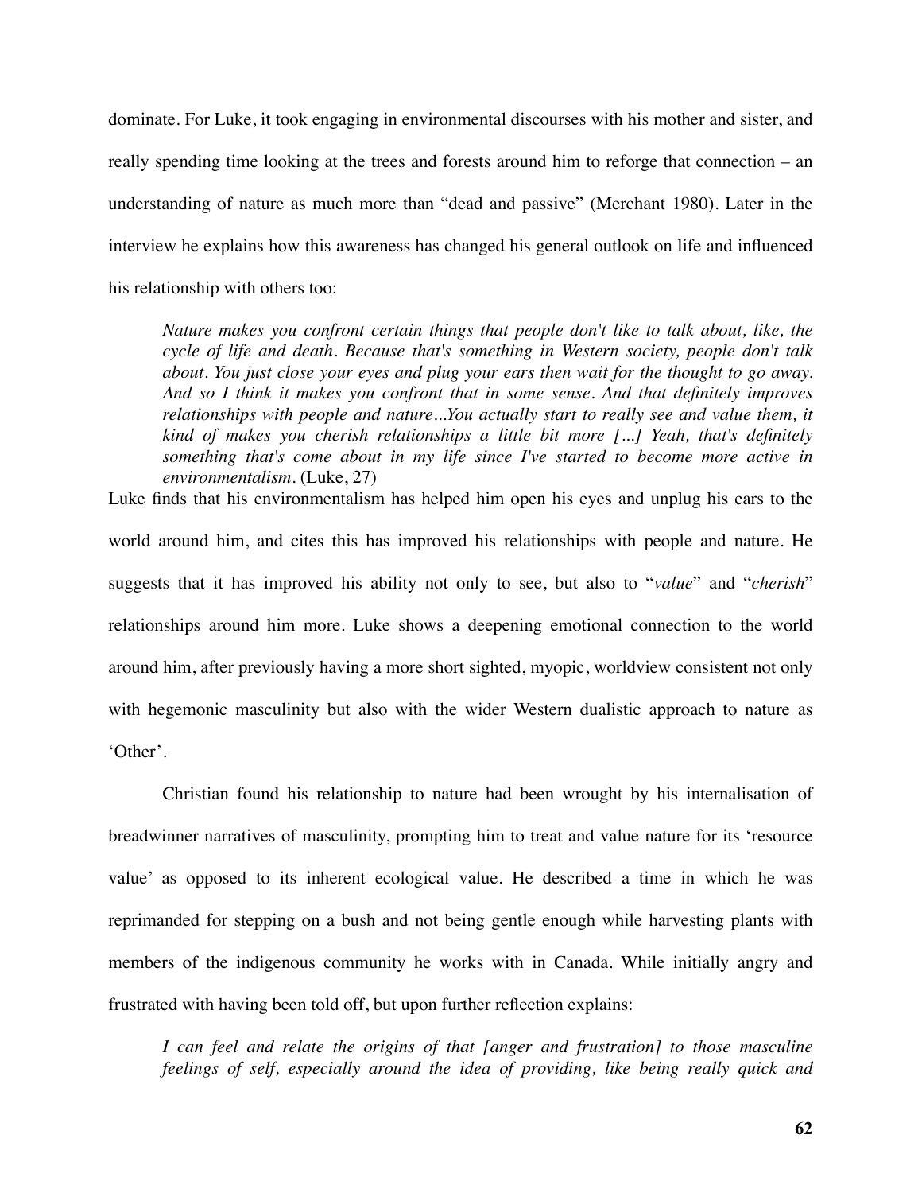dominate. For Luke, it took engaging in environmental discourses with his mother and sister, and really spending time looking at the trees and forests around him to reforge that connection – an understanding of nature as much more than "dead and passive" (Merchant 1980). Later in the interview he explains how this awareness has changed his general outlook on life and influenced his relationship with others too:

> *Nature makes you confront certain things that people don't like to talk about, like, the cycle of life and death. Because that's something in Western society, people don't talk about. You just close your eyes and plug your ears then wait for the thought to go away. And so I think it makes you confront that in some sense. And that definitely improves relationships with people and nature...You actually start to really see and value them, it kind of makes you cherish relationships a little bit more [...] Yeah, that's definitely something that's come about in my life since I've started to become more active in environmentalism.* (Luke, 27)

Luke finds that his environmentalism has helped him open his eyes and unplug his ears to the world around him, and cites this has improved his relationships with people and nature. He suggests that it has improved his ability not only to see, but also to "*value*" and "*cherish*" relationships around him more. Luke shows a deepening emotional connection to the world around him, after previously having a more short sighted, myopic, worldview consistent not only with hegemonic masculinity but also with the wider Western dualistic approach to nature as 'Other'.

Christian found his relationship to nature had been wrought by his internalisation of breadwinner narratives of masculinity, prompting him to treat and value nature for its 'resource value' as opposed to its inherent ecological value. He described a time in which he was reprimanded for stepping on a bush and not being gentle enough while harvesting plants with members of the indigenous community he works with in Canada. While initially angry and frustrated with having been told off, but upon further reflection explains:

> *I can feel and relate the origins of that [anger and frustration] to those masculine feelings of self, especially around the idea of providing, like being really quick and*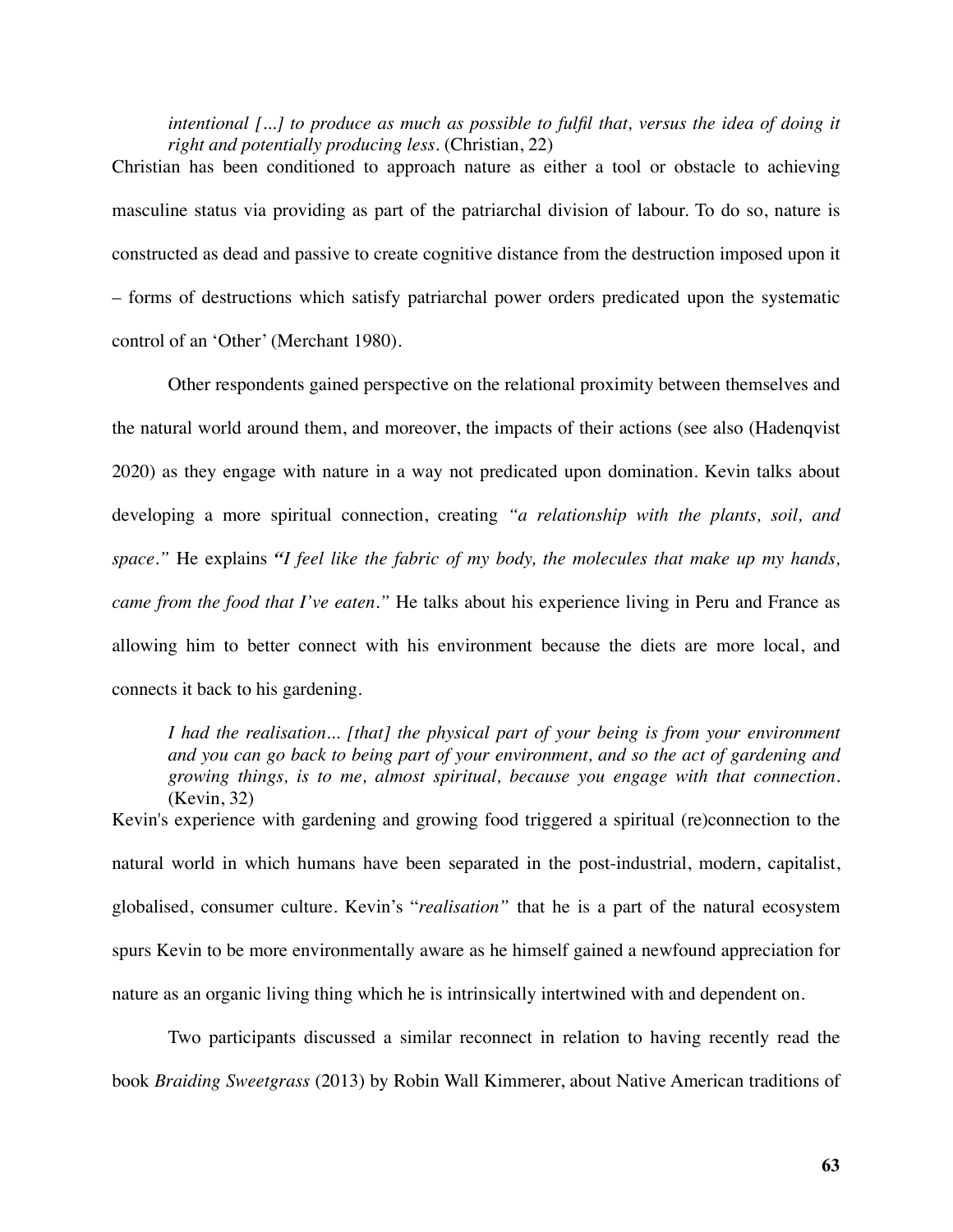> *intentional [...] to produce as much as possible to fulfil that, versus the idea of doing it right and potentially producing less.* (Christian, 22)

Christian has been conditioned to approach nature as either a tool or obstacle to achieving masculine status via providing as part of the patriarchal division of labour. To do so, nature is constructed as dead and passive to create cognitive distance from the destruction imposed upon it – forms of destructions which satisfy patriarchal power orders predicated upon the systematic control of an 'Other' (Merchant 1980).

Other respondents gained perspective on the relational proximity between themselves and the natural world around them, and moreover, the impacts of their actions (see also (Hadenqvist 2020) as they engage with nature in a way not predicated upon domination. Kevin talks about developing a more spiritual connection, creating *"a relationship with the plants, soil, and space."* He explains *"I feel like the fabric of my body, the molecules that make up my hands, came from the food that I've eaten."* He talks about his experience living in Peru and France as allowing him to better connect with his environment because the diets are more local, and connects it back to his gardening.

> *I had the realisation... [that] the physical part of your being is from your environment and you can go back to being part of your environment, and so the act of gardening and growing things, is to me, almost spiritual, because you engage with that connection.* (Kevin, 32)

Kevin's experience with gardening and growing food triggered a spiritual (re)connection to the natural world in which humans have been separated in the post-industrial, modern, capitalist, globalised, consumer culture. Kevin's "*realisation*" that he is a part of the natural ecosystem spurs Kevin to be more environmentally aware as he himself gained a newfound appreciation for nature as an organic living thing which he is intrinsically intertwined with and dependent on.

Two participants discussed a similar reconnect in relation to having recently read the book *Braiding Sweetgrass* (2013) by Robin Wall Kimmerer, about Native American traditions of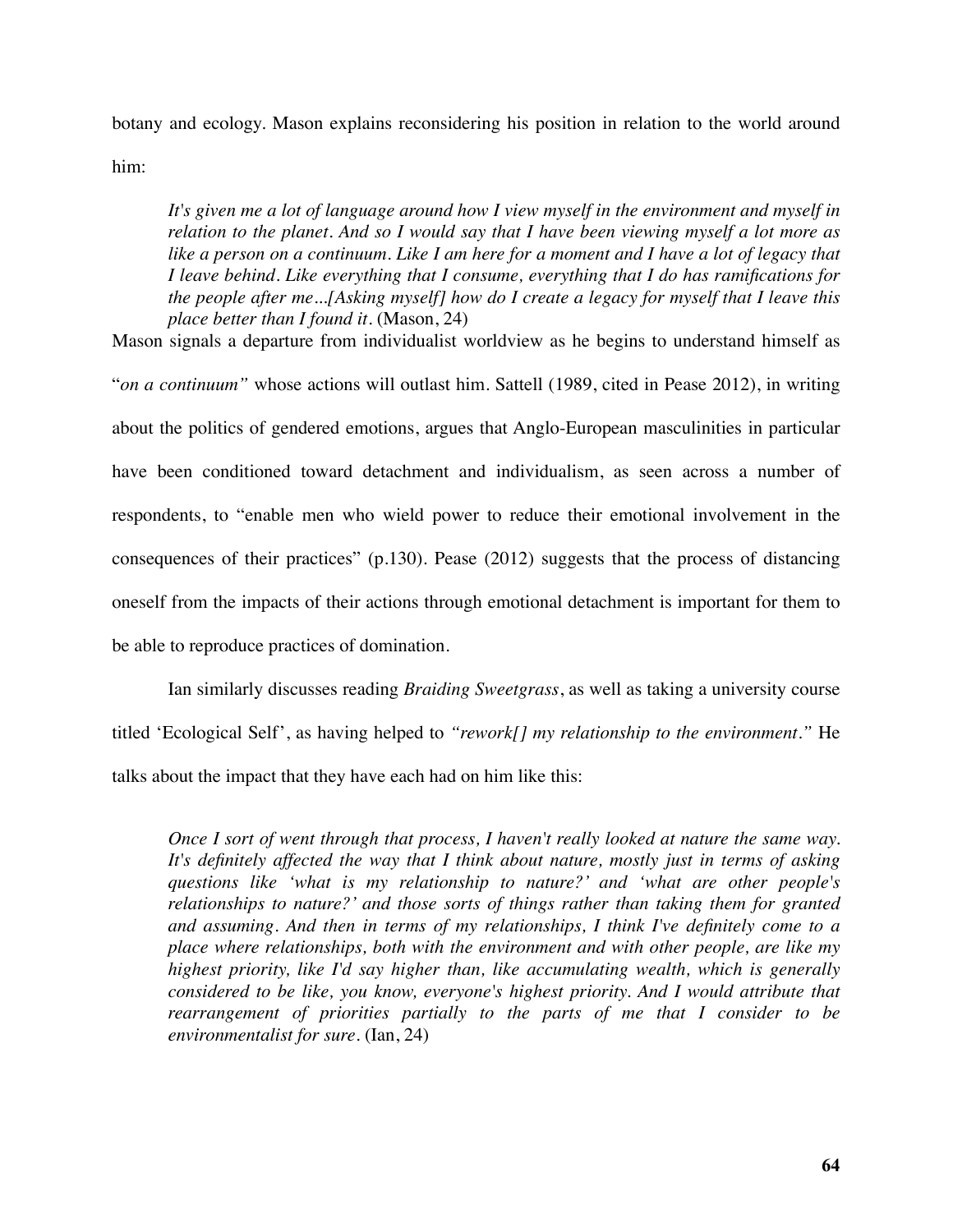botany and ecology. Mason explains reconsidering his position in relation to the world around him:

> *It's given me a lot of language around how I view myself in the environment and myself in relation to the planet. And so I would say that I have been viewing myself a lot more as like a person on a continuum. Like I am here for a moment and I have a lot of legacy that I leave behind. Like everything that I consume, everything that I do has ramifications for the people after me...[Asking myself] how do I create a legacy for myself that I leave this place better than I found it.* (Mason, 24)

Mason signals a departure from individualist worldview as he begins to understand himself as "*on a continuum"* whose actions will outlast him. Sattell (1989, cited in Pease 2012), in writing about the politics of gendered emotions, argues that Anglo-European masculinities in particular have been conditioned toward detachment and individualism, as seen across a number of respondents, to "enable men who wield power to reduce their emotional involvement in the consequences of their practices" (p.130). Pease (2012) suggests that the process of distancing oneself from the impacts of their actions through emotional detachment is important for them to be able to reproduce practices of domination.

Ian similarly discusses reading *Braiding Sweetgrass*, as well as taking a university course titled 'Ecological Self', as having helped to *"rework[] my relationship to the environment."* He talks about the impact that they have each had on him like this:

> *Once I sort of went through that process, I haven't really looked at nature the same way. It's definitely affected the way that I think about nature, mostly just in terms of asking questions like 'what is my relationship to nature?' and 'what are other people's relationships to nature?' and those sorts of things rather than taking them for granted and assuming. And then in terms of my relationships, I think I've definitely come to a place where relationships, both with the environment and with other people, are like my highest priority, like I'd say higher than, like accumulating wealth, which is generally considered to be like, you know, everyone's highest priority. And I would attribute that rearrangement of priorities partially to the parts of me that I consider to be environmentalist for sure.* (Ian, 24)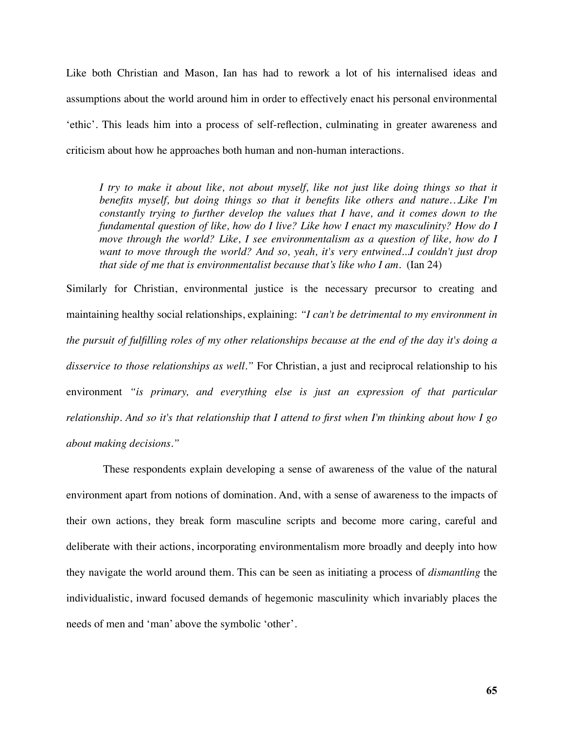Like both Christian and Mason, Ian has had to rework a lot of his internalised ideas and assumptions about the world around him in order to effectively enact his personal environmental 'ethic'. This leads him into a process of self-reflection, culminating in greater awareness and criticism about how he approaches both human and non-human interactions.

> *I try to make it about like, not about myself, like not just like doing things so that it benefits myself, but doing things so that it benefits like others and nature…Like I'm constantly trying to further develop the values that I have, and it comes down to the fundamental question of like, how do I live? Like how I enact my masculinity? How do I move through the world? Like, I see environmentalism as a question of like, how do I want to move through the world? And so, yeah, it's very entwined...I couldn't just drop that side of me that is environmentalist because that's like who I am.* (Ian 24)

Similarly for Christian, environmental justice is the necessary precursor to creating and maintaining healthy social relationships, explaining: *"I can't be detrimental to my environment in the pursuit of fulfilling roles of my other relationships because at the end of the day it's doing a disservice to those relationships as well."* For Christian, a just and reciprocal relationship to his environment *"is primary, and everything else is just an expression of that particular relationship. And so it's that relationship that I attend to first when I'm thinking about how I go about making decisions."*

These respondents explain developing a sense of awareness of the value of the natural environment apart from notions of domination. And, with a sense of awareness to the impacts of their own actions, they break form masculine scripts and become more caring, careful and deliberate with their actions, incorporating environmentalism more broadly and deeply into how they navigate the world around them. This can be seen as initiating a process of *dismantling* the individualistic, inward focused demands of hegemonic masculinity which invariably places the needs of men and 'man' above the symbolic 'other'.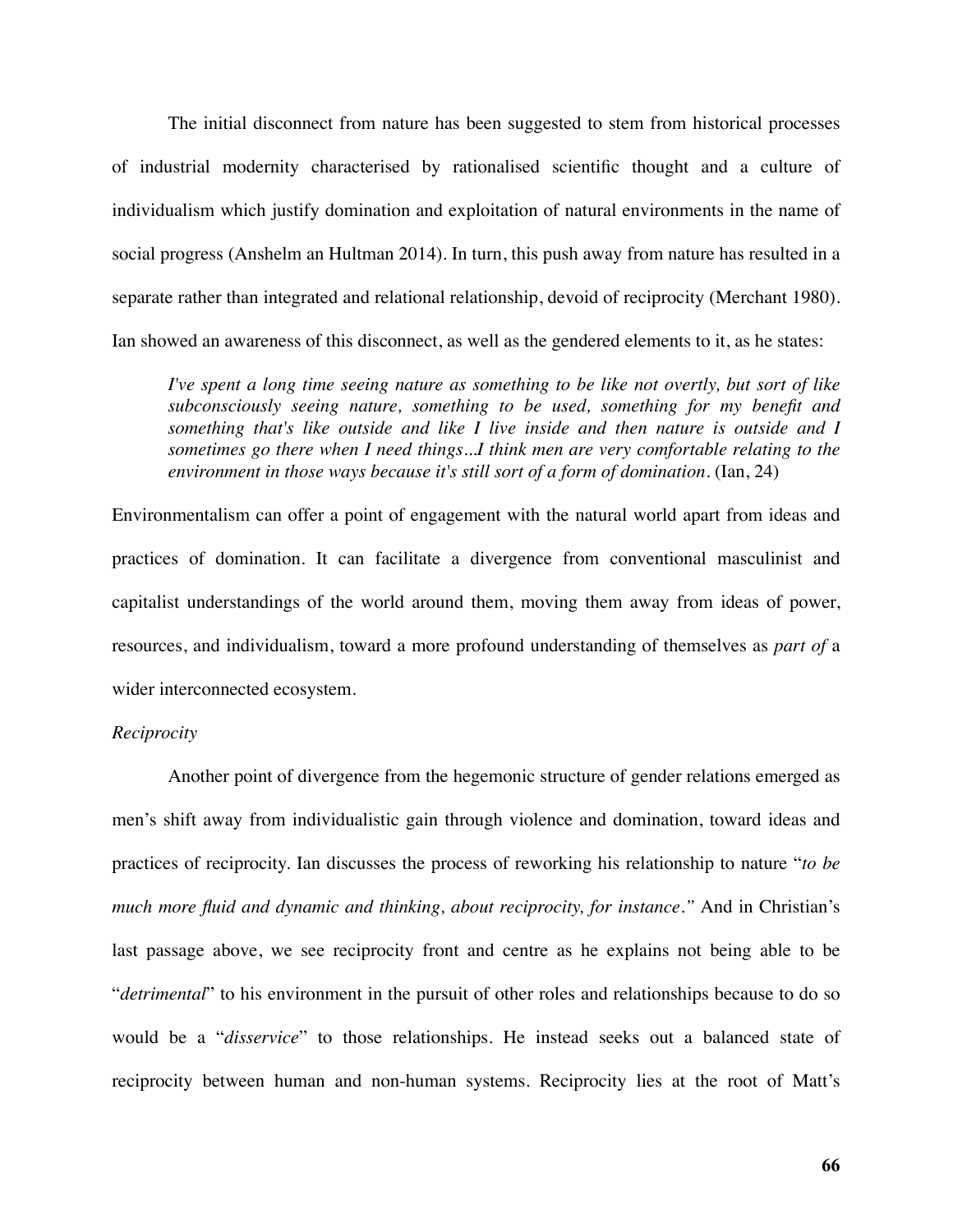The initial disconnect from nature has been suggested to stem from historical processes of industrial modernity characterised by rationalised scientific thought and a culture of individualism which justify domination and exploitation of natural environments in the name of social progress (Anshelm an Hultman 2014). In turn, this push away from nature has resulted in a separate rather than integrated and relational relationship, devoid of reciprocity (Merchant 1980). Ian showed an awareness of this disconnect, as well as the gendered elements to it, as he states:

> *I've spent a long time seeing nature as something to be like not overtly, but sort of like subconsciously seeing nature, something to be used, something for my benefit and something that's like outside and like I live inside and then nature is outside and I sometimes go there when I need things...I think men are very comfortable relating to the environment in those ways because it's still sort of a form of domination.* (Ian, 24)

Environmentalism can offer a point of engagement with the natural world apart from ideas and practices of domination. It can facilitate a divergence from conventional masculinist and capitalist understandings of the world around them, moving them away from ideas of power, resources, and individualism, toward a more profound understanding of themselves as *part of* a wider interconnected ecosystem.

*Reciprocity*

Another point of divergence from the hegemonic structure of gender relations emerged as men's shift away from individualistic gain through violence and domination, toward ideas and practices of reciprocity. Ian discusses the process of reworking his relationship to nature "*to be much more fluid and dynamic and thinking, about reciprocity, for instance.*" And in Christian's last passage above, we see reciprocity front and centre as he explains not being able to be "*detrimental*" to his environment in the pursuit of other roles and relationships because to do so would be a "*disservice*" to those relationships. He instead seeks out a balanced state of reciprocity between human and non-human systems. Reciprocity lies at the root of Matt's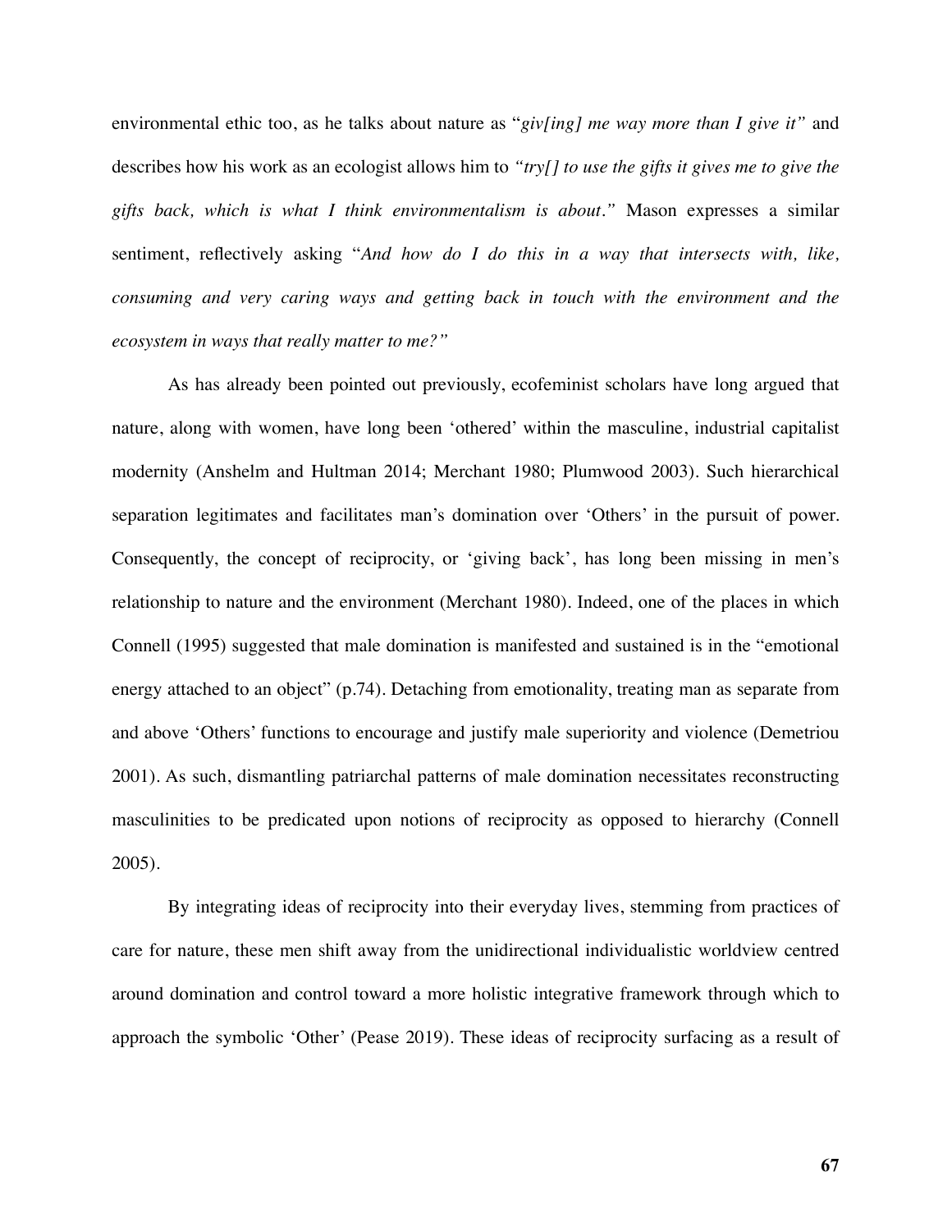environmental ethic too, as he talks about nature as "*giv[ing] me way more than I give it"* and describes how his work as an ecologist allows him to *"try[] to use the gifts it gives me to give the gifts back, which is what I think environmentalism is about."* Mason expresses a similar sentiment, reflectively asking "*And how do I do this in a way that intersects with, like, consuming and very caring ways and getting back in touch with the environment and the ecosystem in ways that really matter to me?"*

As has already been pointed out previously, ecofeminist scholars have long argued that nature, along with women, have long been 'othered' within the masculine, industrial capitalist modernity (Anshelm and Hultman 2014; Merchant 1980; Plumwood 2003). Such hierarchical separation legitimates and facilitates man's domination over 'Others' in the pursuit of power. Consequently, the concept of reciprocity, or 'giving back', has long been missing in men's relationship to nature and the environment (Merchant 1980). Indeed, one of the places in which Connell (1995) suggested that male domination is manifested and sustained is in the "emotional energy attached to an object" (p.74). Detaching from emotionality, treating man as separate from and above 'Others' functions to encourage and justify male superiority and violence (Demetriou 2001). As such, dismantling patriarchal patterns of male domination necessitates reconstructing masculinities to be predicated upon notions of reciprocity as opposed to hierarchy (Connell 2005).

By integrating ideas of reciprocity into their everyday lives, stemming from practices of care for nature, these men shift away from the unidirectional individualistic worldview centred around domination and control toward a more holistic integrative framework through which to approach the symbolic 'Other' (Pease 2019). These ideas of reciprocity surfacing as a result of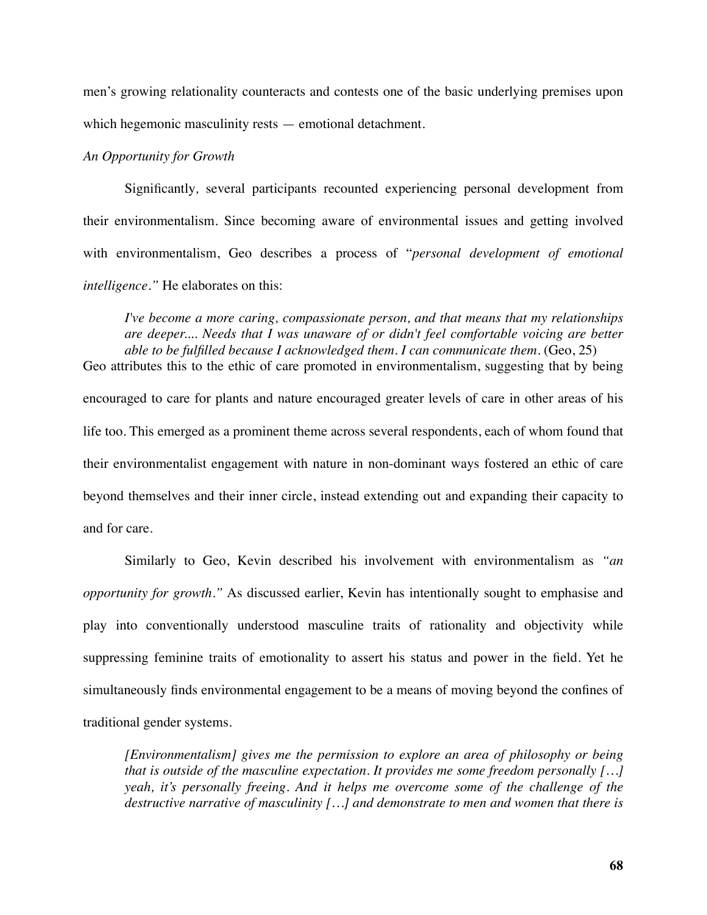men's growing relationality counteracts and contests one of the basic underlying premises upon which hegemonic masculinity rests — emotional detachment.

*An Opportunity for Growth*

Significantly, several participants recounted experiencing personal development from their environmentalism. Since becoming aware of environmental issues and getting involved with environmentalism, Geo describes a process of "*personal development of emotional intelligence*." He elaborates on this:

> *I've become a more caring, compassionate person, and that means that my relationships are deeper.... Needs that I was unaware of or didn't feel comfortable voicing are better able to be fulfilled because I acknowledged them. I can communicate them.* (Geo, 25)

Geo attributes this to the ethic of care promoted in environmentalism, suggesting that by being encouraged to care for plants and nature encouraged greater levels of care in other areas of his life too. This emerged as a prominent theme across several respondents, each of whom found that their environmentalist engagement with nature in non-dominant ways fostered an ethic of care beyond themselves and their inner circle, instead extending out and expanding their capacity to and for care.

Similarly to Geo, Kevin described his involvement with environmentalism as *"an opportunity for growth."* As discussed earlier, Kevin has intentionally sought to emphasise and play into conventionally understood masculine traits of rationality and objectivity while suppressing feminine traits of emotionality to assert his status and power in the field. Yet he simultaneously finds environmental engagement to be a means of moving beyond the confines of traditional gender systems.

> *[Environmentalism] gives me the permission to explore an area of philosophy or being that is outside of the masculine expectation. It provides me some freedom personally […] yeah, it's personally freeing. And it helps me overcome some of the challenge of the destructive narrative of masculinity […] and demonstrate to men and women that there is*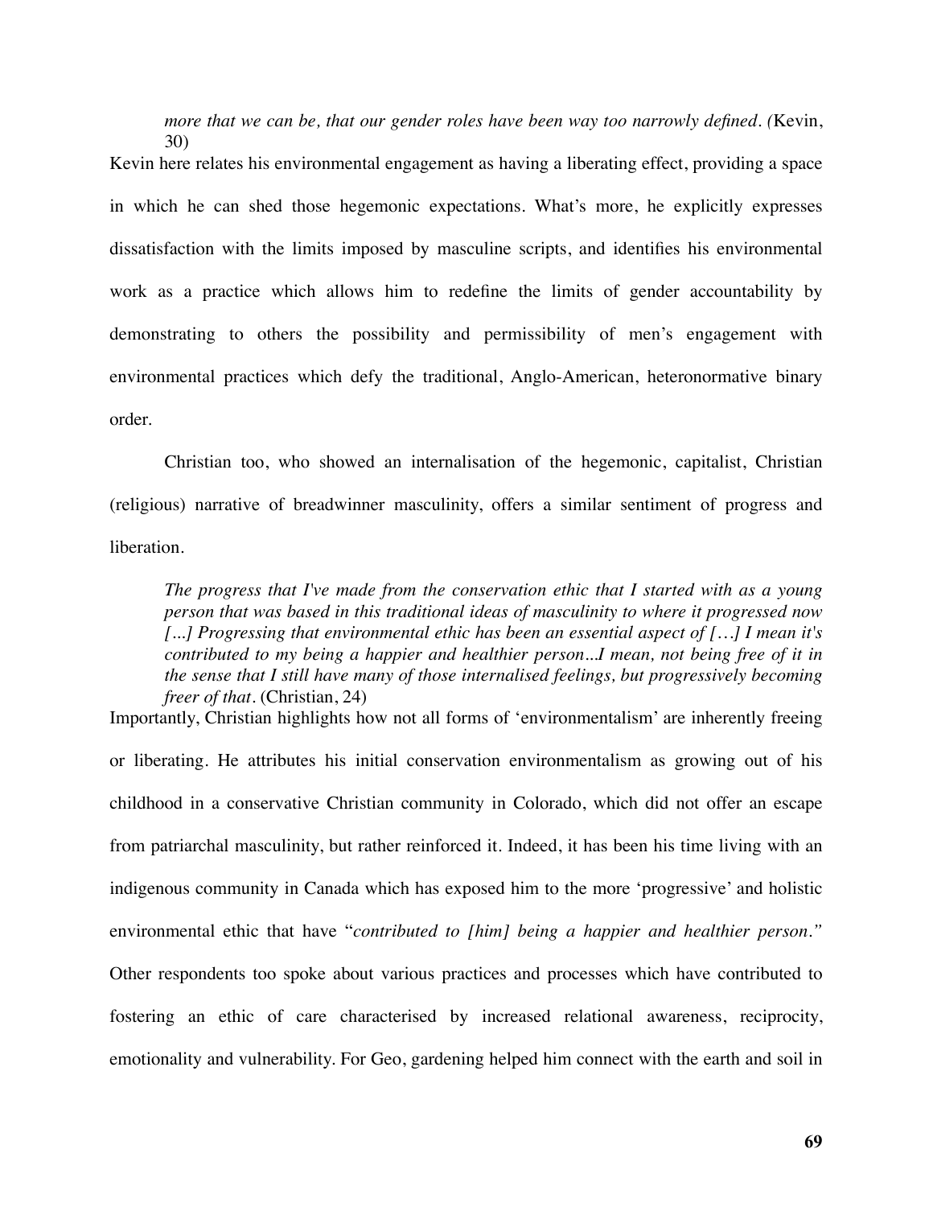> *more that we can be, that our gender roles have been way too narrowly defined. (*Kevin, 30)

Kevin here relates his environmental engagement as having a liberating effect, providing a space in which he can shed those hegemonic expectations. What's more, he explicitly expresses dissatisfaction with the limits imposed by masculine scripts, and identifies his environmental work as a practice which allows him to redefine the limits of gender accountability by demonstrating to others the possibility and permissibility of men's engagement with environmental practices which defy the traditional, Anglo-American, heteronormative binary order.

Christian too, who showed an internalisation of the hegemonic, capitalist, Christian (religious) narrative of breadwinner masculinity, offers a similar sentiment of progress and liberation.

> *The progress that I've made from the conservation ethic that I started with as a young person that was based in this traditional ideas of masculinity to where it progressed now [...] Progressing that environmental ethic has been an essential aspect of […] I mean it's contributed to my being a happier and healthier person...I mean, not being free of it in the sense that I still have many of those internalised feelings, but progressively becoming freer of that.* (Christian, 24)

Importantly, Christian highlights how not all forms of 'environmentalism' are inherently freeing or liberating. He attributes his initial conservation environmentalism as growing out of his childhood in a conservative Christian community in Colorado, which did not offer an escape from patriarchal masculinity, but rather reinforced it. Indeed, it has been his time living with an indigenous community in Canada which has exposed him to the more 'progressive' and holistic environmental ethic that have "*contributed to [him] being a happier and healthier person*." Other respondents too spoke about various practices and processes which have contributed to fostering an ethic of care characterised by increased relational awareness, reciprocity, emotionality and vulnerability. For Geo, gardening helped him connect with the earth and soil in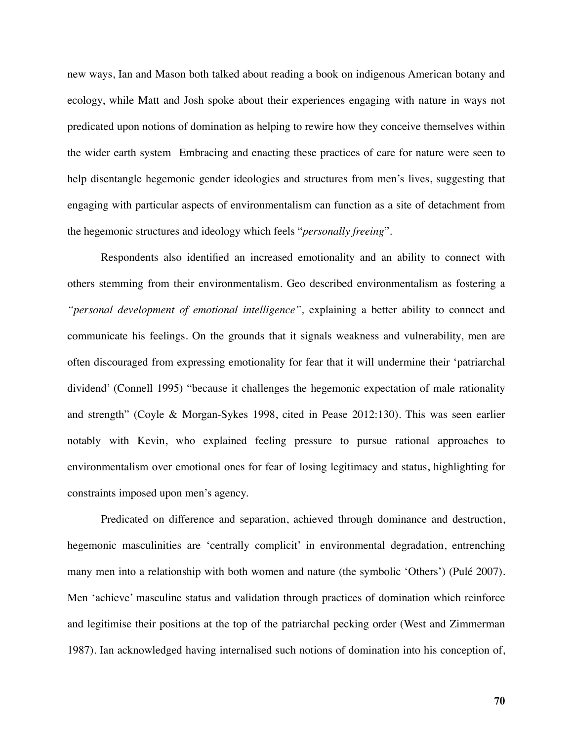new ways, Ian and Mason both talked about reading a book on indigenous American botany and ecology, while Matt and Josh spoke about their experiences engaging with nature in ways not predicated upon notions of domination as helping to rewire how they conceive themselves within the wider earth system  Embracing and enacting these practices of care for nature were seen to help disentangle hegemonic gender ideologies and structures from men's lives, suggesting that engaging with particular aspects of environmentalism can function as a site of detachment from the hegemonic structures and ideology which feels "*personally freeing*".

Respondents also identified an increased emotionality and an ability to connect with others stemming from their environmentalism. Geo described environmentalism as fostering a *"personal development of emotional intelligence",* explaining a better ability to connect and communicate his feelings. On the grounds that it signals weakness and vulnerability, men are often discouraged from expressing emotionality for fear that it will undermine their 'patriarchal dividend' (Connell 1995) "because it challenges the hegemonic expectation of male rationality and strength" (Coyle & Morgan-Sykes 1998, cited in Pease 2012:130). This was seen earlier notably with Kevin, who explained feeling pressure to pursue rational approaches to environmentalism over emotional ones for fear of losing legitimacy and status, highlighting for constraints imposed upon men's agency.

Predicated on difference and separation, achieved through dominance and destruction, hegemonic masculinities are 'centrally complicit' in environmental degradation, entrenching many men into a relationship with both women and nature (the symbolic 'Others') (Pulé 2007). Men 'achieve' masculine status and validation through practices of domination which reinforce and legitimise their positions at the top of the patriarchal pecking order (West and Zimmerman 1987). Ian acknowledged having internalised such notions of domination into his conception of,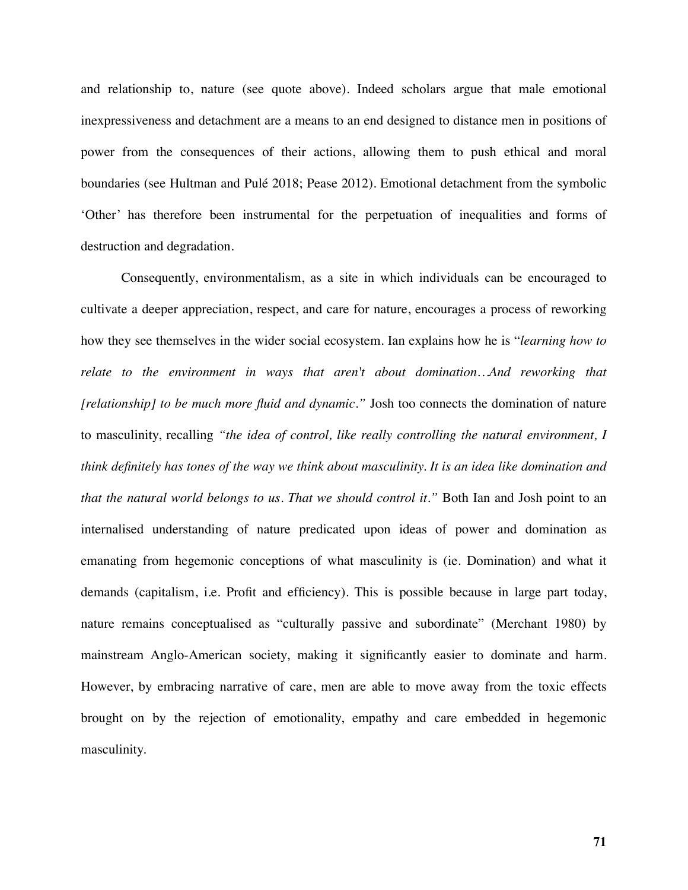and relationship to, nature (see quote above). Indeed scholars argue that male emotional inexpressiveness and detachment are a means to an end designed to distance men in positions of power from the consequences of their actions, allowing them to push ethical and moral boundaries (see Hultman and Pulé 2018; Pease 2012). Emotional detachment from the symbolic 'Other' has therefore been instrumental for the perpetuation of inequalities and forms of destruction and degradation.

Consequently, environmentalism, as a site in which individuals can be encouraged to cultivate a deeper appreciation, respect, and care for nature, encourages a process of reworking how they see themselves in the wider social ecosystem. Ian explains how he is "*learning how to relate to the environment in ways that aren't about domination…And reworking that [relationship] to be much more fluid and dynamic*." Josh too connects the domination of nature to masculinity, recalling *"the idea of control, like really controlling the natural environment, I think definitely has tones of the way we think about masculinity. It is an idea like domination and that the natural world belongs to us. That we should control it."* Both Ian and Josh point to an internalised understanding of nature predicated upon ideas of power and domination as emanating from hegemonic conceptions of what masculinity is (ie. Domination) and what it demands (capitalism, i.e. Profit and efficiency). This is possible because in large part today, nature remains conceptualised as "culturally passive and subordinate" (Merchant 1980) by mainstream Anglo-American society, making it significantly easier to dominate and harm. However, by embracing narrative of care, men are able to move away from the toxic effects brought on by the rejection of emotionality, empathy and care embedded in hegemonic masculinity.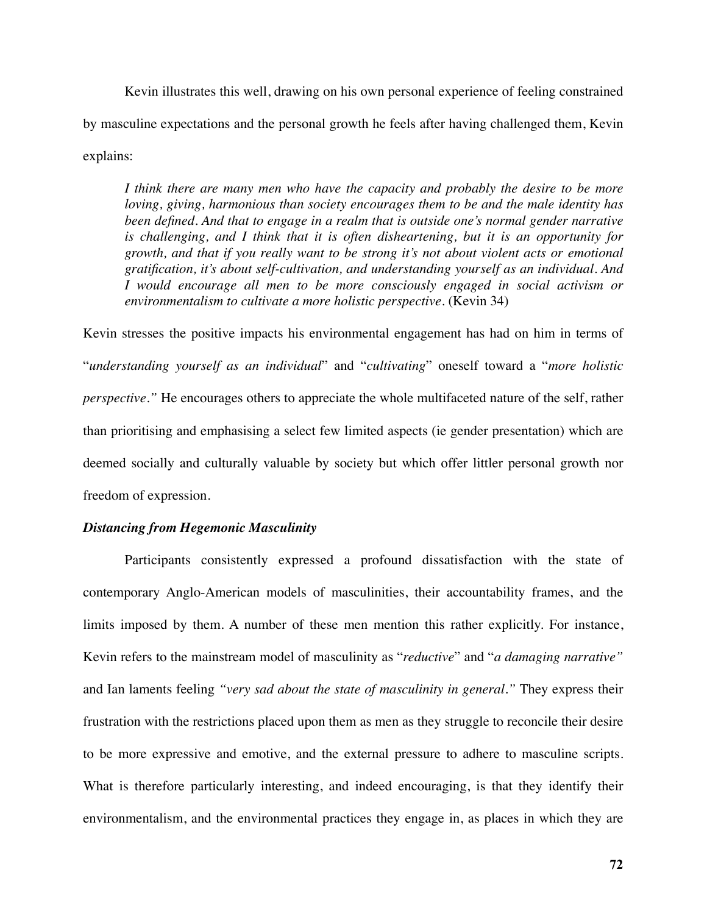Kevin illustrates this well, drawing on his own personal experience of feeling constrained by masculine expectations and the personal growth he feels after having challenged them, Kevin explains:

> *I think there are many men who have the capacity and probably the desire to be more loving, giving, harmonious than society encourages them to be and the male identity has been defined. And that to engage in a realm that is outside one's normal gender narrative is challenging, and I think that it is often disheartening, but it is an opportunity for growth, and that if you really want to be strong it's not about violent acts or emotional gratification, it's about self-cultivation, and understanding yourself as an individual. And I would encourage all men to be more consciously engaged in social activism or environmentalism to cultivate a more holistic perspective.* (Kevin 34)

Kevin stresses the positive impacts his environmental engagement has had on him in terms of "*understanding yourself as an individual*" and "*cultivating*" oneself toward a "*more holistic perspective."* He encourages others to appreciate the whole multifaceted nature of the self, rather than prioritising and emphasising a select few limited aspects (ie gender presentation) which are deemed socially and culturally valuable by society but which offer littler personal growth nor freedom of expression.

### ***Distancing from Hegemonic Masculinity***

Participants consistently expressed a profound dissatisfaction with the state of contemporary Anglo-American models of masculinities, their accountability frames, and the limits imposed by them. A number of these men mention this rather explicitly. For instance, Kevin refers to the mainstream model of masculinity as "*reductive*" and "*a damaging narrative"* and Ian laments feeling *"very sad about the state of masculinity in general."* They express their frustration with the restrictions placed upon them as men as they struggle to reconcile their desire to be more expressive and emotive, and the external pressure to adhere to masculine scripts. What is therefore particularly interesting, and indeed encouraging, is that they identify their environmentalism, and the environmental practices they engage in, as places in which they are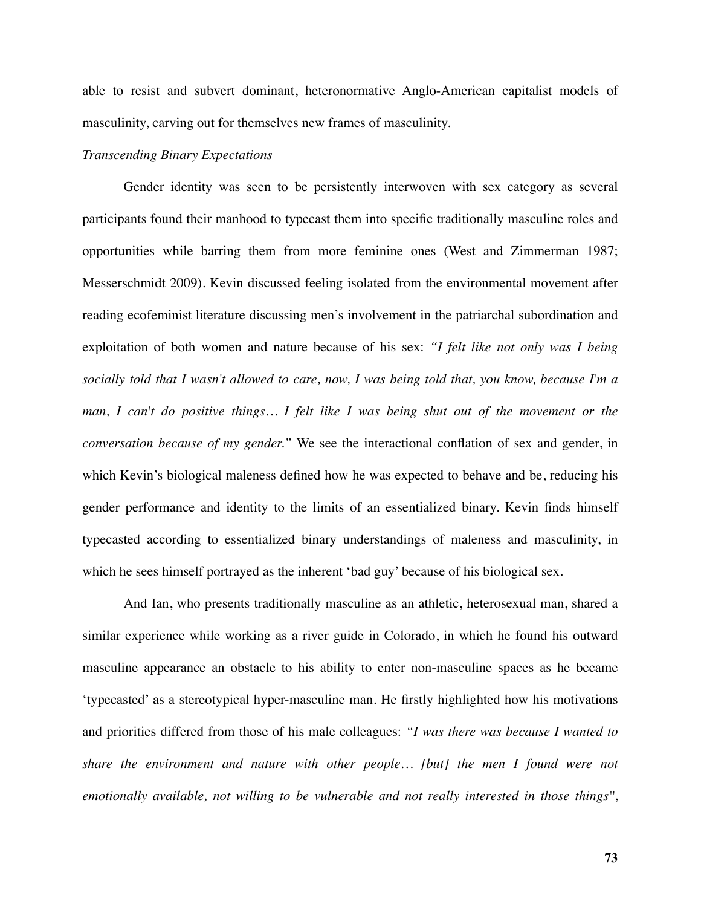able to resist and subvert dominant, heteronormative Anglo-American capitalist models of masculinity, carving out for themselves new frames of masculinity.

*Transcending Binary Expectations*

Gender identity was seen to be persistently interwoven with sex category as several participants found their manhood to typecast them into specific traditionally masculine roles and opportunities while barring them from more feminine ones (West and Zimmerman 1987; Messerschmidt 2009). Kevin discussed feeling isolated from the environmental movement after reading ecofeminist literature discussing men's involvement in the patriarchal subordination and exploitation of both women and nature because of his sex: *"I felt like not only was I being socially told that I wasn't allowed to care, now, I was being told that, you know, because I'm a man, I can't do positive things… I felt like I was being shut out of the movement or the conversation because of my gender."* We see the interactional conflation of sex and gender, in which Kevin's biological maleness defined how he was expected to behave and be, reducing his gender performance and identity to the limits of an essentialized binary. Kevin finds himself typecasted according to essentialized binary understandings of maleness and masculinity, in which he sees himself portrayed as the inherent 'bad guy' because of his biological sex.

And Ian, who presents traditionally masculine as an athletic, heterosexual man, shared a similar experience while working as a river guide in Colorado, in which he found his outward masculine appearance an obstacle to his ability to enter non-masculine spaces as he became 'typecasted' as a stereotypical hyper-masculine man. He firstly highlighted how his motivations and priorities differed from those of his male colleagues: *"I was there was because I wanted to share the environment and nature with other people… [but] the men I found were not emotionally available, not willing to be vulnerable and not really interested in those things"*,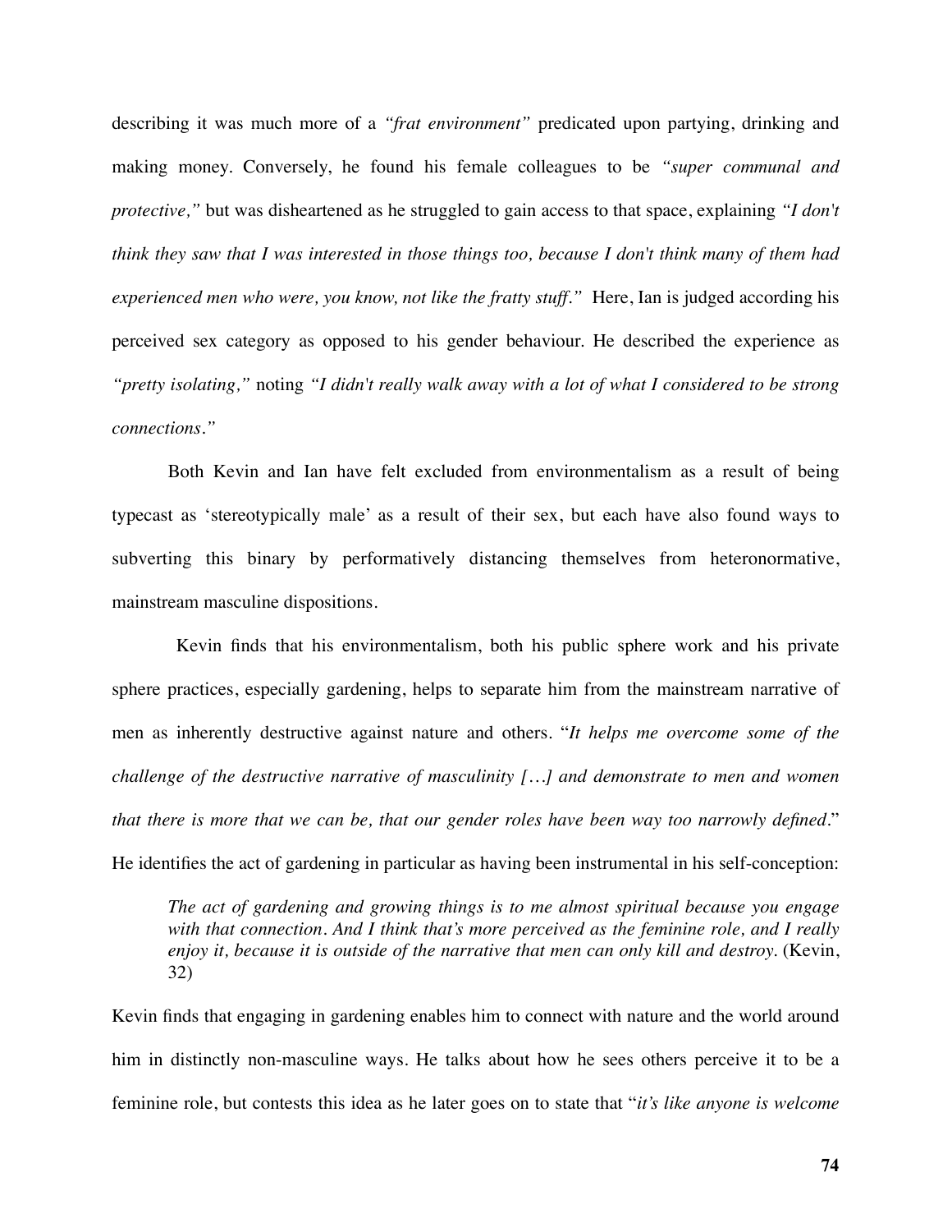describing it was much more of a *"frat environment"* predicated upon partying, drinking and making money. Conversely, he found his female colleagues to be *"super communal and protective,"* but was disheartened as he struggled to gain access to that space, explaining *"I don't think they saw that I was interested in those things too, because I don't think many of them had experienced men who were, you know, not like the fratty stuff."* Here, Ian is judged according his perceived sex category as opposed to his gender behaviour. He described the experience as *"pretty isolating,"* noting *"I didn't really walk away with a lot of what I considered to be strong connections."*

Both Kevin and Ian have felt excluded from environmentalism as a result of being typecast as 'stereotypically male' as a result of their sex, but each have also found ways to subverting this binary by performatively distancing themselves from heteronormative, mainstream masculine dispositions.

Kevin finds that his environmentalism, both his public sphere work and his private sphere practices, especially gardening, helps to separate him from the mainstream narrative of men as inherently destructive against nature and others. "*It helps me overcome some of the challenge of the destructive narrative of masculinity […] and demonstrate to men and women that there is more that we can be, that our gender roles have been way too narrowly defined*." He identifies the act of gardening in particular as having been instrumental in his self-conception:

> *The act of gardening and growing things is to me almost spiritual because you engage with that connection. And I think that's more perceived as the feminine role, and I really enjoy it, because it is outside of the narrative that men can only kill and destroy.* (Kevin, 32)

Kevin finds that engaging in gardening enables him to connect with nature and the world around him in distinctly non-masculine ways. He talks about how he sees others perceive it to be a feminine role, but contests this idea as he later goes on to state that "*it's like anyone is welcome*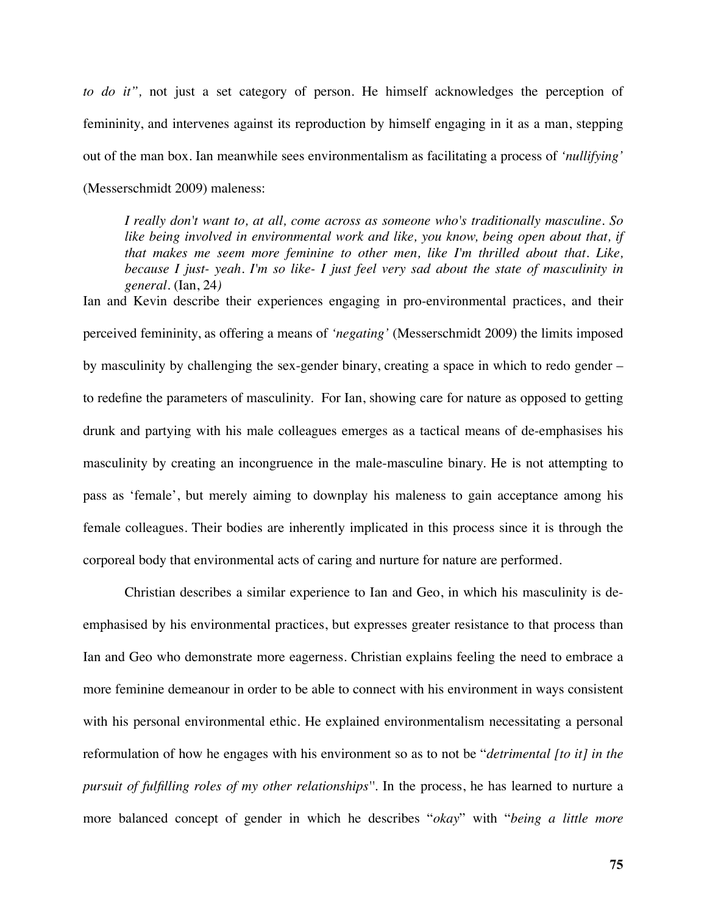*to do it",* not just a set category of person. He himself acknowledges the perception of femininity, and intervenes against its reproduction by himself engaging in it as a man, stepping out of the man box. Ian meanwhile sees environmentalism as facilitating a process of *'nullifying'* (Messerschmidt 2009) maleness:

> *I really don't want to, at all, come across as someone who's traditionally masculine. So like being involved in environmental work and like, you know, being open about that, if that makes me seem more feminine to other men, like I'm thrilled about that. Like, because I just- yeah. I'm so like- I just feel very sad about the state of masculinity in general.* (Ian, 24*)*

Ian and Kevin describe their experiences engaging in pro-environmental practices, and their perceived femininity, as offering a means of *'negating'* (Messerschmidt 2009) the limits imposed by masculinity by challenging the sex-gender binary, creating a space in which to redo gender – to redefine the parameters of masculinity. For Ian, showing care for nature as opposed to getting drunk and partying with his male colleagues emerges as a tactical means of de-emphasises his masculinity by creating an incongruence in the male-masculine binary. He is not attempting to pass as 'female', but merely aiming to downplay his maleness to gain acceptance among his female colleagues. Their bodies are inherently implicated in this process since it is through the corporeal body that environmental acts of caring and nurture for nature are performed.

Christian describes a similar experience to Ian and Geo, in which his masculinity is de-emphasised by his environmental practices, but expresses greater resistance to that process than Ian and Geo who demonstrate more eagerness. Christian explains feeling the need to embrace a more feminine demeanour in order to be able to connect with his environment in ways consistent with his personal environmental ethic. He explained environmentalism necessitating a personal reformulation of how he engages with his environment so as to not be "*detrimental [to it] in the pursuit of fulfilling roles of my other relationships*''. In the process, he has learned to nurture a more balanced concept of gender in which he describes "*okay*" with "*being a little more*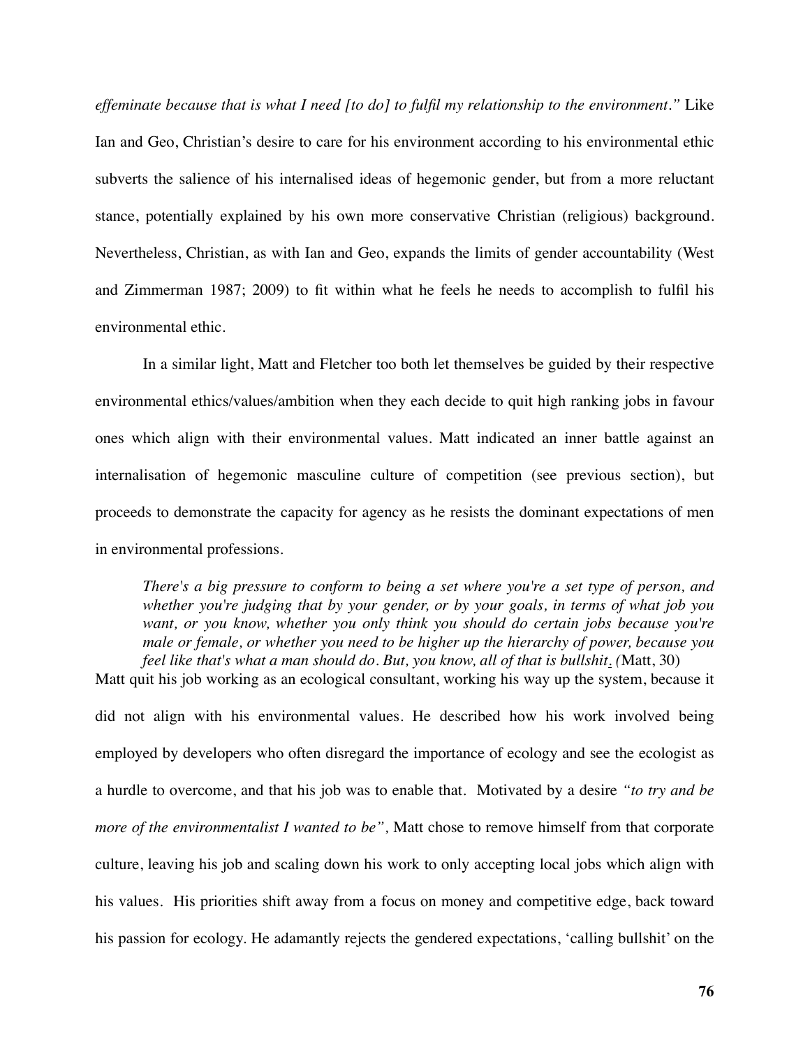*effeminate because that is what I need [to do] to fulfil my relationship to the environment."* Like Ian and Geo, Christian's desire to care for his environment according to his environmental ethic subverts the salience of his internalised ideas of hegemonic gender, but from a more reluctant stance, potentially explained by his own more conservative Christian (religious) background. Nevertheless, Christian, as with Ian and Geo, expands the limits of gender accountability (West and Zimmerman 1987; 2009) to fit within what he feels he needs to accomplish to fulfil his environmental ethic.

In a similar light, Matt and Fletcher too both let themselves be guided by their respective environmental ethics/values/ambition when they each decide to quit high ranking jobs in favour ones which align with their environmental values. Matt indicated an inner battle against an internalisation of hegemonic masculine culture of competition (see previous section), but proceeds to demonstrate the capacity for agency as he resists the dominant expectations of men in environmental professions.

> *There's a big pressure to conform to being a set where you're a set type of person, and whether you're judging that by your gender, or by your goals, in terms of what job you want, or you know, whether you only think you should do certain jobs because you're male or female, or whether you need to be higher up the hierarchy of power, because you feel like that's what a man should do. But, you know, all of that is bullshit. (*Matt, 30)

Matt quit his job working as an ecological consultant, working his way up the system, because it did not align with his environmental values. He described how his work involved being employed by developers who often disregard the importance of ecology and see the ecologist as a hurdle to overcome, and that his job was to enable that. Motivated by a desire *"to try and be more of the environmentalist I wanted to be"*, Matt chose to remove himself from that corporate culture, leaving his job and scaling down his work to only accepting local jobs which align with his values. His priorities shift away from a focus on money and competitive edge, back toward his passion for ecology. He adamantly rejects the gendered expectations, 'calling bullshit' on the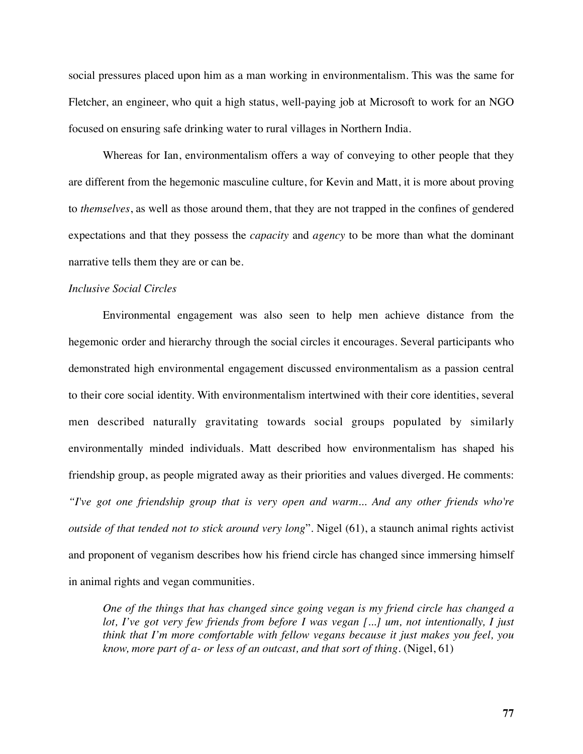social pressures placed upon him as a man working in environmentalism. This was the same for Fletcher, an engineer, who quit a high status, well-paying job at Microsoft to work for an NGO focused on ensuring safe drinking water to rural villages in Northern India.

Whereas for Ian, environmentalism offers a way of conveying to other people that they are different from the hegemonic masculine culture, for Kevin and Matt, it is more about proving to *themselves*, as well as those around them, that they are not trapped in the confines of gendered expectations and that they possess the *capacity* and *agency* to be more than what the dominant narrative tells them they are or can be.

*Inclusive Social Circles*

Environmental engagement was also seen to help men achieve distance from the hegemonic order and hierarchy through the social circles it encourages. Several participants who demonstrated high environmental engagement discussed environmentalism as a passion central to their core social identity. With environmentalism intertwined with their core identities, several men described naturally gravitating towards social groups populated by similarly environmentally minded individuals. Matt described how environmentalism has shaped his friendship group, as people migrated away as their priorities and values diverged. He comments: *"I've got one friendship group that is very open and warm... And any other friends who're outside of that tended not to stick around very long*". Nigel (61), a staunch animal rights activist and proponent of veganism describes how his friend circle has changed since immersing himself in animal rights and vegan communities.

> *One of the things that has changed since going vegan is my friend circle has changed a lot, I've got very few friends from before I was vegan [...] um, not intentionally, I just think that I'm more comfortable with fellow vegans because it just makes you feel, you know, more part of a- or less of an outcast, and that sort of thing.* (Nigel, 61)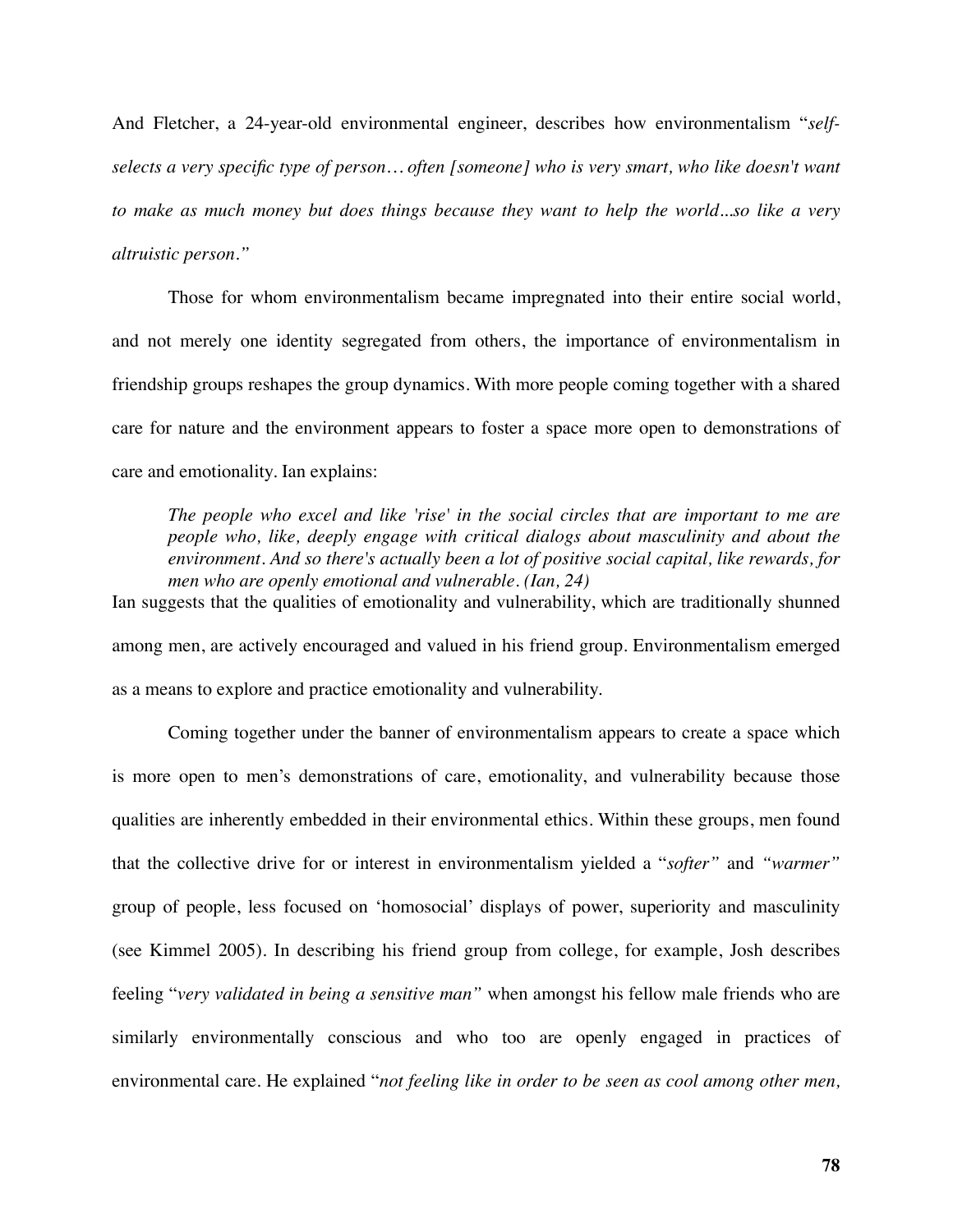And Fletcher, a 24-year-old environmental engineer, describes how environmentalism "*self-selects a very specific type of person… often [someone] who is very smart, who like doesn't want to make as much money but does things because they want to help the world...so like a very altruistic person."*

Those for whom environmentalism became impregnated into their entire social world, and not merely one identity segregated from others, the importance of environmentalism in friendship groups reshapes the group dynamics. With more people coming together with a shared care for nature and the environment appears to foster a space more open to demonstrations of care and emotionality. Ian explains:

> *The people who excel and like 'rise' in the social circles that are important to me are people who, like, deeply engage with critical dialogs about masculinity and about the environment. And so there's actually been a lot of positive social capital, like rewards, for men who are openly emotional and vulnerable. (Ian, 24)*

Ian suggests that the qualities of emotionality and vulnerability, which are traditionally shunned among men, are actively encouraged and valued in his friend group. Environmentalism emerged as a means to explore and practice emotionality and vulnerability.

Coming together under the banner of environmentalism appears to create a space which is more open to men's demonstrations of care, emotionality, and vulnerability because those qualities are inherently embedded in their environmental ethics. Within these groups, men found that the collective drive for or interest in environmentalism yielded a "*softer"* and *"warmer"* group of people, less focused on 'homosocial' displays of power, superiority and masculinity (see Kimmel 2005). In describing his friend group from college, for example, Josh describes feeling "*very validated in being a sensitive man"* when amongst his fellow male friends who are similarly environmentally conscious and who too are openly engaged in practices of environmental care. He explained "*not feeling like in order to be seen as cool among other men,*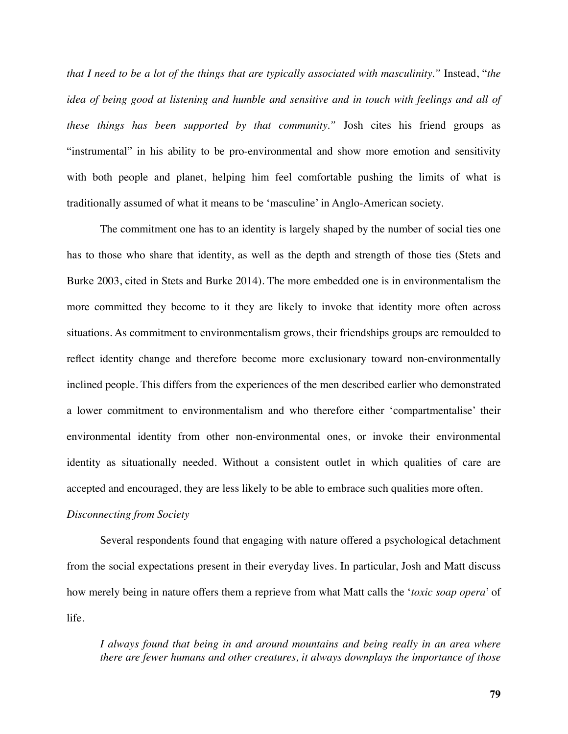*that I need to be a lot of the things that are typically associated with masculinity."* Instead, "*the idea of being good at listening and humble and sensitive and in touch with feelings and all of these things has been supported by that community."* Josh cites his friend groups as "instrumental" in his ability to be pro-environmental and show more emotion and sensitivity with both people and planet, helping him feel comfortable pushing the limits of what is traditionally assumed of what it means to be 'masculine' in Anglo-American society.

The commitment one has to an identity is largely shaped by the number of social ties one has to those who share that identity, as well as the depth and strength of those ties (Stets and Burke 2003, cited in Stets and Burke 2014). The more embedded one is in environmentalism the more committed they become to it they are likely to invoke that identity more often across situations. As commitment to environmentalism grows, their friendships groups are remoulded to reflect identity change and therefore become more exclusionary toward non-environmentally inclined people. This differs from the experiences of the men described earlier who demonstrated a lower commitment to environmentalism and who therefore either 'compartmentalise' their environmental identity from other non-environmental ones, or invoke their environmental identity as situationally needed. Without a consistent outlet in which qualities of care are accepted and encouraged, they are less likely to be able to embrace such qualities more often.

*Disconnecting from Society*

Several respondents found that engaging with nature offered a psychological detachment from the social expectations present in their everyday lives. In particular, Josh and Matt discuss how merely being in nature offers them a reprieve from what Matt calls the '*toxic soap opera*' of life.

> *I always found that being in and around mountains and being really in an area where there are fewer humans and other creatures, it always downplays the importance of those*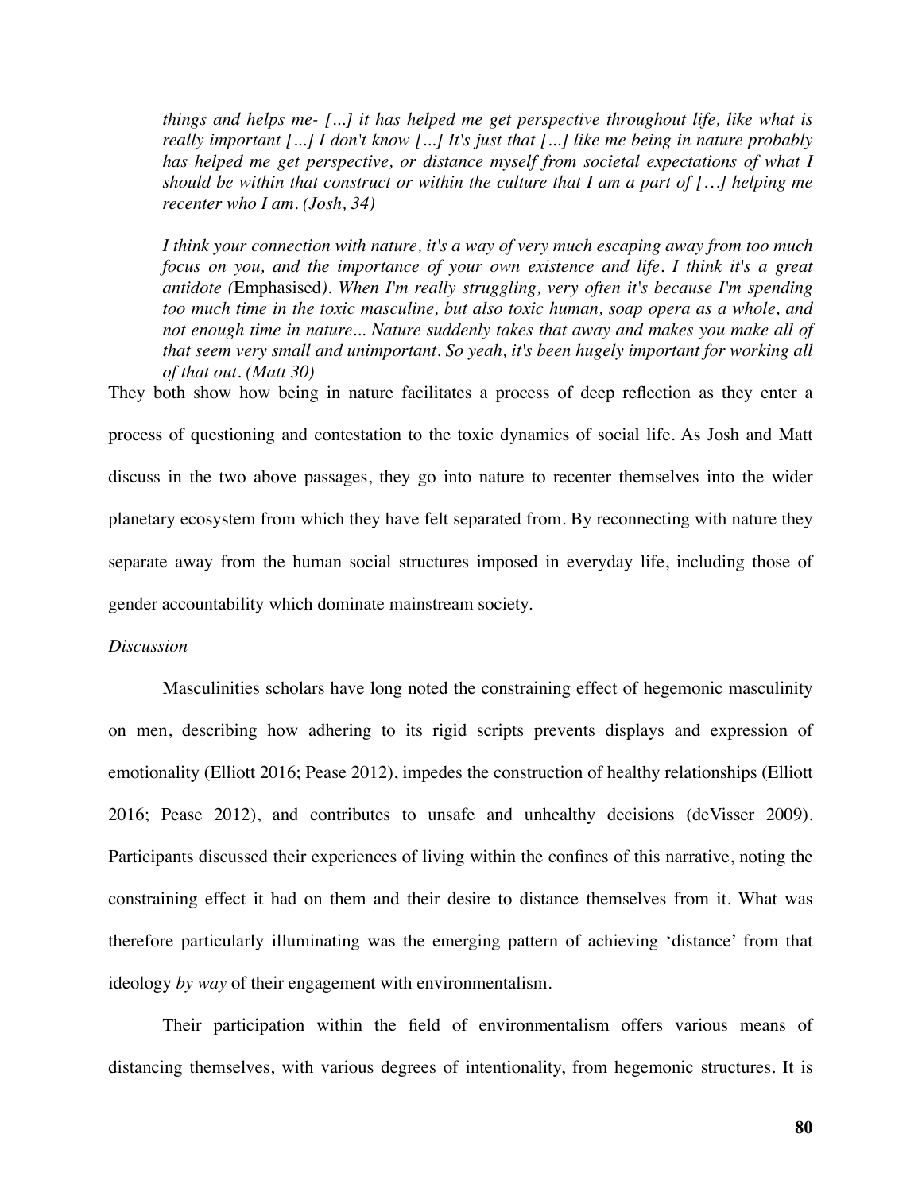*things and helps me- [...] it has helped me get perspective throughout life, like what is really important [...] I don't know [...] It's just that [...] like me being in nature probably has helped me get perspective, or distance myself from societal expectations of what I should be within that construct or within the culture that I am a part of […] helping me recenter who I am. (Josh, 34)*

*I think your connection with nature, it's a way of very much escaping away from too much focus on you, and the importance of your own existence and life. I think it's a great antidote (*Emphasised*). When I'm really struggling, very often it's because I'm spending too much time in the toxic masculine, but also toxic human, soap opera as a whole, and not enough time in nature... Nature suddenly takes that away and makes you make all of that seem very small and unimportant. So yeah, it's been hugely important for working all of that out. (Matt 30)*

They both show how being in nature facilitates a process of deep reflection as they enter a process of questioning and contestation to the toxic dynamics of social life. As Josh and Matt discuss in the two above passages, they go into nature to recenter themselves into the wider planetary ecosystem from which they have felt separated from. By reconnecting with nature they separate away from the human social structures imposed in everyday life, including those of gender accountability which dominate mainstream society.

*Discussion*

Masculinities scholars have long noted the constraining effect of hegemonic masculinity on men, describing how adhering to its rigid scripts prevents displays and expression of emotionality (Elliott 2016; Pease 2012), impedes the construction of healthy relationships (Elliott 2016; Pease 2012), and contributes to unsafe and unhealthy decisions (deVisser 2009). Participants discussed their experiences of living within the confines of this narrative, noting the constraining effect it had on them and their desire to distance themselves from it. What was therefore particularly illuminating was the emerging pattern of achieving 'distance' from that ideology *by way* of their engagement with environmentalism.

Their participation within the field of environmentalism offers various means of distancing themselves, with various degrees of intentionality, from hegemonic structures. It is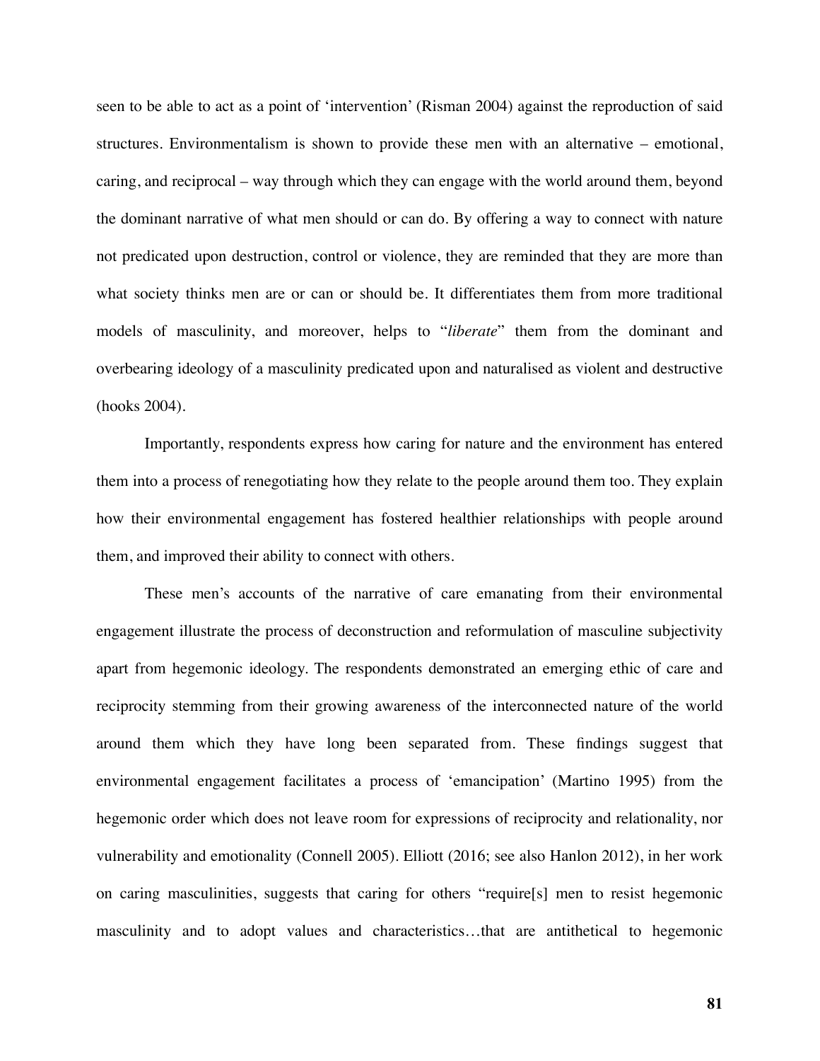seen to be able to act as a point of 'intervention' (Risman 2004) against the reproduction of said structures. Environmentalism is shown to provide these men with an alternative – emotional, caring, and reciprocal – way through which they can engage with the world around them, beyond the dominant narrative of what men should or can do. By offering a way to connect with nature not predicated upon destruction, control or violence, they are reminded that they are more than what society thinks men are or can or should be. It differentiates them from more traditional models of masculinity, and moreover, helps to "*liberate*" them from the dominant and overbearing ideology of a masculinity predicated upon and naturalised as violent and destructive (hooks 2004).

Importantly, respondents express how caring for nature and the environment has entered them into a process of renegotiating how they relate to the people around them too. They explain how their environmental engagement has fostered healthier relationships with people around them, and improved their ability to connect with others.

These men's accounts of the narrative of care emanating from their environmental engagement illustrate the process of deconstruction and reformulation of masculine subjectivity apart from hegemonic ideology. The respondents demonstrated an emerging ethic of care and reciprocity stemming from their growing awareness of the interconnected nature of the world around them which they have long been separated from. These findings suggest that environmental engagement facilitates a process of 'emancipation' (Martino 1995) from the hegemonic order which does not leave room for expressions of reciprocity and relationality, nor vulnerability and emotionality (Connell 2005). Elliott (2016; see also Hanlon 2012), in her work on caring masculinities, suggests that caring for others "require[s] men to resist hegemonic masculinity and to adopt values and characteristics…that are antithetical to hegemonic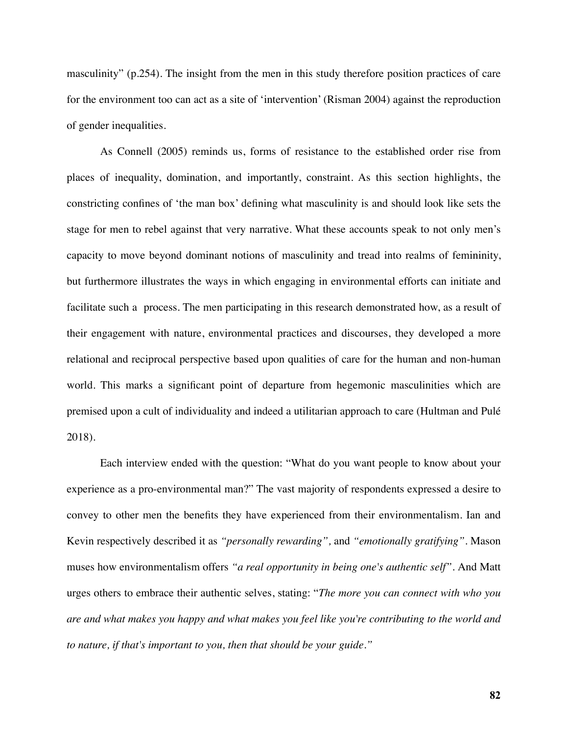masculinity" (p.254). The insight from the men in this study therefore position practices of care for the environment too can act as a site of 'intervention' (Risman 2004) against the reproduction of gender inequalities.

As Connell (2005) reminds us, forms of resistance to the established order rise from places of inequality, domination, and importantly, constraint. As this section highlights, the constricting confines of 'the man box' defining what masculinity is and should look like sets the stage for men to rebel against that very narrative. What these accounts speak to not only men's capacity to move beyond dominant notions of masculinity and tread into realms of femininity, but furthermore illustrates the ways in which engaging in environmental efforts can initiate and facilitate such a process. The men participating in this research demonstrated how, as a result of their engagement with nature, environmental practices and discourses, they developed a more relational and reciprocal perspective based upon qualities of care for the human and non-human world. This marks a significant point of departure from hegemonic masculinities which are premised upon a cult of individuality and indeed a utilitarian approach to care (Hultman and Pulé 2018).

Each interview ended with the question: "What do you want people to know about your experience as a pro-environmental man?" The vast majority of respondents expressed a desire to convey to other men the benefits they have experienced from their environmentalism. Ian and Kevin respectively described it as *"personally rewarding",* and *"emotionally gratifying"*. Mason muses how environmentalism offers *"a real opportunity in being one's authentic self"*. And Matt urges others to embrace their authentic selves, stating: "*The more you can connect with who you are and what makes you happy and what makes you feel like you're contributing to the world and to nature, if that's important to you, then that should be your guide."*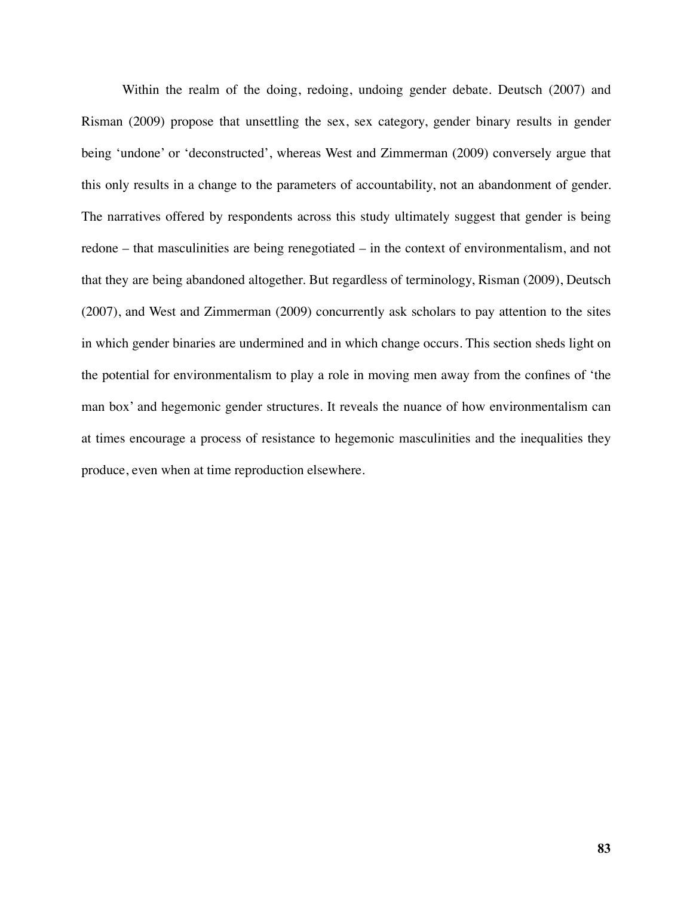Within the realm of the doing, redoing, undoing gender debate. Deutsch (2007) and Risman (2009) propose that unsettling the sex, sex category, gender binary results in gender being 'undone' or 'deconstructed', whereas West and Zimmerman (2009) conversely argue that this only results in a change to the parameters of accountability, not an abandonment of gender. The narratives offered by respondents across this study ultimately suggest that gender is being redone – that masculinities are being renegotiated – in the context of environmentalism, and not that they are being abandoned altogether. But regardless of terminology, Risman (2009), Deutsch (2007), and West and Zimmerman (2009) concurrently ask scholars to pay attention to the sites in which gender binaries are undermined and in which change occurs. This section sheds light on the potential for environmentalism to play a role in moving men away from the confines of 'the man box' and hegemonic gender structures. It reveals the nuance of how environmentalism can at times encourage a process of resistance to hegemonic masculinities and the inequalities they produce, even when at time reproduction elsewhere.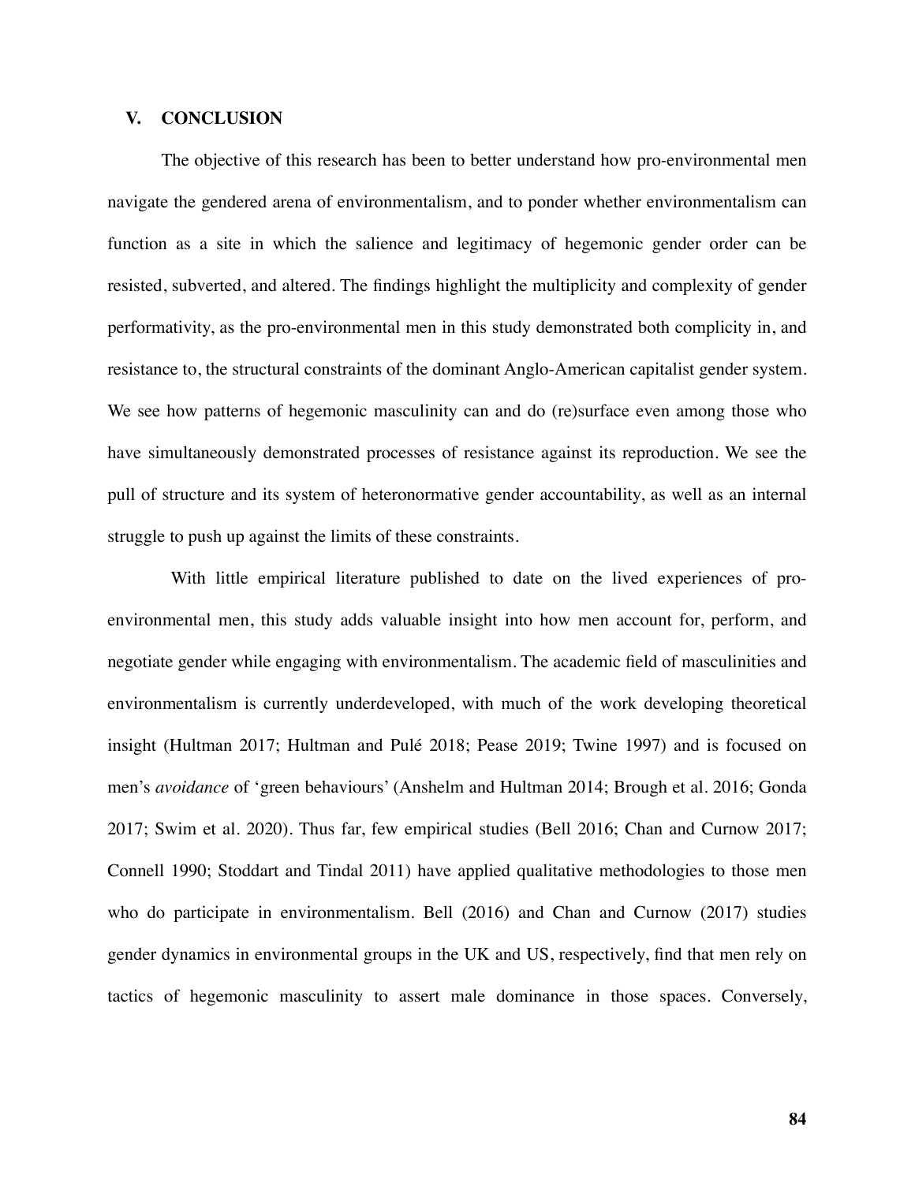## V. CONCLUSION

The objective of this research has been to better understand how pro-environmental men navigate the gendered arena of environmentalism, and to ponder whether environmentalism can function as a site in which the salience and legitimacy of hegemonic gender order can be resisted, subverted, and altered. The findings highlight the multiplicity and complexity of gender performativity, as the pro-environmental men in this study demonstrated both complicity in, and resistance to, the structural constraints of the dominant Anglo-American capitalist gender system. We see how patterns of hegemonic masculinity can and do (re)surface even among those who have simultaneously demonstrated processes of resistance against its reproduction. We see the pull of structure and its system of heteronormative gender accountability, as well as an internal struggle to push up against the limits of these constraints.

With little empirical literature published to date on the lived experiences of pro-environmental men, this study adds valuable insight into how men account for, perform, and negotiate gender while engaging with environmentalism. The academic field of masculinities and environmentalism is currently underdeveloped, with much of the work developing theoretical insight (Hultman 2017; Hultman and Pulé 2018; Pease 2019; Twine 1997) and is focused on men's *avoidance* of 'green behaviours' (Anshelm and Hultman 2014; Brough et al. 2016; Gonda 2017; Swim et al. 2020). Thus far, few empirical studies (Bell 2016; Chan and Curnow 2017; Connell 1990; Stoddart and Tindal 2011) have applied qualitative methodologies to those men who do participate in environmentalism. Bell (2016) and Chan and Curnow (2017) studies gender dynamics in environmental groups in the UK and US, respectively, find that men rely on tactics of hegemonic masculinity to assert male dominance in those spaces. Conversely,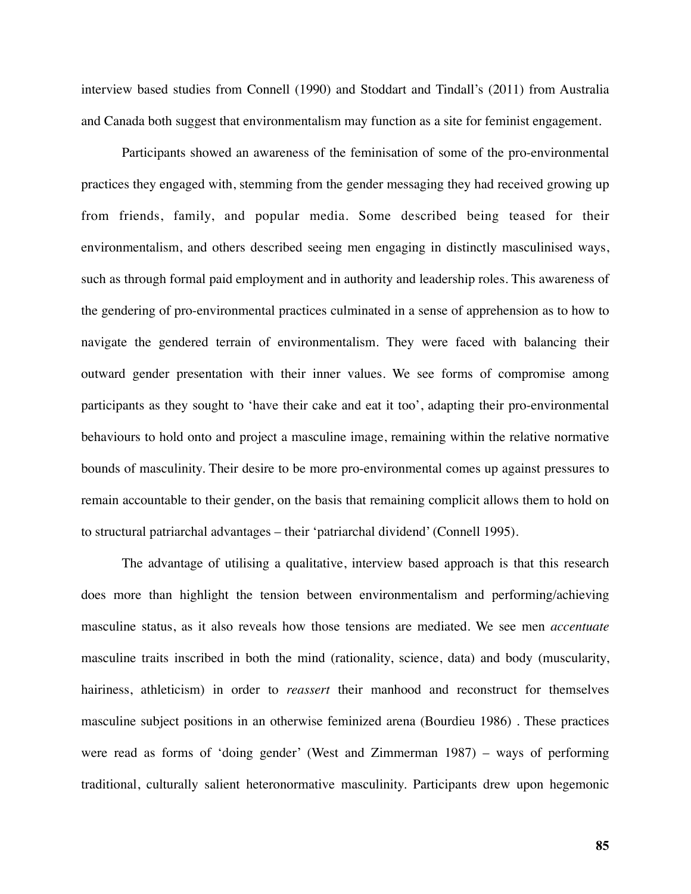interview based studies from Connell (1990) and Stoddart and Tindall's (2011) from Australia and Canada both suggest that environmentalism may function as a site for feminist engagement.

Participants showed an awareness of the feminisation of some of the pro-environmental practices they engaged with, stemming from the gender messaging they had received growing up from friends, family, and popular media. Some described being teased for their environmentalism, and others described seeing men engaging in distinctly masculinised ways, such as through formal paid employment and in authority and leadership roles. This awareness of the gendering of pro-environmental practices culminated in a sense of apprehension as to how to navigate the gendered terrain of environmentalism. They were faced with balancing their outward gender presentation with their inner values. We see forms of compromise among participants as they sought to 'have their cake and eat it too', adapting their pro-environmental behaviours to hold onto and project a masculine image, remaining within the relative normative bounds of masculinity. Their desire to be more pro-environmental comes up against pressures to remain accountable to their gender, on the basis that remaining complicit allows them to hold on to structural patriarchal advantages – their 'patriarchal dividend' (Connell 1995).

The advantage of utilising a qualitative, interview based approach is that this research does more than highlight the tension between environmentalism and performing/achieving masculine status, as it also reveals how those tensions are mediated. We see men *accentuate* masculine traits inscribed in both the mind (rationality, science, data) and body (muscularity, hairiness, athleticism) in order to *reassert* their manhood and reconstruct for themselves masculine subject positions in an otherwise feminized arena (Bourdieu 1986) . These practices were read as forms of 'doing gender' (West and Zimmerman 1987) – ways of performing traditional, culturally salient heteronormative masculinity. Participants drew upon hegemonic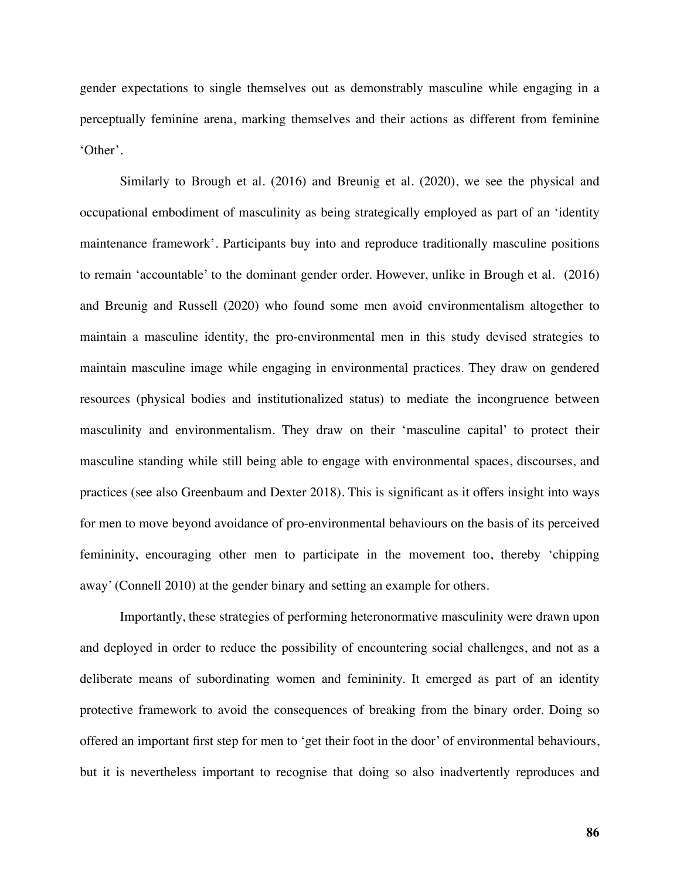gender expectations to single themselves out as demonstrably masculine while engaging in a perceptually feminine arena, marking themselves and their actions as different from feminine 'Other'.

Similarly to Brough et al. (2016) and Breunig et al. (2020), we see the physical and occupational embodiment of masculinity as being strategically employed as part of an 'identity maintenance framework'. Participants buy into and reproduce traditionally masculine positions to remain 'accountable' to the dominant gender order. However, unlike in Brough et al. (2016) and Breunig and Russell (2020) who found some men avoid environmentalism altogether to maintain a masculine identity, the pro-environmental men in this study devised strategies to maintain masculine image while engaging in environmental practices. They draw on gendered resources (physical bodies and institutionalized status) to mediate the incongruence between masculinity and environmentalism. They draw on their 'masculine capital' to protect their masculine standing while still being able to engage with environmental spaces, discourses, and practices (see also Greenbaum and Dexter 2018). This is significant as it offers insight into ways for men to move beyond avoidance of pro-environmental behaviours on the basis of its perceived femininity, encouraging other men to participate in the movement too, thereby 'chipping away' (Connell 2010) at the gender binary and setting an example for others.

Importantly, these strategies of performing heteronormative masculinity were drawn upon and deployed in order to reduce the possibility of encountering social challenges, and not as a deliberate means of subordinating women and femininity. It emerged as part of an identity protective framework to avoid the consequences of breaking from the binary order. Doing so offered an important first step for men to 'get their foot in the door' of environmental behaviours, but it is nevertheless important to recognise that doing so also inadvertently reproduces and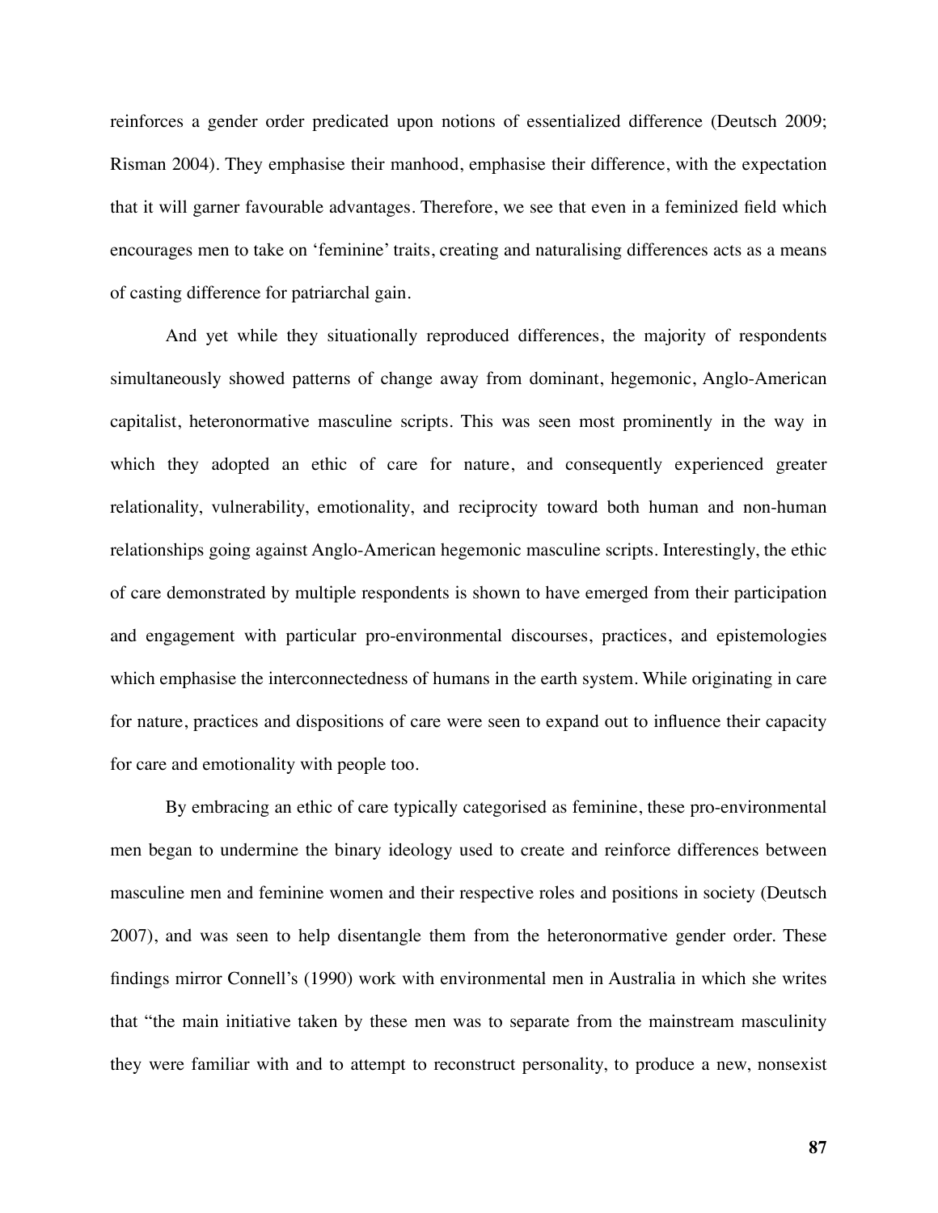reinforces a gender order predicated upon notions of essentialized difference (Deutsch 2009; Risman 2004). They emphasise their manhood, emphasise their difference, with the expectation that it will garner favourable advantages. Therefore, we see that even in a feminized field which encourages men to take on 'feminine' traits, creating and naturalising differences acts as a means of casting difference for patriarchal gain.

And yet while they situationally reproduced differences, the majority of respondents simultaneously showed patterns of change away from dominant, hegemonic, Anglo-American capitalist, heteronormative masculine scripts. This was seen most prominently in the way in which they adopted an ethic of care for nature, and consequently experienced greater relationality, vulnerability, emotionality, and reciprocity toward both human and non-human relationships going against Anglo-American hegemonic masculine scripts. Interestingly, the ethic of care demonstrated by multiple respondents is shown to have emerged from their participation and engagement with particular pro-environmental discourses, practices, and epistemologies which emphasise the interconnectedness of humans in the earth system. While originating in care for nature, practices and dispositions of care were seen to expand out to influence their capacity for care and emotionality with people too.

By embracing an ethic of care typically categorised as feminine, these pro-environmental men began to undermine the binary ideology used to create and reinforce differences between masculine men and feminine women and their respective roles and positions in society (Deutsch 2007), and was seen to help disentangle them from the heteronormative gender order. These findings mirror Connell's (1990) work with environmental men in Australia in which she writes that "the main initiative taken by these men was to separate from the mainstream masculinity they were familiar with and to attempt to reconstruct personality, to produce a new, nonsexist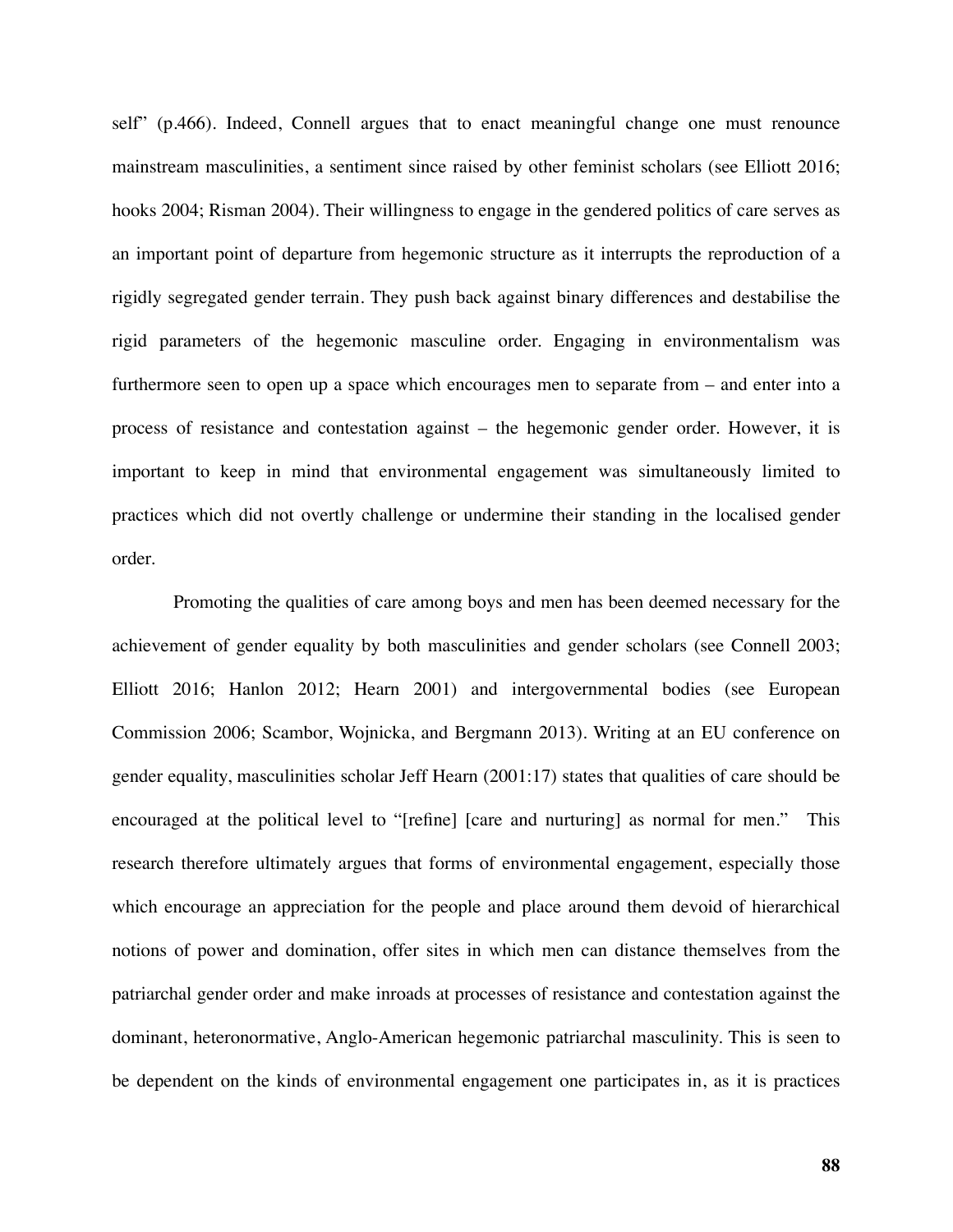self" (p.466). Indeed, Connell argues that to enact meaningful change one must renounce mainstream masculinities, a sentiment since raised by other feminist scholars (see Elliott 2016; hooks 2004; Risman 2004). Their willingness to engage in the gendered politics of care serves as an important point of departure from hegemonic structure as it interrupts the reproduction of a rigidly segregated gender terrain. They push back against binary differences and destabilise the rigid parameters of the hegemonic masculine order. Engaging in environmentalism was furthermore seen to open up a space which encourages men to separate from – and enter into a process of resistance and contestation against – the hegemonic gender order. However, it is important to keep in mind that environmental engagement was simultaneously limited to practices which did not overtly challenge or undermine their standing in the localised gender order.

Promoting the qualities of care among boys and men has been deemed necessary for the achievement of gender equality by both masculinities and gender scholars (see Connell 2003; Elliott 2016; Hanlon 2012; Hearn 2001) and intergovernmental bodies (see European Commission 2006; Scambor, Wojnicka, and Bergmann 2013). Writing at an EU conference on gender equality, masculinities scholar Jeff Hearn (2001:17) states that qualities of care should be encouraged at the political level to "[refine] [care and nurturing] as normal for men." This research therefore ultimately argues that forms of environmental engagement, especially those which encourage an appreciation for the people and place around them devoid of hierarchical notions of power and domination, offer sites in which men can distance themselves from the patriarchal gender order and make inroads at processes of resistance and contestation against the dominant, heteronormative, Anglo-American hegemonic patriarchal masculinity. This is seen to be dependent on the kinds of environmental engagement one participates in, as it is practices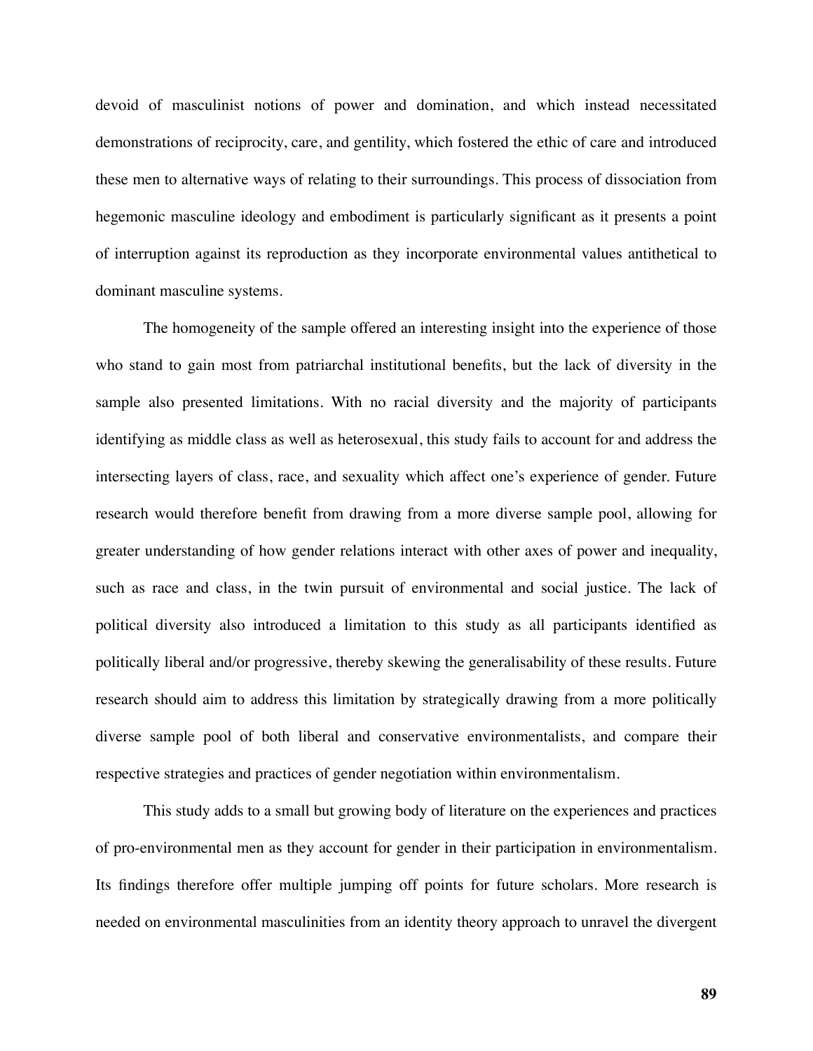devoid of masculinist notions of power and domination, and which instead necessitated demonstrations of reciprocity, care, and gentility, which fostered the ethic of care and introduced these men to alternative ways of relating to their surroundings. This process of dissociation from hegemonic masculine ideology and embodiment is particularly significant as it presents a point of interruption against its reproduction as they incorporate environmental values antithetical to dominant masculine systems.

The homogeneity of the sample offered an interesting insight into the experience of those who stand to gain most from patriarchal institutional benefits, but the lack of diversity in the sample also presented limitations. With no racial diversity and the majority of participants identifying as middle class as well as heterosexual, this study fails to account for and address the intersecting layers of class, race, and sexuality which affect one's experience of gender. Future research would therefore benefit from drawing from a more diverse sample pool, allowing for greater understanding of how gender relations interact with other axes of power and inequality, such as race and class, in the twin pursuit of environmental and social justice. The lack of political diversity also introduced a limitation to this study as all participants identified as politically liberal and/or progressive, thereby skewing the generalisability of these results. Future research should aim to address this limitation by strategically drawing from a more politically diverse sample pool of both liberal and conservative environmentalists, and compare their respective strategies and practices of gender negotiation within environmentalism.

This study adds to a small but growing body of literature on the experiences and practices of pro-environmental men as they account for gender in their participation in environmentalism. Its findings therefore offer multiple jumping off points for future scholars. More research is needed on environmental masculinities from an identity theory approach to unravel the divergent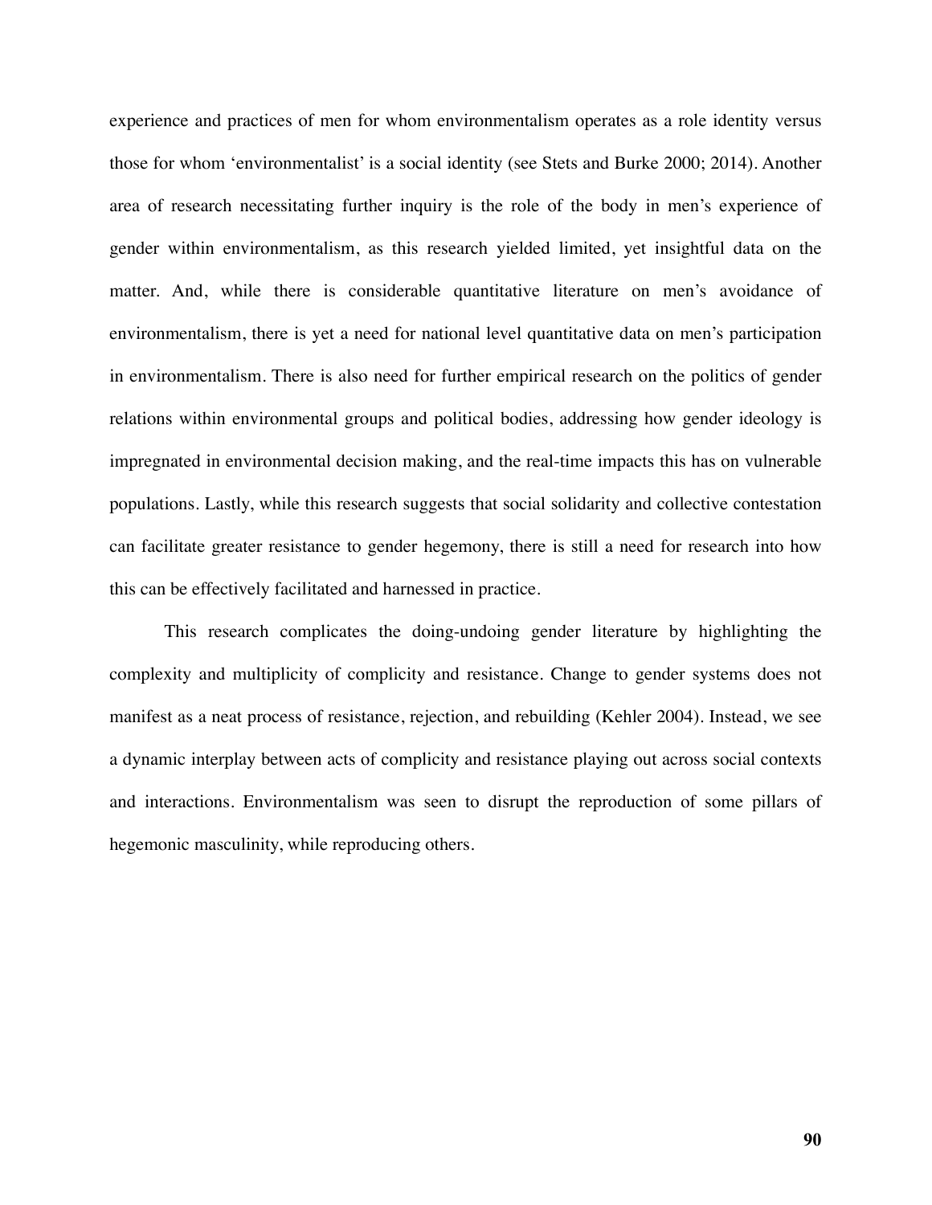experience and practices of men for whom environmentalism operates as a role identity versus those for whom 'environmentalist' is a social identity (see Stets and Burke 2000; 2014). Another area of research necessitating further inquiry is the role of the body in men's experience of gender within environmentalism, as this research yielded limited, yet insightful data on the matter. And, while there is considerable quantitative literature on men's avoidance of environmentalism, there is yet a need for national level quantitative data on men's participation in environmentalism. There is also need for further empirical research on the politics of gender relations within environmental groups and political bodies, addressing how gender ideology is impregnated in environmental decision making, and the real-time impacts this has on vulnerable populations. Lastly, while this research suggests that social solidarity and collective contestation can facilitate greater resistance to gender hegemony, there is still a need for research into how this can be effectively facilitated and harnessed in practice.

This research complicates the doing-undoing gender literature by highlighting the complexity and multiplicity of complicity and resistance. Change to gender systems does not manifest as a neat process of resistance, rejection, and rebuilding (Kehler 2004). Instead, we see a dynamic interplay between acts of complicity and resistance playing out across social contexts and interactions. Environmentalism was seen to disrupt the reproduction of some pillars of hegemonic masculinity, while reproducing others.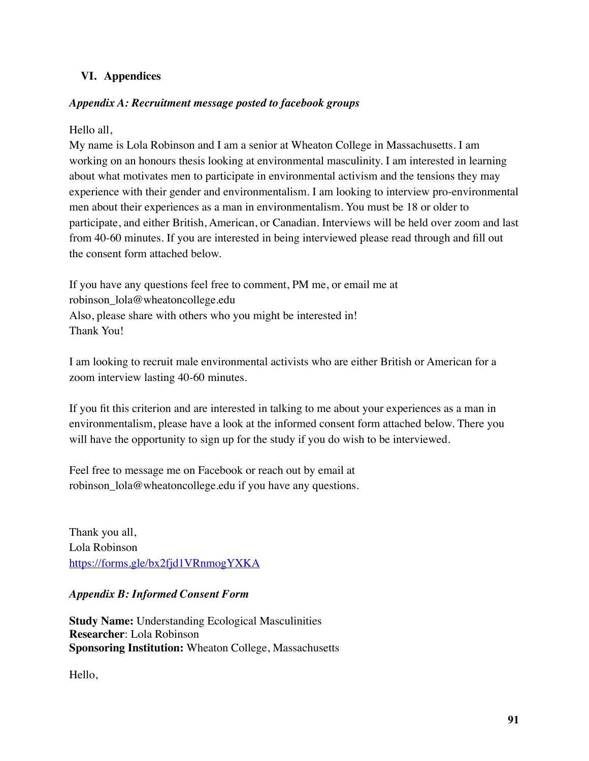## VI. Appendices

### *Appendix A: Recruitment message posted to facebook groups*

Hello all,
My name is Lola Robinson and I am a senior at Wheaton College in Massachusetts. I am working on an honours thesis looking at environmental masculinity. I am interested in learning about what motivates men to participate in environmental activism and the tensions they may experience with their gender and environmentalism. I am looking to interview pro-environmental men about their experiences as a man in environmentalism. You must be 18 or older to participate, and either British, American, or Canadian. Interviews will be held over zoom and last from 40-60 minutes. If you are interested in being interviewed please read through and fill out the consent form attached below.

If you have any questions feel free to comment, PM me, or email me at robinson_lola@wheatoncollege.edu
Also, please share with others who you might be interested in!
Thank You!

I am looking to recruit male environmental activists who are either British or American for a zoom interview lasting 40-60 minutes.

If you fit this criterion and are interested in talking to me about your experiences as a man in environmentalism, please have a look at the informed consent form attached below. There you will have the opportunity to sign up for the study if you do wish to be interviewed.

Feel free to message me on Facebook or reach out by email at robinson_lola@wheatoncollege.edu if you have any questions.

Thank you all,
Lola Robinson
[https://forms.gle/bx2fjd1VRnmogYXKA](https://forms.gle/bx2fjd1VRnmogYXKA)

### *Appendix B: Informed Consent Form*

**Study Name:** Understanding Ecological Masculinities
**Researcher**: Lola Robinson
**Sponsoring Institution:** Wheaton College, Massachusetts

Hello,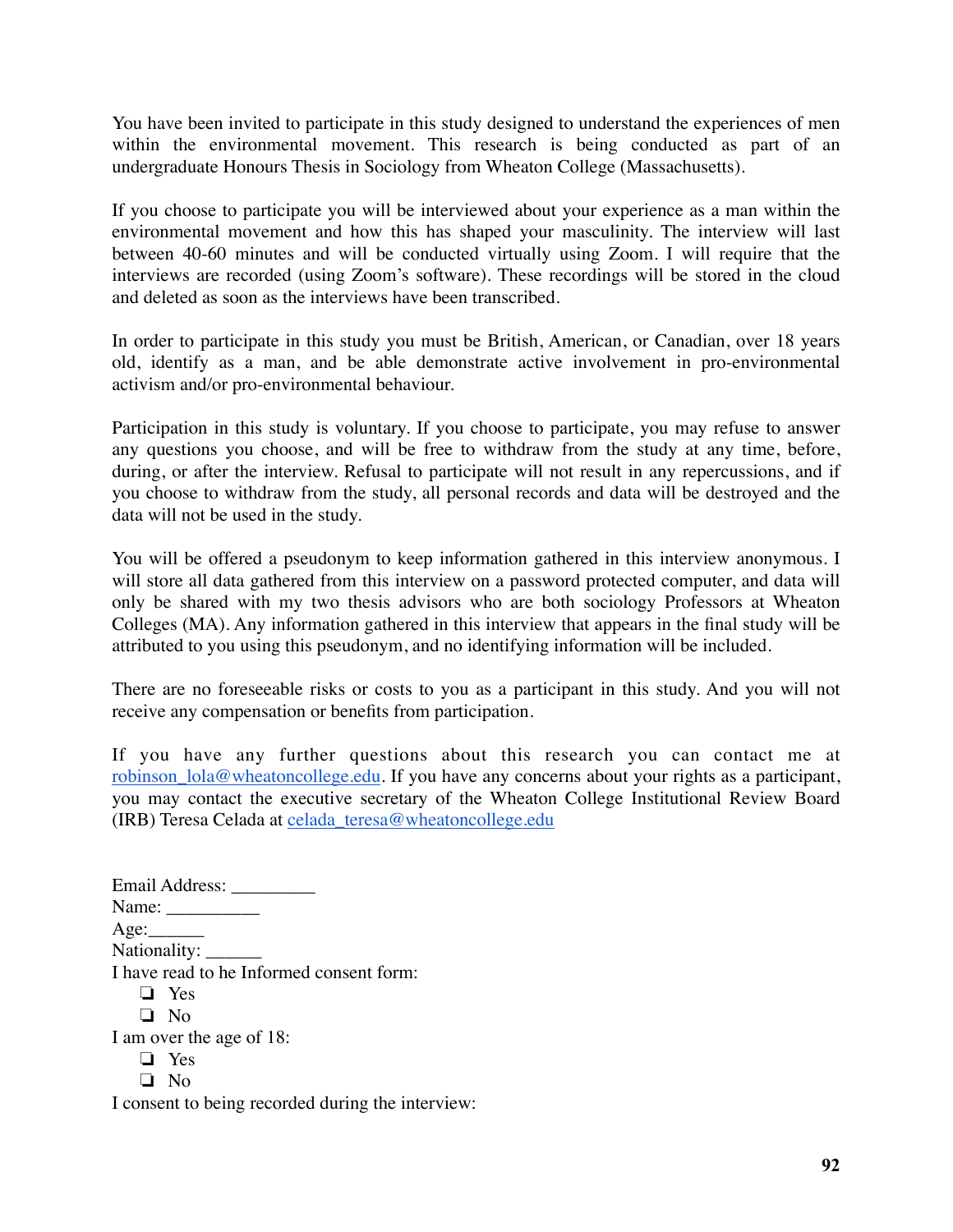You have been invited to participate in this study designed to understand the experiences of men within the environmental movement. This research is being conducted as part of an undergraduate Honours Thesis in Sociology from Wheaton College (Massachusetts).

If you choose to participate you will be interviewed about your experience as a man within the environmental movement and how this has shaped your masculinity. The interview will last between 40-60 minutes and will be conducted virtually using Zoom. I will require that the interviews are recorded (using Zoom's software). These recordings will be stored in the cloud and deleted as soon as the interviews have been transcribed.

In order to participate in this study you must be British, American, or Canadian, over 18 years old, identify as a man, and be able demonstrate active involvement in pro-environmental activism and/or pro-environmental behaviour.

Participation in this study is voluntary. If you choose to participate, you may refuse to answer any questions you choose, and will be free to withdraw from the study at any time, before, during, or after the interview. Refusal to participate will not result in any repercussions, and if you choose to withdraw from the study, all personal records and data will be destroyed and the data will not be used in the study.

You will be offered a pseudonym to keep information gathered in this interview anonymous. I will store all data gathered from this interview on a password protected computer, and data will only be shared with my two thesis advisors who are both sociology Professors at Wheaton Colleges (MA). Any information gathered in this interview that appears in the final study will be attributed to you using this pseudonym, and no identifying information will be included.

There are no foreseeable risks or costs to you as a participant in this study. And you will not receive any compensation or benefits from participation.

If you have any further questions about this research you can contact me at robinson_lola@wheatoncollege.edu. If you have any concerns about your rights as a participant, you may contact the executive secretary of the Wheaton College Institutional Review Board (IRB) Teresa Celada at celada_teresa@wheatoncollege.edu

Email Address: _________
Name: __________
Age:______
Nationality: ______
I have read to he Informed consent form:

- ❏ Yes
- ❏ No

I am over the age of 18:

- ❏ Yes
- ❏ No

I consent to being recorded during the interview: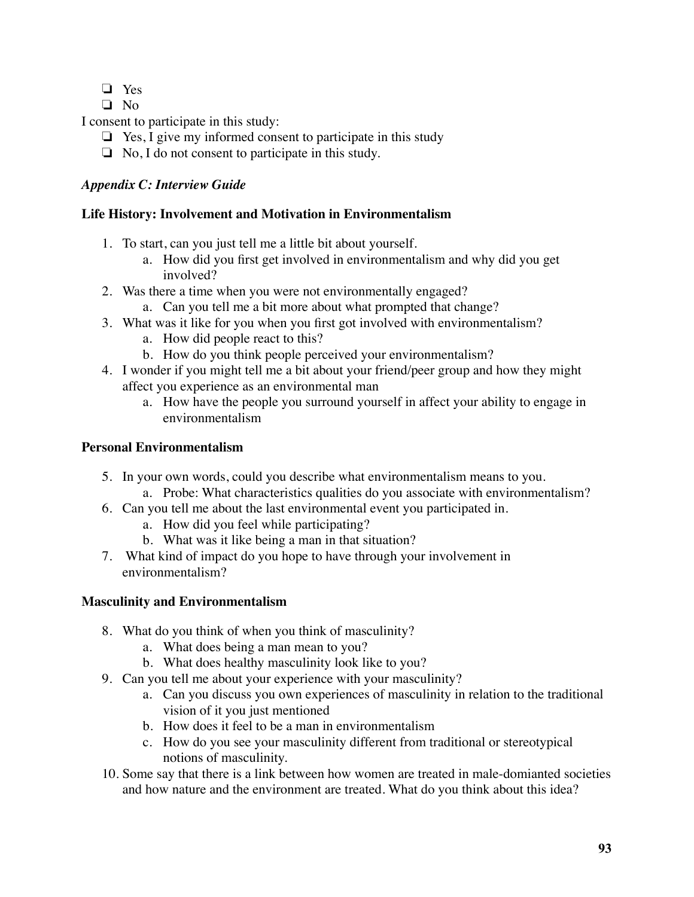- ❏ Yes
- ❏ No

I consent to participate in this study:

- ❏ Yes, I give my informed consent to participate in this study
- ❏ No, I do not consent to participate in this study.

### *Appendix C: Interview Guide*

**Life History: Involvement and Motivation in Environmentalism**

1. To start, can you just tell me a little bit about yourself.
    a. How did you first get involved in environmentalism and why did you get involved?
2. Was there a time when you were not environmentally engaged?
    a. Can you tell me a bit more about what prompted that change?
3. What was it like for you when you first got involved with environmentalism?
    a. How did people react to this?
    b. How do you think people perceived your environmentalism?
4. I wonder if you might tell me a bit about your friend/peer group and how they might affect you experience as an environmental man
    a. How have the people you surround yourself in affect your ability to engage in environmentalism

**Personal Environmentalism**

5. In your own words, could you describe what environmentalism means to you.
    a. Probe: What characteristics qualities do you associate with environmentalism?
6. Can you tell me about the last environmental event you participated in.
    a. How did you feel while participating?
    b. What was it like being a man in that situation?
7. What kind of impact do you hope to have through your involvement in environmentalism?

**Masculinity and Environmentalism**

8. What do you think of when you think of masculinity?
    a. What does being a man mean to you?
    b. What does healthy masculinity look like to you?
9. Can you tell me about your experience with your masculinity?
    a. Can you discuss you own experiences of masculinity in relation to the traditional vision of it you just mentioned
    b. How does it feel to be a man in environmentalism
    c. How do you see your masculinity different from traditional or stereotypical notions of masculinity.
10. Some say that there is a link between how women are treated in male-domianted societies and how nature and the environment are treated. What do you think about this idea?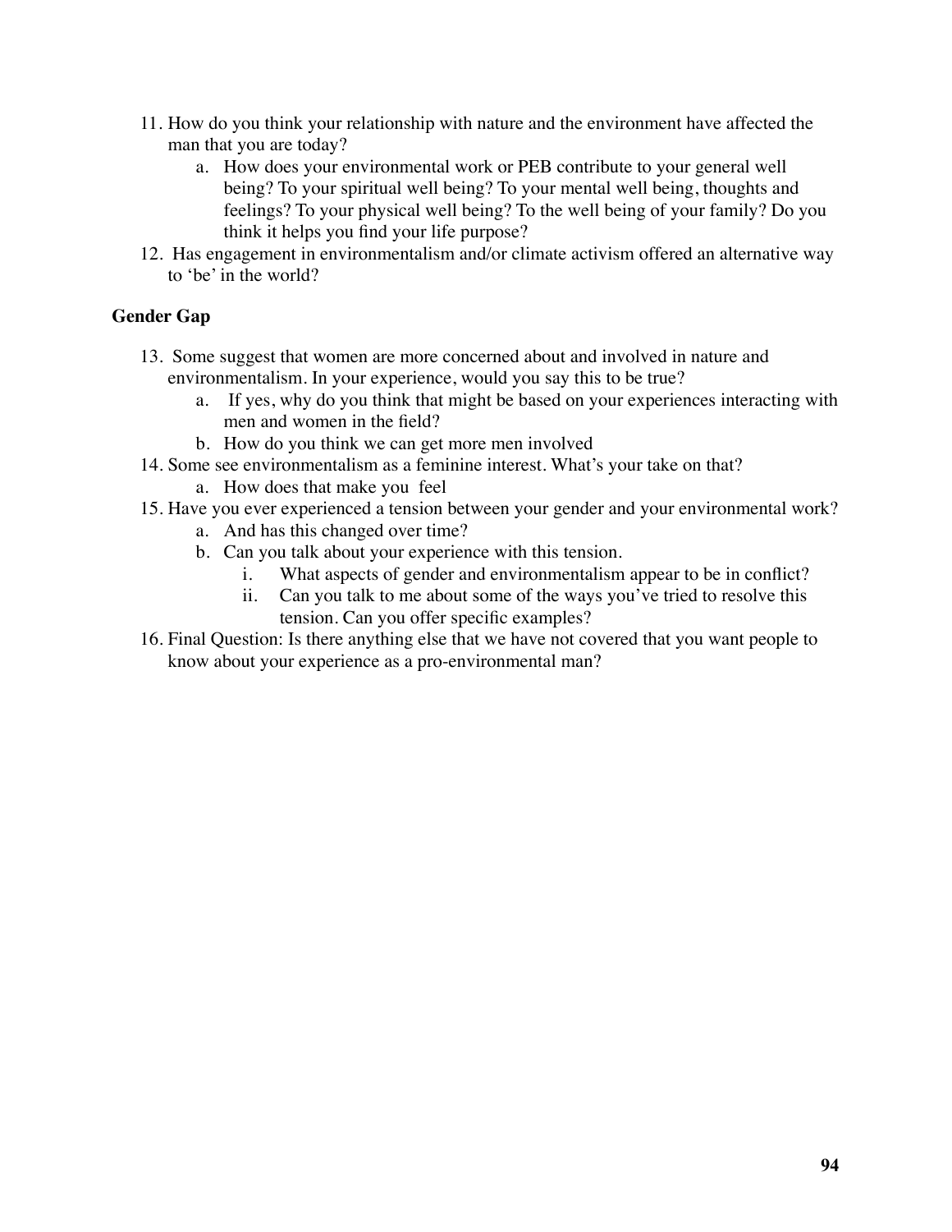11. How do you think your relationship with nature and the environment have affected the man that you are today?
    a. How does your environmental work or PEB contribute to your general well being? To your spiritual well being? To your mental well being, thoughts and feelings? To your physical well being? To the well being of your family? Do you think it helps you find your life purpose?
12. Has engagement in environmentalism and/or climate activism offered an alternative way to 'be' in the world?

**Gender Gap**

13. Some suggest that women are more concerned about and involved in nature and environmentalism. In your experience, would you say this to be true?
    a. If yes, why do you think that might be based on your experiences interacting with men and women in the field?
    b. How do you think we can get more men involved
14. Some see environmentalism as a feminine interest. What's your take on that?
    a. How does that make you feel
15. Have you ever experienced a tension between your gender and your environmental work?
    a. And has this changed over time?
    b. Can you talk about your experience with this tension.
        i. What aspects of gender and environmentalism appear to be in conflict?
        ii. Can you talk to me about some of the ways you've tried to resolve this tension. Can you offer specific examples?
16. Final Question: Is there anything else that we have not covered that you want people to know about your experience as a pro-environmental man?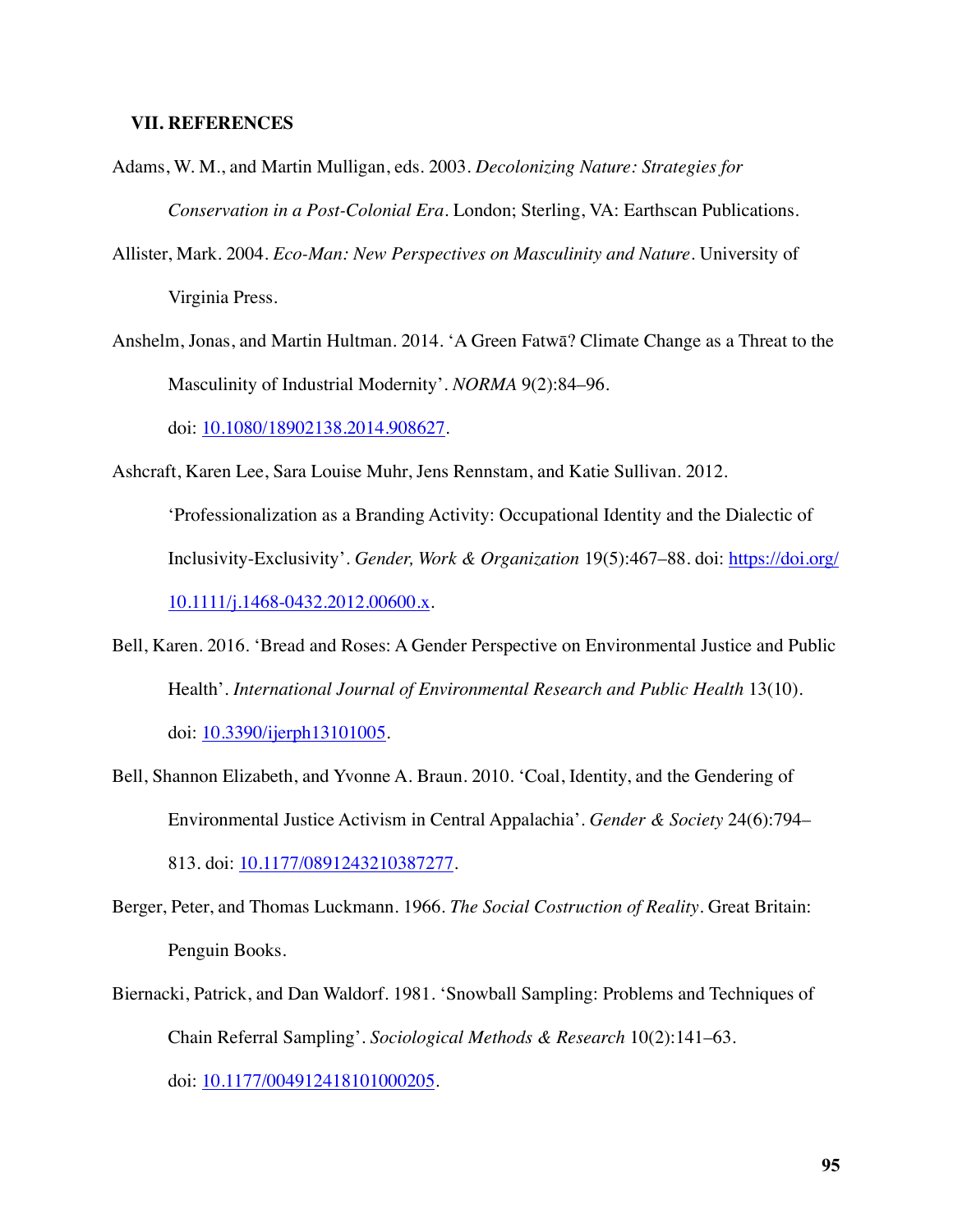## VII. REFERENCES

Adams, W. M., and Martin Mulligan, eds. 2003. *Decolonizing Nature: Strategies for Conservation in a Post-Colonial Era*. London; Sterling, VA: Earthscan Publications.

Allister, Mark. 2004. *Eco-Man: New Perspectives on Masculinity and Nature*. University of Virginia Press.

Anshelm, Jonas, and Martin Hultman. 2014. 'A Green Fatwā? Climate Change as a Threat to the Masculinity of Industrial Modernity'. *NORMA* 9(2):84–96. doi: 10.1080/18902138.2014.908627.

Ashcraft, Karen Lee, Sara Louise Muhr, Jens Rennstam, and Katie Sullivan. 2012. 'Professionalization as a Branding Activity: Occupational Identity and the Dialectic of Inclusivity-Exclusivity'. *Gender, Work & Organization* 19(5):467–88. doi: https://doi.org/10.1111/j.1468-0432.2012.00600.x.

Bell, Karen. 2016. 'Bread and Roses: A Gender Perspective on Environmental Justice and Public Health'. *International Journal of Environmental Research and Public Health* 13(10). doi: 10.3390/ijerph13101005.

Bell, Shannon Elizabeth, and Yvonne A. Braun. 2010. 'Coal, Identity, and the Gendering of Environmental Justice Activism in Central Appalachia'. *Gender & Society* 24(6):794–813. doi: 10.1177/0891243210387277.

Berger, Peter, and Thomas Luckmann. 1966. *The Social Costruction of Reality*. Great Britain: Penguin Books.

Biernacki, Patrick, and Dan Waldorf. 1981. 'Snowball Sampling: Problems and Techniques of Chain Referral Sampling'. *Sociological Methods & Research* 10(2):141–63. doi: 10.1177/004912418101000205.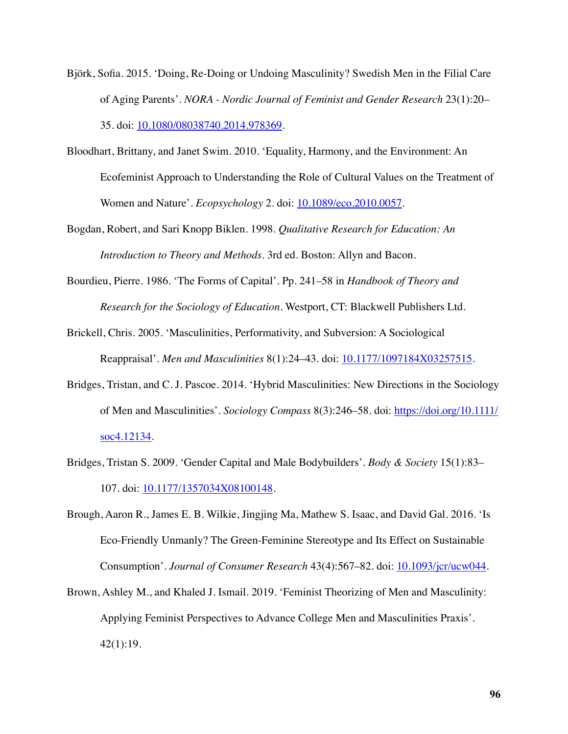Björk, Sofia. 2015. 'Doing, Re-Doing or Undoing Masculinity? Swedish Men in the Filial Care of Aging Parents'. *NORA - Nordic Journal of Feminist and Gender Research* 23(1):20–35. doi: 10.1080/08038740.2014.978369.

Bloodhart, Brittany, and Janet Swim. 2010. 'Equality, Harmony, and the Environment: An Ecofeminist Approach to Understanding the Role of Cultural Values on the Treatment of Women and Nature'. *Ecopsychology* 2. doi: 10.1089/eco.2010.0057.

Bogdan, Robert, and Sari Knopp Biklen. 1998. *Qualitative Research for Education: An Introduction to Theory and Methods*. 3rd ed. Boston: Allyn and Bacon.

Bourdieu, Pierre. 1986. 'The Forms of Capital'. Pp. 241–58 in *Handbook of Theory and Research for the Sociology of Education*. Westport, CT: Blackwell Publishers Ltd.

Brickell, Chris. 2005. 'Masculinities, Performativity, and Subversion: A Sociological Reappraisal'. *Men and Masculinities* 8(1):24–43. doi: 10.1177/1097184X03257515.

Bridges, Tristan, and C. J. Pascoe. 2014. 'Hybrid Masculinities: New Directions in the Sociology of Men and Masculinities'. *Sociology Compass* 8(3):246–58. doi: https://doi.org/10.1111/soc4.12134.

Bridges, Tristan S. 2009. 'Gender Capital and Male Bodybuilders'. *Body & Society* 15(1):83–107. doi: 10.1177/1357034X08100148.

Brough, Aaron R., James E. B. Wilkie, Jingjing Ma, Mathew S. Isaac, and David Gal. 2016. 'Is Eco-Friendly Unmanly? The Green-Feminine Stereotype and Its Effect on Sustainable Consumption'. *Journal of Consumer Research* 43(4):567–82. doi: 10.1093/jcr/ucw044.

Brown, Ashley M., and Khaled J. Ismail. 2019. 'Feminist Theorizing of Men and Masculinity: Applying Feminist Perspectives to Advance College Men and Masculinities Praxis'. 42(1):19.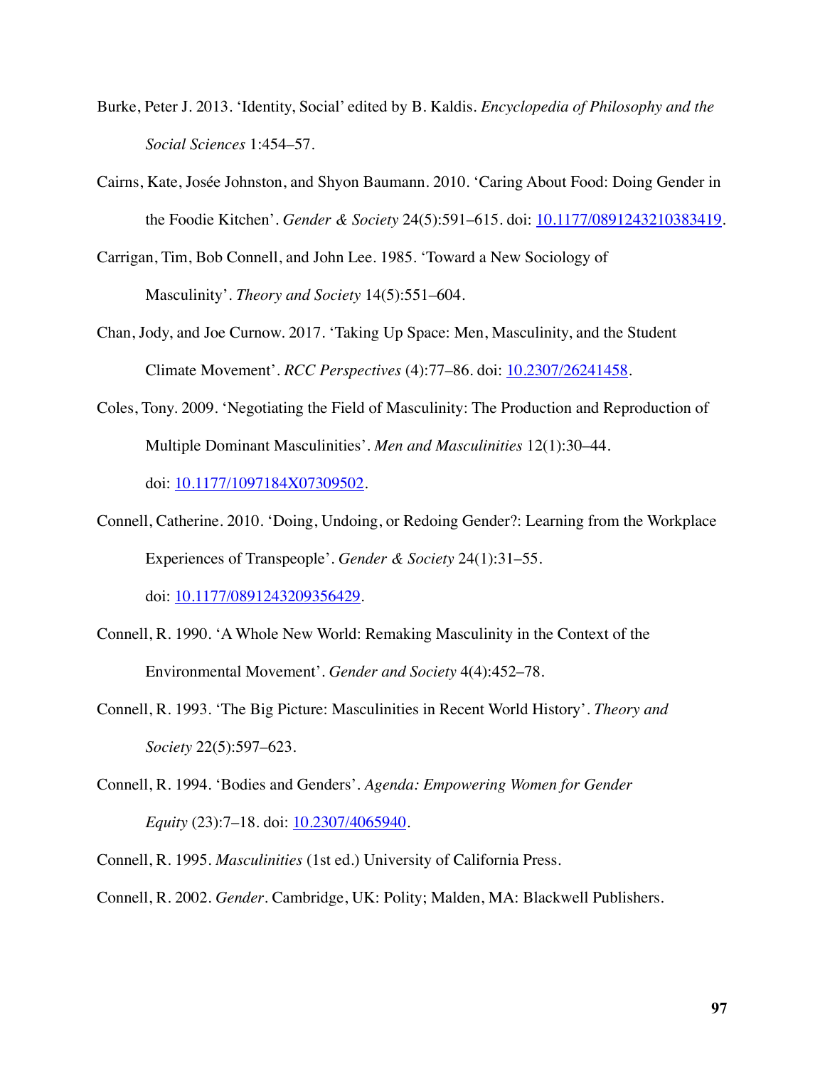Burke, Peter J. 2013. 'Identity, Social' edited by B. Kaldis. *Encyclopedia of Philosophy and the Social Sciences* 1:454–57.

Cairns, Kate, Josée Johnston, and Shyon Baumann. 2010. 'Caring About Food: Doing Gender in the Foodie Kitchen'. *Gender & Society* 24(5):591–615. doi: 10.1177/0891243210383419.

Carrigan, Tim, Bob Connell, and John Lee. 1985. 'Toward a New Sociology of Masculinity'. *Theory and Society* 14(5):551–604.

Chan, Jody, and Joe Curnow. 2017. 'Taking Up Space: Men, Masculinity, and the Student Climate Movement'. *RCC Perspectives* (4):77–86. doi: 10.2307/26241458.

Coles, Tony. 2009. 'Negotiating the Field of Masculinity: The Production and Reproduction of Multiple Dominant Masculinities'. *Men and Masculinities* 12(1):30–44. doi: 10.1177/1097184X07309502.

Connell, Catherine. 2010. 'Doing, Undoing, or Redoing Gender?: Learning from the Workplace Experiences of Transpeople'. *Gender & Society* 24(1):31–55. doi: 10.1177/0891243209356429.

Connell, R. 1990. 'A Whole New World: Remaking Masculinity in the Context of the Environmental Movement'. *Gender and Society* 4(4):452–78.

Connell, R. 1993. 'The Big Picture: Masculinities in Recent World History'. *Theory and Society* 22(5):597–623.

Connell, R. 1994. 'Bodies and Genders'. *Agenda: Empowering Women for Gender Equity* (23):7–18. doi: 10.2307/4065940.

Connell, R. 1995. *Masculinities* (1st ed.) University of California Press.

Connell, R. 2002. *Gender*. Cambridge, UK: Polity; Malden, MA: Blackwell Publishers.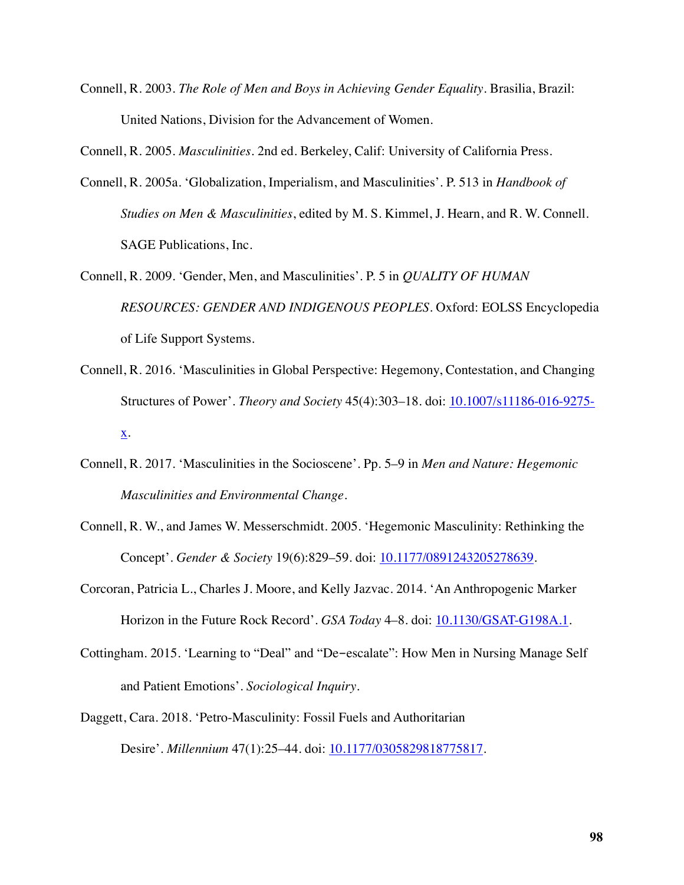Connell, R. 2003. *The Role of Men and Boys in Achieving Gender Equality*. Brasilia, Brazil: United Nations, Division for the Advancement of Women.

Connell, R. 2005. *Masculinities*. 2nd ed. Berkeley, Calif: University of California Press.

Connell, R. 2005a. 'Globalization, Imperialism, and Masculinities'. P. 513 in *Handbook of Studies on Men & Masculinities*, edited by M. S. Kimmel, J. Hearn, and R. W. Connell. SAGE Publications, Inc.

Connell, R. 2009. 'Gender, Men, and Masculinities'. P. 5 in *QUALITY OF HUMAN RESOURCES: GENDER AND INDIGENOUS PEOPLES*. Oxford: EOLSS Encyclopedia of Life Support Systems.

Connell, R. 2016. 'Masculinities in Global Perspective: Hegemony, Contestation, and Changing Structures of Power'. *Theory and Society* 45(4):303–18. doi: 10.1007/s11186-016-9275-x.

Connell, R. 2017. 'Masculinities in the Socioscene'. Pp. 5–9 in *Men and Nature: Hegemonic Masculinities and Environmental Change*.

Connell, R. W., and James W. Messerschmidt. 2005. 'Hegemonic Masculinity: Rethinking the Concept'. *Gender & Society* 19(6):829–59. doi: 10.1177/0891243205278639.

Corcoran, Patricia L., Charles J. Moore, and Kelly Jazvac. 2014. 'An Anthropogenic Marker Horizon in the Future Rock Record'. *GSA Today* 4–8. doi: 10.1130/GSAT-G198A.1.

Cottingham. 2015. 'Learning to "Deal" and "De-escalate": How Men in Nursing Manage Self and Patient Emotions'. *Sociological Inquiry*.

Daggett, Cara. 2018. 'Petro-Masculinity: Fossil Fuels and Authoritarian Desire'. *Millennium* 47(1):25–44. doi: 10.1177/0305829818775817.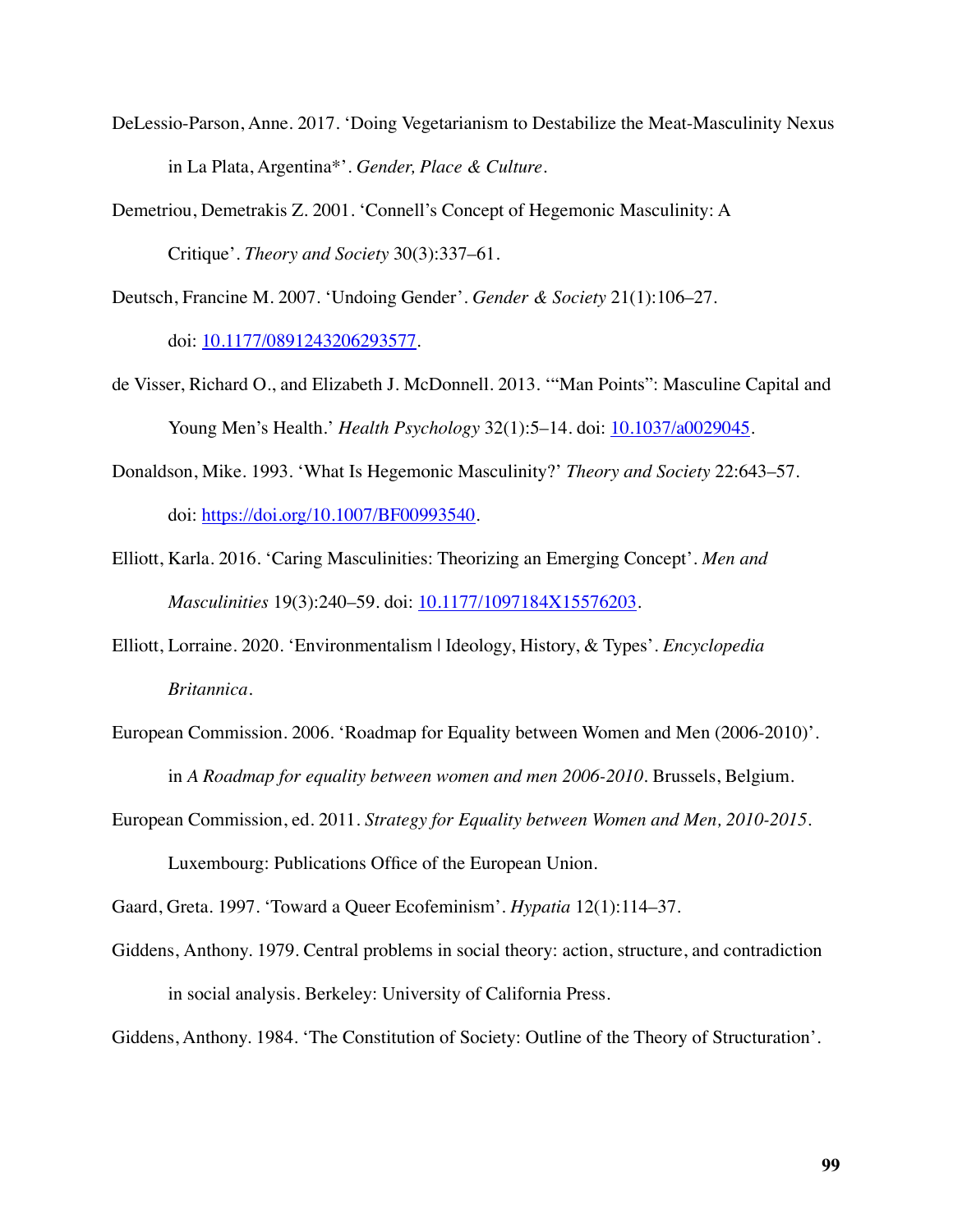DeLessio-Parson, Anne. 2017. 'Doing Vegetarianism to Destabilize the Meat-Masculinity Nexus in La Plata, Argentina*'. *Gender, Place & Culture*.

Demetriou, Demetrakis Z. 2001. 'Connell's Concept of Hegemonic Masculinity: A Critique'. *Theory and Society* 30(3):337–61.

Deutsch, Francine M. 2007. 'Undoing Gender'. *Gender & Society* 21(1):106–27. doi: [10.1177/0891243206293577](https://doi.org/10.1177/0891243206293577).

de Visser, Richard O., and Elizabeth J. McDonnell. 2013. '"Man Points": Masculine Capital and Young Men's Health.' *Health Psychology* 32(1):5–14. doi: [10.1037/a0029045](https://doi.org/10.1037/a0029045).

Donaldson, Mike. 1993. 'What Is Hegemonic Masculinity?' *Theory and Society* 22:643–57. doi: [https://doi.org/10.1007/BF00993540](https://doi.org/10.1007/BF00993540).

Elliott, Karla. 2016. 'Caring Masculinities: Theorizing an Emerging Concept'. *Men and Masculinities* 19(3):240–59. doi: [10.1177/1097184X15576203](https://doi.org/10.1177/1097184X15576203).

Elliott, Lorraine. 2020. 'Environmentalism | Ideology, History, & Types'. *Encyclopedia Britannica*.

European Commission. 2006. 'Roadmap for Equality between Women and Men (2006-2010)'. in *A Roadmap for equality between women and men 2006-2010*. Brussels, Belgium.

European Commission, ed. 2011. *Strategy for Equality between Women and Men, 2010-2015*. Luxembourg: Publications Office of the European Union.

Gaard, Greta. 1997. 'Toward a Queer Ecofeminism'. *Hypatia* 12(1):114–37.

Giddens, Anthony. 1979. Central problems in social theory: action, structure, and contradiction in social analysis. Berkeley: University of California Press.

Giddens, Anthony. 1984. 'The Constitution of Society: Outline of the Theory of Structuration'.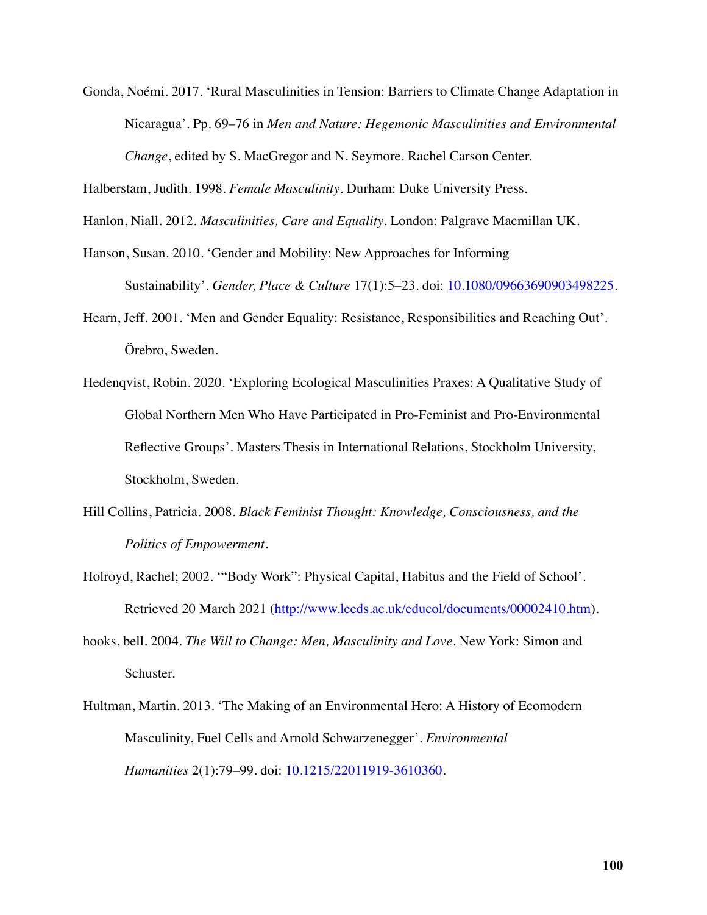Gonda, Noémi. 2017. 'Rural Masculinities in Tension: Barriers to Climate Change Adaptation in Nicaragua'. Pp. 69–76 in *Men and Nature: Hegemonic Masculinities and Environmental Change*, edited by S. MacGregor and N. Seymore. Rachel Carson Center.

Halberstam, Judith. 1998. *Female Masculinity*. Durham: Duke University Press.

Hanlon, Niall. 2012. *Masculinities, Care and Equality*. London: Palgrave Macmillan UK.

Hanson, Susan. 2010. 'Gender and Mobility: New Approaches for Informing Sustainability'. *Gender, Place & Culture* 17(1):5–23. doi: [10.1080/09663690903498225](https://doi.org/10.1080/09663690903498225).

Hearn, Jeff. 2001. 'Men and Gender Equality: Resistance, Responsibilities and Reaching Out'. Örebro, Sweden.

Hedenqvist, Robin. 2020. 'Exploring Ecological Masculinities Praxes: A Qualitative Study of Global Northern Men Who Have Participated in Pro-Feminist and Pro-Environmental Reflective Groups'. Masters Thesis in International Relations, Stockholm University, Stockholm, Sweden.

Hill Collins, Patricia. 2008. *Black Feminist Thought: Knowledge, Consciousness, and the Politics of Empowerment*.

Holroyd, Rachel; 2002. '"Body Work": Physical Capital, Habitus and the Field of School'. Retrieved 20 March 2021 ([http://www.leeds.ac.uk/educol/documents/00002410.htm](http://www.leeds.ac.uk/educol/documents/00002410.htm)).

hooks, bell. 2004. *The Will to Change: Men, Masculinity and Love*. New York: Simon and Schuster.

Hultman, Martin. 2013. 'The Making of an Environmental Hero: A History of Ecomodern Masculinity, Fuel Cells and Arnold Schwarzenegger'. *Environmental Humanities* 2(1):79–99. doi: [10.1215/22011919-3610360](https://doi.org/10.1215/22011919-3610360).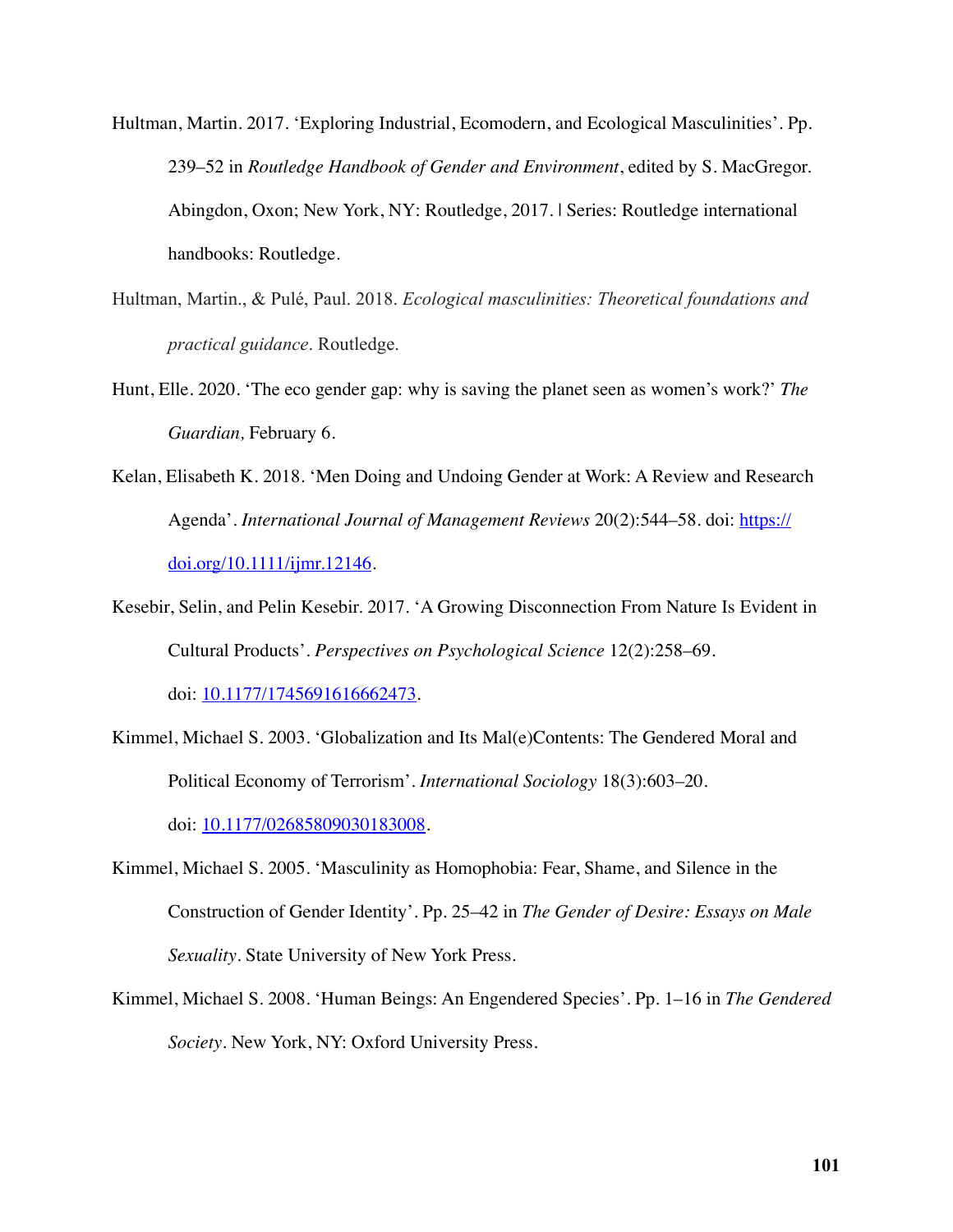Hultman, Martin. 2017. 'Exploring Industrial, Ecomodern, and Ecological Masculinities'. Pp. 239–52 in *Routledge Handbook of Gender and Environment*, edited by S. MacGregor. Abingdon, Oxon; New York, NY: Routledge, 2017. | Series: Routledge international handbooks: Routledge.

Hultman, Martin., & Pulé, Paul. 2018. *Ecological masculinities: Theoretical foundations and practical guidance*. Routledge.

Hunt, Elle. 2020. 'The eco gender gap: why is saving the planet seen as women's work?' *The Guardian,* February 6.

Kelan, Elisabeth K. 2018. 'Men Doing and Undoing Gender at Work: A Review and Research Agenda'. *International Journal of Management Reviews* 20(2):544–58. doi: [https://doi.org/10.1111/ijmr.12146](https://doi.org/10.1111/ijmr.12146).

Kesebir, Selin, and Pelin Kesebir. 2017. 'A Growing Disconnection From Nature Is Evident in Cultural Products'. *Perspectives on Psychological Science* 12(2):258–69. doi: [10.1177/1745691616662473](https://doi.org/10.1177/1745691616662473).

Kimmel, Michael S. 2003. 'Globalization and Its Mal(e)Contents: The Gendered Moral and Political Economy of Terrorism'. *International Sociology* 18(3):603–20. doi: [10.1177/02685809030183008](https://doi.org/10.1177/02685809030183008).

Kimmel, Michael S. 2005. 'Masculinity as Homophobia: Fear, Shame, and Silence in the Construction of Gender Identity'. Pp. 25–42 in *The Gender of Desire: Essays on Male Sexuality*. State University of New York Press.

Kimmel, Michael S. 2008. 'Human Beings: An Engendered Species'. Pp. 1–16 in *The Gendered Society*. New York, NY: Oxford University Press.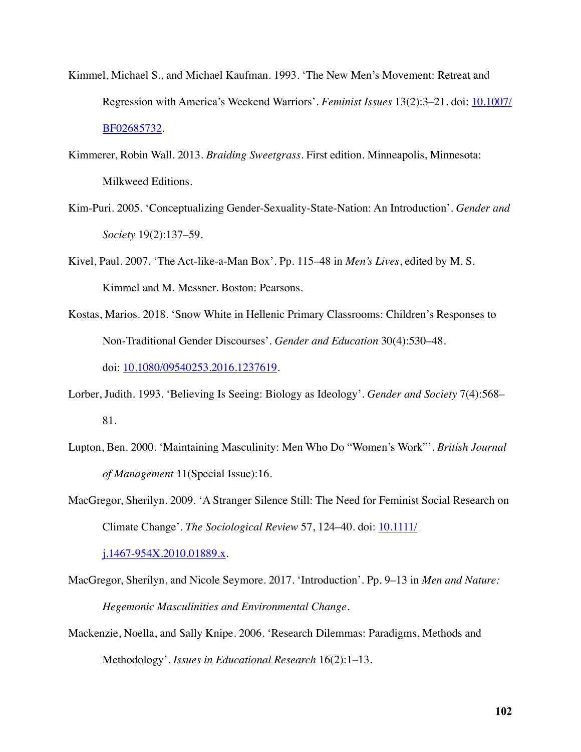Kimmel, Michael S., and Michael Kaufman. 1993. 'The New Men's Movement: Retreat and Regression with America's Weekend Warriors'. *Feminist Issues* 13(2):3–21. doi: [10.1007/BF02685732](https://doi.org/10.1007/BF02685732).

Kimmerer, Robin Wall. 2013. *Braiding Sweetgrass*. First edition. Minneapolis, Minnesota: Milkweed Editions.

Kim-Puri. 2005. 'Conceptualizing Gender-Sexuality-State-Nation: An Introduction'. *Gender and Society* 19(2):137–59.

Kivel, Paul. 2007. 'The Act-like-a-Man Box'. Pp. 115–48 in *Men's Lives*, edited by M. S. Kimmel and M. Messner. Boston: Pearsons.

Kostas, Marios. 2018. 'Snow White in Hellenic Primary Classrooms: Children's Responses to Non-Traditional Gender Discourses'. *Gender and Education* 30(4):530–48. doi: [10.1080/09540253.2016.1237619](https://doi.org/10.1080/09540253.2016.1237619).

Lorber, Judith. 1993. 'Believing Is Seeing: Biology as Ideology'. *Gender and Society* 7(4):568–81.

Lupton, Ben. 2000. 'Maintaining Masculinity: Men Who Do "Women's Work"'. *British Journal of Management* 11(Special Issue):16.

MacGregor, Sherilyn. 2009. 'A Stranger Silence Still: The Need for Feminist Social Research on Climate Change'. *The Sociological Review* 57, 124–40. doi: [10.1111/j.1467-954X.2010.01889.x](https://doi.org/10.1111/j.1467-954X.2010.01889.x).

MacGregor, Sherilyn, and Nicole Seymore. 2017. 'Introduction'. Pp. 9–13 in *Men and Nature: Hegemonic Masculinities and Environmental Change*.

Mackenzie, Noella, and Sally Knipe. 2006. 'Research Dilemmas: Paradigms, Methods and Methodology'. *Issues in Educational Research* 16(2):1–13.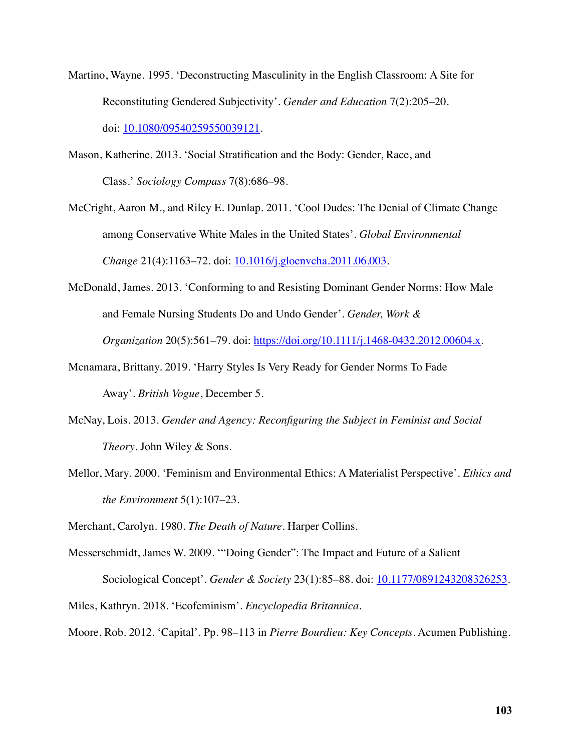Martino, Wayne. 1995. 'Deconstructing Masculinity in the English Classroom: A Site for Reconstituting Gendered Subjectivity'. *Gender and Education* 7(2):205–20. doi: [10.1080/09540259550039121](https://doi.org/10.1080/09540259550039121).

Mason, Katherine. 2013. 'Social Stratification and the Body: Gender, Race, and Class.' *Sociology Compass* 7(8):686–98.

McCright, Aaron M., and Riley E. Dunlap. 2011. 'Cool Dudes: The Denial of Climate Change among Conservative White Males in the United States'. *Global Environmental Change* 21(4):1163–72. doi: [10.1016/j.gloenvcha.2011.06.003](https://doi.org/10.1016/j.gloenvcha.2011.06.003).

McDonald, James. 2013. 'Conforming to and Resisting Dominant Gender Norms: How Male and Female Nursing Students Do and Undo Gender'. *Gender, Work & Organization* 20(5):561–79. doi: [https://doi.org/10.1111/j.1468-0432.2012.00604.x](https://doi.org/10.1111/j.1468-0432.2012.00604.x).

Mcnamara, Brittany. 2019. 'Harry Styles Is Very Ready for Gender Norms To Fade Away'. *British Vogue*, December 5.

McNay, Lois. 2013. *Gender and Agency: Reconfiguring the Subject in Feminist and Social Theory*. John Wiley & Sons.

Mellor, Mary. 2000. 'Feminism and Environmental Ethics: A Materialist Perspective'. *Ethics and the Environment* 5(1):107–23.

Merchant, Carolyn. 1980. *The Death of Nature*. Harper Collins.

Messerschmidt, James W. 2009. '"Doing Gender": The Impact and Future of a Salient Sociological Concept'. *Gender & Society* 23(1):85–88. doi: [10.1177/0891243208326253](https://doi.org/10.1177/0891243208326253).

Miles, Kathryn. 2018. 'Ecofeminism'. *Encyclopedia Britannica*.

Moore, Rob. 2012. 'Capital'. Pp. 98–113 in *Pierre Bourdieu: Key Concepts*. Acumen Publishing.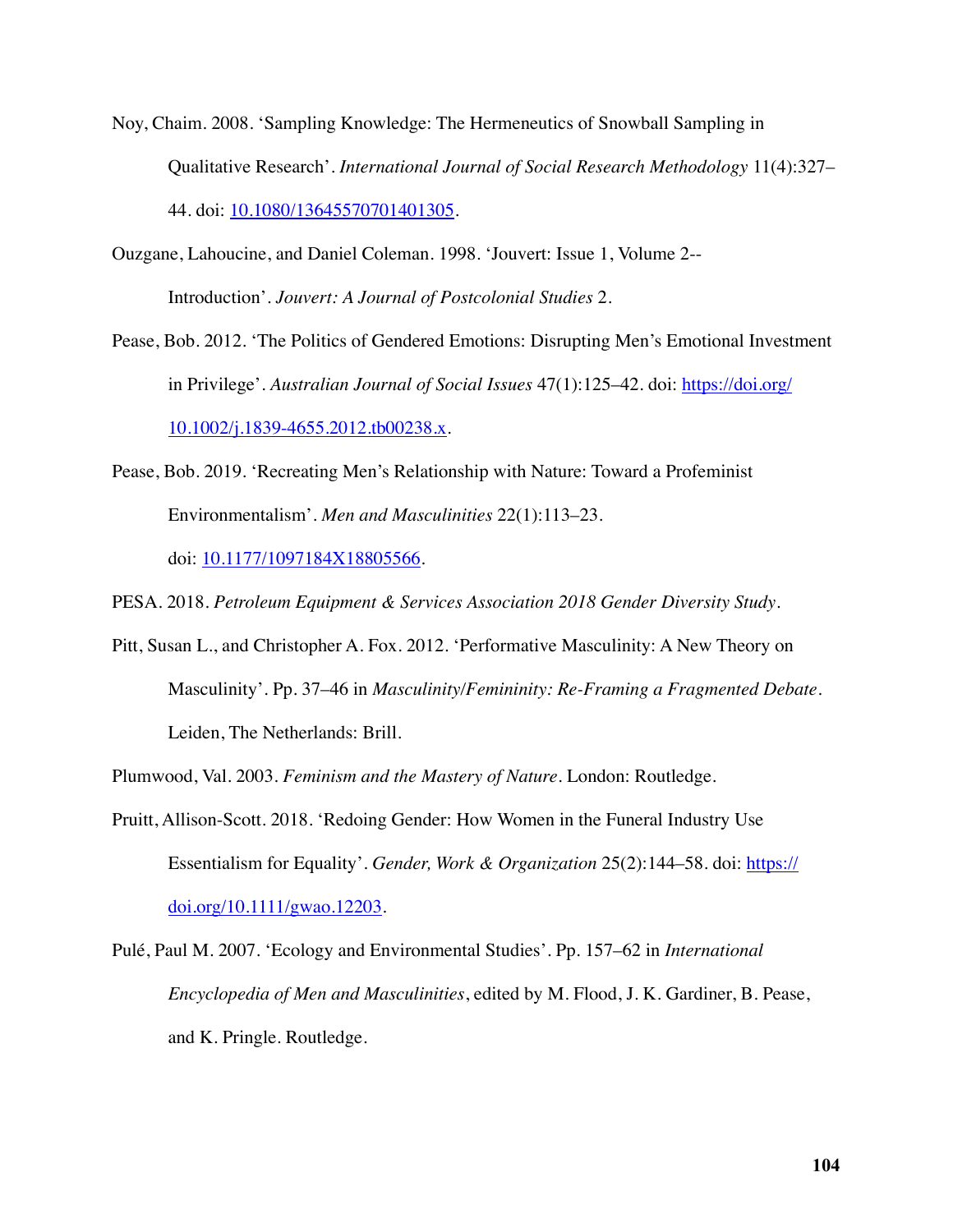Noy, Chaim. 2008. 'Sampling Knowledge: The Hermeneutics of Snowball Sampling in Qualitative Research'. *International Journal of Social Research Methodology* 11(4):327–44. doi: 10.1080/13645570701401305.

Ouzgane, Lahoucine, and Daniel Coleman. 1998. 'Jouvert: Issue 1, Volume 2--Introduction'. *Jouvert: A Journal of Postcolonial Studies* 2.

Pease, Bob. 2012. 'The Politics of Gendered Emotions: Disrupting Men's Emotional Investment in Privilege'. *Australian Journal of Social Issues* 47(1):125–42. doi: https://doi.org/10.1002/j.1839-4655.2012.tb00238.x.

Pease, Bob. 2019. 'Recreating Men's Relationship with Nature: Toward a Profeminist Environmentalism'. *Men and Masculinities* 22(1):113–23. doi: 10.1177/1097184X18805566.

PESA. 2018. *Petroleum Equipment & Services Association 2018 Gender Diversity Study*.

Pitt, Susan L., and Christopher A. Fox. 2012. 'Performative Masculinity: A New Theory on Masculinity'. Pp. 37–46 in *Masculinity/Femininity: Re-Framing a Fragmented Debate*. Leiden, The Netherlands: Brill.

Plumwood, Val. 2003. *Feminism and the Mastery of Nature*. London: Routledge.

Pruitt, Allison-Scott. 2018. 'Redoing Gender: How Women in the Funeral Industry Use Essentialism for Equality'. *Gender, Work & Organization* 25(2):144–58. doi: https://doi.org/10.1111/gwao.12203.

Pulé, Paul M. 2007. 'Ecology and Environmental Studies'. Pp. 157–62 in *International Encyclopedia of Men and Masculinities*, edited by M. Flood, J. K. Gardiner, B. Pease, and K. Pringle. Routledge.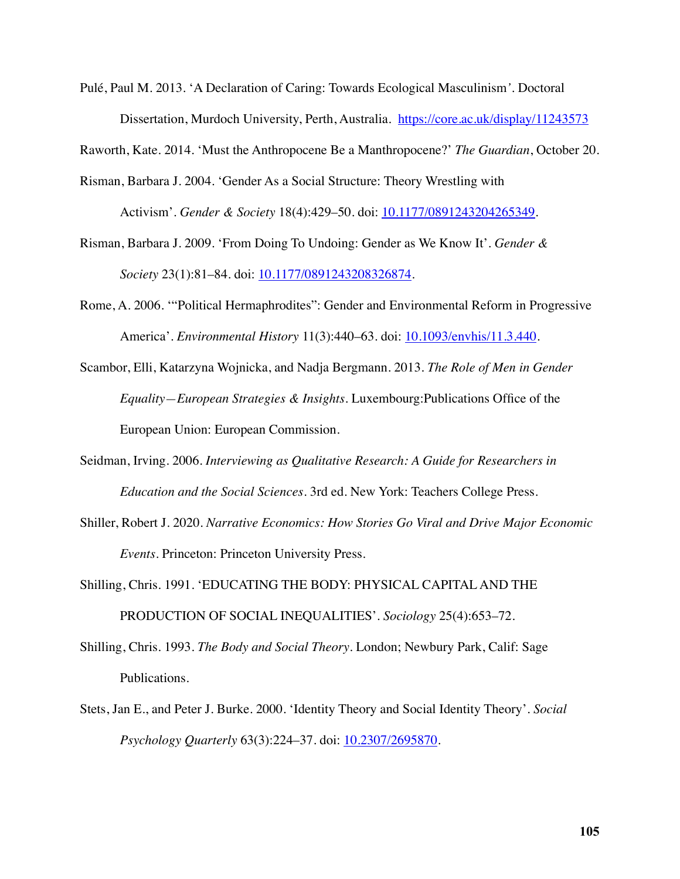Pulé, Paul M. 2013. 'A Declaration of Caring: Towards Ecological Masculinism'. Doctoral Dissertation, Murdoch University, Perth, Australia. https://core.ac.uk/display/11243573

Raworth, Kate. 2014. 'Must the Anthropocene Be a Manthropocene?' *The Guardian*, October 20.

Risman, Barbara J. 2004. 'Gender As a Social Structure: Theory Wrestling with Activism'. *Gender & Society* 18(4):429–50. doi: 10.1177/0891243204265349.

Risman, Barbara J. 2009. 'From Doing To Undoing: Gender as We Know It'. *Gender & Society* 23(1):81–84. doi: 10.1177/0891243208326874.

Rome, A. 2006. '"Political Hermaphrodites": Gender and Environmental Reform in Progressive America'. *Environmental History* 11(3):440–63. doi: 10.1093/envhis/11.3.440.

Scambor, Elli, Katarzyna Wojnicka, and Nadja Bergmann. 2013. *The Role of Men in Gender Equality—European Strategies & Insights*. Luxembourg:Publications Office of the European Union: European Commission.

Seidman, Irving. 2006. *Interviewing as Qualitative Research: A Guide for Researchers in Education and the Social Sciences*. 3rd ed. New York: Teachers College Press.

Shiller, Robert J. 2020. *Narrative Economics: How Stories Go Viral and Drive Major Economic Events*. Princeton: Princeton University Press.

Shilling, Chris. 1991. 'EDUCATING THE BODY: PHYSICAL CAPITAL AND THE PRODUCTION OF SOCIAL INEQUALITIES'. *Sociology* 25(4):653–72.

Shilling, Chris. 1993. *The Body and Social Theory*. London; Newbury Park, Calif: Sage Publications.

Stets, Jan E., and Peter J. Burke. 2000. 'Identity Theory and Social Identity Theory'. *Social Psychology Quarterly* 63(3):224–37. doi: 10.2307/2695870.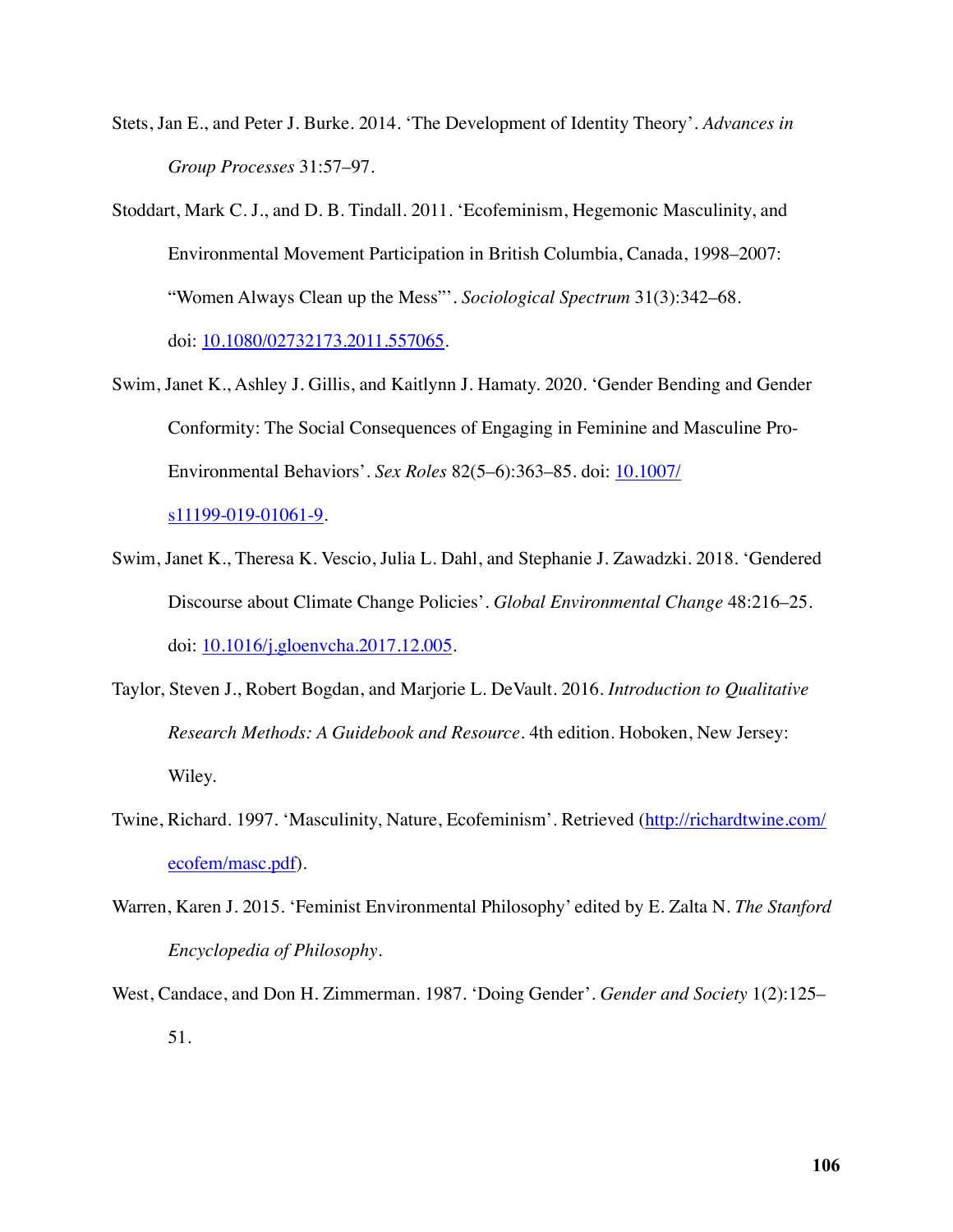Stets, Jan E., and Peter J. Burke. 2014. 'The Development of Identity Theory'. *Advances in Group Processes* 31:57–97.

Stoddart, Mark C. J., and D. B. Tindall. 2011. 'Ecofeminism, Hegemonic Masculinity, and Environmental Movement Participation in British Columbia, Canada, 1998–2007: "Women Always Clean up the Mess"'. *Sociological Spectrum* 31(3):342–68. doi: [10.1080/02732173.2011.557065](https://doi.org/10.1080/02732173.2011.557065).

Swim, Janet K., Ashley J. Gillis, and Kaitlynn J. Hamaty. 2020. 'Gender Bending and Gender Conformity: The Social Consequences of Engaging in Feminine and Masculine Pro-Environmental Behaviors'. *Sex Roles* 82(5–6):363–85. doi: [10.1007/s11199-019-01061-9](https://doi.org/10.1007/s11199-019-01061-9).

Swim, Janet K., Theresa K. Vescio, Julia L. Dahl, and Stephanie J. Zawadzki. 2018. 'Gendered Discourse about Climate Change Policies'. *Global Environmental Change* 48:216–25. doi: [10.1016/j.gloenvcha.2017.12.005](https://doi.org/10.1016/j.gloenvcha.2017.12.005).

Taylor, Steven J., Robert Bogdan, and Marjorie L. DeVault. 2016. *Introduction to Qualitative Research Methods: A Guidebook and Resource*. 4th edition. Hoboken, New Jersey: Wiley.

Twine, Richard. 1997. 'Masculinity, Nature, Ecofeminism'. Retrieved ([http://richardtwine.com/ecofem/masc.pdf](http://richardtwine.com/ecofem/masc.pdf)).

Warren, Karen J. 2015. 'Feminist Environmental Philosophy' edited by E. Zalta N. *The Stanford Encyclopedia of Philosophy*.

West, Candace, and Don H. Zimmerman. 1987. 'Doing Gender'. *Gender and Society* 1(2):125–51.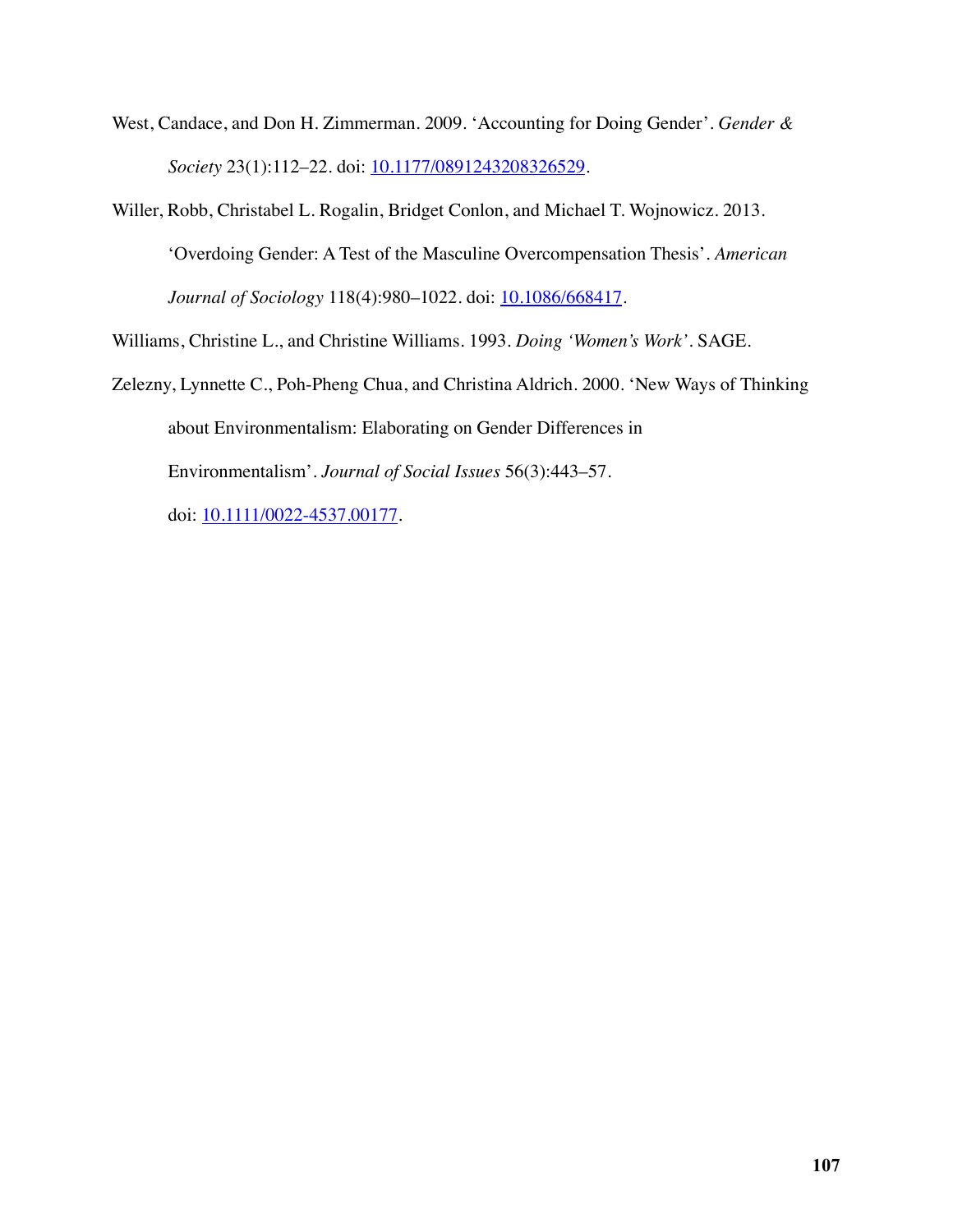West, Candace, and Don H. Zimmerman. 2009. 'Accounting for Doing Gender'. *Gender & Society* 23(1):112–22. doi: 10.1177/0891243208326529.

Willer, Robb, Christabel L. Rogalin, Bridget Conlon, and Michael T. Wojnowicz. 2013. 'Overdoing Gender: A Test of the Masculine Overcompensation Thesis'. *American Journal of Sociology* 118(4):980–1022. doi: 10.1086/668417.

Williams, Christine L., and Christine Williams. 1993. *Doing 'Women's Work'*. SAGE.

Zelezny, Lynnette C., Poh-Pheng Chua, and Christina Aldrich. 2000. 'New Ways of Thinking about Environmentalism: Elaborating on Gender Differences in Environmentalism'. *Journal of Social Issues* 56(3):443–57. doi: 10.1111/0022-4537.00177.